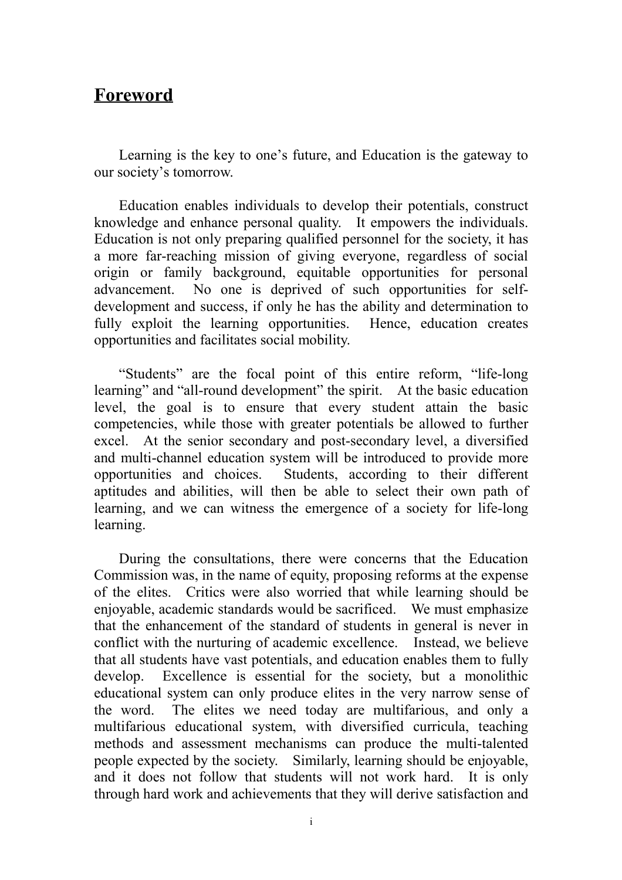# Foreword

Learning is the key to one's future, and Education is the gateway to our society's tomorrow.

Education enables individuals to develop their potentials, construct knowledge and enhance personal quality. It empowers the individuals. Education is not only preparing qualified personnel for the society, it has a more far-reaching mission of giving everyone, regardless of social origin or family background, equitable opportunities for personal advancement. No one is deprived of such opportunities for self-development and success, if only he has the ability and determination to fully exploit the learning opportunities. Hence, education creates opportunities and facilitates social mobility.

"Students" are the focal point of this entire reform, "life-long learning" and "all-round development" the spirit. At the basic education level, the goal is to ensure that every student attain the basic competencies, while those with greater potentials be allowed to further excel. At the senior secondary and post-secondary level, a diversified and multi-channel education system will be introduced to provide more opportunities and choices. Students, according to their different aptitudes and abilities, will then be able to select their own path of learning, and we can witness the emergence of a society for life-long learning.

During the consultations, there were concerns that the Education Commission was, in the name of equity, proposing reforms at the expense of the elites. Critics were also worried that while learning should be enjoyable, academic standards would be sacrificed. We must emphasize that the enhancement of the standard of students in general is never in conflict with the nurturing of academic excellence. Instead, we believe that all students have vast potentials, and education enables them to fully develop. Excellence is essential for the society, but a monolithic educational system can only produce elites in the very narrow sense of the word. The elites we need today are multifarious, and only a multifarious educational system, with diversified curricula, teaching methods and assessment mechanisms can produce the multi-talented people expected by the society. Similarly, learning should be enjoyable, and it does not follow that students will not work hard. It is only through hard work and achievements that they will derive satisfaction and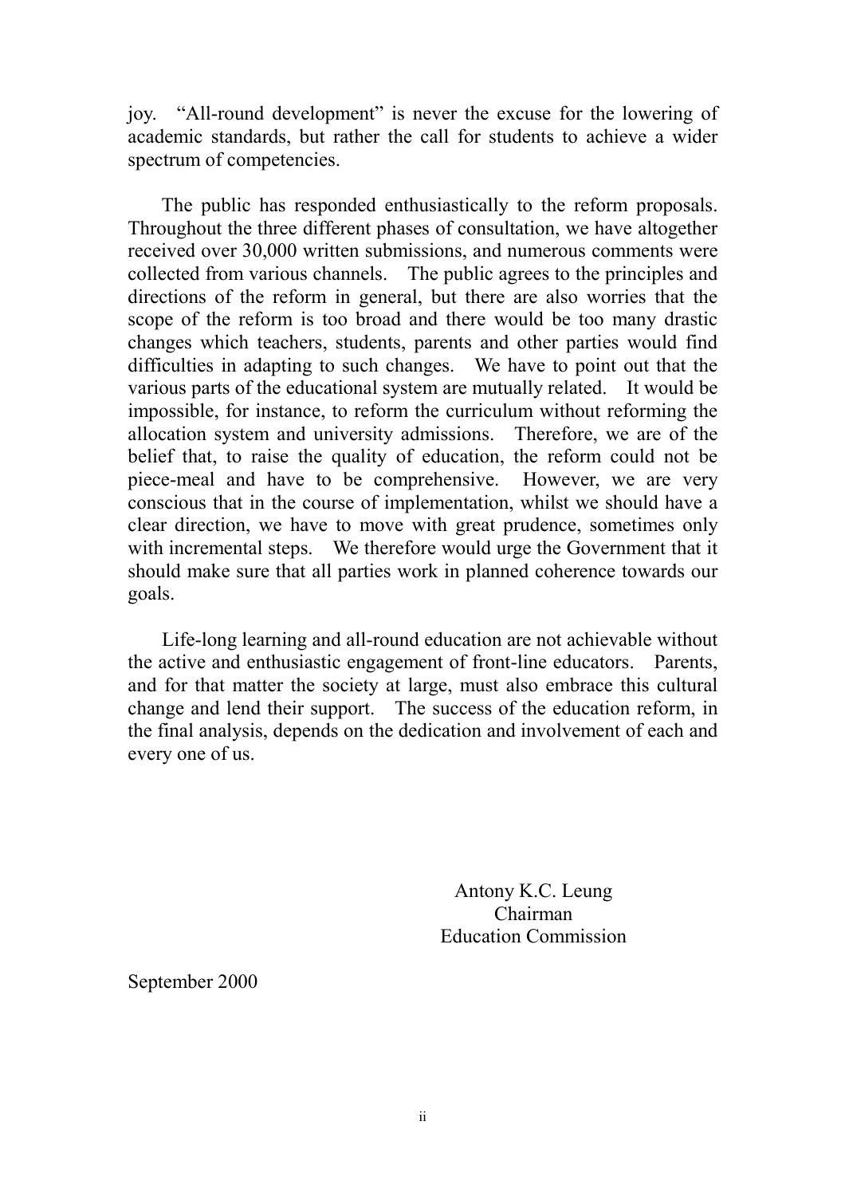joy. "All-round development" is never the excuse for the lowering of academic standards, but rather the call for students to achieve a wider spectrum of competencies.

The public has responded enthusiastically to the reform proposals. Throughout the three different phases of consultation, we have altogether received over 30,000 written submissions, and numerous comments were collected from various channels. The public agrees to the principles and directions of the reform in general, but there are also worries that the scope of the reform is too broad and there would be too many drastic changes which teachers, students, parents and other parties would find difficulties in adapting to such changes. We have to point out that the various parts of the educational system are mutually related. It would be impossible, for instance, to reform the curriculum without reforming the allocation system and university admissions. Therefore, we are of the belief that, to raise the quality of education, the reform could not be piece-meal and have to be comprehensive. However, we are very conscious that in the course of implementation, whilst we should have a clear direction, we have to move with great prudence, sometimes only with incremental steps. We therefore would urge the Government that it should make sure that all parties work in planned coherence towards our goals.

Life-long learning and all-round education are not achievable without the active and enthusiastic engagement of front-line educators. Parents, and for that matter the society at large, must also embrace this cultural change and lend their support. The success of the education reform, in the final analysis, depends on the dedication and involvement of each and every one of us.

Antony K.C. Leung
Chairman
Education Commission

September 2000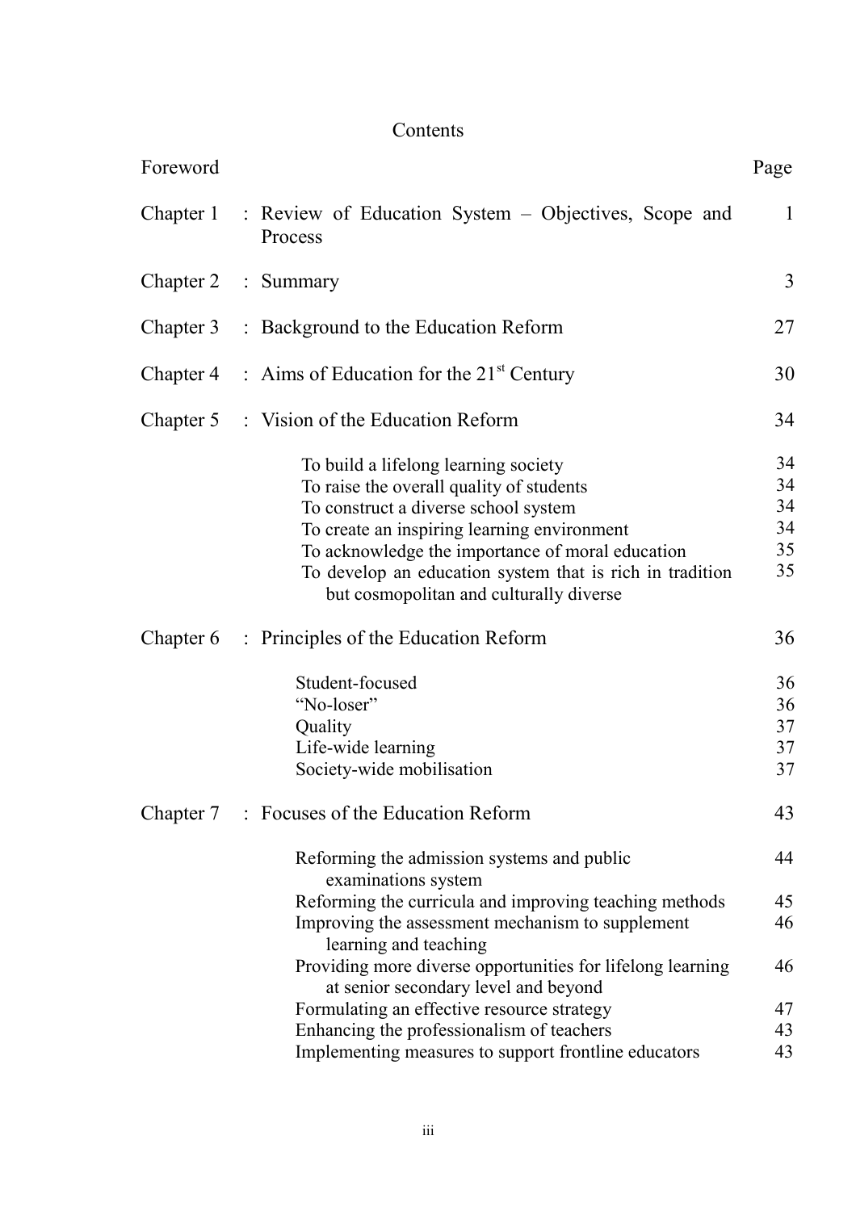# Contents

| | | Page |
|---|---|---|
| Foreword | | |
| Chapter 1 | : Review of Education System – Objectives, Scope and Process | 1 |
| Chapter 2 | : Summary | 3 |
| Chapter 3 | : Background to the Education Reform | 27 |
| Chapter 4 | : Aims of Education for the 21st Century | 30 |
| Chapter 5 | : Vision of the Education Reform | 34 |
| | To build a lifelong learning society | 34 |
| | To raise the overall quality of students | 34 |
| | To construct a diverse school system | 34 |
| | To create an inspiring learning environment | 34 |
| | To acknowledge the importance of moral education | 35 |
| | To develop an education system that is rich in tradition but cosmopolitan and culturally diverse | 35 |
| Chapter 6 | : Principles of the Education Reform | 36 |
| | Student-focused | 36 |
| | "No-loser" | 36 |
| | Quality | 37 |
| | Life-wide learning | 37 |
| | Society-wide mobilisation | 37 |
| Chapter 7 | : Focuses of the Education Reform | 43 |
| | Reforming the admission systems and public examinations system | 44 |
| | Reforming the curricula and improving teaching methods | 45 |
| | Improving the assessment mechanism to supplement learning and teaching | 46 |
| | Providing more diverse opportunities for lifelong learning at senior secondary level and beyond | 46 |
| | Formulating an effective resource strategy | 47 |
| | Enhancing the professionalism of teachers | 43 |
| | Implementing measures to support frontline educators | 43 |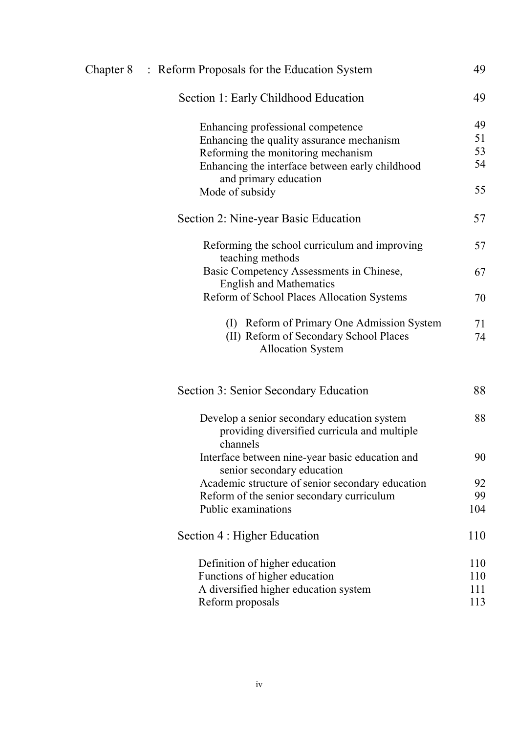| | | |
|---|---|---|
| Chapter 8 | : Reform Proposals for the Education System | 49 |
| | Section 1: Early Childhood Education | 49 |
| | Enhancing professional competence | 49 |
| | Enhancing the quality assurance mechanism | 51 |
| | Reforming the monitoring mechanism | 53 |
| | Enhancing the interface between early childhood and primary education | 54 |
| | Mode of subsidy | 55 |
| | Section 2: Nine-year Basic Education | 57 |
| | Reforming the school curriculum and improving teaching methods | 57 |
| | Basic Competency Assessments in Chinese, English and Mathematics | 67 |
| | Reform of School Places Allocation Systems | 70 |
| | (I) Reform of Primary One Admission System | 71 |
| | (II) Reform of Secondary School Places Allocation System | 74 |
| | Section 3: Senior Secondary Education | 88 |
| | Develop a senior secondary education system providing diversified curricula and multiple channels | 88 |
| | Interface between nine-year basic education and senior secondary education | 90 |
| | Academic structure of senior secondary education | 92 |
| | Reform of the senior secondary curriculum | 99 |
| | Public examinations | 104 |
| | Section 4 : Higher Education | 110 |
| | Definition of higher education | 110 |
| | Functions of higher education | 110 |
| | A diversified higher education system | 111 |
| | Reform proposals | 113 |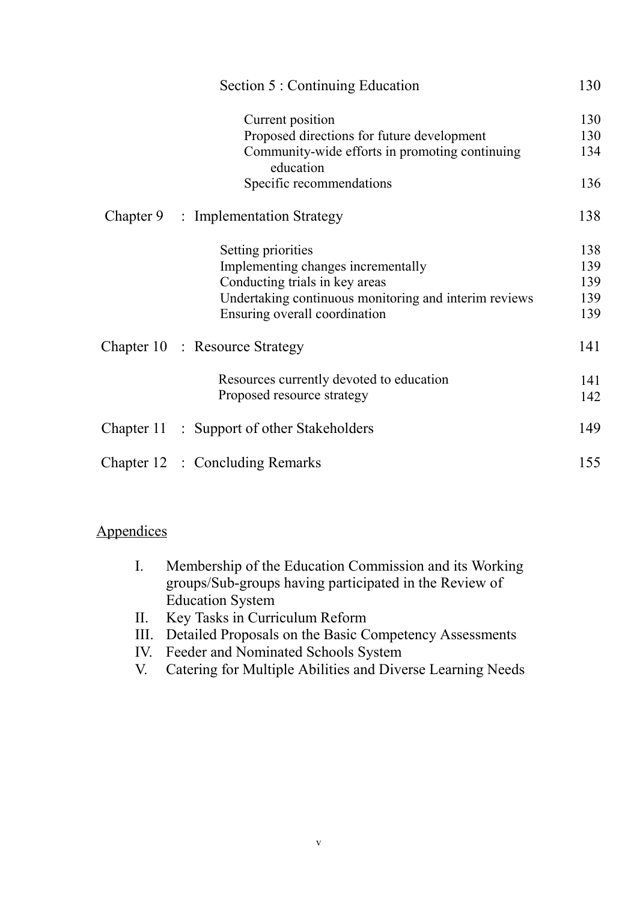| | | |
|---|---|---|
| | Section 5 : Continuing Education | 130 |
| | Current position | 130 |
| | Proposed directions for future development | 130 |
| | Community-wide efforts in promoting continuing education | 134 |
| | Specific recommendations | 136 |
| Chapter 9 | : Implementation Strategy | 138 |
| | Setting priorities | 138 |
| | Implementing changes incrementally | 139 |
| | Conducting trials in key areas | 139 |
| | Undertaking continuous monitoring and interim reviews | 139 |
| | Ensuring overall coordination | 139 |
| Chapter 10 | : Resource Strategy | 141 |
| | Resources currently devoted to education | 141 |
| | Proposed resource strategy | 142 |
| Chapter 11 | : Support of other Stakeholders | 149 |
| Chapter 12 | : Concluding Remarks | 155 |

Appendices

I. Membership of the Education Commission and its Working groups/Sub-groups having participated in the Review of Education System
II. Key Tasks in Curriculum Reform
III. Detailed Proposals on the Basic Competency Assessments
IV. Feeder and Nominated Schools System
V. Catering for Multiple Abilities and Diverse Learning Needs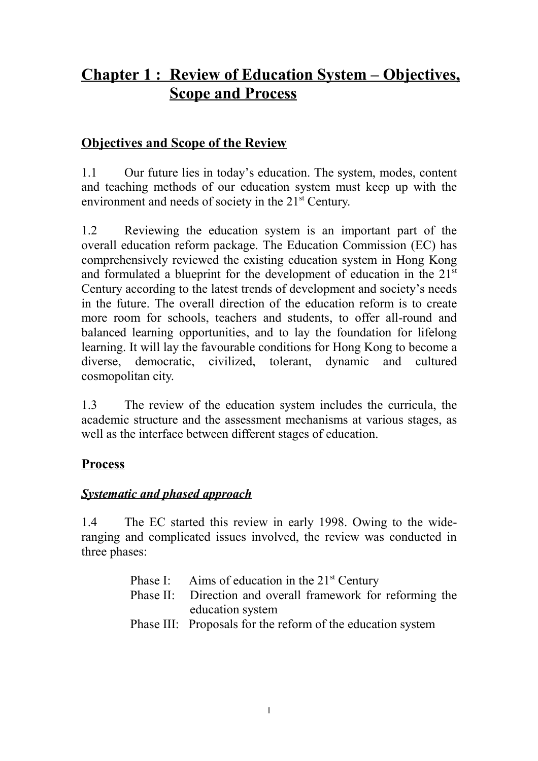# Chapter 1 : Review of Education System – Objectives, Scope and Process

## Objectives and Scope of the Review

1.1 Our future lies in today's education. The system, modes, content and teaching methods of our education system must keep up with the environment and needs of society in the 21st Century.

1.2 Reviewing the education system is an important part of the overall education reform package. The Education Commission (EC) has comprehensively reviewed the existing education system in Hong Kong and formulated a blueprint for the development of education in the 21st Century according to the latest trends of development and society's needs in the future. The overall direction of the education reform is to create more room for schools, teachers and students, to offer all-round and balanced learning opportunities, and to lay the foundation for lifelong learning. It will lay the favourable conditions for Hong Kong to become a diverse, democratic, civilized, tolerant, dynamic and cultured cosmopolitan city.

1.3 The review of the education system includes the curricula, the academic structure and the assessment mechanisms at various stages, as well as the interface between different stages of education.

## Process

### *Systematic and phased approach*

1.4 The EC started this review in early 1998. Owing to the wide-ranging and complicated issues involved, the review was conducted in three phases:

- Phase I: Aims of education in the 21st Century
- Phase II: Direction and overall framework for reforming the education system
- Phase III: Proposals for the reform of the education system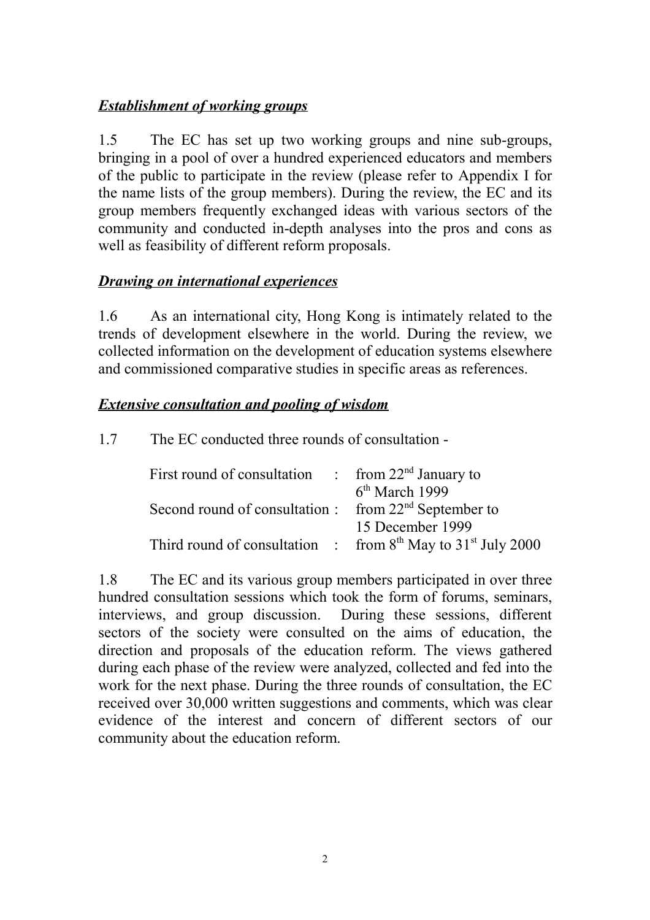***Establishment of working groups***

1.5 The EC has set up two working groups and nine sub-groups, bringing in a pool of over a hundred experienced educators and members of the public to participate in the review (please refer to Appendix I for the name lists of the group members). During the review, the EC and its group members frequently exchanged ideas with various sectors of the community and conducted in-depth analyses into the pros and cons as well as feasibility of different reform proposals.

***Drawing on international experiences***

1.6 As an international city, Hong Kong is intimately related to the trends of development elsewhere in the world. During the review, we collected information on the development of education systems elsewhere and commissioned comparative studies in specific areas as references.

***Extensive consultation and pooling of wisdom***

1.7 The EC conducted three rounds of consultation -

| | | |
|---|---|---|
| First round of consultation | : | from 22nd January to 6th March 1999 |
| Second round of consultation | : | from 22nd September to 15 December 1999 |
| Third round of consultation | : | from 8th May to 31st July 2000 |

1.8 The EC and its various group members participated in over three hundred consultation sessions which took the form of forums, seminars, interviews, and group discussion. During these sessions, different sectors of the society were consulted on the aims of education, the direction and proposals of the education reform. The views gathered during each phase of the review were analyzed, collected and fed into the work for the next phase. During the three rounds of consultation, the EC received over 30,000 written suggestions and comments, which was clear evidence of the interest and concern of different sectors of our community about the education reform.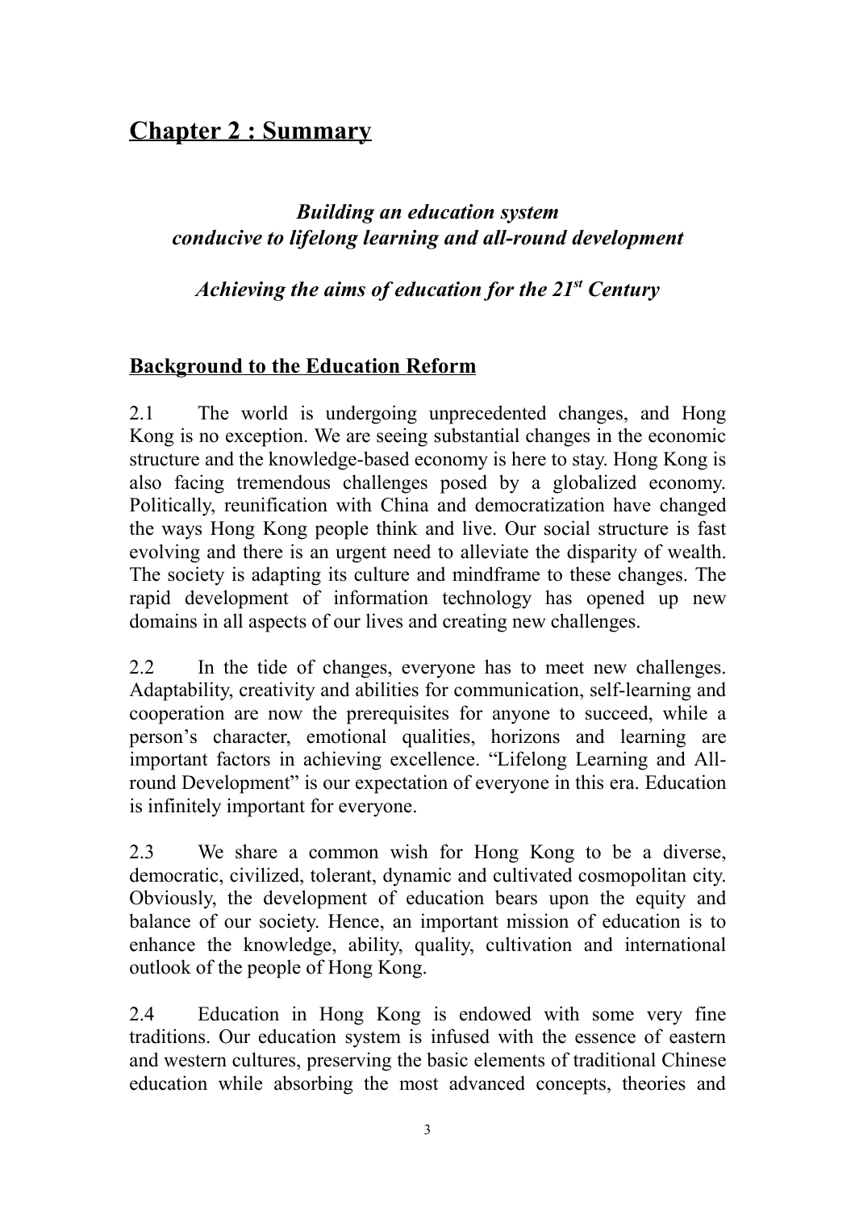# Chapter 2 : Summary

***Building an education system conducive to lifelong learning and all-round development***

***Achieving the aims of education for the 21st Century***

## Background to the Education Reform

2.1 The world is undergoing unprecedented changes, and Hong Kong is no exception. We are seeing substantial changes in the economic structure and the knowledge-based economy is here to stay. Hong Kong is also facing tremendous challenges posed by a globalized economy. Politically, reunification with China and democratization have changed the ways Hong Kong people think and live. Our social structure is fast evolving and there is an urgent need to alleviate the disparity of wealth. The society is adapting its culture and mindframe to these changes. The rapid development of information technology has opened up new domains in all aspects of our lives and creating new challenges.

2.2 In the tide of changes, everyone has to meet new challenges. Adaptability, creativity and abilities for communication, self-learning and cooperation are now the prerequisites for anyone to succeed, while a person's character, emotional qualities, horizons and learning are important factors in achieving excellence. "Lifelong Learning and All-round Development" is our expectation of everyone in this era. Education is infinitely important for everyone.

2.3 We share a common wish for Hong Kong to be a diverse, democratic, civilized, tolerant, dynamic and cultivated cosmopolitan city. Obviously, the development of education bears upon the equity and balance of our society. Hence, an important mission of education is to enhance the knowledge, ability, quality, cultivation and international outlook of the people of Hong Kong.

2.4 Education in Hong Kong is endowed with some very fine traditions. Our education system is infused with the essence of eastern and western cultures, preserving the basic elements of traditional Chinese education while absorbing the most advanced concepts, theories and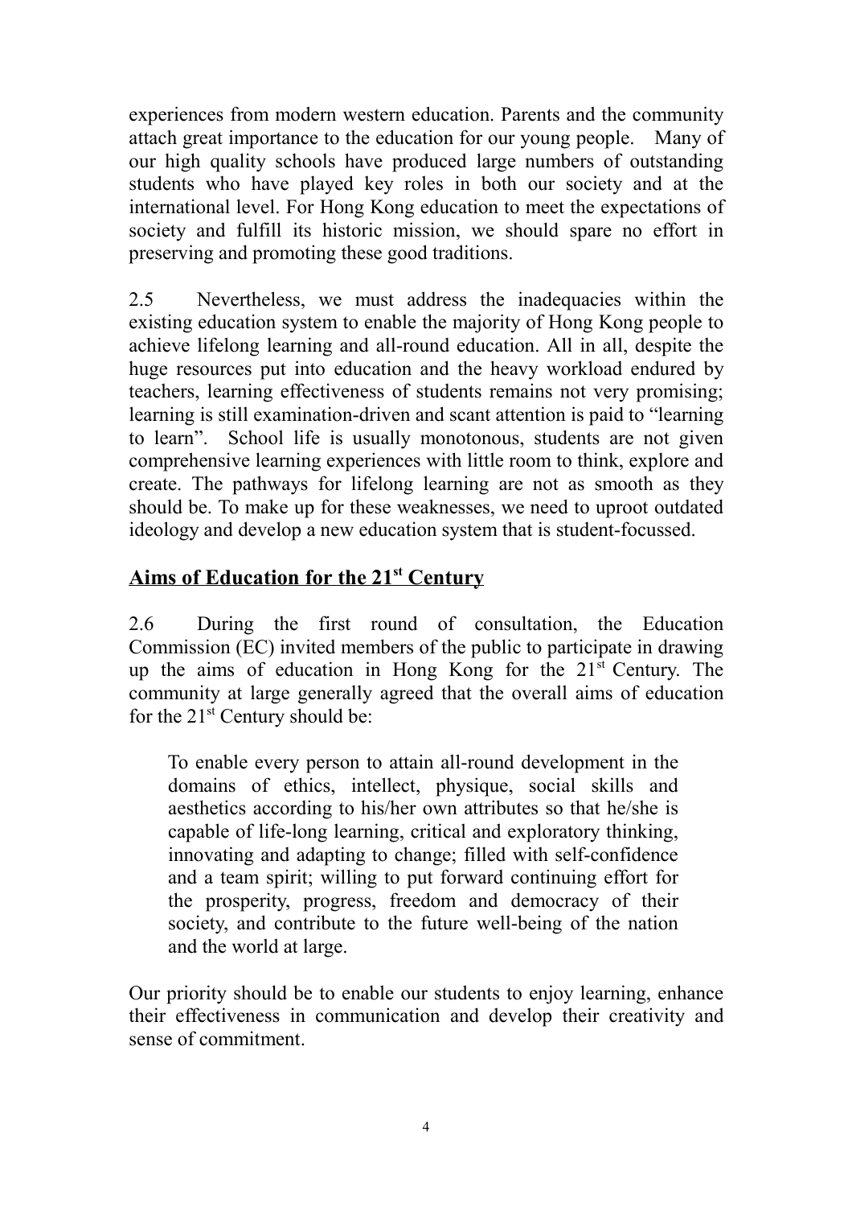experiences from modern western education. Parents and the community attach great importance to the education for our young people. Many of our high quality schools have produced large numbers of outstanding students who have played key roles in both our society and at the international level. For Hong Kong education to meet the expectations of society and fulfill its historic mission, we should spare no effort in preserving and promoting these good traditions.

2.5 Nevertheless, we must address the inadequacies within the existing education system to enable the majority of Hong Kong people to achieve lifelong learning and all-round education. All in all, despite the huge resources put into education and the heavy workload endured by teachers, learning effectiveness of students remains not very promising; learning is still examination-driven and scant attention is paid to "learning to learn". School life is usually monotonous, students are not given comprehensive learning experiences with little room to think, explore and create. The pathways for lifelong learning are not as smooth as they should be. To make up for these weaknesses, we need to uproot outdated ideology and develop a new education system that is student-focussed.

## Aims of Education for the 21st Century

2.6 During the first round of consultation, the Education Commission (EC) invited members of the public to participate in drawing up the aims of education in Hong Kong for the 21st Century. The community at large generally agreed that the overall aims of education for the 21st Century should be:

> To enable every person to attain all-round development in the domains of ethics, intellect, physique, social skills and aesthetics according to his/her own attributes so that he/she is capable of life-long learning, critical and exploratory thinking, innovating and adapting to change; filled with self-confidence and a team spirit; willing to put forward continuing effort for the prosperity, progress, freedom and democracy of their society, and contribute to the future well-being of the nation and the world at large.

Our priority should be to enable our students to enjoy learning, enhance their effectiveness in communication and develop their creativity and sense of commitment.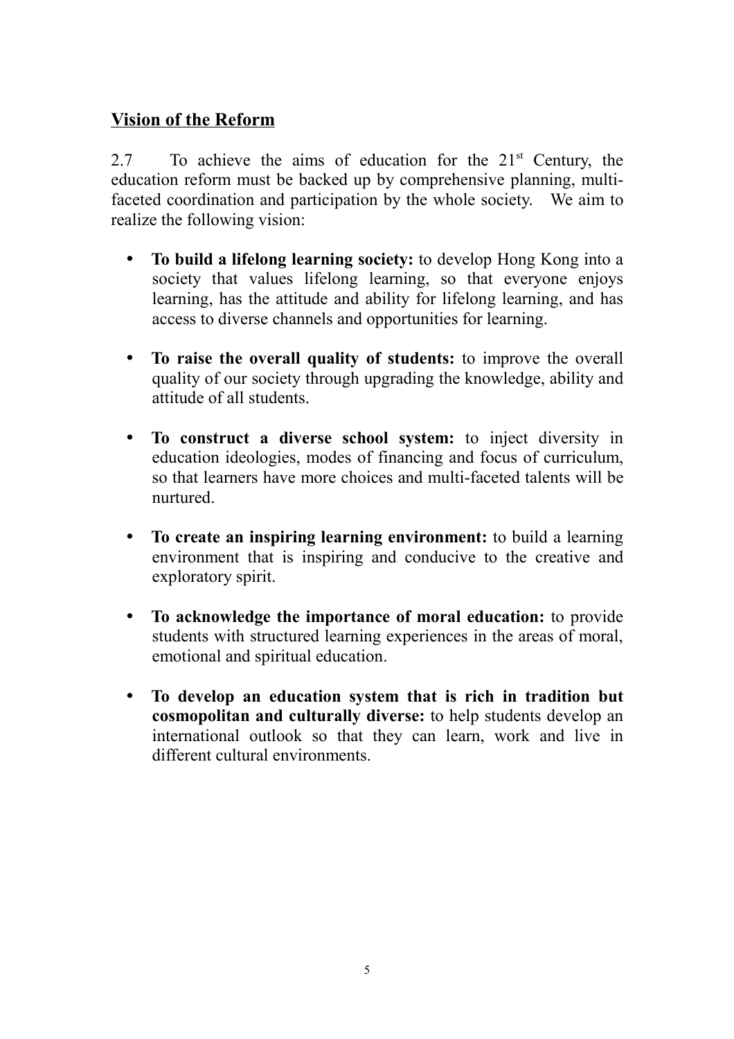## Vision of the Reform

2.7 To achieve the aims of education for the 21st Century, the education reform must be backed up by comprehensive planning, multi-faceted coordination and participation by the whole society. We aim to realize the following vision:

- **To build a lifelong learning society:** to develop Hong Kong into a society that values lifelong learning, so that everyone enjoys learning, has the attitude and ability for lifelong learning, and has access to diverse channels and opportunities for learning.

- **To raise the overall quality of students:** to improve the overall quality of our society through upgrading the knowledge, ability and attitude of all students.

- **To construct a diverse school system:** to inject diversity in education ideologies, modes of financing and focus of curriculum, so that learners have more choices and multi-faceted talents will be nurtured.

- **To create an inspiring learning environment:** to build a learning environment that is inspiring and conducive to the creative and exploratory spirit.

- **To acknowledge the importance of moral education:** to provide students with structured learning experiences in the areas of moral, emotional and spiritual education.

- **To develop an education system that is rich in tradition but cosmopolitan and culturally diverse:** to help students develop an international outlook so that they can learn, work and live in different cultural environments.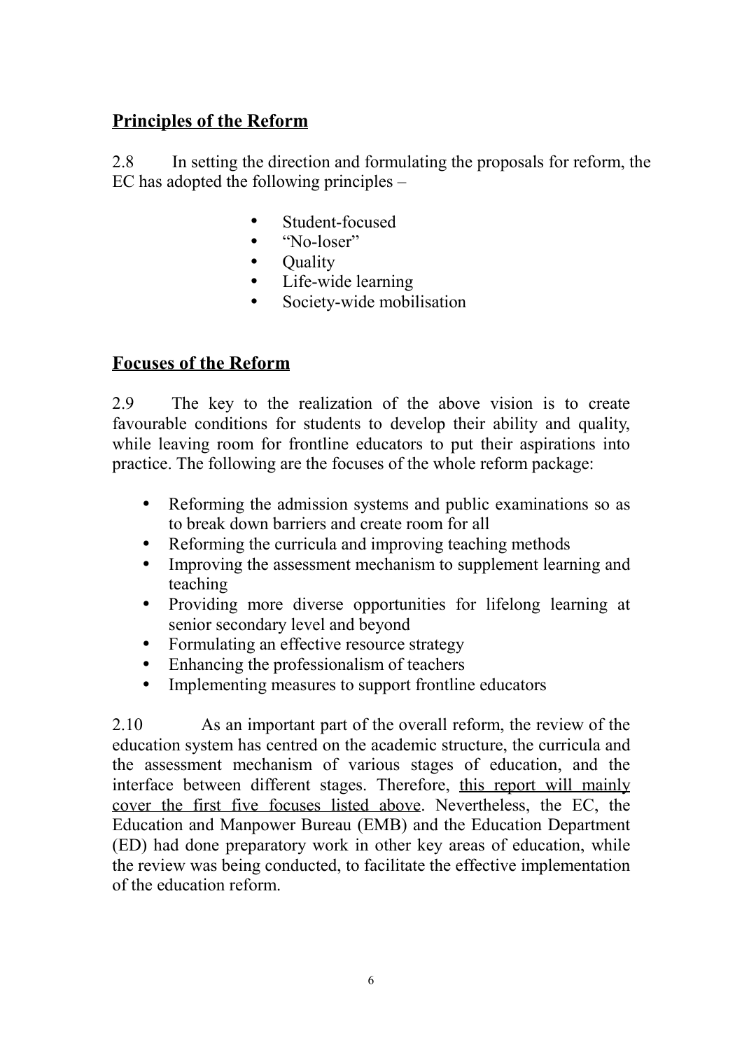## Principles of the Reform

2.8 In setting the direction and formulating the proposals for reform, the EC has adopted the following principles –

- Student-focused
- "No-loser"
- Quality
- Life-wide learning
- Society-wide mobilisation

## Focuses of the Reform

2.9 The key to the realization of the above vision is to create favourable conditions for students to develop their ability and quality, while leaving room for frontline educators to put their aspirations into practice. The following are the focuses of the whole reform package:

- Reforming the admission systems and public examinations so as to break down barriers and create room for all
- Reforming the curricula and improving teaching methods
- Improving the assessment mechanism to supplement learning and teaching
- Providing more diverse opportunities for lifelong learning at senior secondary level and beyond
- Formulating an effective resource strategy
- Enhancing the professionalism of teachers
- Implementing measures to support frontline educators

2.10 As an important part of the overall reform, the review of the education system has centred on the academic structure, the curricula and the assessment mechanism of various stages of education, and the interface between different stages. Therefore, <u>this report will mainly cover the first five focuses listed above</u>. Nevertheless, the EC, the Education and Manpower Bureau (EMB) and the Education Department (ED) had done preparatory work in other key areas of education, while the review was being conducted, to facilitate the effective implementation of the education reform.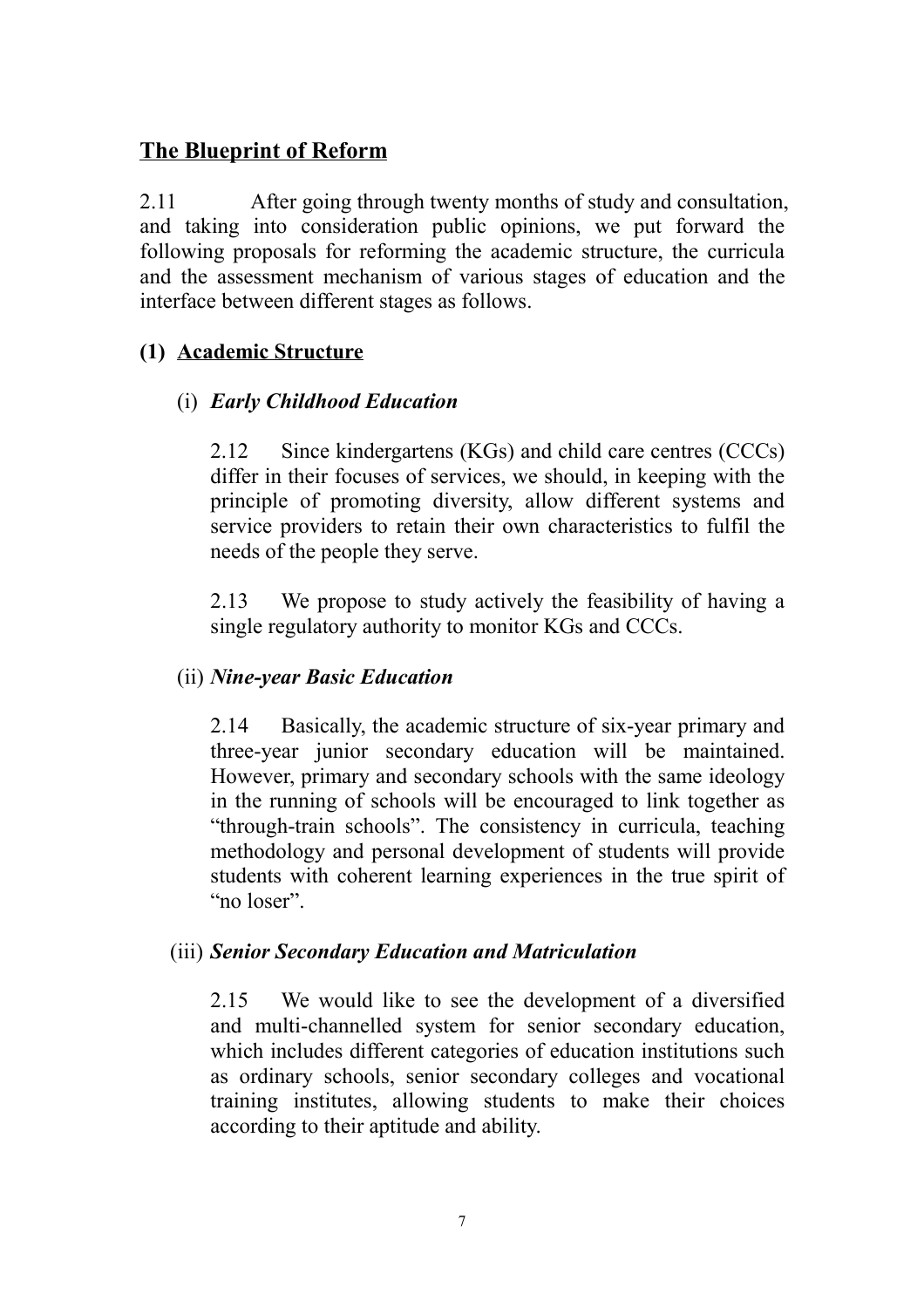## The Blueprint of Reform

2.11 After going through twenty months of study and consultation, and taking into consideration public opinions, we put forward the following proposals for reforming the academic structure, the curricula and the assessment mechanism of various stages of education and the interface between different stages as follows.

### (1) Academic Structure

#### (i) *Early Childhood Education*

2.12 Since kindergartens (KGs) and child care centres (CCCs) differ in their focuses of services, we should, in keeping with the principle of promoting diversity, allow different systems and service providers to retain their own characteristics to fulfil the needs of the people they serve.

2.13 We propose to study actively the feasibility of having a single regulatory authority to monitor KGs and CCCs.

#### (ii) *Nine-year Basic Education*

2.14 Basically, the academic structure of six-year primary and three-year junior secondary education will be maintained. However, primary and secondary schools with the same ideology in the running of schools will be encouraged to link together as "through-train schools". The consistency in curricula, teaching methodology and personal development of students will provide students with coherent learning experiences in the true spirit of "no loser".

#### (iii) *Senior Secondary Education and Matriculation*

2.15 We would like to see the development of a diversified and multi-channelled system for senior secondary education, which includes different categories of education institutions such as ordinary schools, senior secondary colleges and vocational training institutes, allowing students to make their choices according to their aptitude and ability.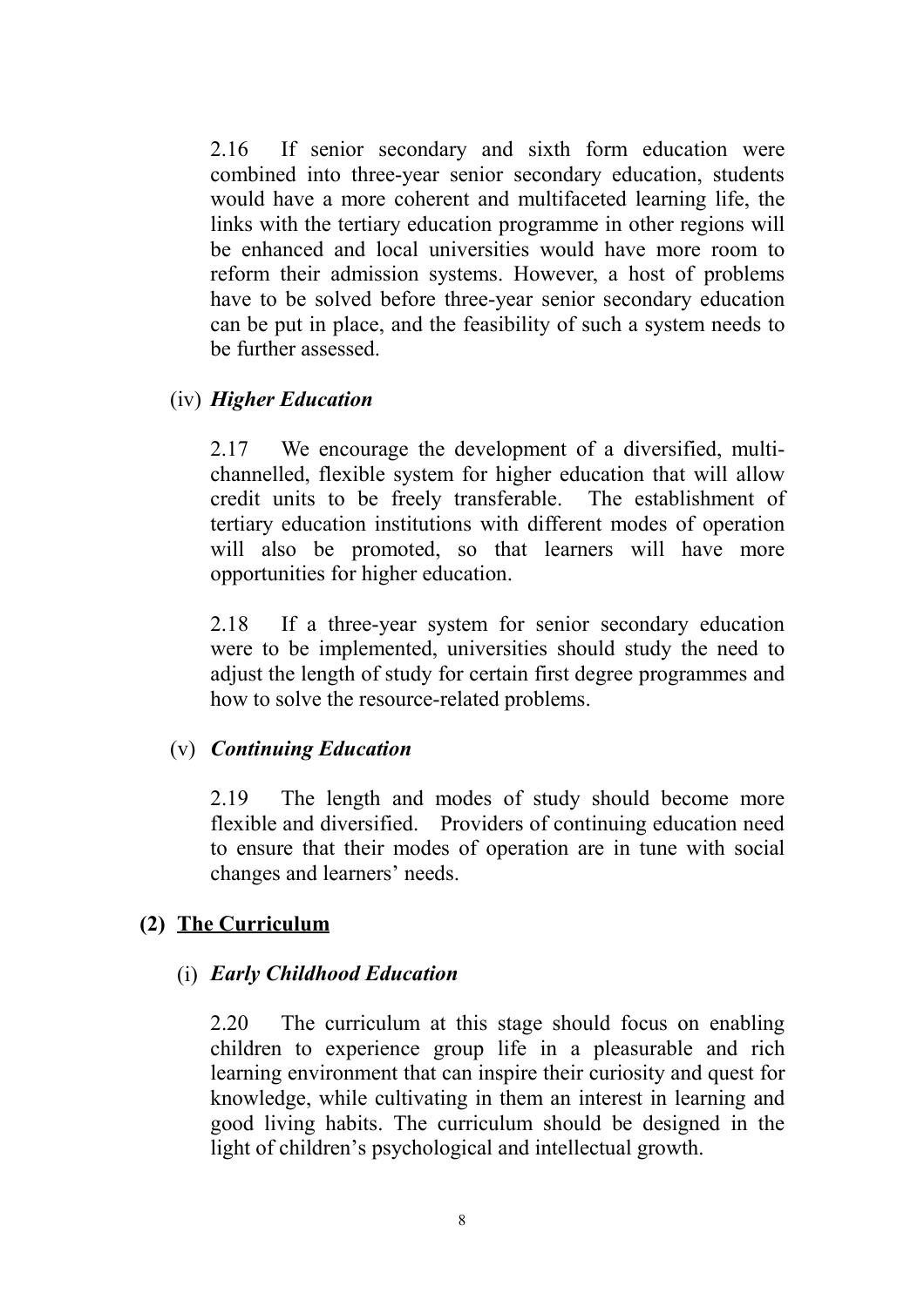2.16 If senior secondary and sixth form education were combined into three-year senior secondary education, students would have a more coherent and multifaceted learning life, the links with the tertiary education programme in other regions will be enhanced and local universities would have more room to reform their admission systems. However, a host of problems have to be solved before three-year senior secondary education can be put in place, and the feasibility of such a system needs to be further assessed.

### (iv) *Higher Education*

2.17 We encourage the development of a diversified, multi-channelled, flexible system for higher education that will allow credit units to be freely transferable. The establishment of tertiary education institutions with different modes of operation will also be promoted, so that learners will have more opportunities for higher education.

2.18 If a three-year system for senior secondary education were to be implemented, universities should study the need to adjust the length of study for certain first degree programmes and how to solve the resource-related problems.

### (v) *Continuing Education*

2.19 The length and modes of study should become more flexible and diversified. Providers of continuing education need to ensure that their modes of operation are in tune with social changes and learners' needs.

## (2) <u>The Curriculum</u>

### (i) *Early Childhood Education*

2.20 The curriculum at this stage should focus on enabling children to experience group life in a pleasurable and rich learning environment that can inspire their curiosity and quest for knowledge, while cultivating in them an interest in learning and good living habits. The curriculum should be designed in the light of children's psychological and intellectual growth.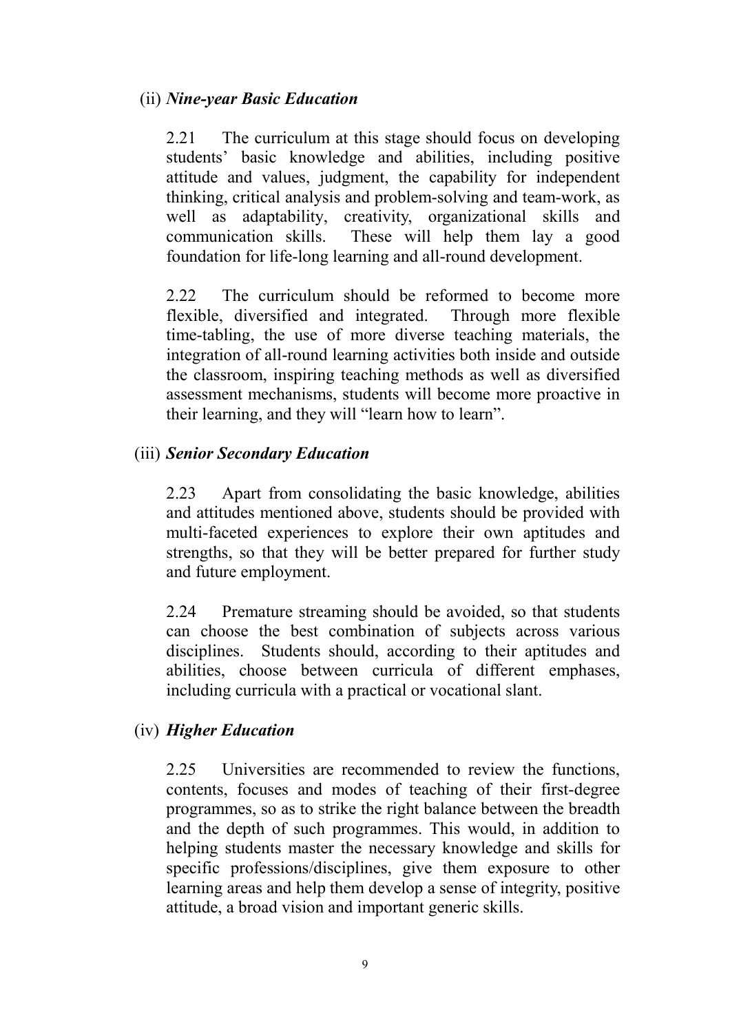(ii) ***Nine-year Basic Education***

2.21 The curriculum at this stage should focus on developing students' basic knowledge and abilities, including positive attitude and values, judgment, the capability for independent thinking, critical analysis and problem-solving and team-work, as well as adaptability, creativity, organizational skills and communication skills. These will help them lay a good foundation for life-long learning and all-round development.

2.22 The curriculum should be reformed to become more flexible, diversified and integrated. Through more flexible time-tabling, the use of more diverse teaching materials, the integration of all-round learning activities both inside and outside the classroom, inspiring teaching methods as well as diversified assessment mechanisms, students will become more proactive in their learning, and they will "learn how to learn".

(iii) ***Senior Secondary Education***

2.23 Apart from consolidating the basic knowledge, abilities and attitudes mentioned above, students should be provided with multi-faceted experiences to explore their own aptitudes and strengths, so that they will be better prepared for further study and future employment.

2.24 Premature streaming should be avoided, so that students can choose the best combination of subjects across various disciplines. Students should, according to their aptitudes and abilities, choose between curricula of different emphases, including curricula with a practical or vocational slant.

(iv) ***Higher Education***

2.25 Universities are recommended to review the functions, contents, focuses and modes of teaching of their first-degree programmes, so as to strike the right balance between the breadth and the depth of such programmes. This would, in addition to helping students master the necessary knowledge and skills for specific professions/disciplines, give them exposure to other learning areas and help them develop a sense of integrity, positive attitude, a broad vision and important generic skills.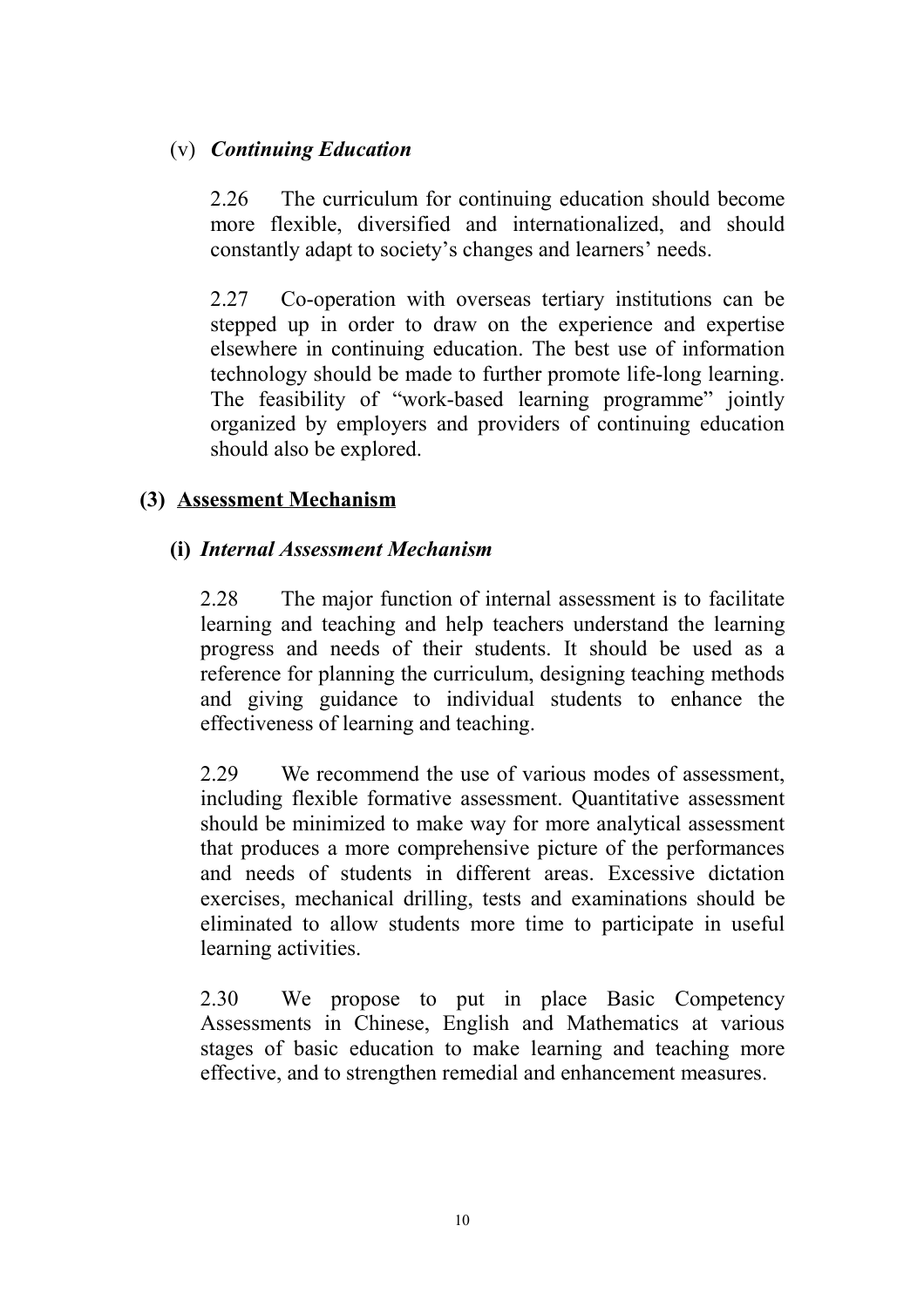(v) ***Continuing Education***

2.26 The curriculum for continuing education should become more flexible, diversified and internationalized, and should constantly adapt to society's changes and learners' needs.

2.27 Co-operation with overseas tertiary institutions can be stepped up in order to draw on the experience and expertise elsewhere in continuing education. The best use of information technology should be made to further promote life-long learning. The feasibility of "work-based learning programme" jointly organized by employers and providers of continuing education should also be explored.

## (3) <u>Assessment Mechanism</u>

### (i) *Internal Assessment Mechanism*

2.28 The major function of internal assessment is to facilitate learning and teaching and help teachers understand the learning progress and needs of their students. It should be used as a reference for planning the curriculum, designing teaching methods and giving guidance to individual students to enhance the effectiveness of learning and teaching.

2.29 We recommend the use of various modes of assessment, including flexible formative assessment. Quantitative assessment should be minimized to make way for more analytical assessment that produces a more comprehensive picture of the performances and needs of students in different areas. Excessive dictation exercises, mechanical drilling, tests and examinations should be eliminated to allow students more time to participate in useful learning activities.

2.30 We propose to put in place Basic Competency Assessments in Chinese, English and Mathematics at various stages of basic education to make learning and teaching more effective, and to strengthen remedial and enhancement measures.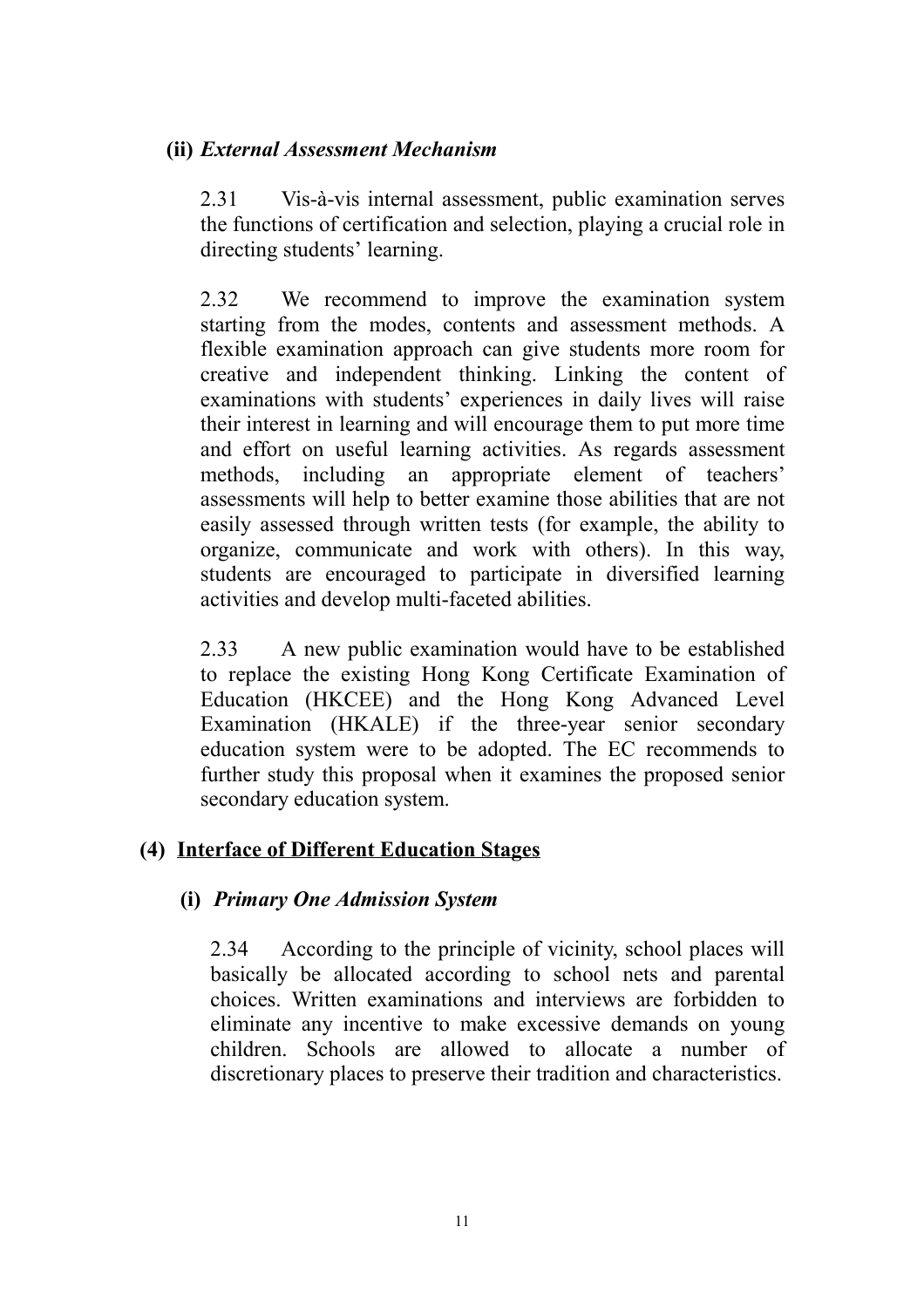### (ii) *External Assessment Mechanism*

2.31 Vis-à-vis internal assessment, public examination serves the functions of certification and selection, playing a crucial role in directing students' learning.

2.32 We recommend to improve the examination system starting from the modes, contents and assessment methods. A flexible examination approach can give students more room for creative and independent thinking. Linking the content of examinations with students' experiences in daily lives will raise their interest in learning and will encourage them to put more time and effort on useful learning activities. As regards assessment methods, including an appropriate element of teachers' assessments will help to better examine those abilities that are not easily assessed through written tests (for example, the ability to organize, communicate and work with others). In this way, students are encouraged to participate in diversified learning activities and develop multi-faceted abilities.

2.33 A new public examination would have to be established to replace the existing Hong Kong Certificate Examination of Education (HKCEE) and the Hong Kong Advanced Level Examination (HKALE) if the three-year senior secondary education system were to be adopted. The EC recommends to further study this proposal when it examines the proposed senior secondary education system.

## (4) Interface of Different Education Stages

### (i) *Primary One Admission System*

2.34 According to the principle of vicinity, school places will basically be allocated according to school nets and parental choices. Written examinations and interviews are forbidden to eliminate any incentive to make excessive demands on young children. Schools are allowed to allocate a number of discretionary places to preserve their tradition and characteristics.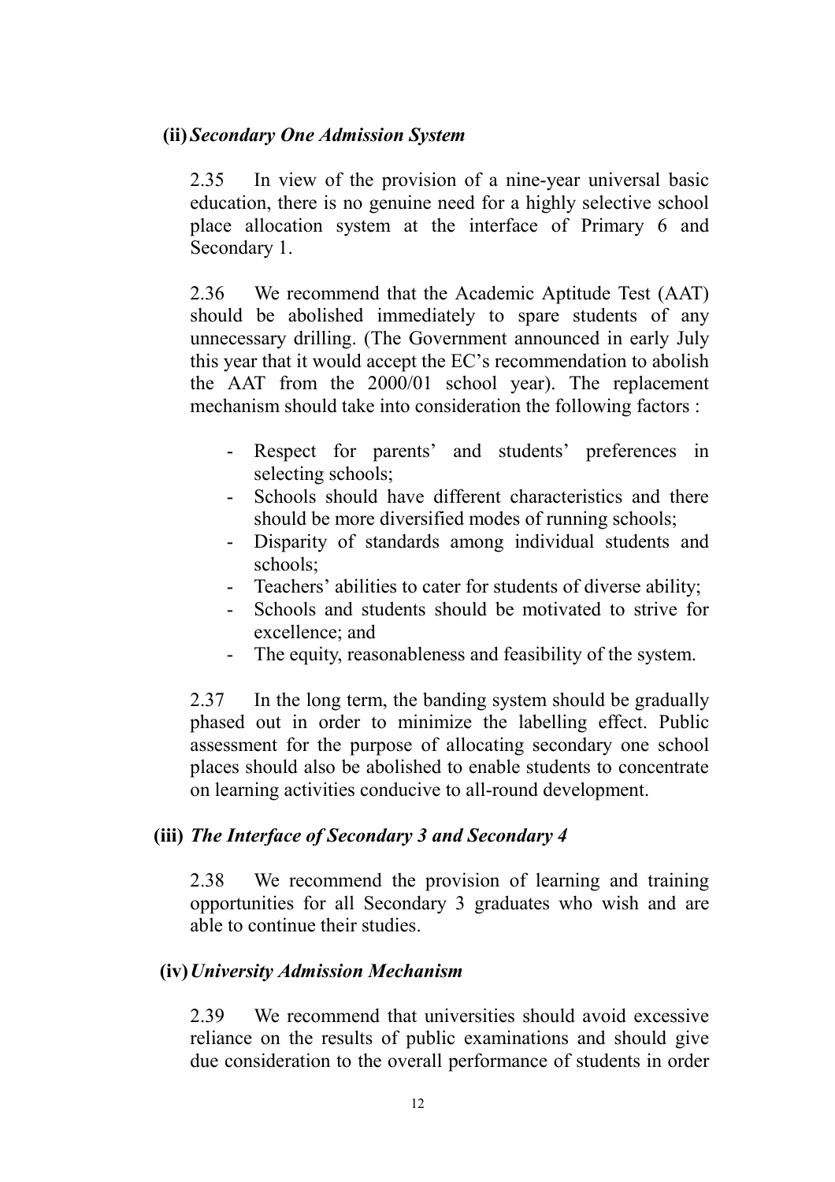### (ii) *Secondary One Admission System*

2.35 In view of the provision of a nine-year universal basic education, there is no genuine need for a highly selective school place allocation system at the interface of Primary 6 and Secondary 1.

2.36 We recommend that the Academic Aptitude Test (AAT) should be abolished immediately to spare students of any unnecessary drilling. (The Government announced in early July this year that it would accept the EC's recommendation to abolish the AAT from the 2000/01 school year). The replacement mechanism should take into consideration the following factors :

- Respect for parents' and students' preferences in selecting schools;
- Schools should have different characteristics and there should be more diversified modes of running schools;
- Disparity of standards among individual students and schools;
- Teachers' abilities to cater for students of diverse ability;
- Schools and students should be motivated to strive for excellence; and
- The equity, reasonableness and feasibility of the system.

2.37 In the long term, the banding system should be gradually phased out in order to minimize the labelling effect. Public assessment for the purpose of allocating secondary one school places should also be abolished to enable students to concentrate on learning activities conducive to all-round development.

### (iii) *The Interface of Secondary 3 and Secondary 4*

2.38 We recommend the provision of learning and training opportunities for all Secondary 3 graduates who wish and are able to continue their studies.

### (iv) *University Admission Mechanism*

2.39 We recommend that universities should avoid excessive reliance on the results of public examinations and should give due consideration to the overall performance of students in order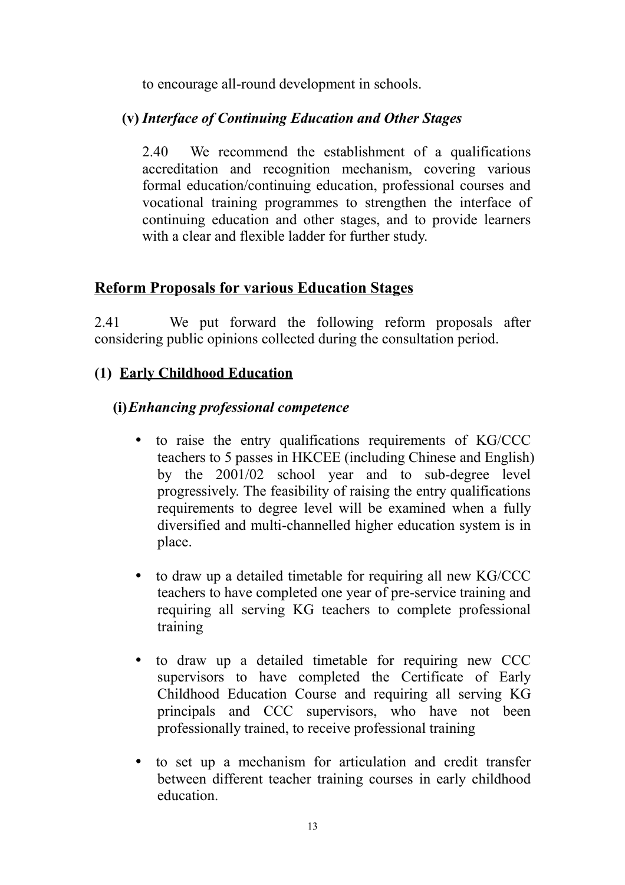to encourage all-round development in schools.

**(v)** ***Interface of Continuing Education and Other Stages***

2.40 We recommend the establishment of a qualifications accreditation and recognition mechanism, covering various formal education/continuing education, professional courses and vocational training programmes to strengthen the interface of continuing education and other stages, and to provide learners with a clear and flexible ladder for further study.

## Reform Proposals for various Education Stages

2.41 We put forward the following reform proposals after considering public opinions collected during the consultation period.

### (1) Early Childhood Education

**(i)** ***Enhancing professional competence***

- to raise the entry qualifications requirements of KG/CCC teachers to 5 passes in HKCEE (including Chinese and English) by the 2001/02 school year and to sub-degree level progressively. The feasibility of raising the entry qualifications requirements to degree level will be examined when a fully diversified and multi-channelled higher education system is in place.
- to draw up a detailed timetable for requiring all new KG/CCC teachers to have completed one year of pre-service training and requiring all serving KG teachers to complete professional training
- to draw up a detailed timetable for requiring new CCC supervisors to have completed the Certificate of Early Childhood Education Course and requiring all serving KG principals and CCC supervisors, who have not been professionally trained, to receive professional training
- to set up a mechanism for articulation and credit transfer between different teacher training courses in early childhood education.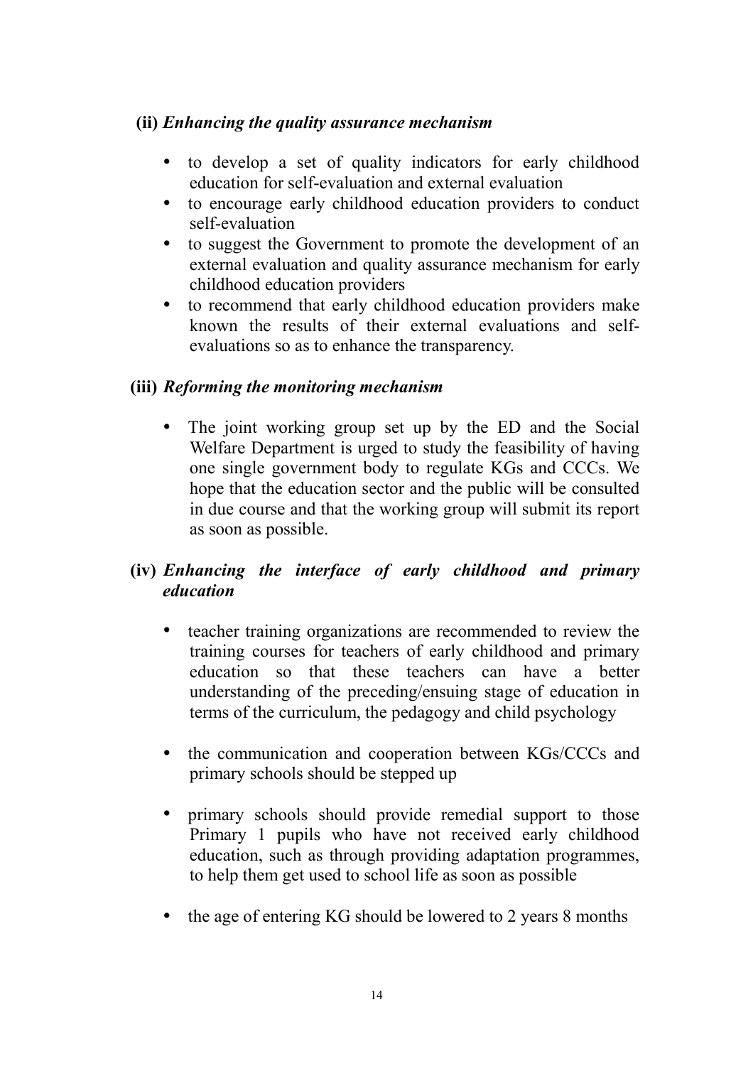**(ii)** ***Enhancing the quality assurance mechanism***

- to develop a set of quality indicators for early childhood education for self-evaluation and external evaluation
- to encourage early childhood education providers to conduct self-evaluation
- to suggest the Government to promote the development of an external evaluation and quality assurance mechanism for early childhood education providers
- to recommend that early childhood education providers make known the results of their external evaluations and self-evaluations so as to enhance the transparency.

**(iii)** ***Reforming the monitoring mechanism***

- The joint working group set up by the ED and the Social Welfare Department is urged to study the feasibility of having one single government body to regulate KGs and CCCs. We hope that the education sector and the public will be consulted in due course and that the working group will submit its report as soon as possible.

**(iv)** ***Enhancing the interface of early childhood and primary education***

- teacher training organizations are recommended to review the training courses for teachers of early childhood and primary education so that these teachers can have a better understanding of the preceding/ensuing stage of education in terms of the curriculum, the pedagogy and child psychology

- the communication and cooperation between KGs/CCCs and primary schools should be stepped up

- primary schools should provide remedial support to those Primary 1 pupils who have not received early childhood education, such as through providing adaptation programmes, to help them get used to school life as soon as possible

- the age of entering KG should be lowered to 2 years 8 months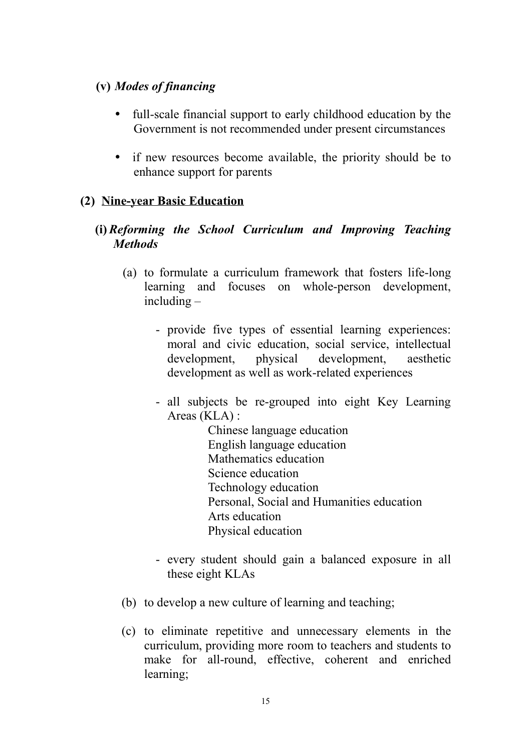**(v)** ***Modes of financing***

- full-scale financial support to early childhood education by the Government is not recommended under present circumstances

- if new resources become available, the priority should be to enhance support for parents

**(2) <u>Nine-year Basic Education</u>**

**(i)** ***Reforming the School Curriculum and Improving Teaching Methods***

(a) to formulate a curriculum framework that fosters life-long learning and focuses on whole-person development, including –

- provide five types of essential learning experiences: moral and civic education, social service, intellectual development, physical development, aesthetic development as well as work-related experiences

- all subjects be re-grouped into eight Key Learning Areas (KLA) :

  Chinese language education
  English language education
  Mathematics education
  Science education
  Technology education
  Personal, Social and Humanities education
  Arts education
  Physical education

- every student should gain a balanced exposure in all these eight KLAs

(b) to develop a new culture of learning and teaching;

(c) to eliminate repetitive and unnecessary elements in the curriculum, providing more room to teachers and students to make for all-round, effective, coherent and enriched learning;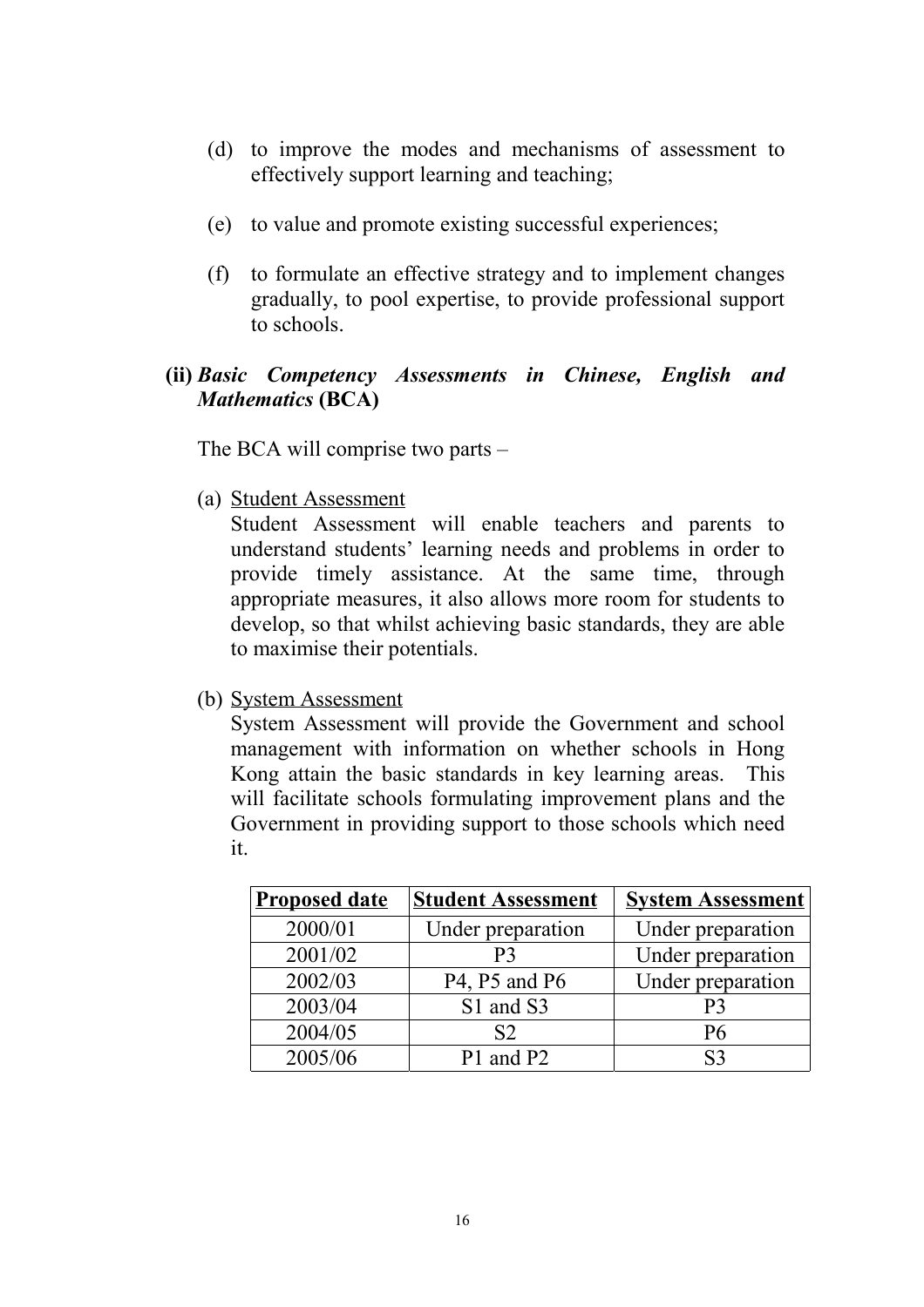(d) to improve the modes and mechanisms of assessment to effectively support learning and teaching;

(e) to value and promote existing successful experiences;

(f) to formulate an effective strategy and to implement changes gradually, to pool expertise, to provide professional support to schools.

**(ii)** ***Basic Competency Assessments in Chinese, English and Mathematics*** **(BCA)**

The BCA will comprise two parts –

(a) Student Assessment
Student Assessment will enable teachers and parents to understand students' learning needs and problems in order to provide timely assistance. At the same time, through appropriate measures, it also allows more room for students to develop, so that whilst achieving basic standards, they are able to maximise their potentials.

(b) System Assessment
System Assessment will provide the Government and school management with information on whether schools in Hong Kong attain the basic standards in key learning areas. This will facilitate schools formulating improvement plans and the Government in providing support to those schools which need it.

| Proposed date | Student Assessment | System Assessment |
|---|---|---|
| 2000/01 | Under preparation | Under preparation |
| 2001/02 | P3 | Under preparation |
| 2002/03 | P4, P5 and P6 | Under preparation |
| 2003/04 | S1 and S3 | P3 |
| 2004/05 | S2 | P6 |
| 2005/06 | P1 and P2 | S3 |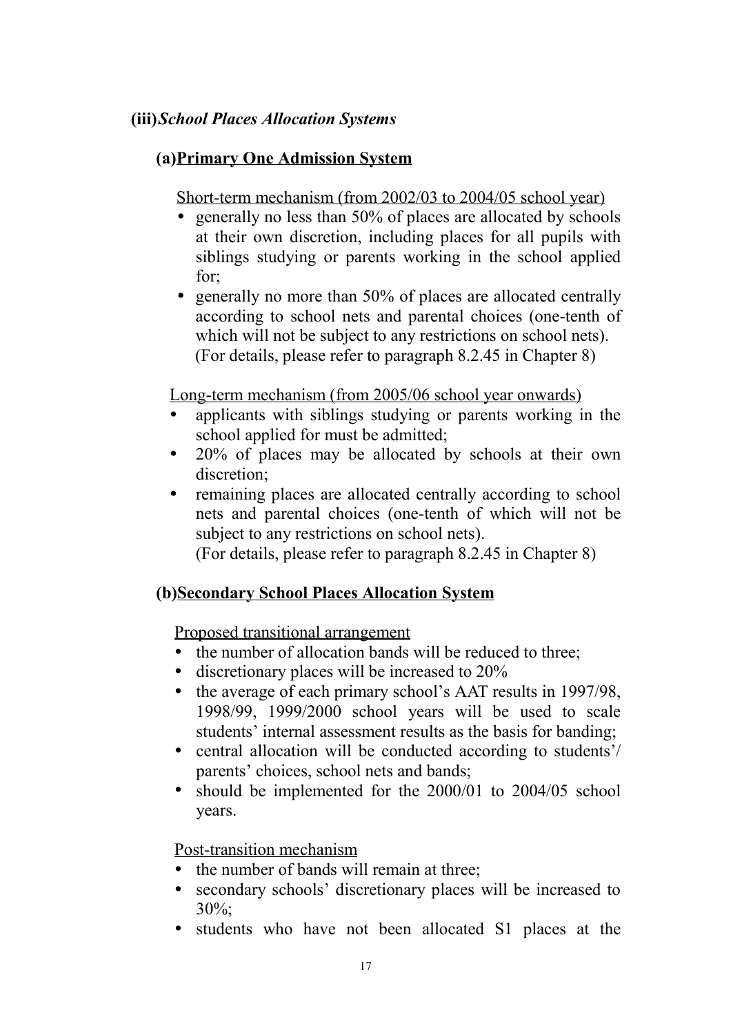**(iii)** ***School Places Allocation Systems***

**(a)** **<u>Primary One Admission System</u>**

<u>Short-term mechanism (from 2002/03 to 2004/05 school year)</u>

- generally no less than 50% of places are allocated by schools at their own discretion, including places for all pupils with siblings studying or parents working in the school applied for;
- generally no more than 50% of places are allocated centrally according to school nets and parental choices (one-tenth of which will not be subject to any restrictions on school nets). (For details, please refer to paragraph 8.2.45 in Chapter 8)

<u>Long-term mechanism (from 2005/06 school year onwards)</u>

- applicants with siblings studying or parents working in the school applied for must be admitted;
- 20% of places may be allocated by schools at their own discretion;
- remaining places are allocated centrally according to school nets and parental choices (one-tenth of which will not be subject to any restrictions on school nets). (For details, please refer to paragraph 8.2.45 in Chapter 8)

**(b)** **<u>Secondary School Places Allocation System</u>**

<u>Proposed transitional arrangement</u>

- the number of allocation bands will be reduced to three;
- discretionary places will be increased to 20%
- the average of each primary school's AAT results in 1997/98, 1998/99, 1999/2000 school years will be used to scale students' internal assessment results as the basis for banding;
- central allocation will be conducted according to students'/ parents' choices, school nets and bands;
- should be implemented for the 2000/01 to 2004/05 school years.

<u>Post-transition mechanism</u>

- the number of bands will remain at three;
- secondary schools' discretionary places will be increased to 30%;
- students who have not been allocated S1 places at the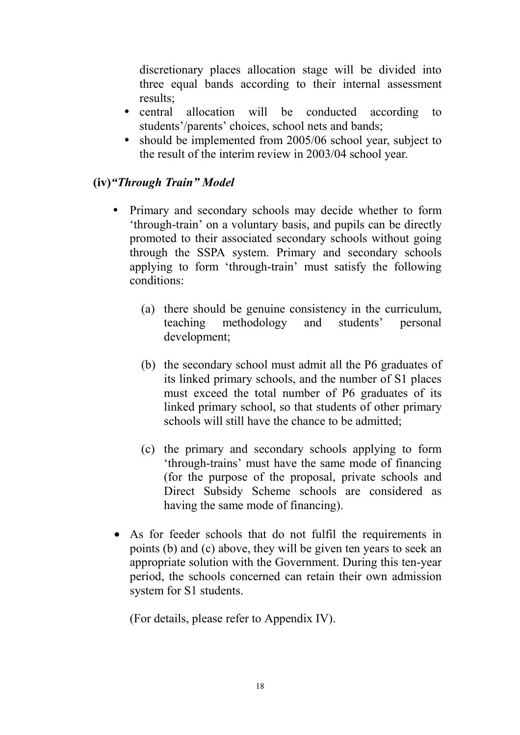discretionary places allocation stage will be divided into three equal bands according to their internal assessment results;

- central allocation will be conducted according to students'/parents' choices, school nets and bands;
- should be implemented from 2005/06 school year, subject to the result of the interim review in 2003/04 school year.

### (iv) *"Through Train" Model*

- Primary and secondary schools may decide whether to form 'through-train' on a voluntary basis, and pupils can be directly promoted to their associated secondary schools without going through the SSPA system. Primary and secondary schools applying to form 'through-train' must satisfy the following conditions:

  (a) there should be genuine consistency in the curriculum, teaching methodology and students' personal development;

  (b) the secondary school must admit all the P6 graduates of its linked primary schools, and the number of S1 places must exceed the total number of P6 graduates of its linked primary school, so that students of other primary schools will still have the chance to be admitted;

  (c) the primary and secondary schools applying to form 'through-trains' must have the same mode of financing (for the purpose of the proposal, private schools and Direct Subsidy Scheme schools are considered as having the same mode of financing).

- As for feeder schools that do not fulfil the requirements in points (b) and (c) above, they will be given ten years to seek an appropriate solution with the Government. During this ten-year period, the schools concerned can retain their own admission system for S1 students.

  (For details, please refer to Appendix IV).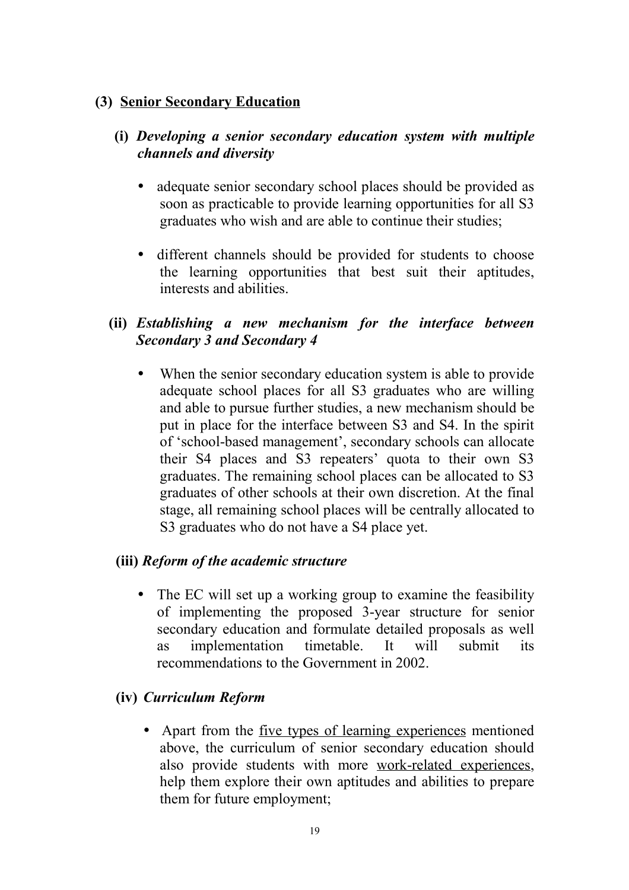## (3) Senior Secondary Education

### (i) *Developing a senior secondary education system with multiple channels and diversity*

- adequate senior secondary school places should be provided as soon as practicable to provide learning opportunities for all S3 graduates who wish and are able to continue their studies;
- different channels should be provided for students to choose the learning opportunities that best suit their aptitudes, interests and abilities.

### (ii) *Establishing a new mechanism for the interface between Secondary 3 and Secondary 4*

- When the senior secondary education system is able to provide adequate school places for all S3 graduates who are willing and able to pursue further studies, a new mechanism should be put in place for the interface between S3 and S4. In the spirit of 'school-based management', secondary schools can allocate their S4 places and S3 repeaters' quota to their own S3 graduates. The remaining school places can be allocated to S3 graduates of other schools at their own discretion. At the final stage, all remaining school places will be centrally allocated to S3 graduates who do not have a S4 place yet.

### (iii) *Reform of the academic structure*

- The EC will set up a working group to examine the feasibility of implementing the proposed 3-year structure for senior secondary education and formulate detailed proposals as well as implementation timetable. It will submit its recommendations to the Government in 2002.

### (iv) *Curriculum Reform*

- Apart from the five types of learning experiences mentioned above, the curriculum of senior secondary education should also provide students with more work-related experiences, help them explore their own aptitudes and abilities to prepare them for future employment;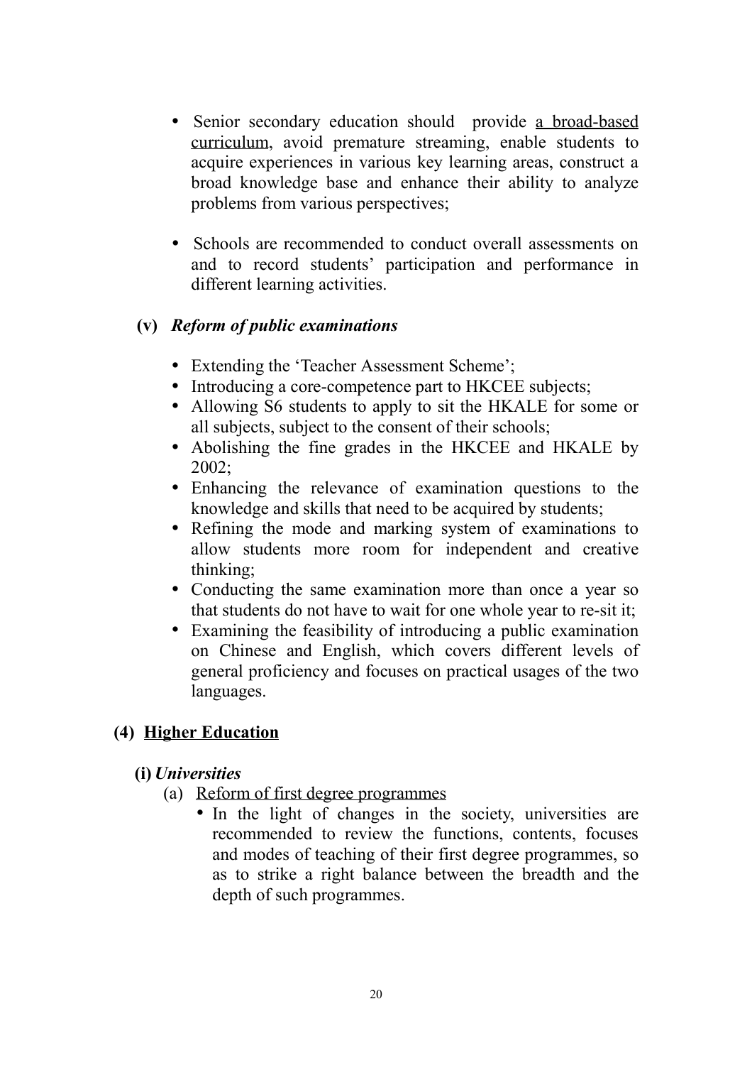- Senior secondary education should provide <u>a broad-based curriculum</u>, avoid premature streaming, enable students to acquire experiences in various key learning areas, construct a broad knowledge base and enhance their ability to analyze problems from various perspectives;

- Schools are recommended to conduct overall assessments on and to record students' participation and performance in different learning activities.

**(v)** ***Reform of public examinations***

- Extending the 'Teacher Assessment Scheme';
- Introducing a core-competence part to HKCEE subjects;
- Allowing S6 students to apply to sit the HKALE for some or all subjects, subject to the consent of their schools;
- Abolishing the fine grades in the HKCEE and HKALE by 2002;
- Enhancing the relevance of examination questions to the knowledge and skills that need to be acquired by students;
- Refining the mode and marking system of examinations to allow students more room for independent and creative thinking;
- Conducting the same examination more than once a year so that students do not have to wait for one whole year to re-sit it;
- Examining the feasibility of introducing a public examination on Chinese and English, which covers different levels of general proficiency and focuses on practical usages of the two languages.

## (4) <u>Higher Education</u>

**(i)** ***Universities***

(a) <u>Reform of first degree programmes</u>

- In the light of changes in the society, universities are recommended to review the functions, contents, focuses and modes of teaching of their first degree programmes, so as to strike a right balance between the breadth and the depth of such programmes.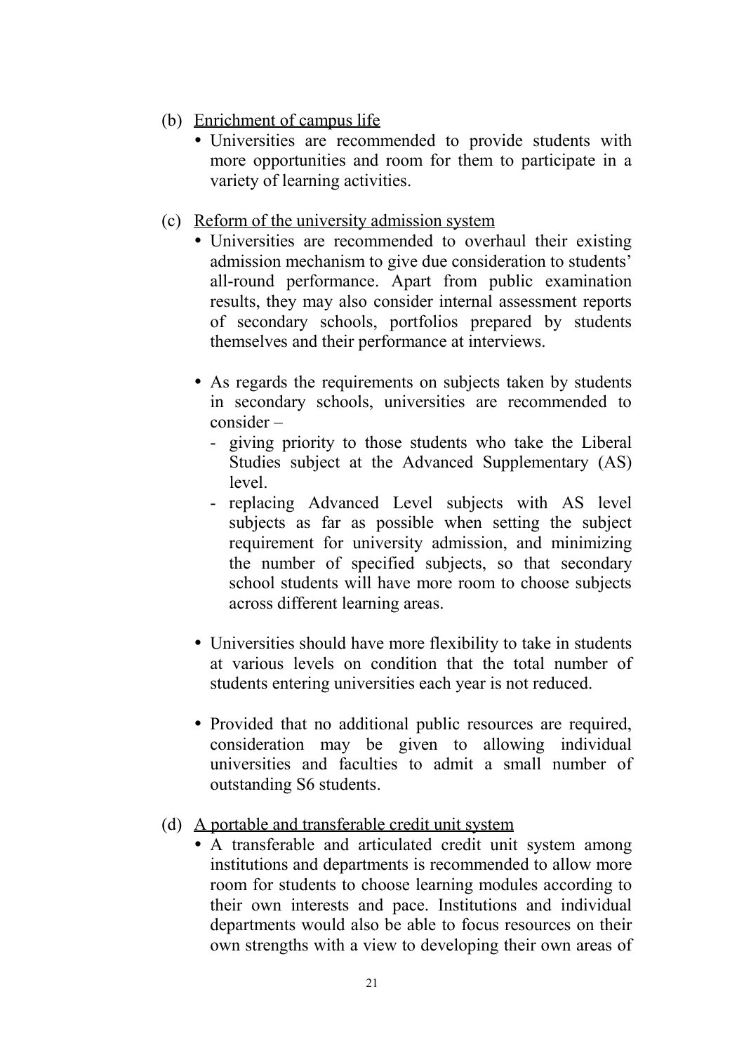(b) Enrichment of campus life

- Universities are recommended to provide students with more opportunities and room for them to participate in a variety of learning activities.

(c) Reform of the university admission system

- Universities are recommended to overhaul their existing admission mechanism to give due consideration to students' all-round performance. Apart from public examination results, they may also consider internal assessment reports of secondary schools, portfolios prepared by students themselves and their performance at interviews.

- As regards the requirements on subjects taken by students in secondary schools, universities are recommended to consider –
  - giving priority to those students who take the Liberal Studies subject at the Advanced Supplementary (AS) level.
  - replacing Advanced Level subjects with AS level subjects as far as possible when setting the subject requirement for university admission, and minimizing the number of specified subjects, so that secondary school students will have more room to choose subjects across different learning areas.

- Universities should have more flexibility to take in students at various levels on condition that the total number of students entering universities each year is not reduced.

- Provided that no additional public resources are required, consideration may be given to allowing individual universities and faculties to admit a small number of outstanding S6 students.

(d) A portable and transferable credit unit system

- A transferable and articulated credit unit system among institutions and departments is recommended to allow more room for students to choose learning modules according to their own interests and pace. Institutions and individual departments would also be able to focus resources on their own strengths with a view to developing their own areas of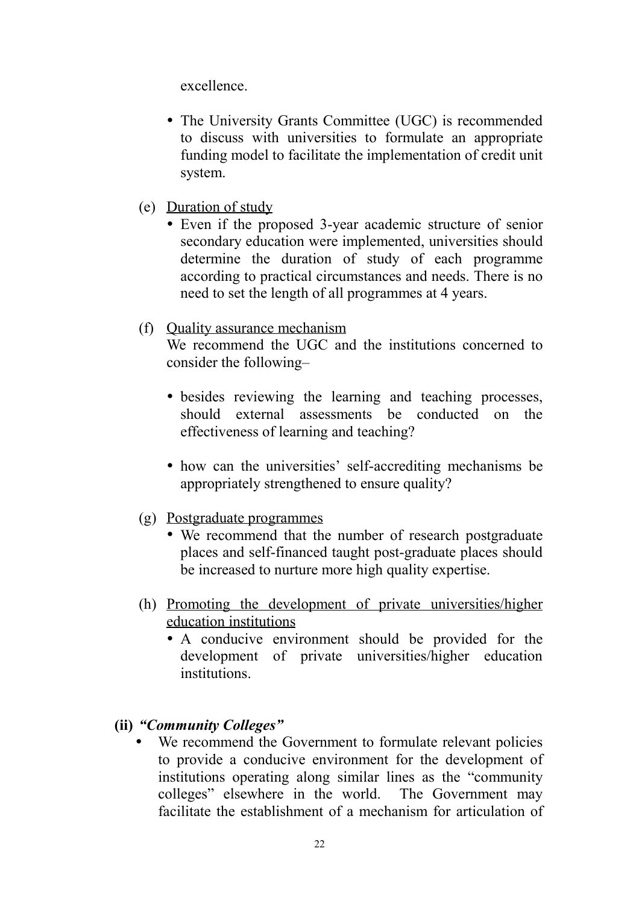excellence.

- The University Grants Committee (UGC) is recommended to discuss with universities to formulate an appropriate funding model to facilitate the implementation of credit unit system.

(e) Duration of study

- Even if the proposed 3-year academic structure of senior secondary education were implemented, universities should determine the duration of study of each programme according to practical circumstances and needs. There is no need to set the length of all programmes at 4 years.

(f) Quality assurance mechanism

We recommend the UGC and the institutions concerned to consider the following–

- besides reviewing the learning and teaching processes, should external assessments be conducted on the effectiveness of learning and teaching?

- how can the universities' self-accrediting mechanisms be appropriately strengthened to ensure quality?

(g) Postgraduate programmes

- We recommend that the number of research postgraduate places and self-financed taught post-graduate places should be increased to nurture more high quality expertise.

(h) Promoting the development of private universities/higher education institutions

- A conducive environment should be provided for the development of private universities/higher education institutions.

**(ii)** ***"Community Colleges"***

- We recommend the Government to formulate relevant policies to provide a conducive environment for the development of institutions operating along similar lines as the "community colleges" elsewhere in the world. The Government may facilitate the establishment of a mechanism for articulation of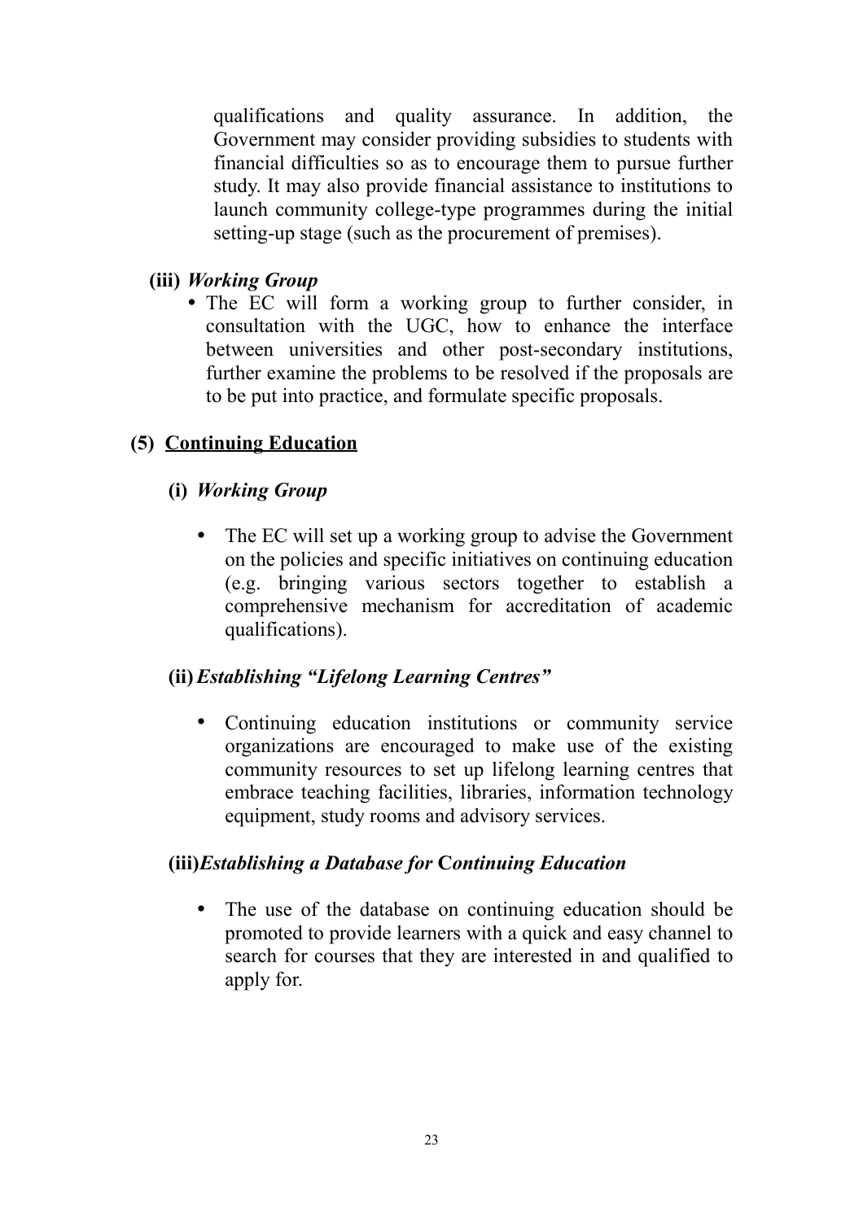qualifications and quality assurance. In addition, the Government may consider providing subsidies to students with financial difficulties so as to encourage them to pursue further study. It may also provide financial assistance to institutions to launch community college-type programmes during the initial setting-up stage (such as the procurement of premises).

**(iii)** ***Working Group***

- The EC will form a working group to further consider, in consultation with the UGC, how to enhance the interface between universities and other post-secondary institutions, further examine the problems to be resolved if the proposals are to be put into practice, and formulate specific proposals.

**(5) <u>Continuing Education</u>**

**(i)** ***Working Group***

- The EC will set up a working group to advise the Government on the policies and specific initiatives on continuing education (e.g. bringing various sectors together to establish a comprehensive mechanism for accreditation of academic qualifications).

**(ii)** ***Establishing "Lifelong Learning Centres"***

- Continuing education institutions or community service organizations are encouraged to make use of the existing community resources to set up lifelong learning centres that embrace teaching facilities, libraries, information technology equipment, study rooms and advisory services.

**(iii)** ***Establishing a Database for Continuing Education***

- The use of the database on continuing education should be promoted to provide learners with a quick and easy channel to search for courses that they are interested in and qualified to apply for.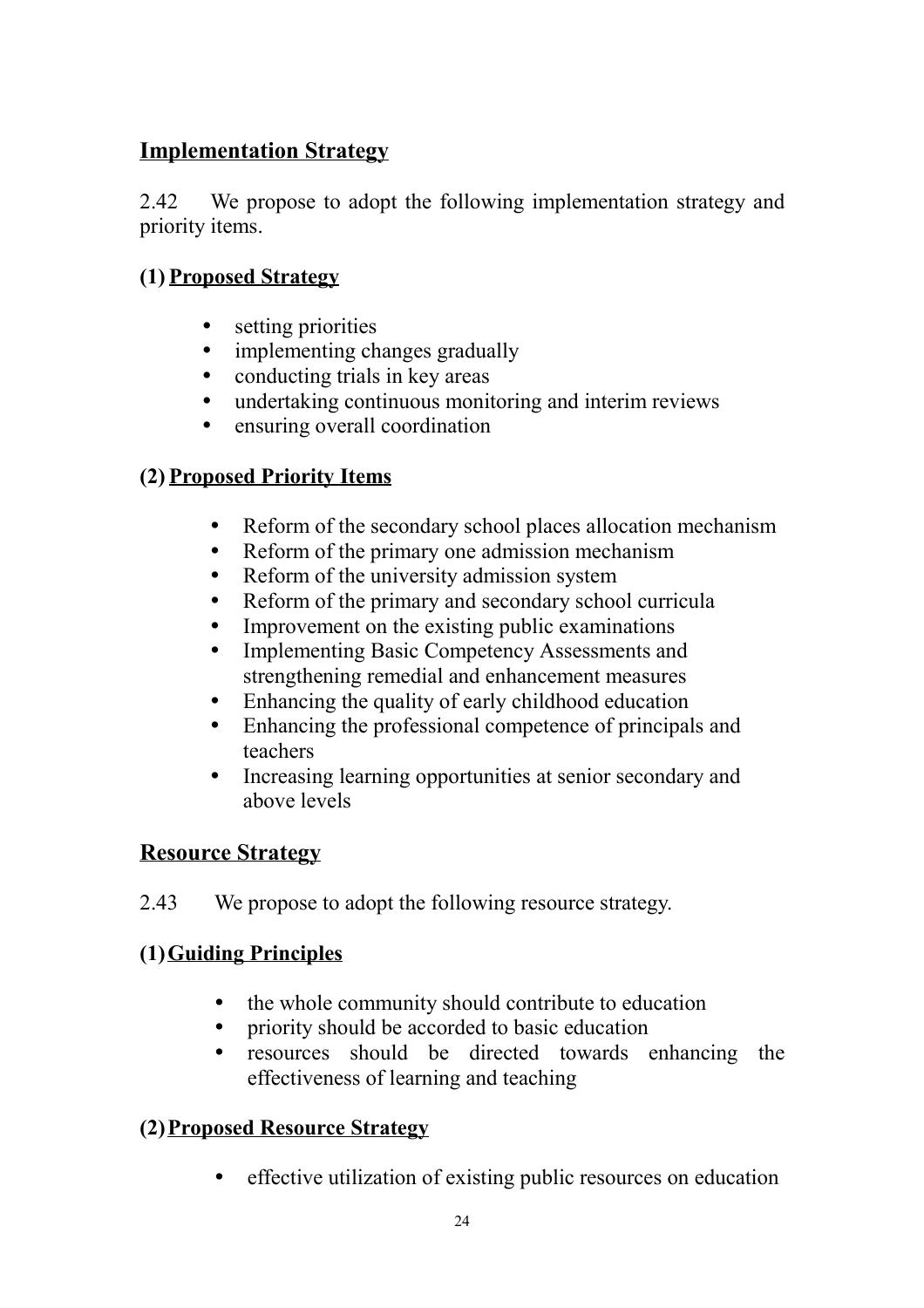## Implementation Strategy

2.42 We propose to adopt the following implementation strategy and priority items.

### (1) Proposed Strategy

- setting priorities
- implementing changes gradually
- conducting trials in key areas
- undertaking continuous monitoring and interim reviews
- ensuring overall coordination

### (2) Proposed Priority Items

- Reform of the secondary school places allocation mechanism
- Reform of the primary one admission mechanism
- Reform of the university admission system
- Reform of the primary and secondary school curricula
- Improvement on the existing public examinations
- Implementing Basic Competency Assessments and strengthening remedial and enhancement measures
- Enhancing the quality of early childhood education
- Enhancing the professional competence of principals and teachers
- Increasing learning opportunities at senior secondary and above levels

## Resource Strategy

2.43 We propose to adopt the following resource strategy.

### (1) Guiding Principles

- the whole community should contribute to education
- priority should be accorded to basic education
- resources should be directed towards enhancing the effectiveness of learning and teaching

### (2) Proposed Resource Strategy

- effective utilization of existing public resources on education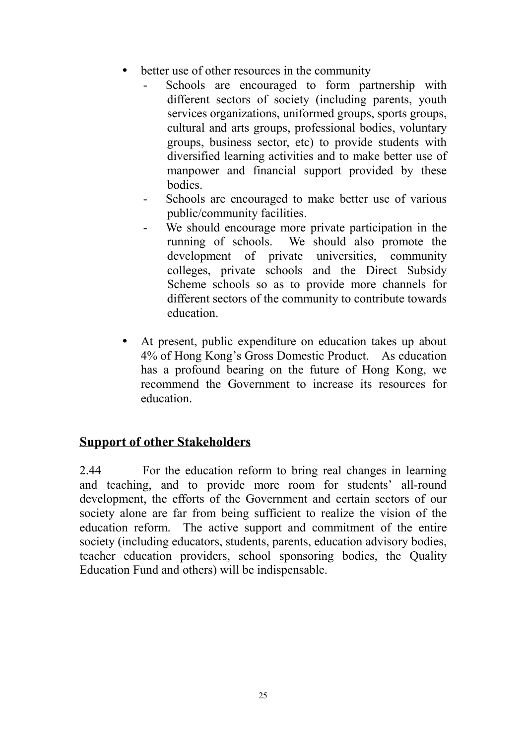- better use of other resources in the community
    - Schools are encouraged to form partnership with different sectors of society (including parents, youth services organizations, uniformed groups, sports groups, cultural and arts groups, professional bodies, voluntary groups, business sector, etc) to provide students with diversified learning activities and to make better use of manpower and financial support provided by these bodies.
    - Schools are encouraged to make better use of various public/community facilities.
    - We should encourage more private participation in the running of schools. We should also promote the development of private universities, community colleges, private schools and the Direct Subsidy Scheme schools so as to provide more channels for different sectors of the community to contribute towards education.

- At present, public expenditure on education takes up about 4% of Hong Kong's Gross Domestic Product. As education has a profound bearing on the future of Hong Kong, we recommend the Government to increase its resources for education.

## Support of other Stakeholders

2.44 For the education reform to bring real changes in learning and teaching, and to provide more room for students' all-round development, the efforts of the Government and certain sectors of our society alone are far from being sufficient to realize the vision of the education reform. The active support and commitment of the entire society (including educators, students, parents, education advisory bodies, teacher education providers, school sponsoring bodies, the Quality Education Fund and others) will be indispensable.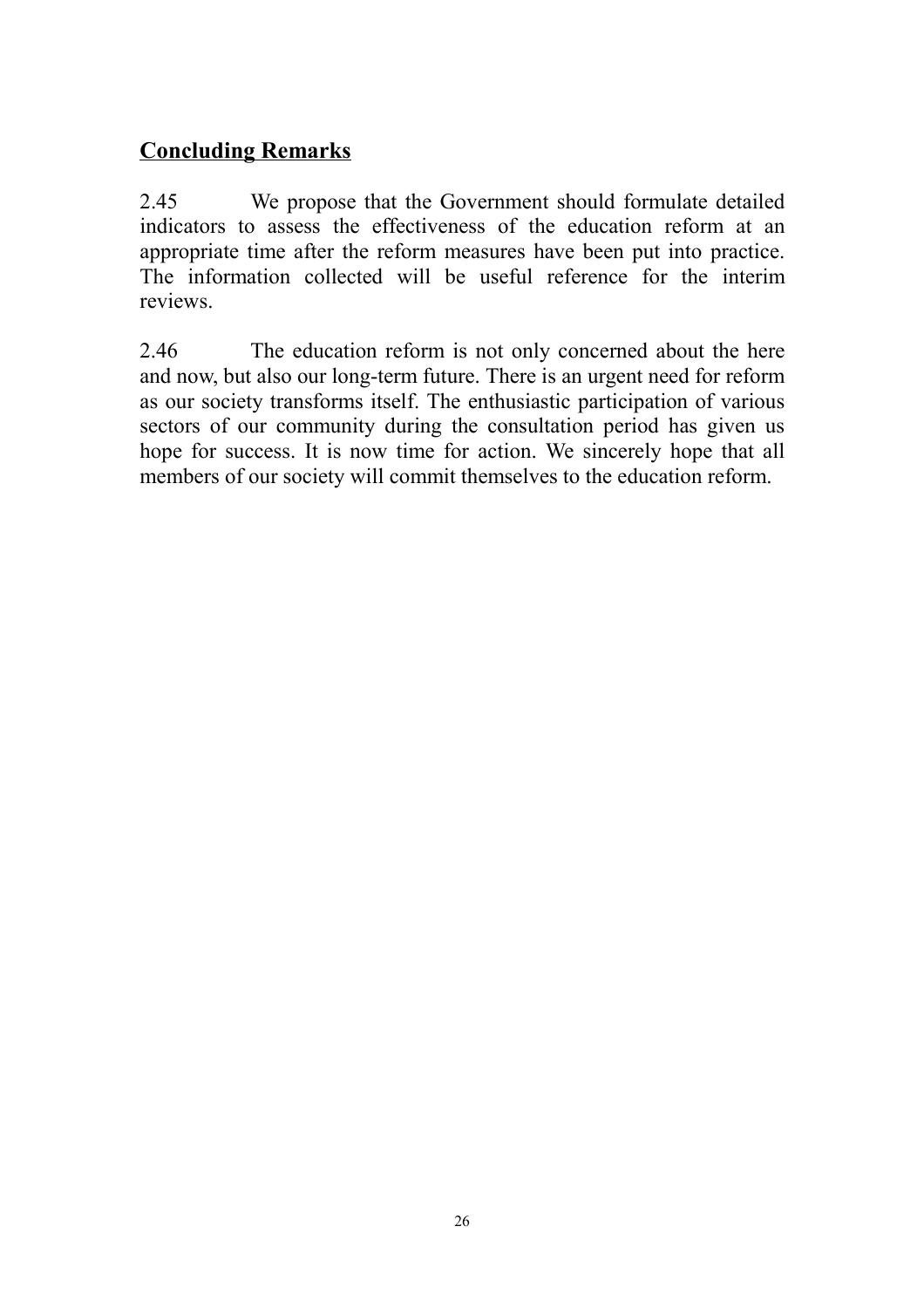## Concluding Remarks

2.45 We propose that the Government should formulate detailed indicators to assess the effectiveness of the education reform at an appropriate time after the reform measures have been put into practice. The information collected will be useful reference for the interim reviews.

2.46 The education reform is not only concerned about the here and now, but also our long-term future. There is an urgent need for reform as our society transforms itself. The enthusiastic participation of various sectors of our community during the consultation period has given us hope for success. It is now time for action. We sincerely hope that all members of our society will commit themselves to the education reform.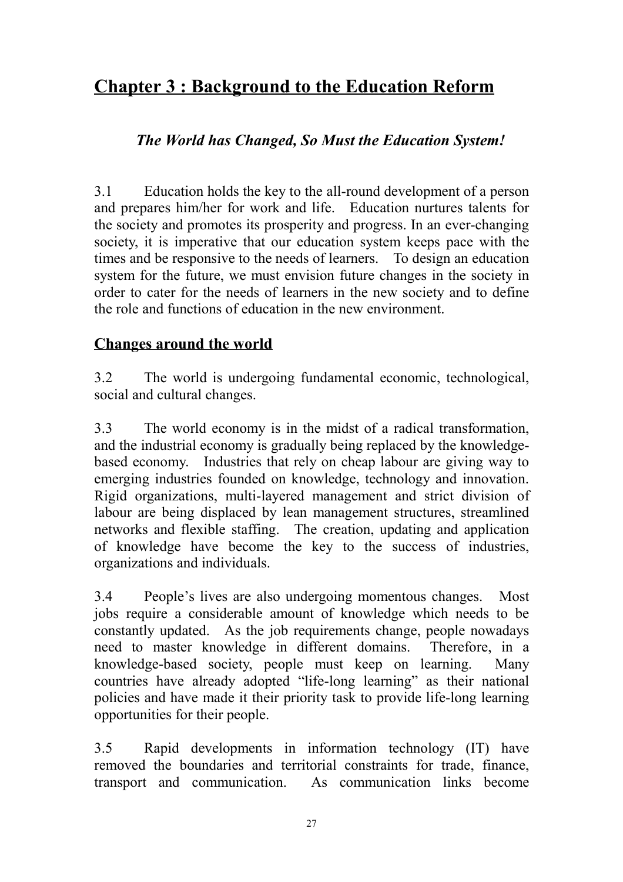# Chapter 3 : Background to the Education Reform

### *The World has Changed, So Must the Education System!*

3.1 Education holds the key to the all-round development of a person and prepares him/her for work and life. Education nurtures talents for the society and promotes its prosperity and progress. In an ever-changing society, it is imperative that our education system keeps pace with the times and be responsive to the needs of learners. To design an education system for the future, we must envision future changes in the society in order to cater for the needs of learners in the new society and to define the role and functions of education in the new environment.

## Changes around the world

3.2 The world is undergoing fundamental economic, technological, social and cultural changes.

3.3 The world economy is in the midst of a radical transformation, and the industrial economy is gradually being replaced by the knowledge-based economy. Industries that rely on cheap labour are giving way to emerging industries founded on knowledge, technology and innovation. Rigid organizations, multi-layered management and strict division of labour are being displaced by lean management structures, streamlined networks and flexible staffing. The creation, updating and application of knowledge have become the key to the success of industries, organizations and individuals.

3.4 People's lives are also undergoing momentous changes. Most jobs require a considerable amount of knowledge which needs to be constantly updated. As the job requirements change, people nowadays need to master knowledge in different domains. Therefore, in a knowledge-based society, people must keep on learning. Many countries have already adopted "life-long learning" as their national policies and have made it their priority task to provide life-long learning opportunities for their people.

3.5 Rapid developments in information technology (IT) have removed the boundaries and territorial constraints for trade, finance, transport and communication. As communication links become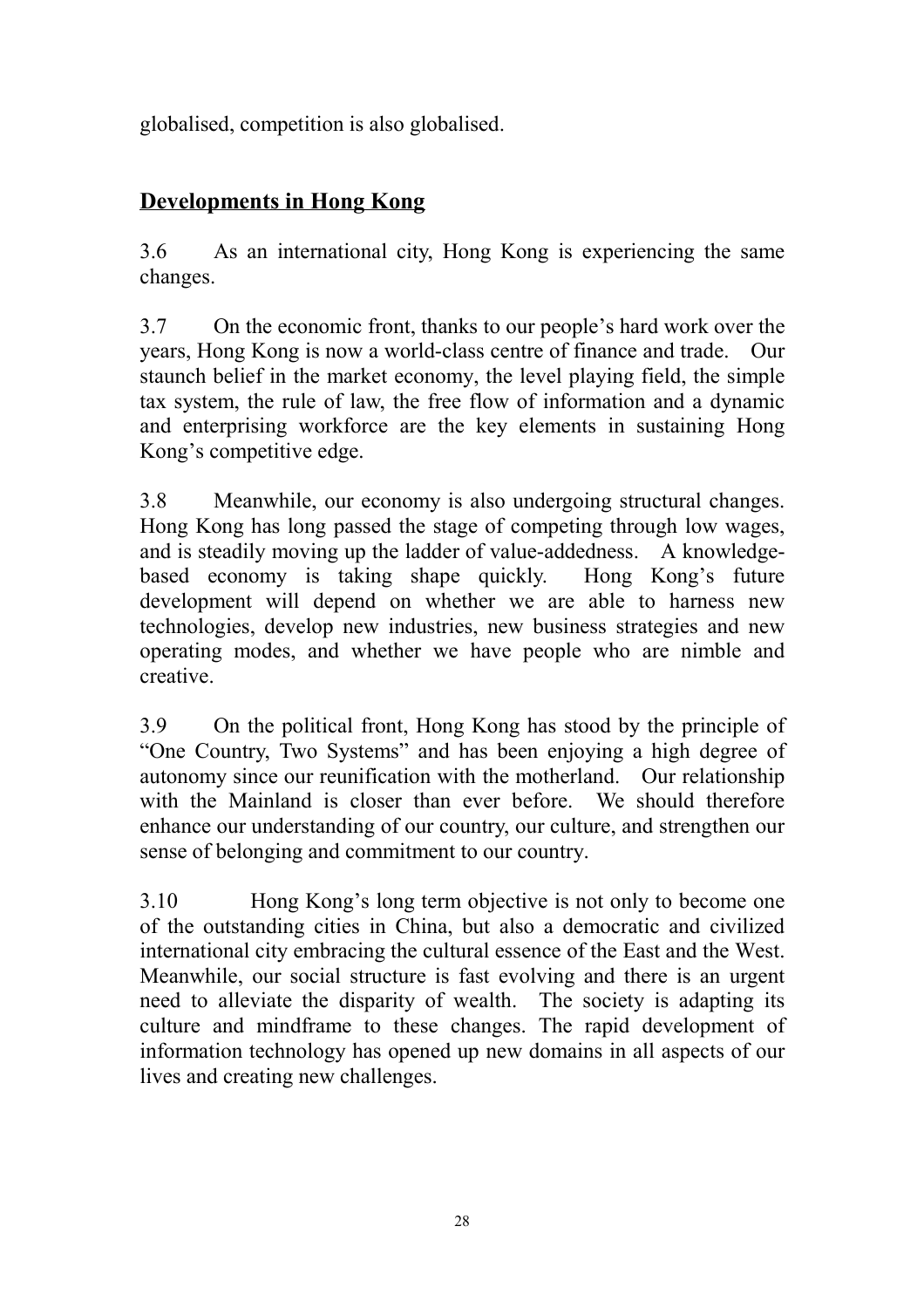globalised, competition is also globalised.

## Developments in Hong Kong

3.6 As an international city, Hong Kong is experiencing the same changes.

3.7 On the economic front, thanks to our people's hard work over the years, Hong Kong is now a world-class centre of finance and trade. Our staunch belief in the market economy, the level playing field, the simple tax system, the rule of law, the free flow of information and a dynamic and enterprising workforce are the key elements in sustaining Hong Kong's competitive edge.

3.8 Meanwhile, our economy is also undergoing structural changes. Hong Kong has long passed the stage of competing through low wages, and is steadily moving up the ladder of value-addedness. A knowledge-based economy is taking shape quickly. Hong Kong's future development will depend on whether we are able to harness new technologies, develop new industries, new business strategies and new operating modes, and whether we have people who are nimble and creative.

3.9 On the political front, Hong Kong has stood by the principle of "One Country, Two Systems" and has been enjoying a high degree of autonomy since our reunification with the motherland. Our relationship with the Mainland is closer than ever before. We should therefore enhance our understanding of our country, our culture, and strengthen our sense of belonging and commitment to our country.

3.10 Hong Kong's long term objective is not only to become one of the outstanding cities in China, but also a democratic and civilized international city embracing the cultural essence of the East and the West. Meanwhile, our social structure is fast evolving and there is an urgent need to alleviate the disparity of wealth. The society is adapting its culture and mindframe to these changes. The rapid development of information technology has opened up new domains in all aspects of our lives and creating new challenges.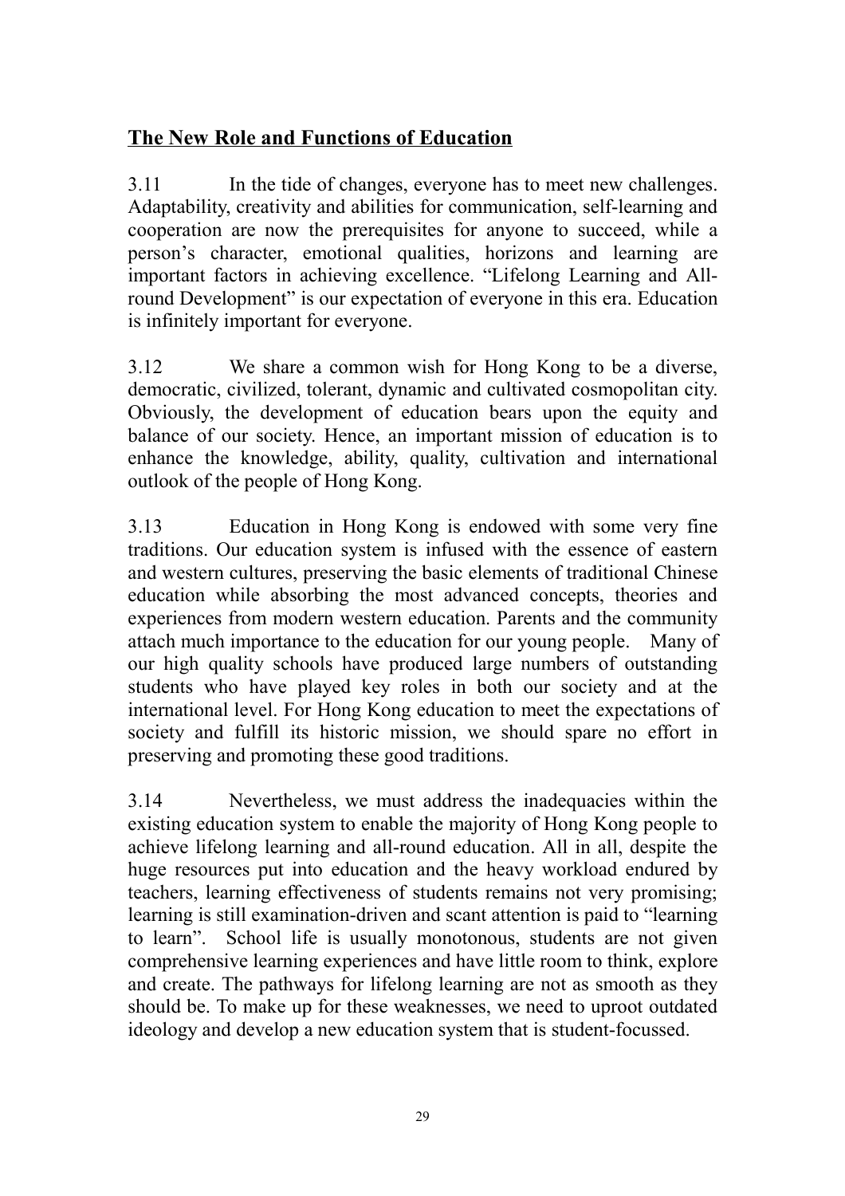## The New Role and Functions of Education

3.11 In the tide of changes, everyone has to meet new challenges. Adaptability, creativity and abilities for communication, self-learning and cooperation are now the prerequisites for anyone to succeed, while a person's character, emotional qualities, horizons and learning are important factors in achieving excellence. "Lifelong Learning and All-round Development" is our expectation of everyone in this era. Education is infinitely important for everyone.

3.12 We share a common wish for Hong Kong to be a diverse, democratic, civilized, tolerant, dynamic and cultivated cosmopolitan city. Obviously, the development of education bears upon the equity and balance of our society. Hence, an important mission of education is to enhance the knowledge, ability, quality, cultivation and international outlook of the people of Hong Kong.

3.13 Education in Hong Kong is endowed with some very fine traditions. Our education system is infused with the essence of eastern and western cultures, preserving the basic elements of traditional Chinese education while absorbing the most advanced concepts, theories and experiences from modern western education. Parents and the community attach much importance to the education for our young people. Many of our high quality schools have produced large numbers of outstanding students who have played key roles in both our society and at the international level. For Hong Kong education to meet the expectations of society and fulfill its historic mission, we should spare no effort in preserving and promoting these good traditions.

3.14 Nevertheless, we must address the inadequacies within the existing education system to enable the majority of Hong Kong people to achieve lifelong learning and all-round education. All in all, despite the huge resources put into education and the heavy workload endured by teachers, learning effectiveness of students remains not very promising; learning is still examination-driven and scant attention is paid to "learning to learn". School life is usually monotonous, students are not given comprehensive learning experiences and have little room to think, explore and create. The pathways for lifelong learning are not as smooth as they should be. To make up for these weaknesses, we need to uproot outdated ideology and develop a new education system that is student-focussed.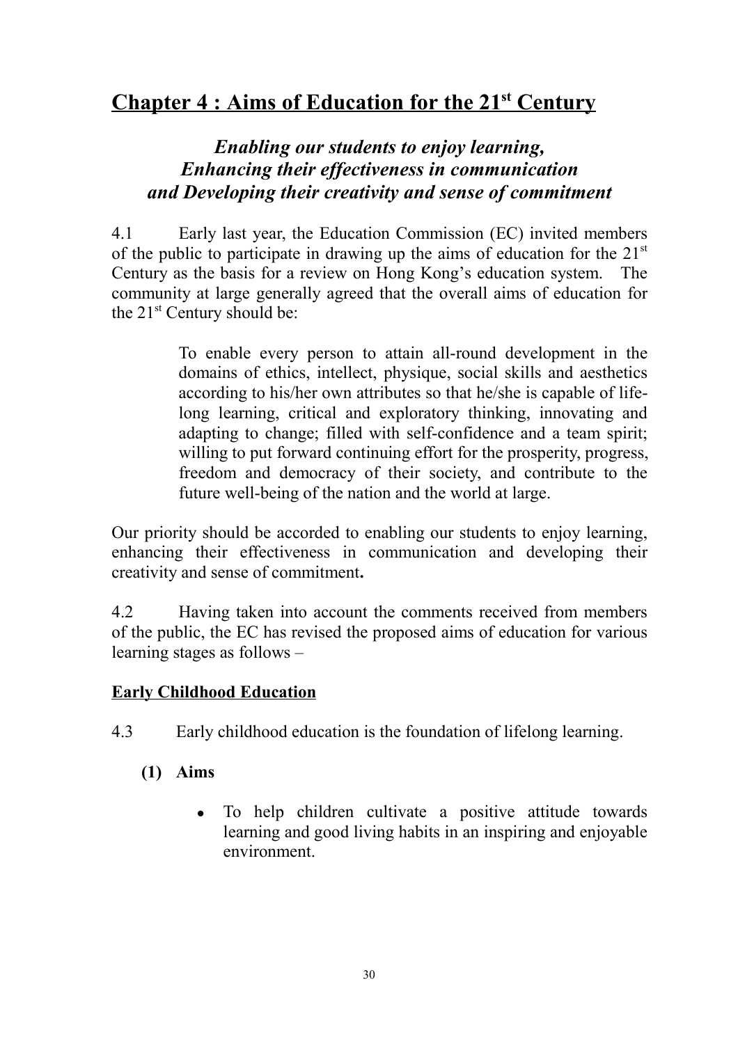# Chapter 4 : Aims of Education for the 21st Century

***Enabling our students to enjoy learning,***
***Enhancing their effectiveness in communication***
***and Developing their creativity and sense of commitment***

4.1 Early last year, the Education Commission (EC) invited members of the public to participate in drawing up the aims of education for the 21st Century as the basis for a review on Hong Kong's education system. The community at large generally agreed that the overall aims of education for the 21st Century should be:

> To enable every person to attain all-round development in the domains of ethics, intellect, physique, social skills and aesthetics according to his/her own attributes so that he/she is capable of life-long learning, critical and exploratory thinking, innovating and adapting to change; filled with self-confidence and a team spirit; willing to put forward continuing effort for the prosperity, progress, freedom and democracy of their society, and contribute to the future well-being of the nation and the world at large.

Our priority should be accorded to enabling our students to enjoy learning, enhancing their effectiveness in communication and developing their creativity and sense of commitment**.**

4.2 Having taken into account the comments received from members of the public, the EC has revised the proposed aims of education for various learning stages as follows –

## Early Childhood Education

4.3 Early childhood education is the foundation of lifelong learning.

**(1) Aims**

- To help children cultivate a positive attitude towards learning and good living habits in an inspiring and enjoyable environment.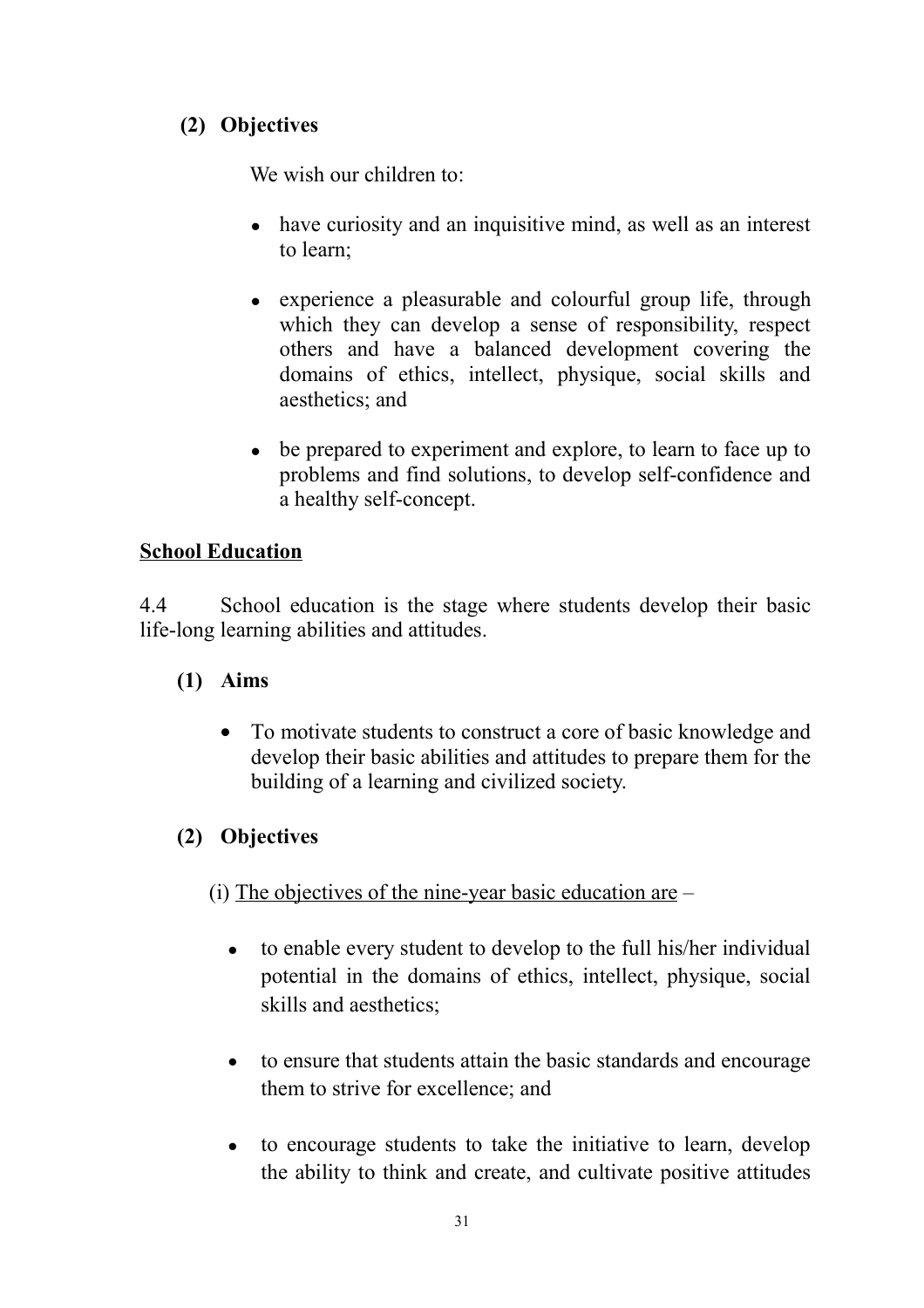**(2) Objectives**

We wish our children to:

- have curiosity and an inquisitive mind, as well as an interest to learn;
- experience a pleasurable and colourful group life, through which they can develop a sense of responsibility, respect others and have a balanced development covering the domains of ethics, intellect, physique, social skills and aesthetics; and
- be prepared to experiment and explore, to learn to face up to problems and find solutions, to develop self-confidence and a healthy self-concept.

## School Education

4.4 School education is the stage where students develop their basic life-long learning abilities and attitudes.

**(1) Aims**

- To motivate students to construct a core of basic knowledge and develop their basic abilities and attitudes to prepare them for the building of a learning and civilized society.

**(2) Objectives**

(i) The objectives of the nine-year basic education are –

- to enable every student to develop to the full his/her individual potential in the domains of ethics, intellect, physique, social skills and aesthetics;
- to ensure that students attain the basic standards and encourage them to strive for excellence; and
- to encourage students to take the initiative to learn, develop the ability to think and create, and cultivate positive attitudes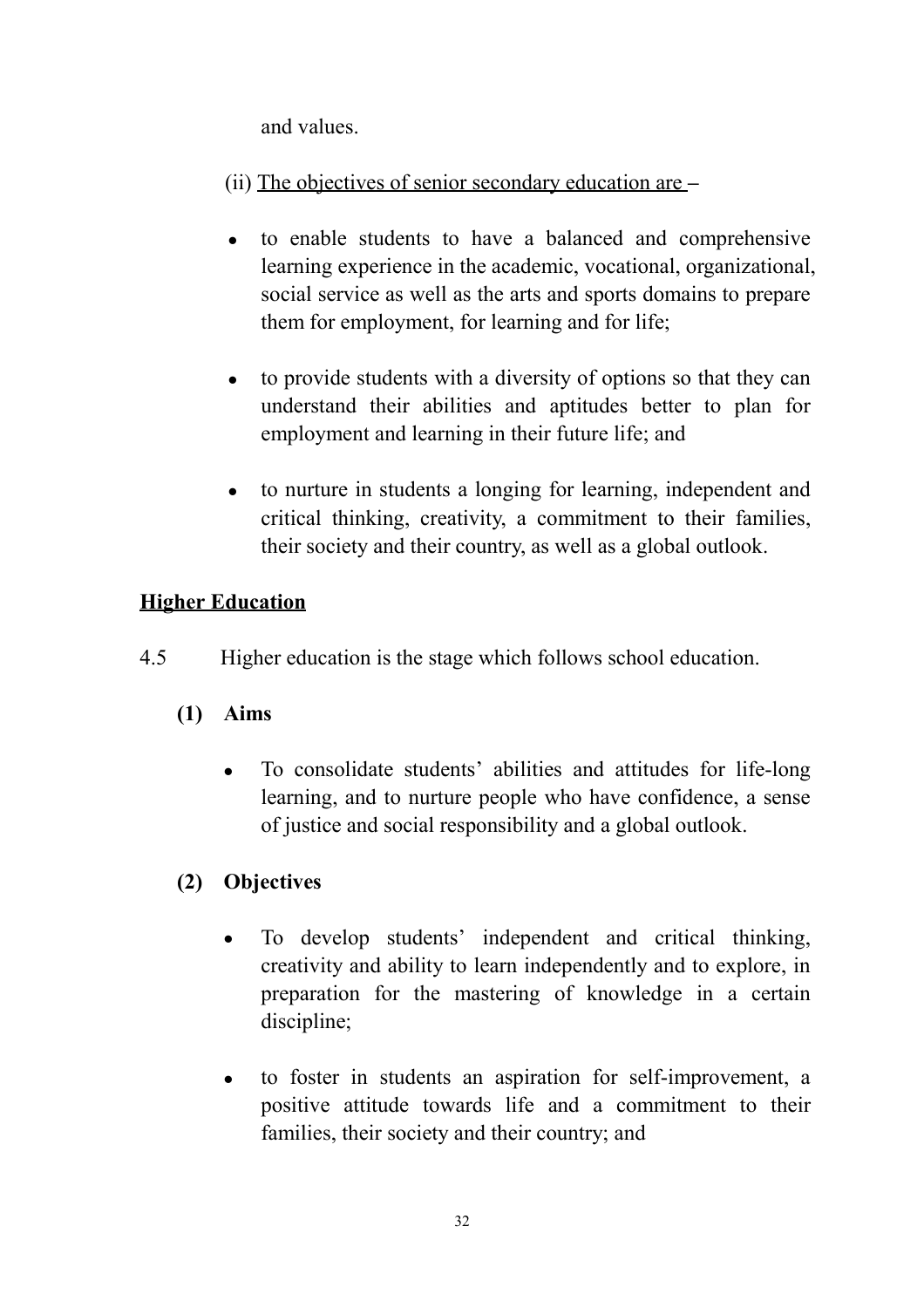and values.

(ii) The objectives of senior secondary education are –

- to enable students to have a balanced and comprehensive learning experience in the academic, vocational, organizational, social service as well as the arts and sports domains to prepare them for employment, for learning and for life;

- to provide students with a diversity of options so that they can understand their abilities and aptitudes better to plan for employment and learning in their future life; and

- to nurture in students a longing for learning, independent and critical thinking, creativity, a commitment to their families, their society and their country, as well as a global outlook.

## Higher Education

4.5 Higher education is the stage which follows school education.

**(1) Aims**

- To consolidate students' abilities and attitudes for life-long learning, and to nurture people who have confidence, a sense of justice and social responsibility and a global outlook.

**(2) Objectives**

- To develop students' independent and critical thinking, creativity and ability to learn independently and to explore, in preparation for the mastering of knowledge in a certain discipline;

- to foster in students an aspiration for self-improvement, a positive attitude towards life and a commitment to their families, their society and their country; and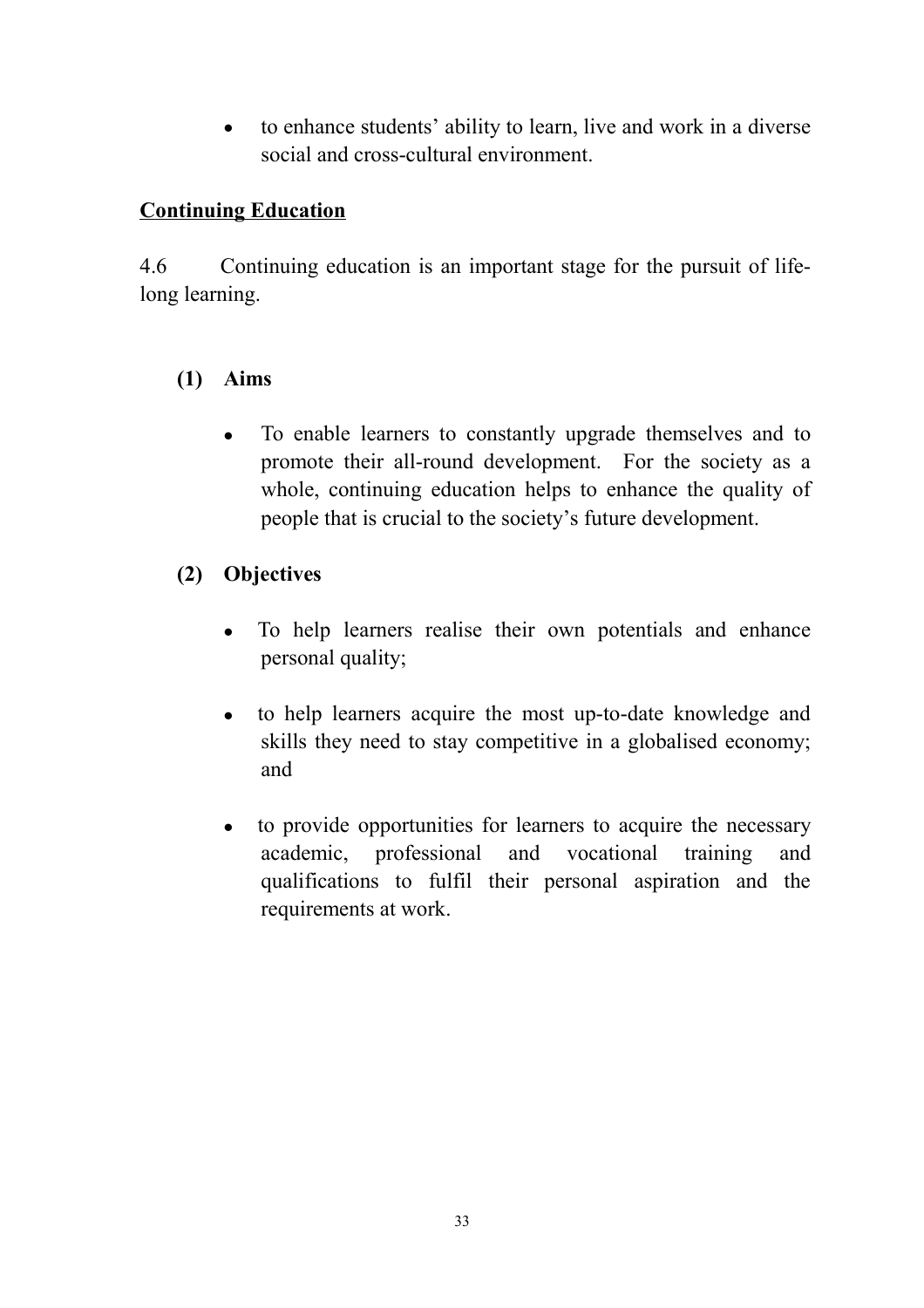- to enhance students' ability to learn, live and work in a diverse social and cross-cultural environment.

## Continuing Education

4.6 Continuing education is an important stage for the pursuit of life-long learning.

**(1) Aims**

- To enable learners to constantly upgrade themselves and to promote their all-round development. For the society as a whole, continuing education helps to enhance the quality of people that is crucial to the society's future development.

**(2) Objectives**

- To help learners realise their own potentials and enhance personal quality;

- to help learners acquire the most up-to-date knowledge and skills they need to stay competitive in a globalised economy; and

- to provide opportunities for learners to acquire the necessary academic, professional and vocational training and qualifications to fulfil their personal aspiration and the requirements at work.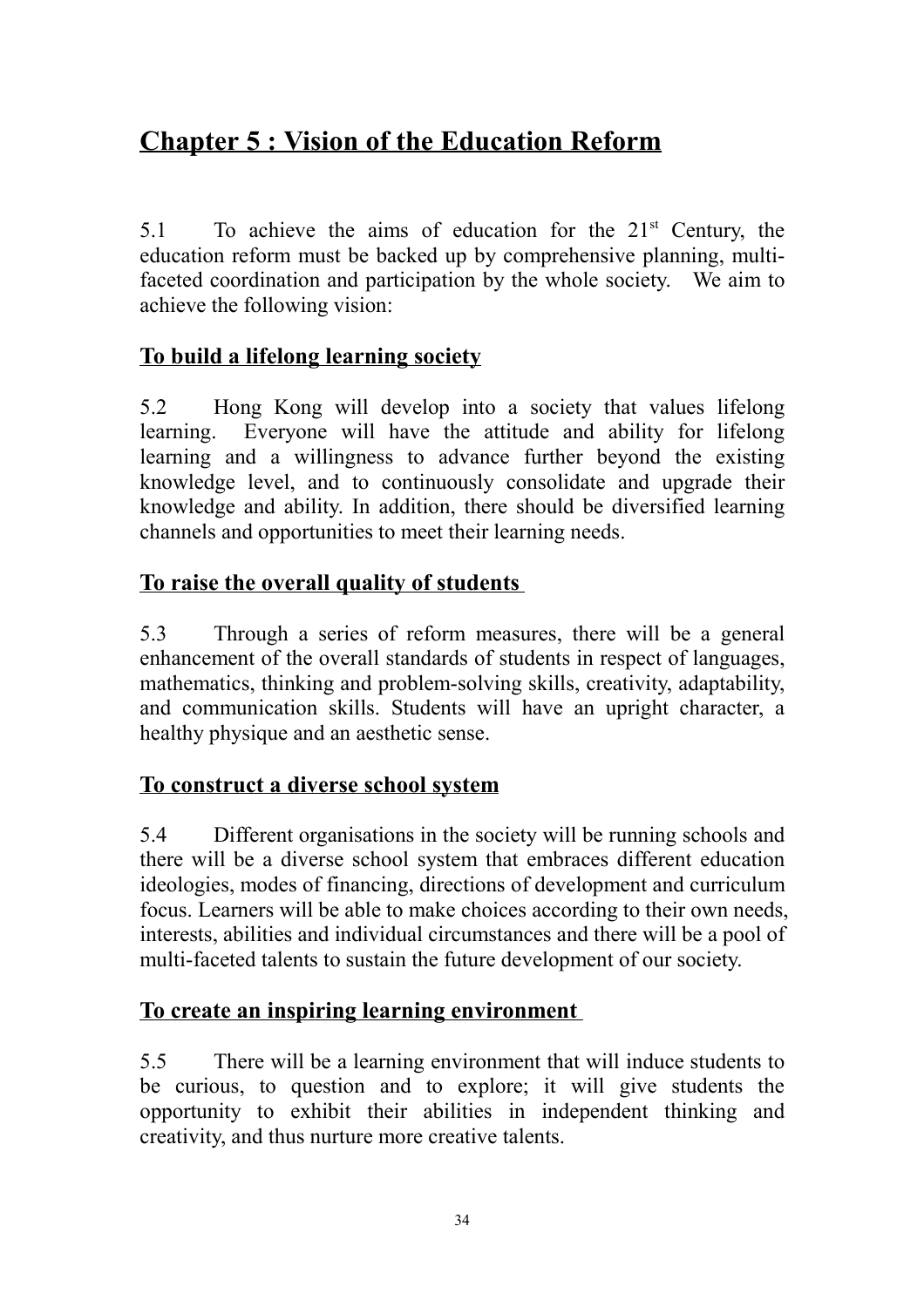# Chapter 5 : Vision of the Education Reform

5.1 To achieve the aims of education for the 21st Century, the education reform must be backed up by comprehensive planning, multi-faceted coordination and participation by the whole society. We aim to achieve the following vision:

## To build a lifelong learning society

5.2 Hong Kong will develop into a society that values lifelong learning. Everyone will have the attitude and ability for lifelong learning and a willingness to advance further beyond the existing knowledge level, and to continuously consolidate and upgrade their knowledge and ability. In addition, there should be diversified learning channels and opportunities to meet their learning needs.

## To raise the overall quality of students

5.3 Through a series of reform measures, there will be a general enhancement of the overall standards of students in respect of languages, mathematics, thinking and problem-solving skills, creativity, adaptability, and communication skills. Students will have an upright character, a healthy physique and an aesthetic sense.

## To construct a diverse school system

5.4 Different organisations in the society will be running schools and there will be a diverse school system that embraces different education ideologies, modes of financing, directions of development and curriculum focus. Learners will be able to make choices according to their own needs, interests, abilities and individual circumstances and there will be a pool of multi-faceted talents to sustain the future development of our society.

## To create an inspiring learning environment

5.5 There will be a learning environment that will induce students to be curious, to question and to explore; it will give students the opportunity to exhibit their abilities in independent thinking and creativity, and thus nurture more creative talents.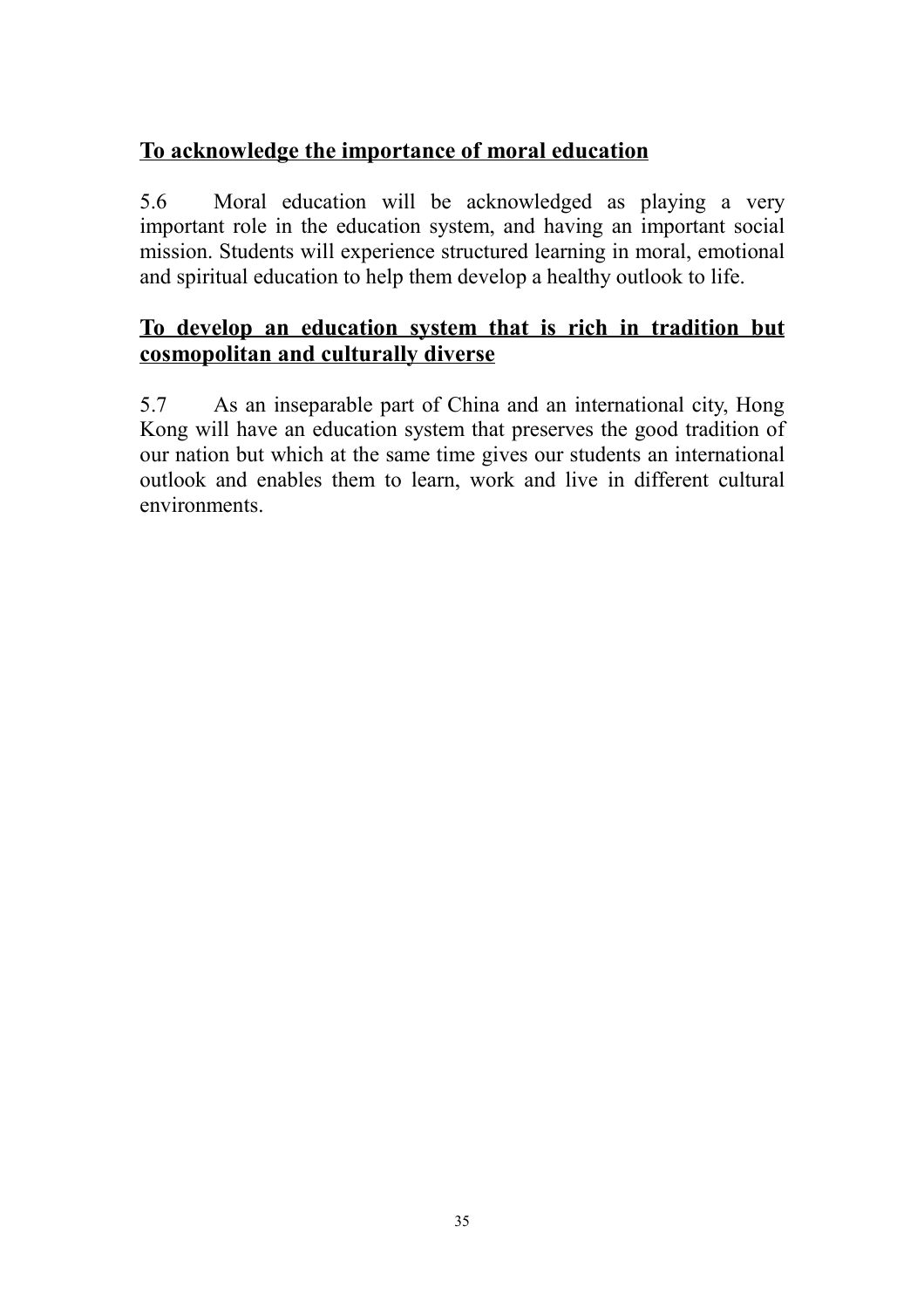**To acknowledge the importance of moral education**

5.6 Moral education will be acknowledged as playing a very important role in the education system, and having an important social mission. Students will experience structured learning in moral, emotional and spiritual education to help them develop a healthy outlook to life.

**To develop an education system that is rich in tradition but cosmopolitan and culturally diverse**

5.7 As an inseparable part of China and an international city, Hong Kong will have an education system that preserves the good tradition of our nation but which at the same time gives our students an international outlook and enables them to learn, work and live in different cultural environments.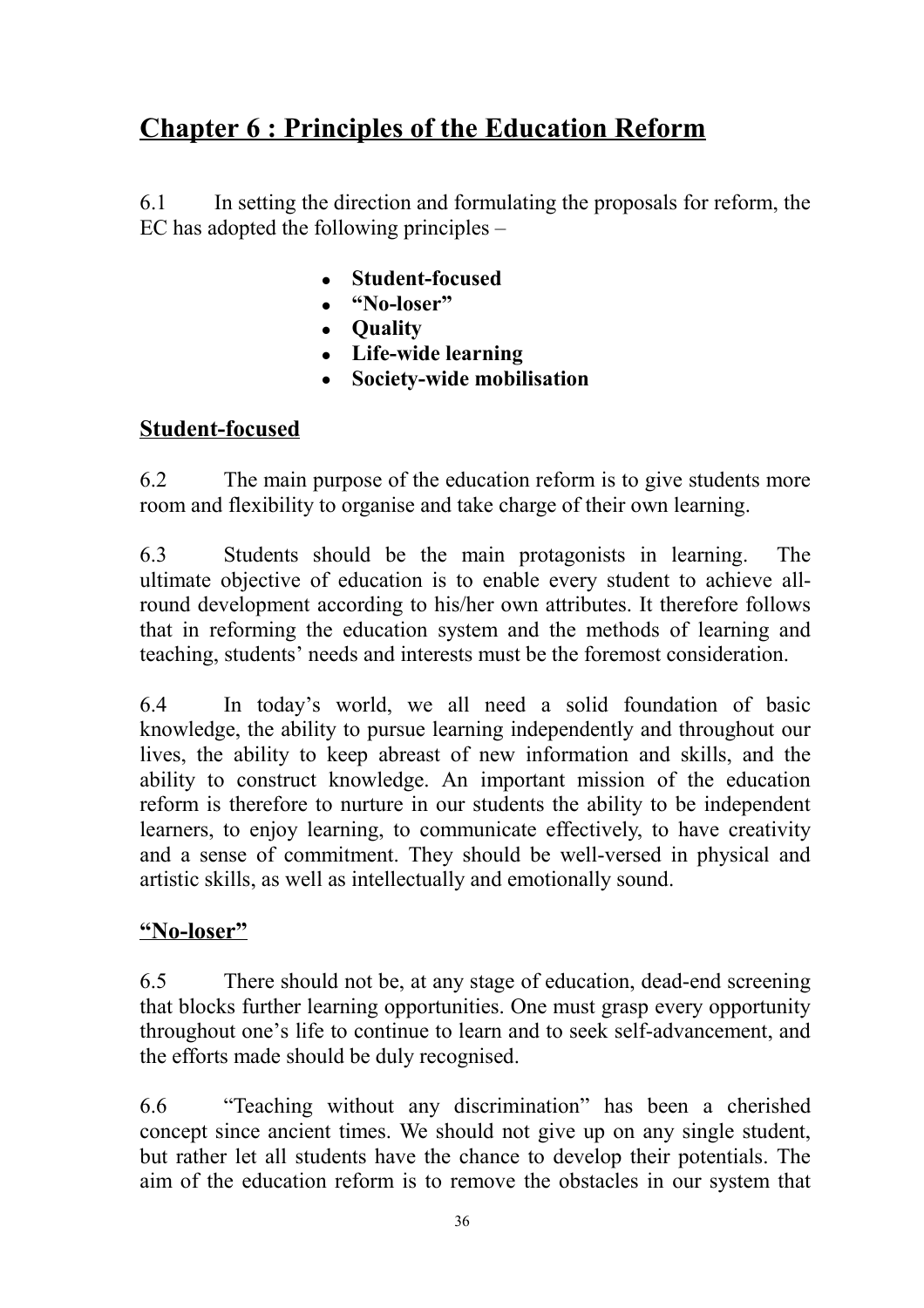# Chapter 6 : Principles of the Education Reform

6.1 In setting the direction and formulating the proposals for reform, the EC has adopted the following principles –

- **Student-focused**
- **"No-loser"**
- **Quality**
- **Life-wide learning**
- **Society-wide mobilisation**

## Student-focused

6.2 The main purpose of the education reform is to give students more room and flexibility to organise and take charge of their own learning.

6.3 Students should be the main protagonists in learning. The ultimate objective of education is to enable every student to achieve all-round development according to his/her own attributes. It therefore follows that in reforming the education system and the methods of learning and teaching, students' needs and interests must be the foremost consideration.

6.4 In today's world, we all need a solid foundation of basic knowledge, the ability to pursue learning independently and throughout our lives, the ability to keep abreast of new information and skills, and the ability to construct knowledge. An important mission of the education reform is therefore to nurture in our students the ability to be independent learners, to enjoy learning, to communicate effectively, to have creativity and a sense of commitment. They should be well-versed in physical and artistic skills, as well as intellectually and emotionally sound.

## "No-loser"

6.5 There should not be, at any stage of education, dead-end screening that blocks further learning opportunities. One must grasp every opportunity throughout one's life to continue to learn and to seek self-advancement, and the efforts made should be duly recognised.

6.6 "Teaching without any discrimination" has been a cherished concept since ancient times. We should not give up on any single student, but rather let all students have the chance to develop their potentials. The aim of the education reform is to remove the obstacles in our system that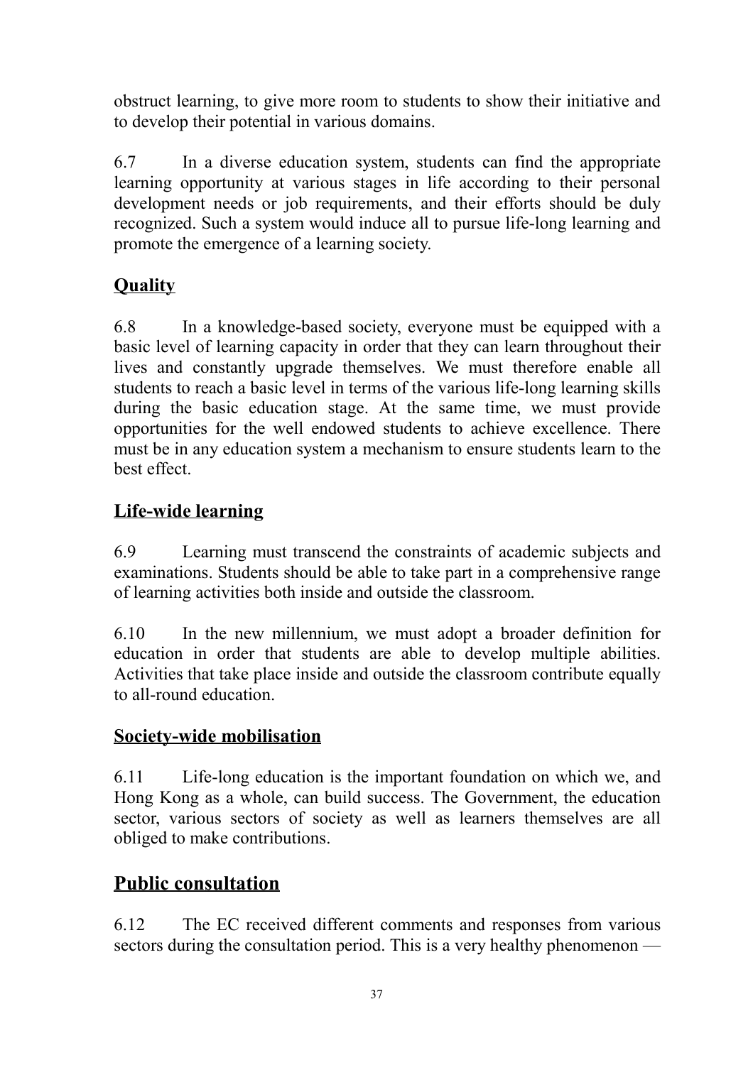obstruct learning, to give more room to students to show their initiative and to develop their potential in various domains.

6.7 In a diverse education system, students can find the appropriate learning opportunity at various stages in life according to their personal development needs or job requirements, and their efforts should be duly recognized. Such a system would induce all to pursue life-long learning and promote the emergence of a learning society.

### Quality

6.8 In a knowledge-based society, everyone must be equipped with a basic level of learning capacity in order that they can learn throughout their lives and constantly upgrade themselves. We must therefore enable all students to reach a basic level in terms of the various life-long learning skills during the basic education stage. At the same time, we must provide opportunities for the well endowed students to achieve excellence. There must be in any education system a mechanism to ensure students learn to the best effect.

### Life-wide learning

6.9 Learning must transcend the constraints of academic subjects and examinations. Students should be able to take part in a comprehensive range of learning activities both inside and outside the classroom.

6.10 In the new millennium, we must adopt a broader definition for education in order that students are able to develop multiple abilities. Activities that take place inside and outside the classroom contribute equally to all-round education.

### Society-wide mobilisation

6.11 Life-long education is the important foundation on which we, and Hong Kong as a whole, can build success. The Government, the education sector, various sectors of society as well as learners themselves are all obliged to make contributions.

## Public consultation

6.12 The EC received different comments and responses from various sectors during the consultation period. This is a very healthy phenomenon —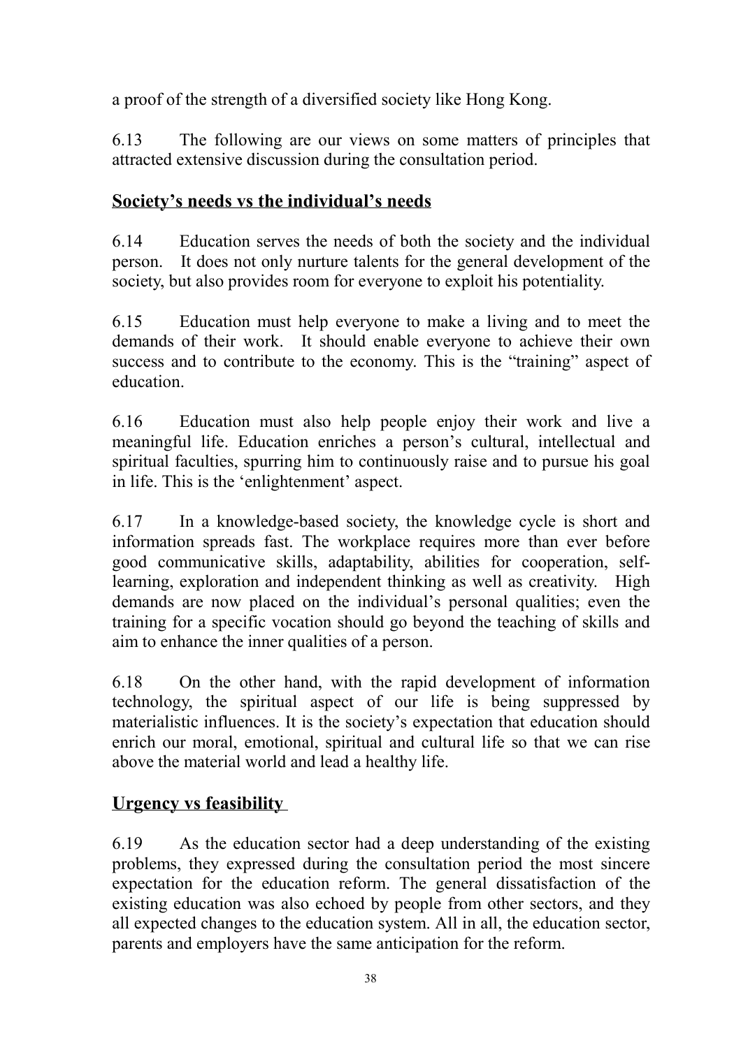a proof of the strength of a diversified society like Hong Kong.

6.13 The following are our views on some matters of principles that attracted extensive discussion during the consultation period.

## **Society's needs vs the individual's needs**

6.14 Education serves the needs of both the society and the individual person. It does not only nurture talents for the general development of the society, but also provides room for everyone to exploit his potentiality.

6.15 Education must help everyone to make a living and to meet the demands of their work. It should enable everyone to achieve their own success and to contribute to the economy. This is the "training" aspect of education.

6.16 Education must also help people enjoy their work and live a meaningful life. Education enriches a person's cultural, intellectual and spiritual faculties, spurring him to continuously raise and to pursue his goal in life. This is the 'enlightenment' aspect.

6.17 In a knowledge-based society, the knowledge cycle is short and information spreads fast. The workplace requires more than ever before good communicative skills, adaptability, abilities for cooperation, self-learning, exploration and independent thinking as well as creativity. High demands are now placed on the individual's personal qualities; even the training for a specific vocation should go beyond the teaching of skills and aim to enhance the inner qualities of a person.

6.18 On the other hand, with the rapid development of information technology, the spiritual aspect of our life is being suppressed by materialistic influences. It is the society's expectation that education should enrich our moral, emotional, spiritual and cultural life so that we can rise above the material world and lead a healthy life.

## **Urgency vs feasibility**

6.19 As the education sector had a deep understanding of the existing problems, they expressed during the consultation period the most sincere expectation for the education reform. The general dissatisfaction of the existing education was also echoed by people from other sectors, and they all expected changes to the education system. All in all, the education sector, parents and employers have the same anticipation for the reform.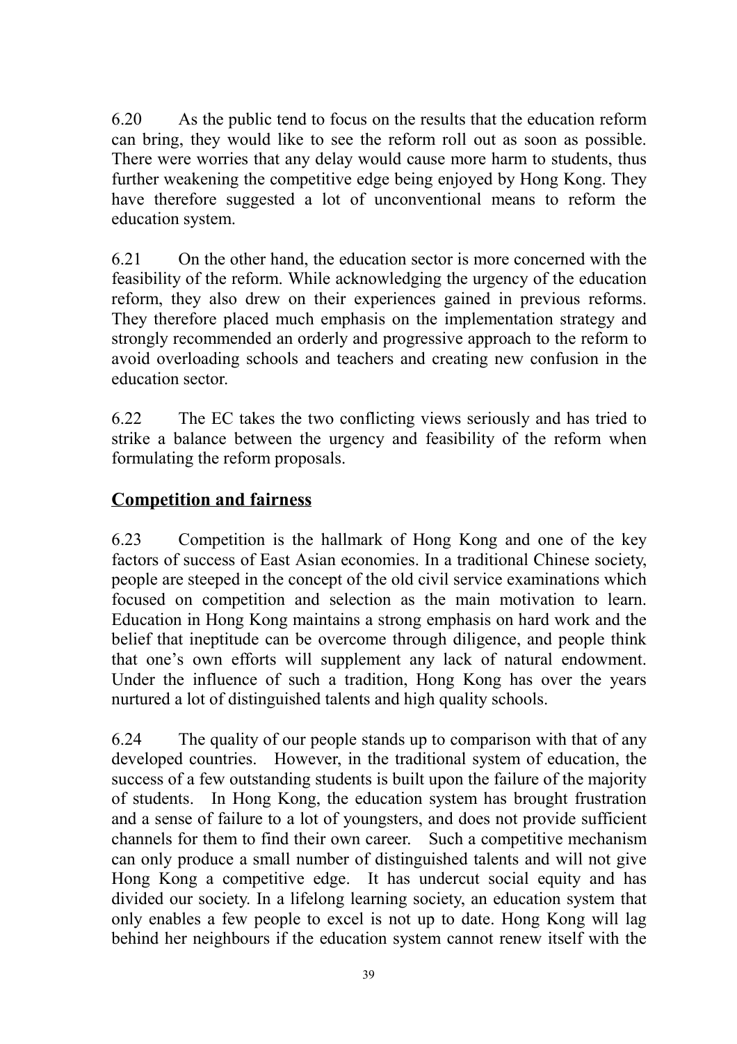6.20 As the public tend to focus on the results that the education reform can bring, they would like to see the reform roll out as soon as possible. There were worries that any delay would cause more harm to students, thus further weakening the competitive edge being enjoyed by Hong Kong. They have therefore suggested a lot of unconventional means to reform the education system.

6.21 On the other hand, the education sector is more concerned with the feasibility of the reform. While acknowledging the urgency of the education reform, they also drew on their experiences gained in previous reforms. They therefore placed much emphasis on the implementation strategy and strongly recommended an orderly and progressive approach to the reform to avoid overloading schools and teachers and creating new confusion in the education sector.

6.22 The EC takes the two conflicting views seriously and has tried to strike a balance between the urgency and feasibility of the reform when formulating the reform proposals.

## Competition and fairness

6.23 Competition is the hallmark of Hong Kong and one of the key factors of success of East Asian economies. In a traditional Chinese society, people are steeped in the concept of the old civil service examinations which focused on competition and selection as the main motivation to learn. Education in Hong Kong maintains a strong emphasis on hard work and the belief that ineptitude can be overcome through diligence, and people think that one's own efforts will supplement any lack of natural endowment. Under the influence of such a tradition, Hong Kong has over the years nurtured a lot of distinguished talents and high quality schools.

6.24 The quality of our people stands up to comparison with that of any developed countries. However, in the traditional system of education, the success of a few outstanding students is built upon the failure of the majority of students. In Hong Kong, the education system has brought frustration and a sense of failure to a lot of youngsters, and does not provide sufficient channels for them to find their own career. Such a competitive mechanism can only produce a small number of distinguished talents and will not give Hong Kong a competitive edge. It has undercut social equity and has divided our society. In a lifelong learning society, an education system that only enables a few people to excel is not up to date. Hong Kong will lag behind her neighbours if the education system cannot renew itself with the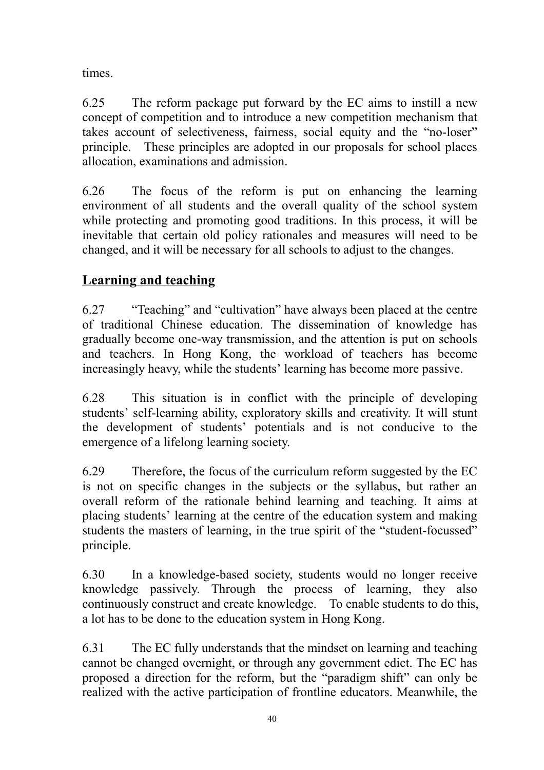times.

6.25 The reform package put forward by the EC aims to instill a new concept of competition and to introduce a new competition mechanism that takes account of selectiveness, fairness, social equity and the "no-loser" principle. These principles are adopted in our proposals for school places allocation, examinations and admission.

6.26 The focus of the reform is put on enhancing the learning environment of all students and the overall quality of the school system while protecting and promoting good traditions. In this process, it will be inevitable that certain old policy rationales and measures will need to be changed, and it will be necessary for all schools to adjust to the changes.

## Learning and teaching

6.27 "Teaching" and "cultivation" have always been placed at the centre of traditional Chinese education. The dissemination of knowledge has gradually become one-way transmission, and the attention is put on schools and teachers. In Hong Kong, the workload of teachers has become increasingly heavy, while the students' learning has become more passive.

6.28 This situation is in conflict with the principle of developing students' self-learning ability, exploratory skills and creativity. It will stunt the development of students' potentials and is not conducive to the emergence of a lifelong learning society.

6.29 Therefore, the focus of the curriculum reform suggested by the EC is not on specific changes in the subjects or the syllabus, but rather an overall reform of the rationale behind learning and teaching. It aims at placing students' learning at the centre of the education system and making students the masters of learning, in the true spirit of the "student-focussed" principle.

6.30 In a knowledge-based society, students would no longer receive knowledge passively. Through the process of learning, they also continuously construct and create knowledge. To enable students to do this, a lot has to be done to the education system in Hong Kong.

6.31 The EC fully understands that the mindset on learning and teaching cannot be changed overnight, or through any government edict. The EC has proposed a direction for the reform, but the "paradigm shift" can only be realized with the active participation of frontline educators. Meanwhile, the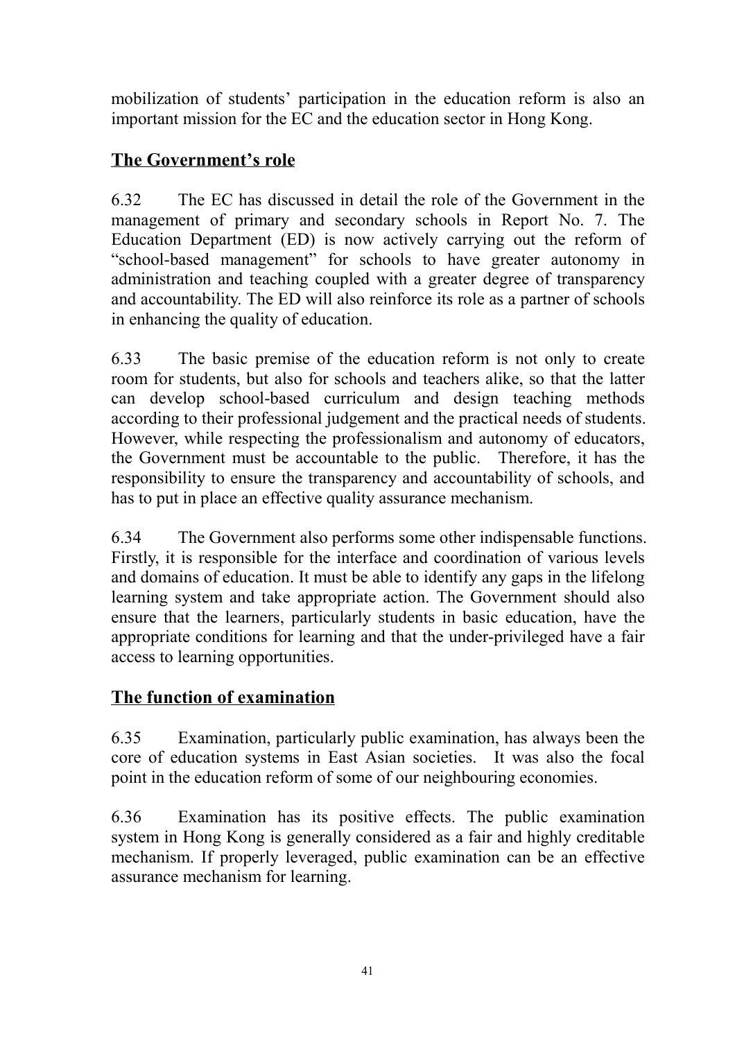mobilization of students' participation in the education reform is also an important mission for the EC and the education sector in Hong Kong.

## The Government's role

6.32 The EC has discussed in detail the role of the Government in the management of primary and secondary schools in Report No. 7. The Education Department (ED) is now actively carrying out the reform of "school-based management" for schools to have greater autonomy in administration and teaching coupled with a greater degree of transparency and accountability. The ED will also reinforce its role as a partner of schools in enhancing the quality of education.

6.33 The basic premise of the education reform is not only to create room for students, but also for schools and teachers alike, so that the latter can develop school-based curriculum and design teaching methods according to their professional judgement and the practical needs of students. However, while respecting the professionalism and autonomy of educators, the Government must be accountable to the public. Therefore, it has the responsibility to ensure the transparency and accountability of schools, and has to put in place an effective quality assurance mechanism.

6.34 The Government also performs some other indispensable functions. Firstly, it is responsible for the interface and coordination of various levels and domains of education. It must be able to identify any gaps in the lifelong learning system and take appropriate action. The Government should also ensure that the learners, particularly students in basic education, have the appropriate conditions for learning and that the under-privileged have a fair access to learning opportunities.

## The function of examination

6.35 Examination, particularly public examination, has always been the core of education systems in East Asian societies. It was also the focal point in the education reform of some of our neighbouring economies.

6.36 Examination has its positive effects. The public examination system in Hong Kong is generally considered as a fair and highly creditable mechanism. If properly leveraged, public examination can be an effective assurance mechanism for learning.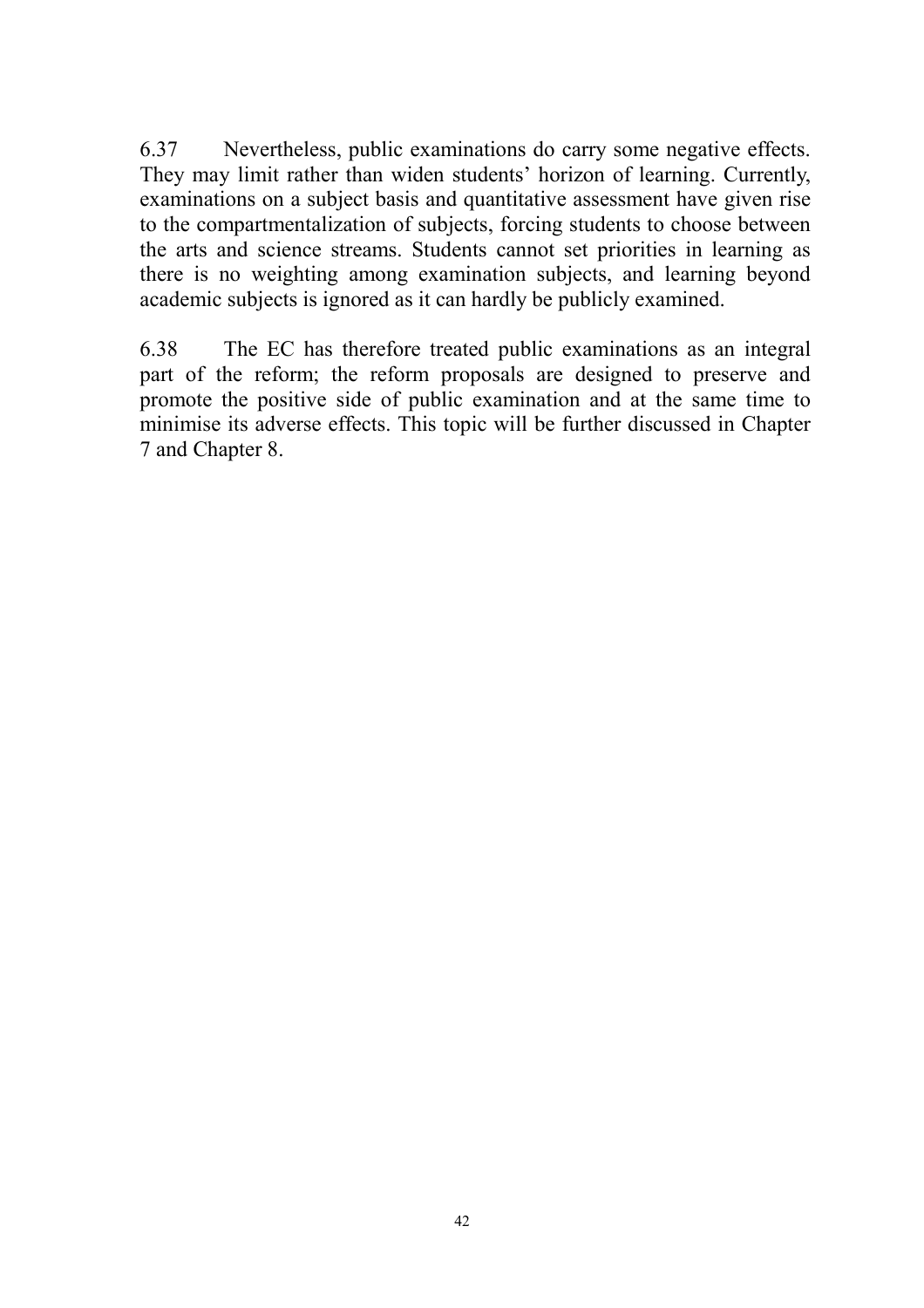6.37 Nevertheless, public examinations do carry some negative effects. They may limit rather than widen students' horizon of learning. Currently, examinations on a subject basis and quantitative assessment have given rise to the compartmentalization of subjects, forcing students to choose between the arts and science streams. Students cannot set priorities in learning as there is no weighting among examination subjects, and learning beyond academic subjects is ignored as it can hardly be publicly examined.

6.38 The EC has therefore treated public examinations as an integral part of the reform; the reform proposals are designed to preserve and promote the positive side of public examination and at the same time to minimise its adverse effects. This topic will be further discussed in Chapter 7 and Chapter 8.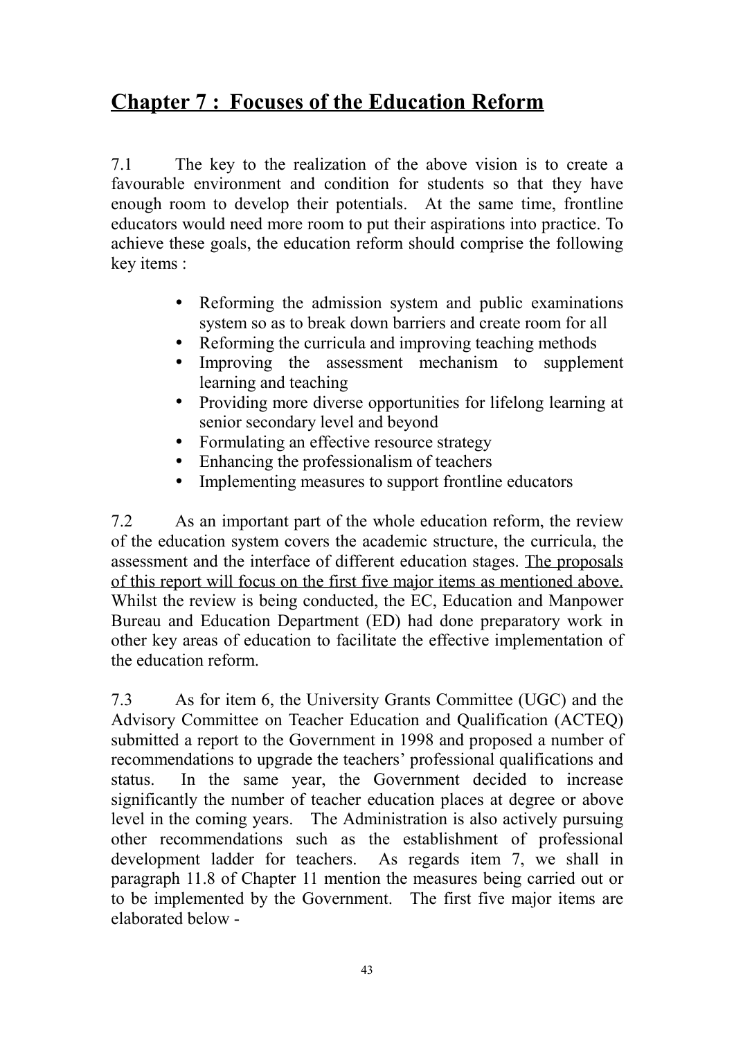# Chapter 7 : Focuses of the Education Reform

7.1 The key to the realization of the above vision is to create a favourable environment and condition for students so that they have enough room to develop their potentials. At the same time, frontline educators would need more room to put their aspirations into practice. To achieve these goals, the education reform should comprise the following key items :

- Reforming the admission system and public examinations system so as to break down barriers and create room for all
- Reforming the curricula and improving teaching methods
- Improving the assessment mechanism to supplement learning and teaching
- Providing more diverse opportunities for lifelong learning at senior secondary level and beyond
- Formulating an effective resource strategy
- Enhancing the professionalism of teachers
- Implementing measures to support frontline educators

7.2 As an important part of the whole education reform, the review of the education system covers the academic structure, the curricula, the assessment and the interface of different education stages. <u>The proposals of this report will focus on the first five major items as mentioned above.</u> Whilst the review is being conducted, the EC, Education and Manpower Bureau and Education Department (ED) had done preparatory work in other key areas of education to facilitate the effective implementation of the education reform.

7.3 As for item 6, the University Grants Committee (UGC) and the Advisory Committee on Teacher Education and Qualification (ACTEQ) submitted a report to the Government in 1998 and proposed a number of recommendations to upgrade the teachers' professional qualifications and status. In the same year, the Government decided to increase significantly the number of teacher education places at degree or above level in the coming years. The Administration is also actively pursuing other recommendations such as the establishment of professional development ladder for teachers. As regards item 7, we shall in paragraph 11.8 of Chapter 11 mention the measures being carried out or to be implemented by the Government. The first five major items are elaborated below -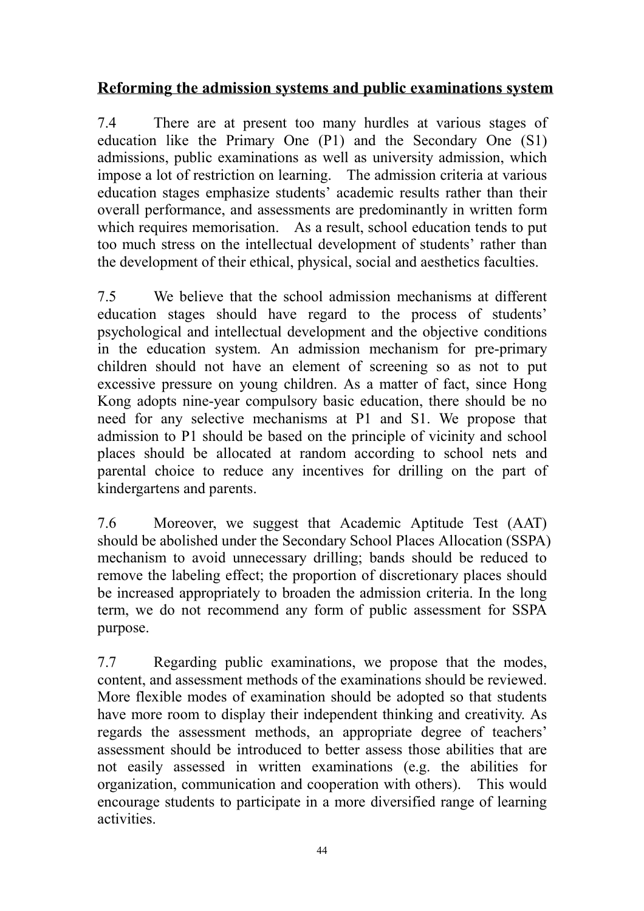## Reforming the admission systems and public examinations system

7.4 There are at present too many hurdles at various stages of education like the Primary One (P1) and the Secondary One (S1) admissions, public examinations as well as university admission, which impose a lot of restriction on learning. The admission criteria at various education stages emphasize students' academic results rather than their overall performance, and assessments are predominantly in written form which requires memorisation. As a result, school education tends to put too much stress on the intellectual development of students' rather than the development of their ethical, physical, social and aesthetics faculties.

7.5 We believe that the school admission mechanisms at different education stages should have regard to the process of students' psychological and intellectual development and the objective conditions in the education system. An admission mechanism for pre-primary children should not have an element of screening so as not to put excessive pressure on young children. As a matter of fact, since Hong Kong adopts nine-year compulsory basic education, there should be no need for any selective mechanisms at P1 and S1. We propose that admission to P1 should be based on the principle of vicinity and school places should be allocated at random according to school nets and parental choice to reduce any incentives for drilling on the part of kindergartens and parents.

7.6 Moreover, we suggest that Academic Aptitude Test (AAT) should be abolished under the Secondary School Places Allocation (SSPA) mechanism to avoid unnecessary drilling; bands should be reduced to remove the labeling effect; the proportion of discretionary places should be increased appropriately to broaden the admission criteria. In the long term, we do not recommend any form of public assessment for SSPA purpose.

7.7 Regarding public examinations, we propose that the modes, content, and assessment methods of the examinations should be reviewed. More flexible modes of examination should be adopted so that students have more room to display their independent thinking and creativity. As regards the assessment methods, an appropriate degree of teachers' assessment should be introduced to better assess those abilities that are not easily assessed in written examinations (e.g. the abilities for organization, communication and cooperation with others). This would encourage students to participate in a more diversified range of learning activities.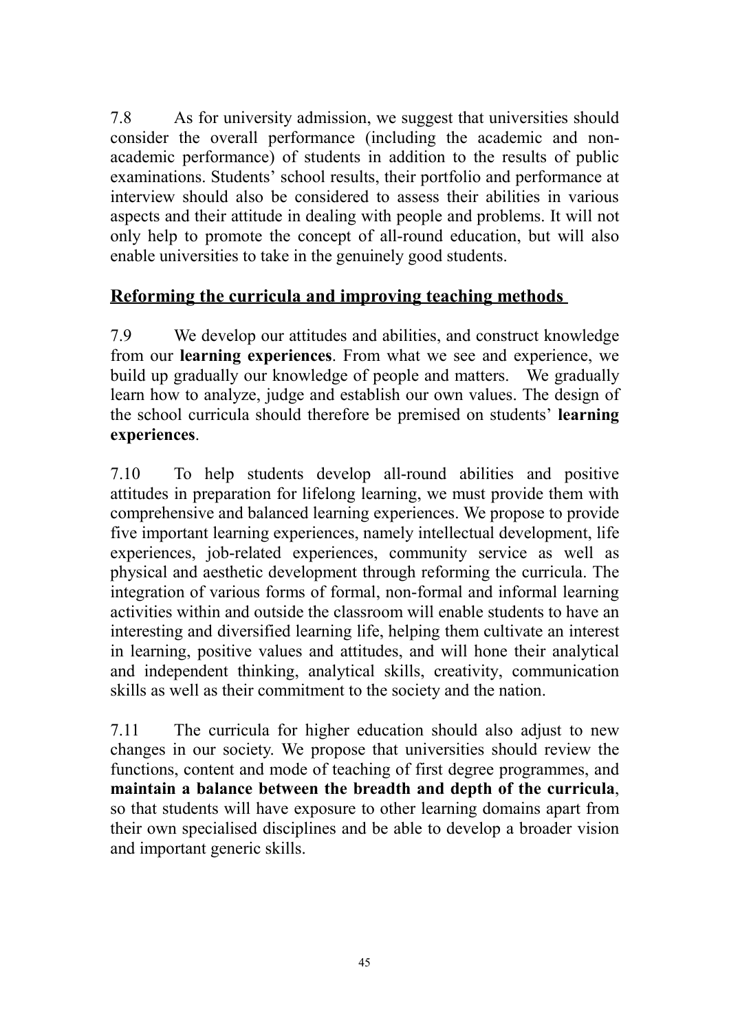7.8 As for university admission, we suggest that universities should consider the overall performance (including the academic and non-academic performance) of students in addition to the results of public examinations. Students' school results, their portfolio and performance at interview should also be considered to assess their abilities in various aspects and their attitude in dealing with people and problems. It will not only help to promote the concept of all-round education, but will also enable universities to take in the genuinely good students.

## Reforming the curricula and improving teaching methods

7.9 We develop our attitudes and abilities, and construct knowledge from our **learning experiences**. From what we see and experience, we build up gradually our knowledge of people and matters. We gradually learn how to analyze, judge and establish our own values. The design of the school curricula should therefore be premised on students' **learning experiences**.

7.10 To help students develop all-round abilities and positive attitudes in preparation for lifelong learning, we must provide them with comprehensive and balanced learning experiences. We propose to provide five important learning experiences, namely intellectual development, life experiences, job-related experiences, community service as well as physical and aesthetic development through reforming the curricula. The integration of various forms of formal, non-formal and informal learning activities within and outside the classroom will enable students to have an interesting and diversified learning life, helping them cultivate an interest in learning, positive values and attitudes, and will hone their analytical and independent thinking, analytical skills, creativity, communication skills as well as their commitment to the society and the nation.

7.11 The curricula for higher education should also adjust to new changes in our society. We propose that universities should review the functions, content and mode of teaching of first degree programmes, and **maintain a balance between the breadth and depth of the curricula**, so that students will have exposure to other learning domains apart from their own specialised disciplines and be able to develop a broader vision and important generic skills.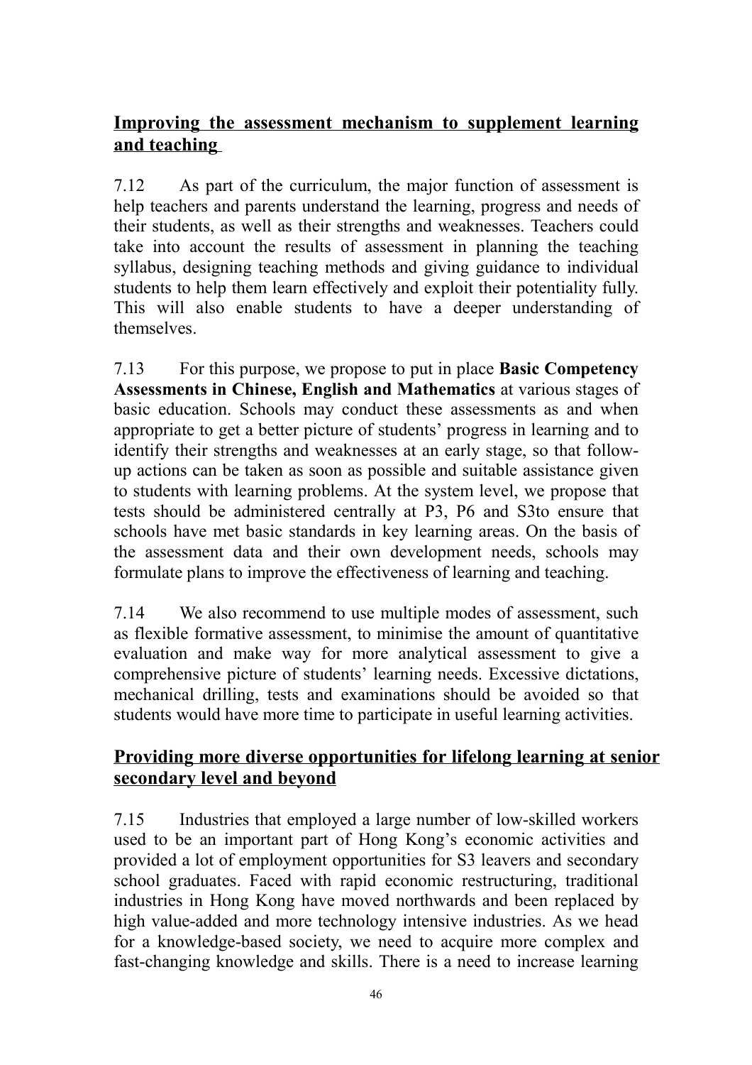**Improving the assessment mechanism to supplement learning and teaching**

7.12 As part of the curriculum, the major function of assessment is help teachers and parents understand the learning, progress and needs of their students, as well as their strengths and weaknesses. Teachers could take into account the results of assessment in planning the teaching syllabus, designing teaching methods and giving guidance to individual students to help them learn effectively and exploit their potentiality fully. This will also enable students to have a deeper understanding of themselves.

7.13 For this purpose, we propose to put in place **Basic Competency Assessments in Chinese, English and Mathematics** at various stages of basic education. Schools may conduct these assessments as and when appropriate to get a better picture of students' progress in learning and to identify their strengths and weaknesses at an early stage, so that follow-up actions can be taken as soon as possible and suitable assistance given to students with learning problems. At the system level, we propose that tests should be administered centrally at P3, P6 and S3to ensure that schools have met basic standards in key learning areas. On the basis of the assessment data and their own development needs, schools may formulate plans to improve the effectiveness of learning and teaching.

7.14 We also recommend to use multiple modes of assessment, such as flexible formative assessment, to minimise the amount of quantitative evaluation and make way for more analytical assessment to give a comprehensive picture of students' learning needs. Excessive dictations, mechanical drilling, tests and examinations should be avoided so that students would have more time to participate in useful learning activities.

**Providing more diverse opportunities for lifelong learning at senior secondary level and beyond**

7.15 Industries that employed a large number of low-skilled workers used to be an important part of Hong Kong's economic activities and provided a lot of employment opportunities for S3 leavers and secondary school graduates. Faced with rapid economic restructuring, traditional industries in Hong Kong have moved northwards and been replaced by high value-added and more technology intensive industries. As we head for a knowledge-based society, we need to acquire more complex and fast-changing knowledge and skills. There is a need to increase learning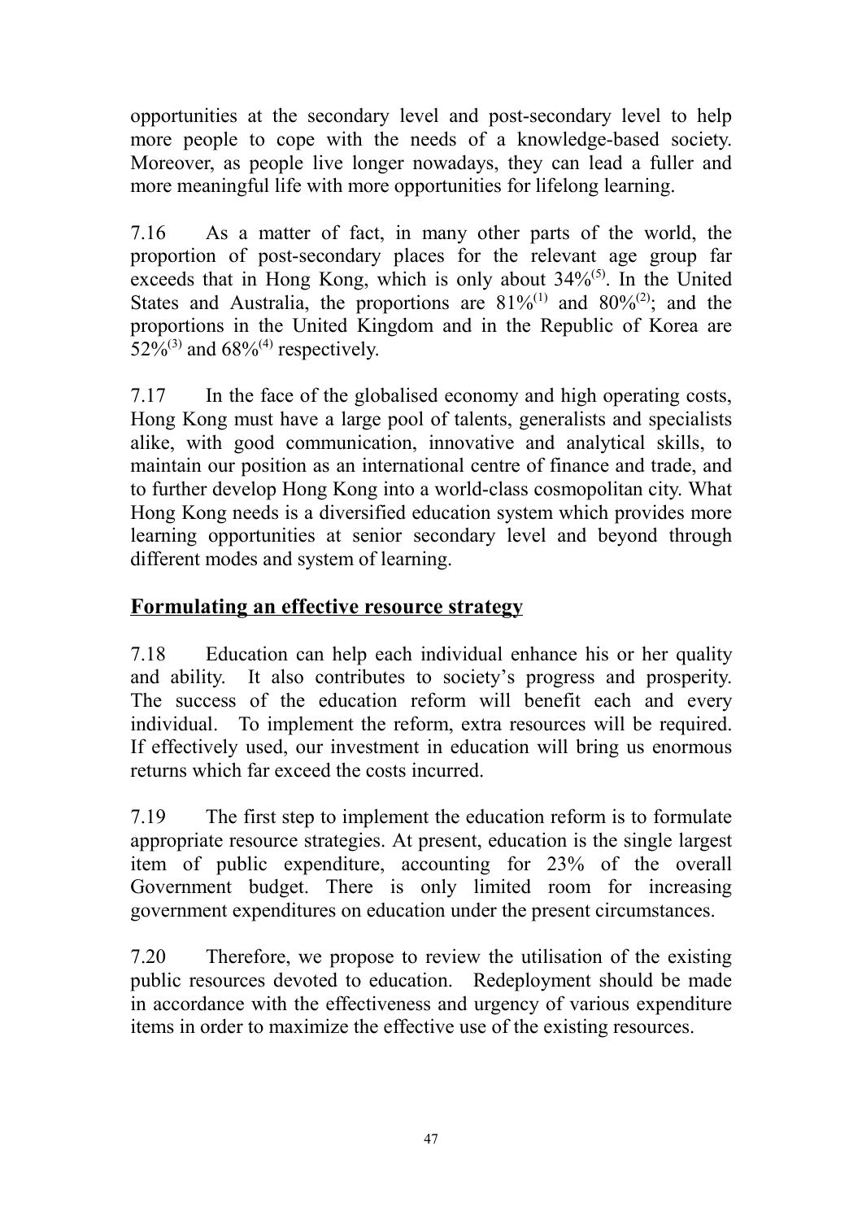opportunities at the secondary level and post-secondary level to help more people to cope with the needs of a knowledge-based society. Moreover, as people live longer nowadays, they can lead a fuller and more meaningful life with more opportunities for lifelong learning.

7.16 As a matter of fact, in many other parts of the world, the proportion of post-secondary places for the relevant age group far exceeds that in Hong Kong, which is only about 34%[5]. In the United States and Australia, the proportions are 81%[1] and 80%[2]; and the proportions in the United Kingdom and in the Republic of Korea are 52%[3] and 68%[4] respectively.

7.17 In the face of the globalised economy and high operating costs, Hong Kong must have a large pool of talents, generalists and specialists alike, with good communication, innovative and analytical skills, to maintain our position as an international centre of finance and trade, and to further develop Hong Kong into a world-class cosmopolitan city. What Hong Kong needs is a diversified education system which provides more learning opportunities at senior secondary level and beyond through different modes and system of learning.

## Formulating an effective resource strategy

7.18 Education can help each individual enhance his or her quality and ability. It also contributes to society's progress and prosperity. The success of the education reform will benefit each and every individual. To implement the reform, extra resources will be required. If effectively used, our investment in education will bring us enormous returns which far exceed the costs incurred.

7.19 The first step to implement the education reform is to formulate appropriate resource strategies. At present, education is the single largest item of public expenditure, accounting for 23% of the overall Government budget. There is only limited room for increasing government expenditures on education under the present circumstances.

7.20 Therefore, we propose to review the utilisation of the existing public resources devoted to education. Redeployment should be made in accordance with the effectiveness and urgency of various expenditure items in order to maximize the effective use of the existing resources.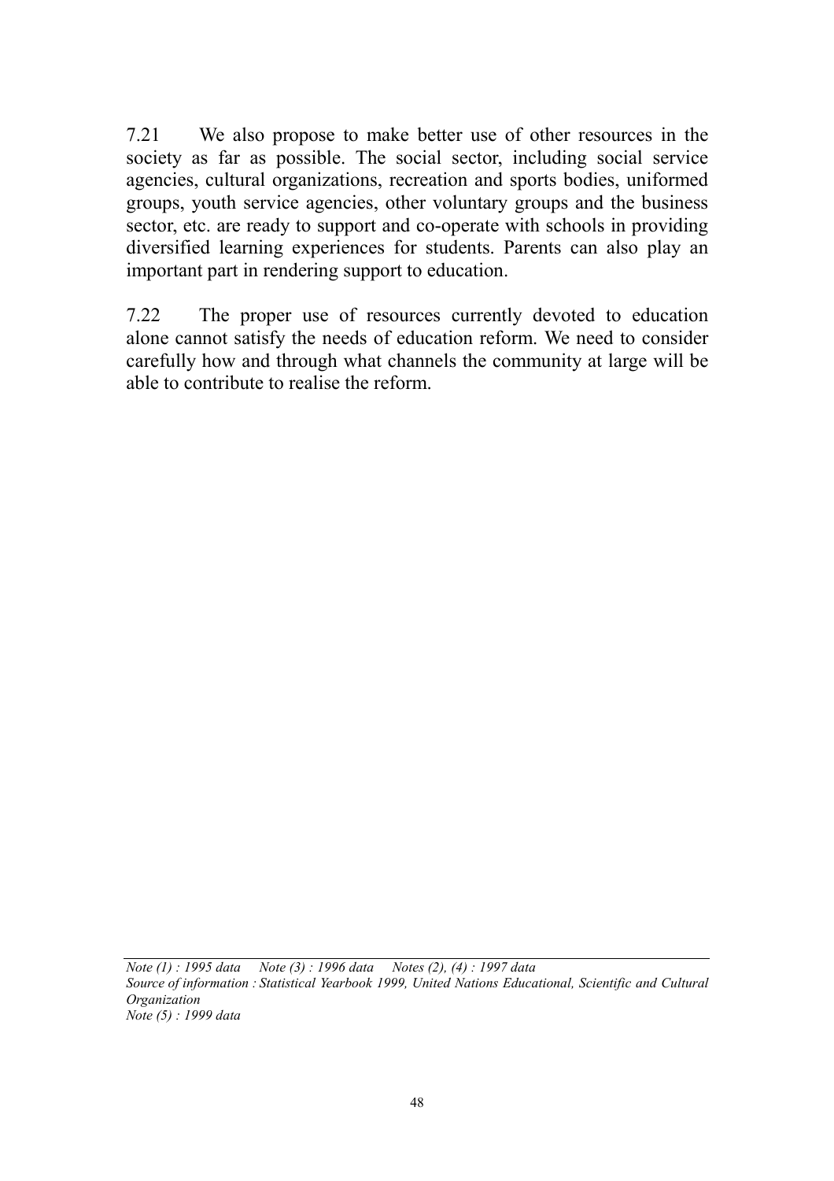7.21 We also propose to make better use of other resources in the society as far as possible. The social sector, including social service agencies, cultural organizations, recreation and sports bodies, uniformed groups, youth service agencies, other voluntary groups and the business sector, etc. are ready to support and co-operate with schools in providing diversified learning experiences for students. Parents can also play an important part in rendering support to education.

7.22 The proper use of resources currently devoted to education alone cannot satisfy the needs of education reform. We need to consider carefully how and through what channels the community at large will be able to contribute to realise the reform.

---

*Note (1) : 1995 data Note (3) : 1996 data Notes (2), (4) : 1997 data*
*Source of information : Statistical Yearbook 1999, United Nations Educational, Scientific and Cultural Organization*
*Note (5) : 1999 data*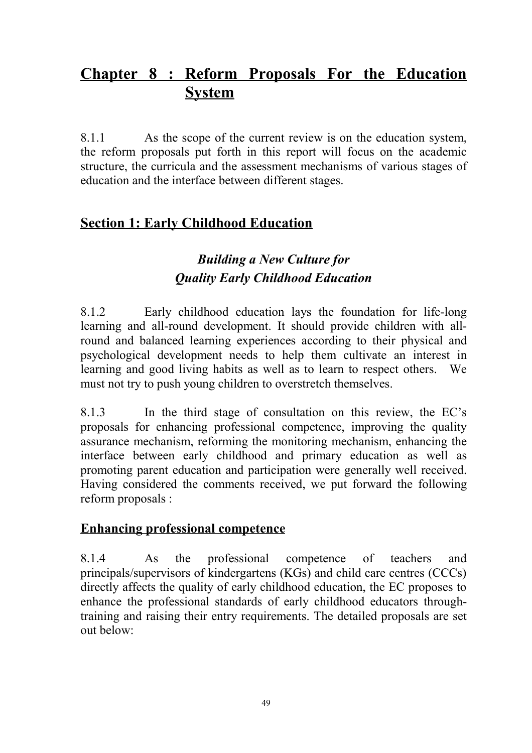# Chapter 8 : Reform Proposals For the Education System

8.1.1 As the scope of the current review is on the education system, the reform proposals put forth in this report will focus on the academic structure, the curricula and the assessment mechanisms of various stages of education and the interface between different stages.

## Section 1: Early Childhood Education

### *Building a New Culture for Quality Early Childhood Education*

8.1.2 Early childhood education lays the foundation for life-long learning and all-round development. It should provide children with all-round and balanced learning experiences according to their physical and psychological development needs to help them cultivate an interest in learning and good living habits as well as to learn to respect others. We must not try to push young children to overstretch themselves.

8.1.3 In the third stage of consultation on this review, the EC's proposals for enhancing professional competence, improving the quality assurance mechanism, reforming the monitoring mechanism, enhancing the interface between early childhood and primary education as well as promoting parent education and participation were generally well received. Having considered the comments received, we put forward the following reform proposals :

### Enhancing professional competence

8.1.4 As the professional competence of teachers and principals/supervisors of kindergartens (KGs) and child care centres (CCCs) directly affects the quality of early childhood education, the EC proposes to enhance the professional standards of early childhood educators through-training and raising their entry requirements. The detailed proposals are set out below: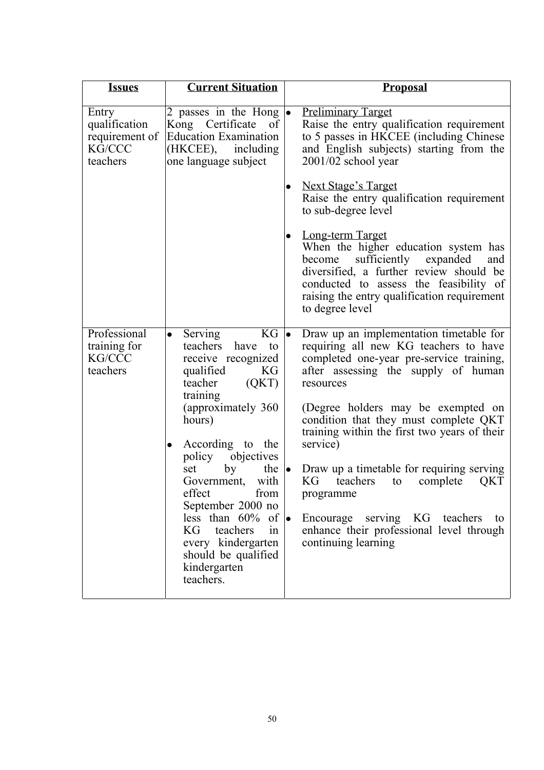| **Issues** | **Current Situation** | **Proposal** |
|---|---|---|
| Entry qualification requirement of KG/CCC teachers | 2 passes in the Hong Kong Certificate of Education Examination (HKCEE), including one language subject | • Preliminary Target<br>Raise the entry qualification requirement to 5 passes in HKCEE (including Chinese and English subjects) starting from the 2001/02 school year<br><br>• Next Stage's Target<br>Raise the entry qualification requirement to sub-degree level<br><br>• Long-term Target<br>When the higher education system has become sufficiently expanded and diversified, a further review should be conducted to assess the feasibility of raising the entry qualification requirement to degree level |
| Professional training for KG/CCC teachers | • Serving KG teachers have to receive recognized qualified KG teacher (QKT) training (approximately 360 hours)<br><br>• According to the policy objectives set by the Government, with effect from September 2000 no less than 60% of KG teachers in every kindergarten should be qualified kindergarten teachers. | • Draw up an implementation timetable for requiring all new KG teachers to have completed one-year pre-service training, after assessing the supply of human resources<br><br>(Degree holders may be exempted on condition that they must complete QKT training within the first two years of their service)<br><br>• Draw up a timetable for requiring serving KG teachers to complete QKT programme<br><br>• Encourage serving KG teachers to enhance their professional level through continuing learning |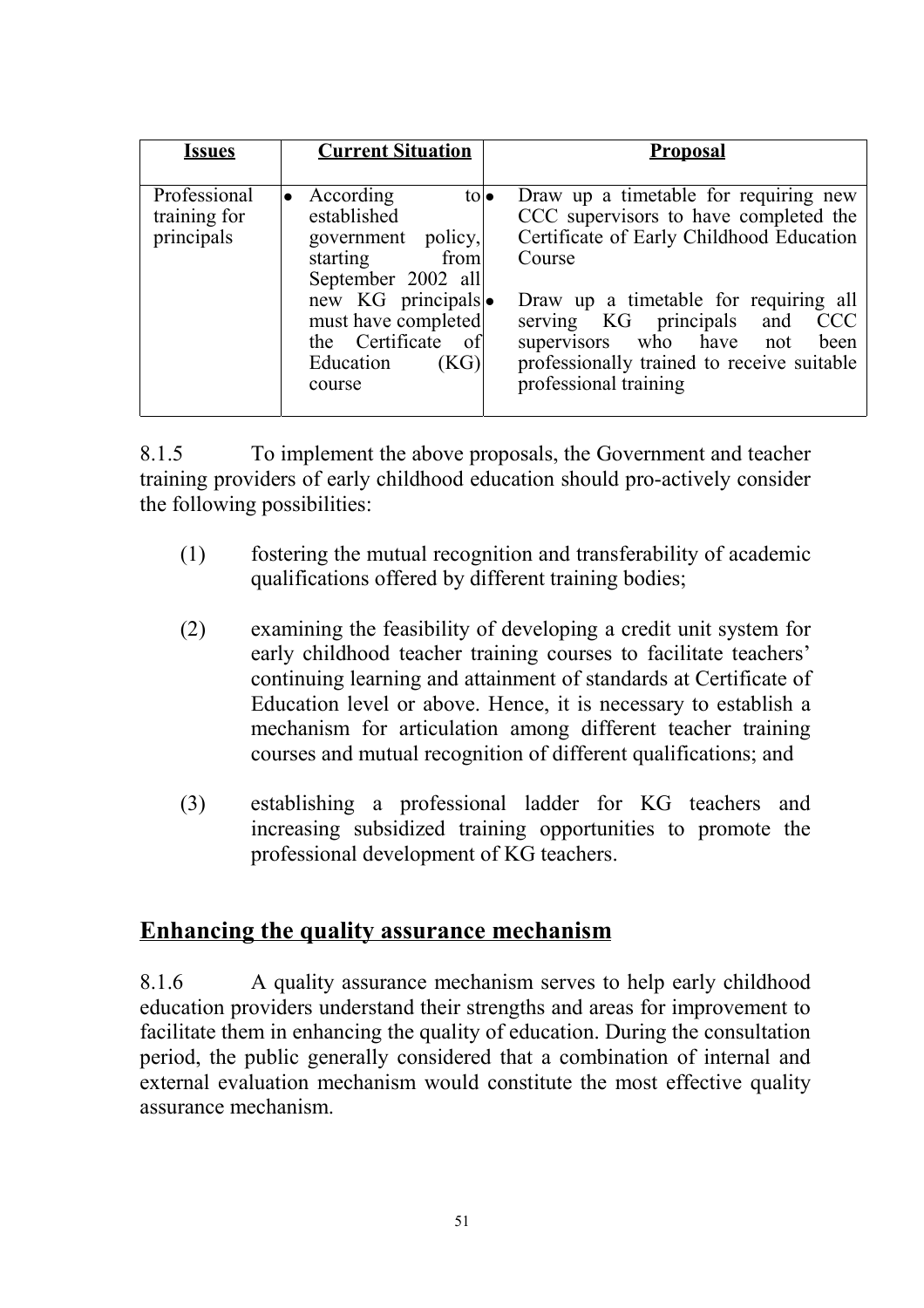| Issues | Current Situation | Proposal |
|---|---|---|
| Professional training for principals | • According to established government policy, starting from September 2002 all new KG principals must have completed the Certificate of Education (KG) course | • Draw up a timetable for requiring new CCC supervisors to have completed the Certificate of Early Childhood Education Course<br><br>• Draw up a timetable for requiring all serving KG principals and CCC supervisors who have not been professionally trained to receive suitable professional training |

8.1.5 To implement the above proposals, the Government and teacher training providers of early childhood education should pro-actively consider the following possibilities:

(1) fostering the mutual recognition and transferability of academic qualifications offered by different training bodies;

(2) examining the feasibility of developing a credit unit system for early childhood teacher training courses to facilitate teachers' continuing learning and attainment of standards at Certificate of Education level or above. Hence, it is necessary to establish a mechanism for articulation among different teacher training courses and mutual recognition of different qualifications; and

(3) establishing a professional ladder for KG teachers and increasing subsidized training opportunities to promote the professional development of KG teachers.

## Enhancing the quality assurance mechanism

8.1.6 A quality assurance mechanism serves to help early childhood education providers understand their strengths and areas for improvement to facilitate them in enhancing the quality of education. During the consultation period, the public generally considered that a combination of internal and external evaluation mechanism would constitute the most effective quality assurance mechanism.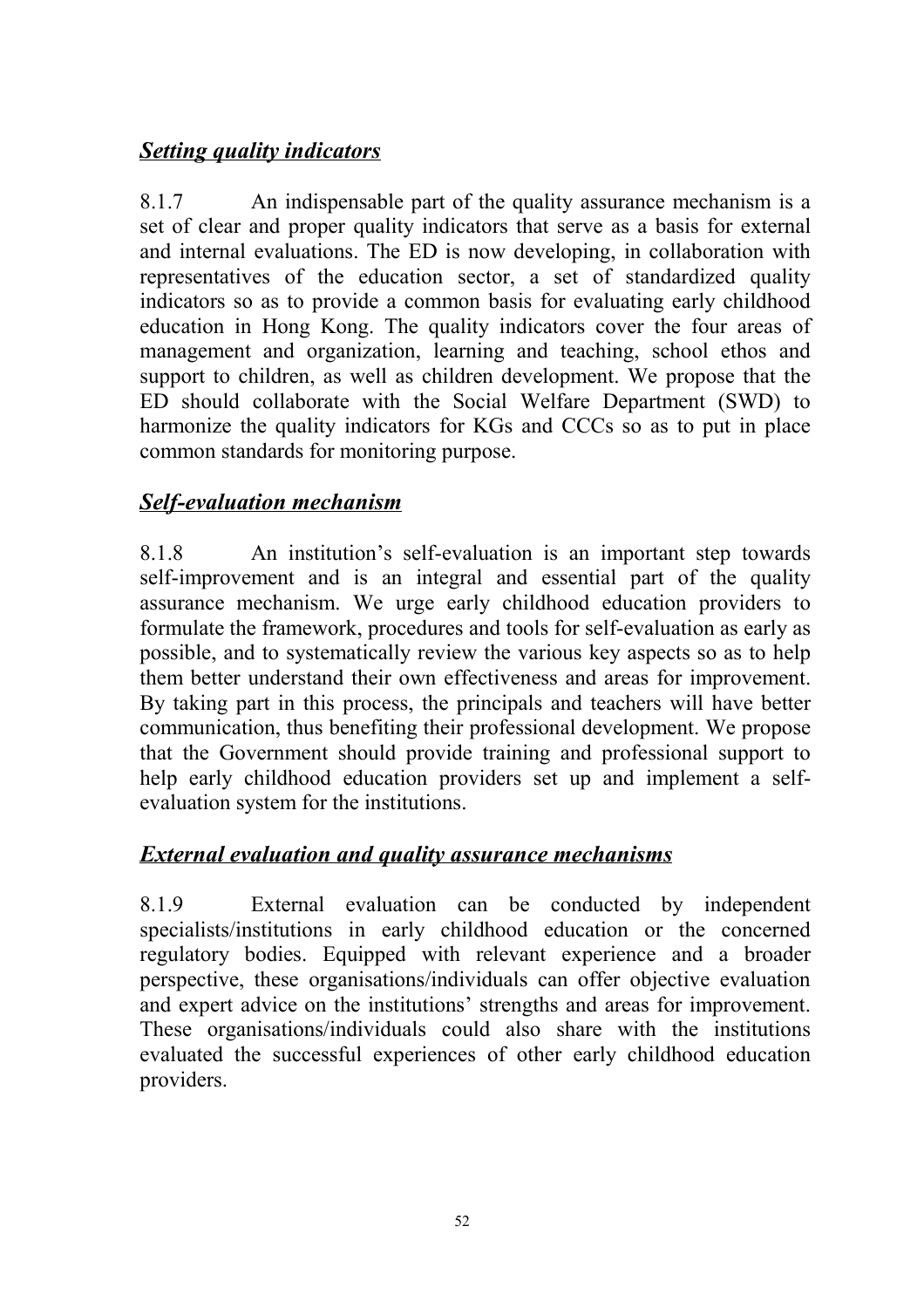***Setting quality indicators***

8.1.7 An indispensable part of the quality assurance mechanism is a set of clear and proper quality indicators that serve as a basis for external and internal evaluations. The ED is now developing, in collaboration with representatives of the education sector, a set of standardized quality indicators so as to provide a common basis for evaluating early childhood education in Hong Kong. The quality indicators cover the four areas of management and organization, learning and teaching, school ethos and support to children, as well as children development. We propose that the ED should collaborate with the Social Welfare Department (SWD) to harmonize the quality indicators for KGs and CCCs so as to put in place common standards for monitoring purpose.

***Self-evaluation mechanism***

8.1.8 An institution's self-evaluation is an important step towards self-improvement and is an integral and essential part of the quality assurance mechanism. We urge early childhood education providers to formulate the framework, procedures and tools for self-evaluation as early as possible, and to systematically review the various key aspects so as to help them better understand their own effectiveness and areas for improvement. By taking part in this process, the principals and teachers will have better communication, thus benefiting their professional development. We propose that the Government should provide training and professional support to help early childhood education providers set up and implement a self-evaluation system for the institutions.

***External evaluation and quality assurance mechanisms***

8.1.9 External evaluation can be conducted by independent specialists/institutions in early childhood education or the concerned regulatory bodies. Equipped with relevant experience and a broader perspective, these organisations/individuals can offer objective evaluation and expert advice on the institutions' strengths and areas for improvement. These organisations/individuals could also share with the institutions evaluated the successful experiences of other early childhood education providers.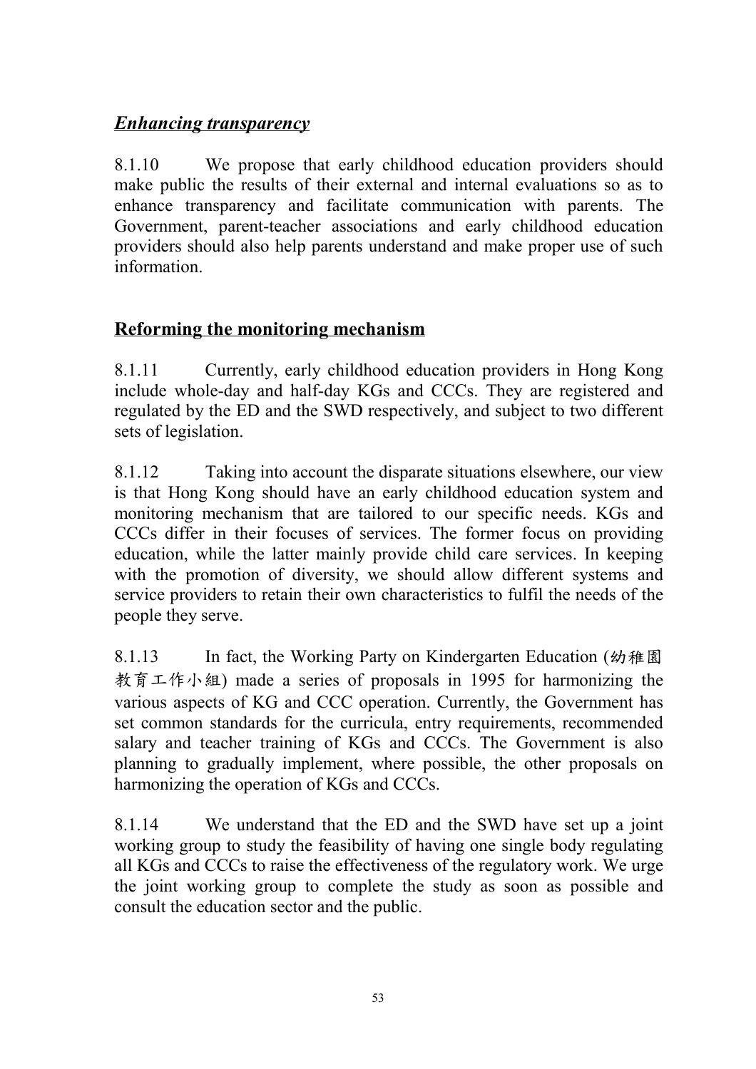### ***Enhancing transparency***

8.1.10 We propose that early childhood education providers should make public the results of their external and internal evaluations so as to enhance transparency and facilitate communication with parents. The Government, parent-teacher associations and early childhood education providers should also help parents understand and make proper use of such information.

## **Reforming the monitoring mechanism**

8.1.11 Currently, early childhood education providers in Hong Kong include whole-day and half-day KGs and CCCs. They are registered and regulated by the ED and the SWD respectively, and subject to two different sets of legislation.

8.1.12 Taking into account the disparate situations elsewhere, our view is that Hong Kong should have an early childhood education system and monitoring mechanism that are tailored to our specific needs. KGs and CCCs differ in their focuses of services. The former focus on providing education, while the latter mainly provide child care services. In keeping with the promotion of diversity, we should allow different systems and service providers to retain their own characteristics to fulfil the needs of the people they serve.

8.1.13 In fact, the Working Party on Kindergarten Education (幼稚園教育工作小組) made a series of proposals in 1995 for harmonizing the various aspects of KG and CCC operation. Currently, the Government has set common standards for the curricula, entry requirements, recommended salary and teacher training of KGs and CCCs. The Government is also planning to gradually implement, where possible, the other proposals on harmonizing the operation of KGs and CCCs.

8.1.14 We understand that the ED and the SWD have set up a joint working group to study the feasibility of having one single body regulating all KGs and CCCs to raise the effectiveness of the regulatory work. We urge the joint working group to complete the study as soon as possible and consult the education sector and the public.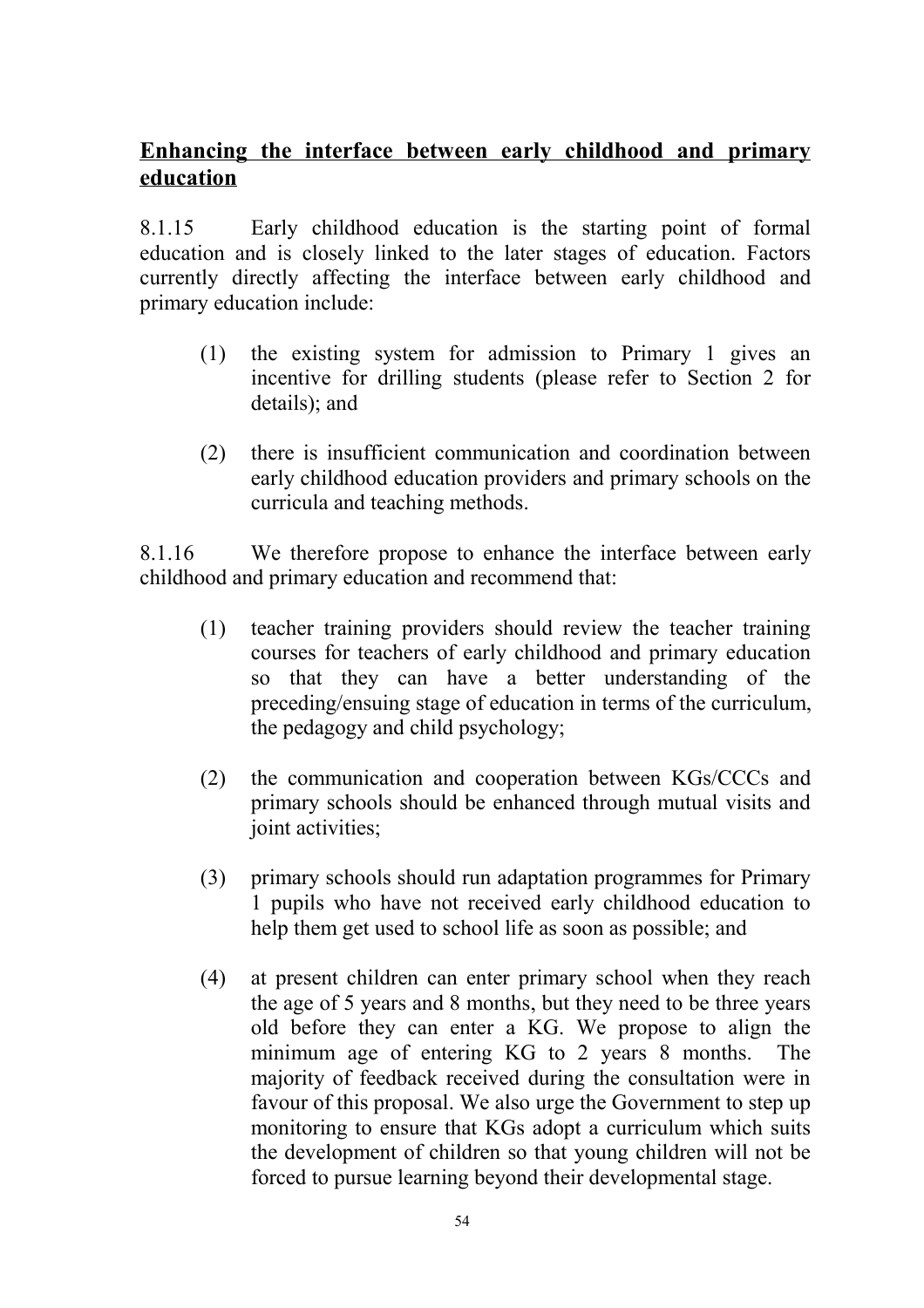## **Enhancing the interface between early childhood and primary education**

8.1.15 Early childhood education is the starting point of formal education and is closely linked to the later stages of education. Factors currently directly affecting the interface between early childhood and primary education include:

(1) the existing system for admission to Primary 1 gives an incentive for drilling students (please refer to Section 2 for details); and

(2) there is insufficient communication and coordination between early childhood education providers and primary schools on the curricula and teaching methods.

8.1.16 We therefore propose to enhance the interface between early childhood and primary education and recommend that:

(1) teacher training providers should review the teacher training courses for teachers of early childhood and primary education so that they can have a better understanding of the preceding/ensuing stage of education in terms of the curriculum, the pedagogy and child psychology;

(2) the communication and cooperation between KGs/CCCs and primary schools should be enhanced through mutual visits and joint activities;

(3) primary schools should run adaptation programmes for Primary 1 pupils who have not received early childhood education to help them get used to school life as soon as possible; and

(4) at present children can enter primary school when they reach the age of 5 years and 8 months, but they need to be three years old before they can enter a KG. We propose to align the minimum age of entering KG to 2 years 8 months. The majority of feedback received during the consultation were in favour of this proposal. We also urge the Government to step up monitoring to ensure that KGs adopt a curriculum which suits the development of children so that young children will not be forced to pursue learning beyond their developmental stage.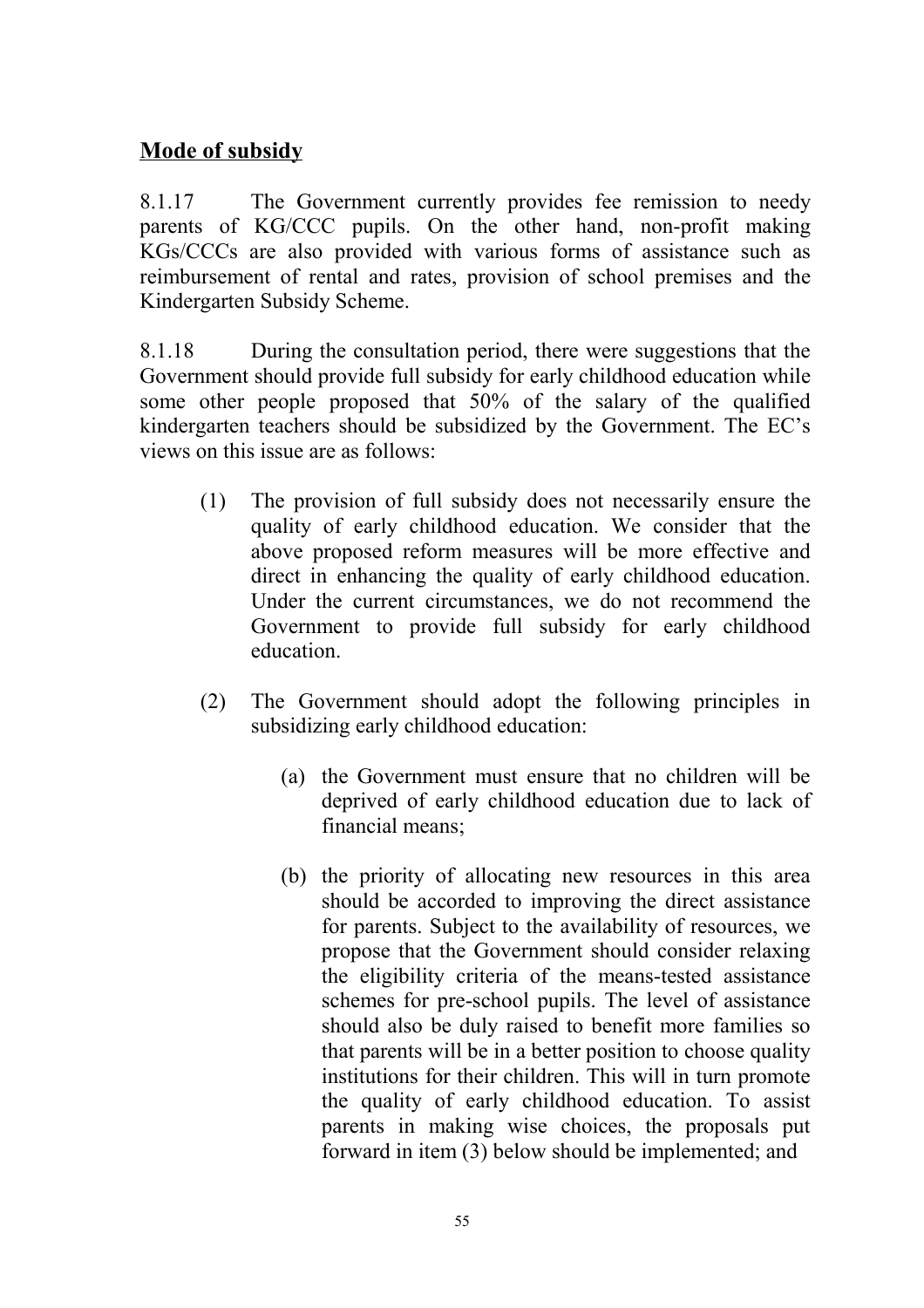## Mode of subsidy

8.1.17 The Government currently provides fee remission to needy parents of KG/CCC pupils. On the other hand, non-profit making KGs/CCCs are also provided with various forms of assistance such as reimbursement of rental and rates, provision of school premises and the Kindergarten Subsidy Scheme.

8.1.18 During the consultation period, there were suggestions that the Government should provide full subsidy for early childhood education while some other people proposed that 50% of the salary of the qualified kindergarten teachers should be subsidized by the Government. The EC's views on this issue are as follows:

(1) The provision of full subsidy does not necessarily ensure the quality of early childhood education. We consider that the above proposed reform measures will be more effective and direct in enhancing the quality of early childhood education. Under the current circumstances, we do not recommend the Government to provide full subsidy for early childhood education.

(2) The Government should adopt the following principles in subsidizing early childhood education:

   (a) the Government must ensure that no children will be deprived of early childhood education due to lack of financial means;

   (b) the priority of allocating new resources in this area should be accorded to improving the direct assistance for parents. Subject to the availability of resources, we propose that the Government should consider relaxing the eligibility criteria of the means-tested assistance schemes for pre-school pupils. The level of assistance should also be duly raised to benefit more families so that parents will be in a better position to choose quality institutions for their children. This will in turn promote the quality of early childhood education. To assist parents in making wise choices, the proposals put forward in item (3) below should be implemented; and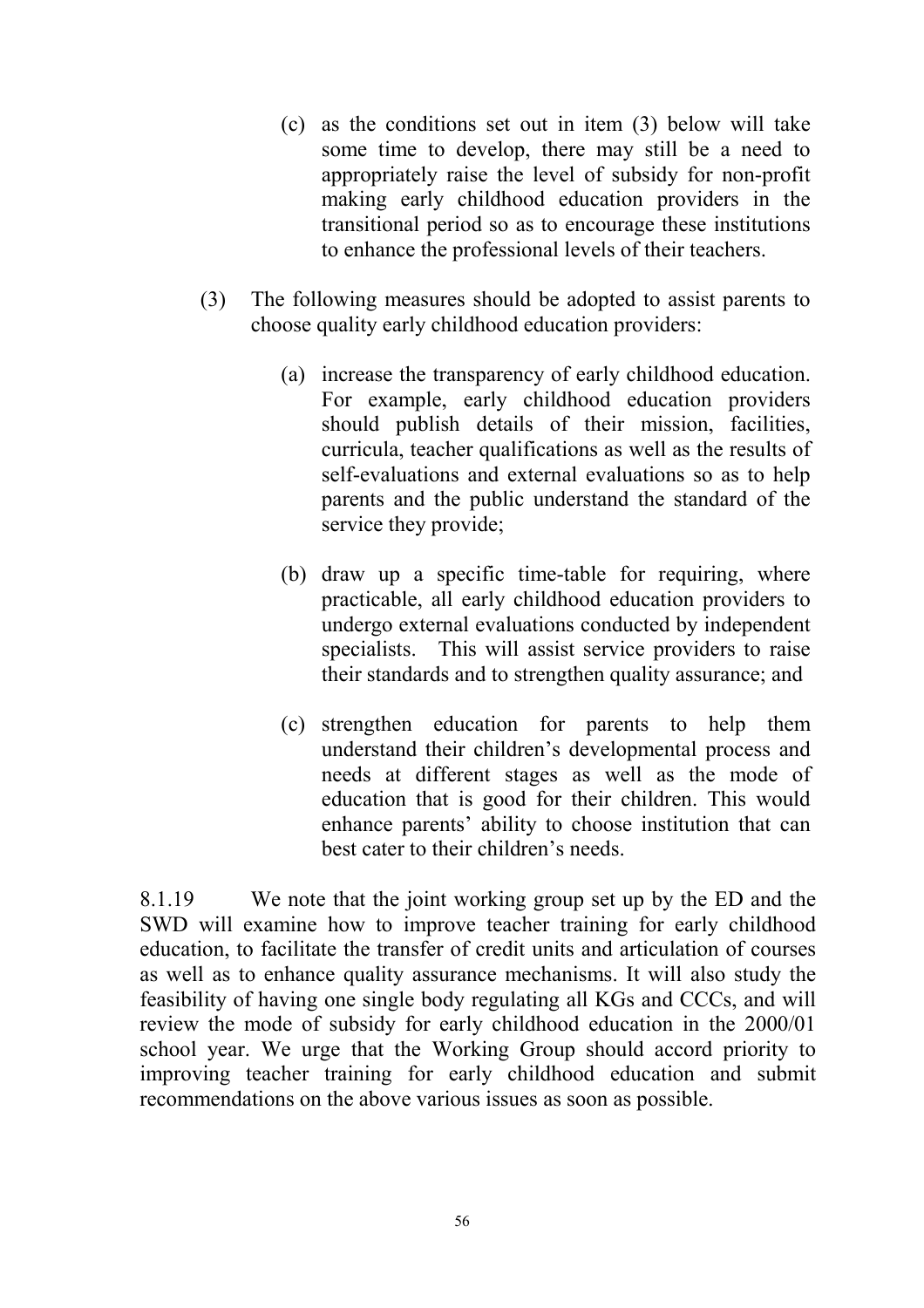(c) as the conditions set out in item (3) below will take some time to develop, there may still be a need to appropriately raise the level of subsidy for non-profit making early childhood education providers in the transitional period so as to encourage these institutions to enhance the professional levels of their teachers.

(3) The following measures should be adopted to assist parents to choose quality early childhood education providers:

(a) increase the transparency of early childhood education. For example, early childhood education providers should publish details of their mission, facilities, curricula, teacher qualifications as well as the results of self-evaluations and external evaluations so as to help parents and the public understand the standard of the service they provide;

(b) draw up a specific time-table for requiring, where practicable, all early childhood education providers to undergo external evaluations conducted by independent specialists. This will assist service providers to raise their standards and to strengthen quality assurance; and

(c) strengthen education for parents to help them understand their children's developmental process and needs at different stages as well as the mode of education that is good for their children. This would enhance parents' ability to choose institution that can best cater to their children's needs.

8.1.19 We note that the joint working group set up by the ED and the SWD will examine how to improve teacher training for early childhood education, to facilitate the transfer of credit units and articulation of courses as well as to enhance quality assurance mechanisms. It will also study the feasibility of having one single body regulating all KGs and CCCs, and will review the mode of subsidy for early childhood education in the 2000/01 school year. We urge that the Working Group should accord priority to improving teacher training for early childhood education and submit recommendations on the above various issues as soon as possible.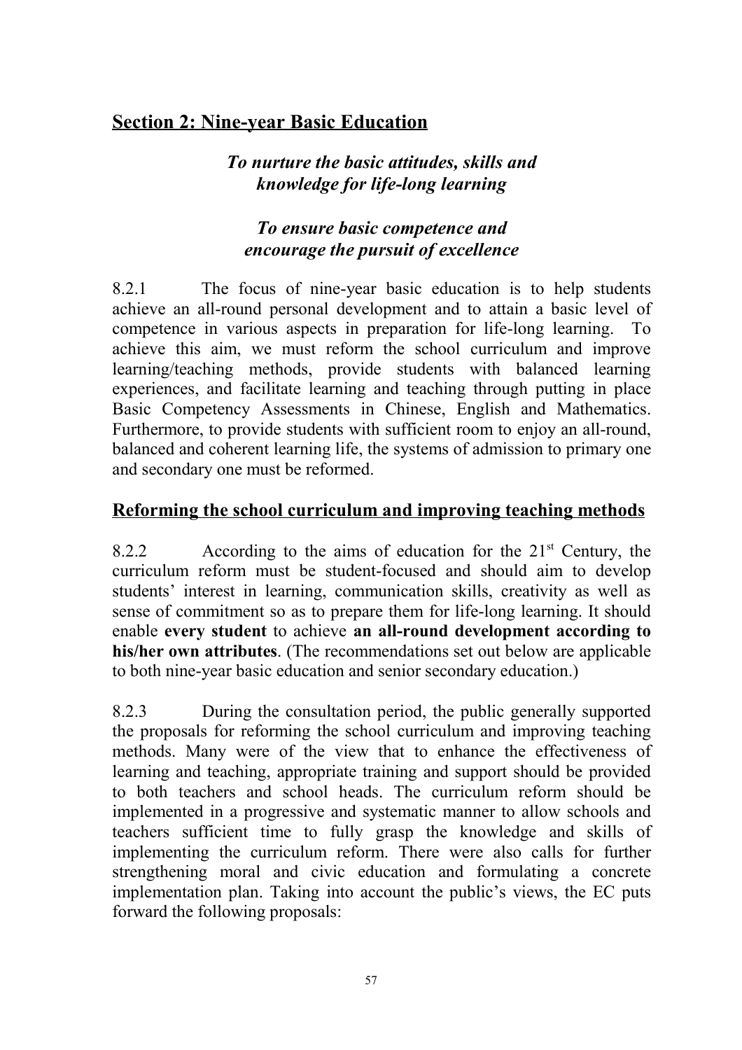## Section 2: Nine-year Basic Education

***To nurture the basic attitudes, skills and knowledge for life-long learning***

***To ensure basic competence and encourage the pursuit of excellence***

8.2.1 The focus of nine-year basic education is to help students achieve an all-round personal development and to attain a basic level of competence in various aspects in preparation for life-long learning. To achieve this aim, we must reform the school curriculum and improve learning/teaching methods, provide students with balanced learning experiences, and facilitate learning and teaching through putting in place Basic Competency Assessments in Chinese, English and Mathematics. Furthermore, to provide students with sufficient room to enjoy an all-round, balanced and coherent learning life, the systems of admission to primary one and secondary one must be reformed.

### Reforming the school curriculum and improving teaching methods

8.2.2 According to the aims of education for the 21st Century, the curriculum reform must be student-focused and should aim to develop students' interest in learning, communication skills, creativity as well as sense of commitment so as to prepare them for life-long learning. It should enable **every student** to achieve **an all-round development according to his/her own attributes**. (The recommendations set out below are applicable to both nine-year basic education and senior secondary education.)

8.2.3 During the consultation period, the public generally supported the proposals for reforming the school curriculum and improving teaching methods. Many were of the view that to enhance the effectiveness of learning and teaching, appropriate training and support should be provided to both teachers and school heads. The curriculum reform should be implemented in a progressive and systematic manner to allow schools and teachers sufficient time to fully grasp the knowledge and skills of implementing the curriculum reform. There were also calls for further strengthening moral and civic education and formulating a concrete implementation plan. Taking into account the public's views, the EC puts forward the following proposals: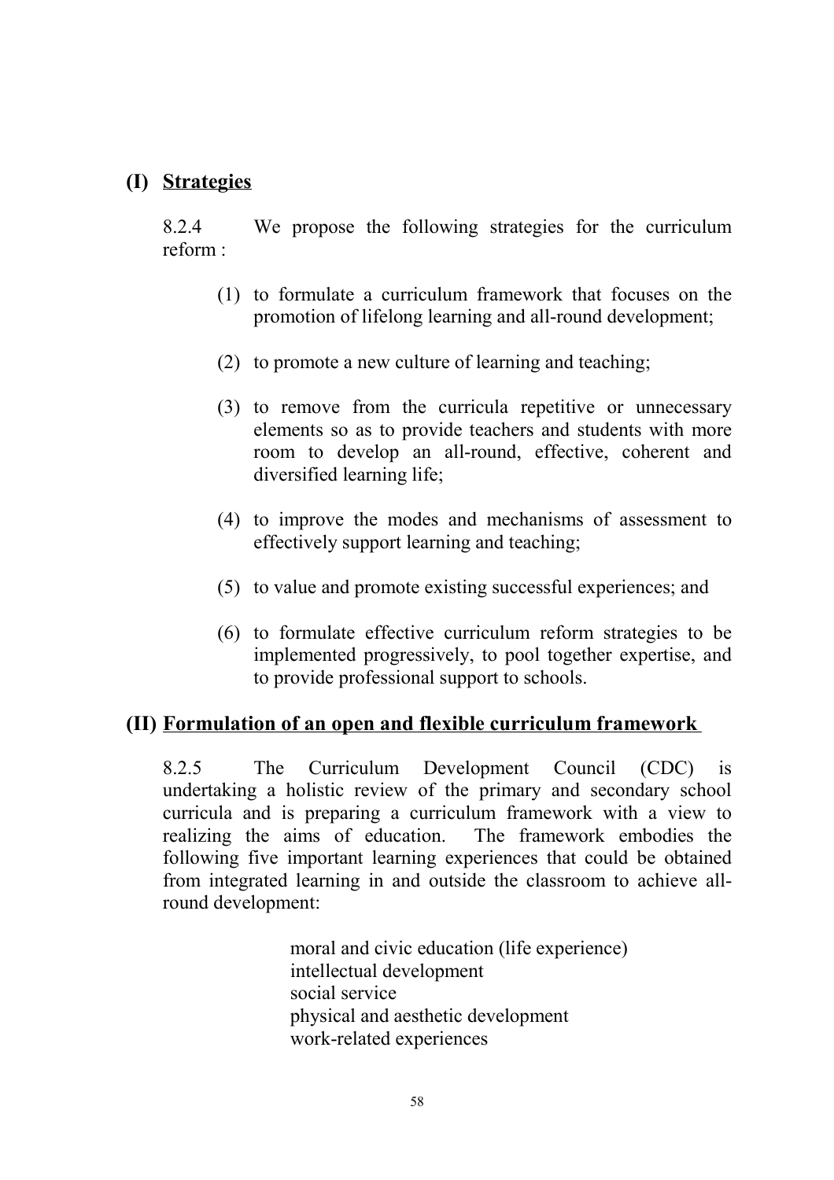## (I) Strategies

8.2.4 We propose the following strategies for the curriculum reform :

(1) to formulate a curriculum framework that focuses on the promotion of lifelong learning and all-round development;

(2) to promote a new culture of learning and teaching;

(3) to remove from the curricula repetitive or unnecessary elements so as to provide teachers and students with more room to develop an all-round, effective, coherent and diversified learning life;

(4) to improve the modes and mechanisms of assessment to effectively support learning and teaching;

(5) to value and promote existing successful experiences; and

(6) to formulate effective curriculum reform strategies to be implemented progressively, to pool together expertise, and to provide professional support to schools.

## (II) Formulation of an open and flexible curriculum framework

8.2.5 The Curriculum Development Council (CDC) is undertaking a holistic review of the primary and secondary school curricula and is preparing a curriculum framework with a view to realizing the aims of education. The framework embodies the following five important learning experiences that could be obtained from integrated learning in and outside the classroom to achieve all-round development:

moral and civic education (life experience)
intellectual development
social service
physical and aesthetic development
work-related experiences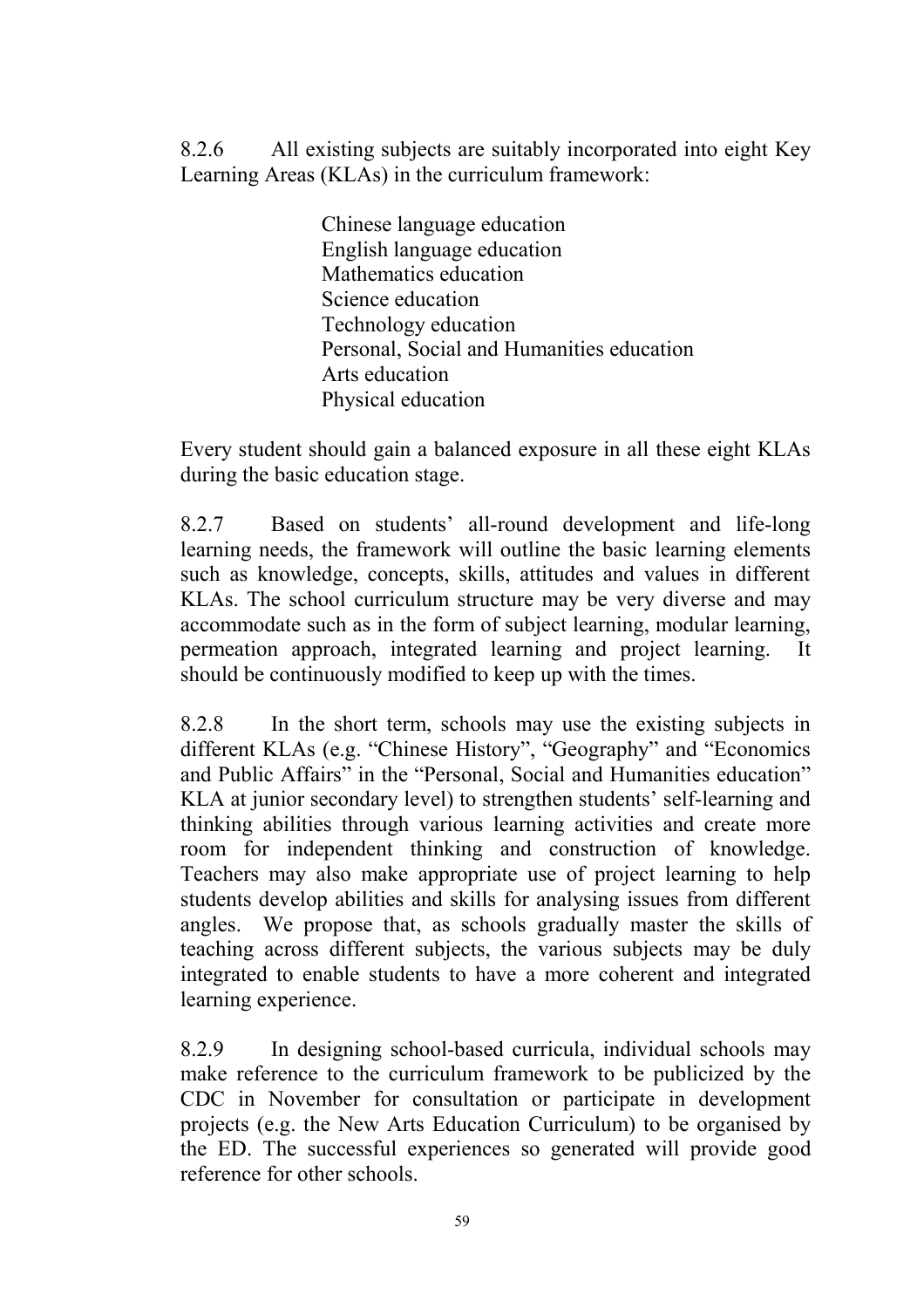8.2.6 All existing subjects are suitably incorporated into eight Key Learning Areas (KLAs) in the curriculum framework:

- Chinese language education
- English language education
- Mathematics education
- Science education
- Technology education
- Personal, Social and Humanities education
- Arts education
- Physical education

Every student should gain a balanced exposure in all these eight KLAs during the basic education stage.

8.2.7 Based on students' all-round development and life-long learning needs, the framework will outline the basic learning elements such as knowledge, concepts, skills, attitudes and values in different KLAs. The school curriculum structure may be very diverse and may accommodate such as in the form of subject learning, modular learning, permeation approach, integrated learning and project learning. It should be continuously modified to keep up with the times.

8.2.8 In the short term, schools may use the existing subjects in different KLAs (e.g. "Chinese History", "Geography" and "Economics and Public Affairs" in the "Personal, Social and Humanities education" KLA at junior secondary level) to strengthen students' self-learning and thinking abilities through various learning activities and create more room for independent thinking and construction of knowledge. Teachers may also make appropriate use of project learning to help students develop abilities and skills for analysing issues from different angles. We propose that, as schools gradually master the skills of teaching across different subjects, the various subjects may be duly integrated to enable students to have a more coherent and integrated learning experience.

8.2.9 In designing school-based curricula, individual schools may make reference to the curriculum framework to be publicized by the CDC in November for consultation or participate in development projects (e.g. the New Arts Education Curriculum) to be organised by the ED. The successful experiences so generated will provide good reference for other schools.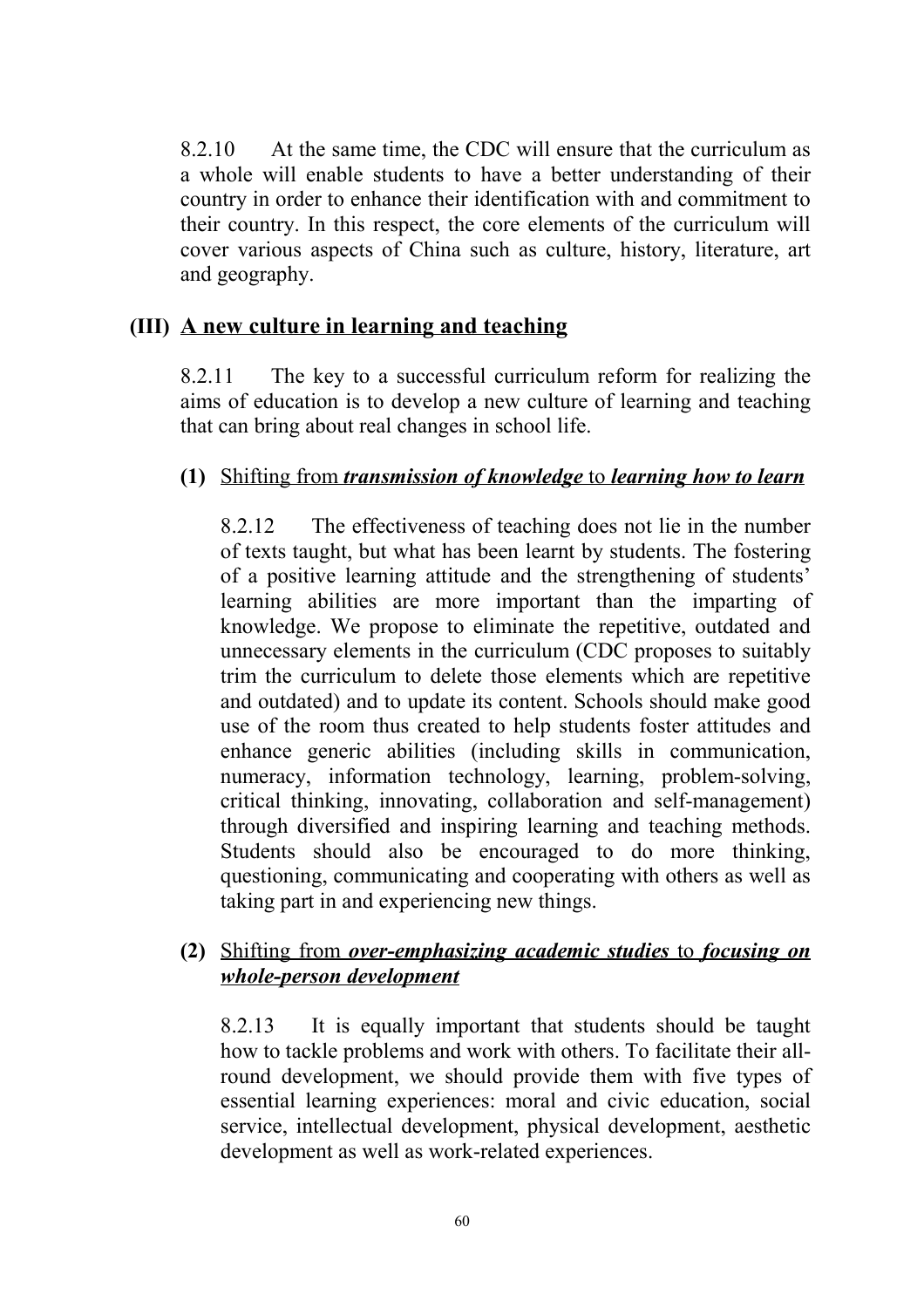8.2.10 At the same time, the CDC will ensure that the curriculum as a whole will enable students to have a better understanding of their country in order to enhance their identification with and commitment to their country. In this respect, the core elements of the curriculum will cover various aspects of China such as culture, history, literature, art and geography.

## (III) A new culture in learning and teaching

8.2.11 The key to a successful curriculum reform for realizing the aims of education is to develop a new culture of learning and teaching that can bring about real changes in school life.

### (1) Shifting from ***transmission of knowledge*** to ***learning how to learn***

8.2.12 The effectiveness of teaching does not lie in the number of texts taught, but what has been learnt by students. The fostering of a positive learning attitude and the strengthening of students' learning abilities are more important than the imparting of knowledge. We propose to eliminate the repetitive, outdated and unnecessary elements in the curriculum (CDC proposes to suitably trim the curriculum to delete those elements which are repetitive and outdated) and to update its content. Schools should make good use of the room thus created to help students foster attitudes and enhance generic abilities (including skills in communication, numeracy, information technology, learning, problem-solving, critical thinking, innovating, collaboration and self-management) through diversified and inspiring learning and teaching methods. Students should also be encouraged to do more thinking, questioning, communicating and cooperating with others as well as taking part in and experiencing new things.

### (2) Shifting from ***over-emphasizing academic studies*** to ***focusing on whole-person development***

8.2.13 It is equally important that students should be taught how to tackle problems and work with others. To facilitate their all-round development, we should provide them with five types of essential learning experiences: moral and civic education, social service, intellectual development, physical development, aesthetic development as well as work-related experiences.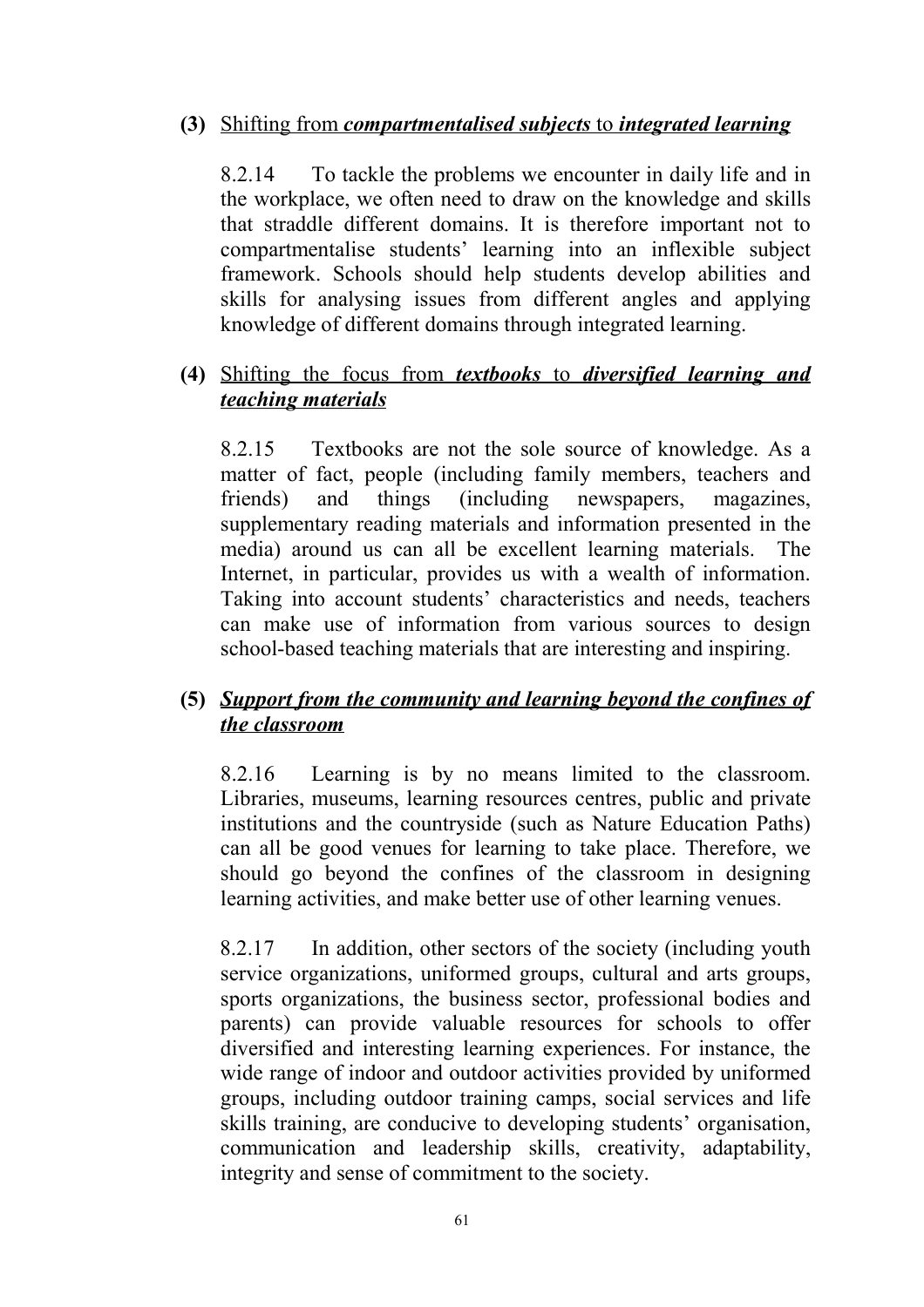**(3)** <u>Shifting from ***compartmentalised subjects*** to ***integrated learning***</u>

8.2.14 To tackle the problems we encounter in daily life and in the workplace, we often need to draw on the knowledge and skills that straddle different domains. It is therefore important not to compartmentalise students' learning into an inflexible subject framework. Schools should help students develop abilities and skills for analysing issues from different angles and applying knowledge of different domains through integrated learning.

**(4)** <u>Shifting the focus from ***textbooks*** to ***diversified learning and teaching materials***</u>

8.2.15 Textbooks are not the sole source of knowledge. As a matter of fact, people (including family members, teachers and friends) and things (including newspapers, magazines, supplementary reading materials and information presented in the media) around us can all be excellent learning materials. The Internet, in particular, provides us with a wealth of information. Taking into account students' characteristics and needs, teachers can make use of information from various sources to design school-based teaching materials that are interesting and inspiring.

**(5)** <u>***Support from the community and learning beyond the confines of the classroom***</u>

8.2.16 Learning is by no means limited to the classroom. Libraries, museums, learning resources centres, public and private institutions and the countryside (such as Nature Education Paths) can all be good venues for learning to take place. Therefore, we should go beyond the confines of the classroom in designing learning activities, and make better use of other learning venues.

8.2.17 In addition, other sectors of the society (including youth service organizations, uniformed groups, cultural and arts groups, sports organizations, the business sector, professional bodies and parents) can provide valuable resources for schools to offer diversified and interesting learning experiences. For instance, the wide range of indoor and outdoor activities provided by uniformed groups, including outdoor training camps, social services and life skills training, are conducive to developing students' organisation, communication and leadership skills, creativity, adaptability, integrity and sense of commitment to the society.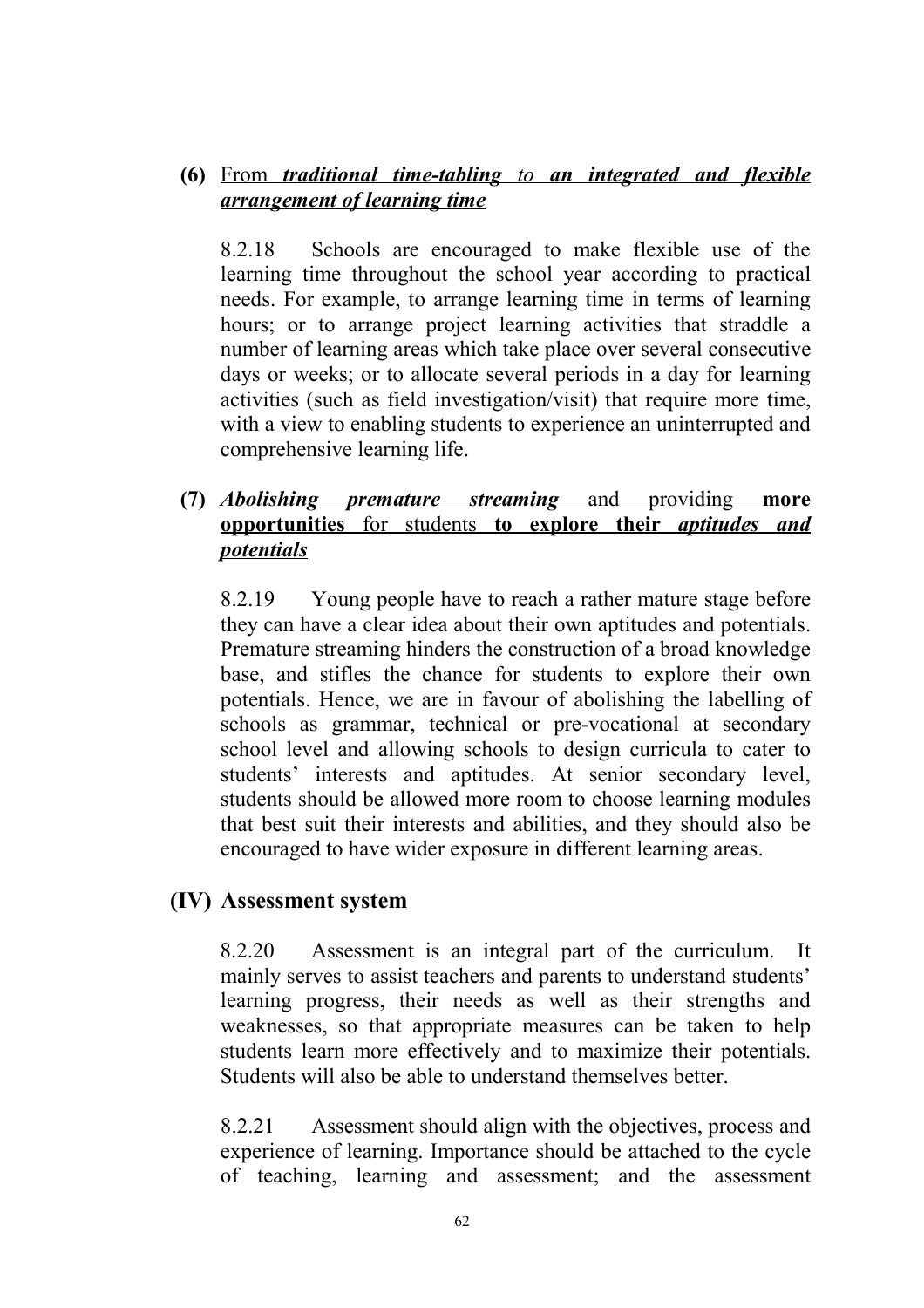**(6)** From ***traditional time-tabling*** *to* ***an integrated and flexible arrangement of learning time***

8.2.18 Schools are encouraged to make flexible use of the learning time throughout the school year according to practical needs. For example, to arrange learning time in terms of learning hours; or to arrange project learning activities that straddle a number of learning areas which take place over several consecutive days or weeks; or to allocate several periods in a day for learning activities (such as field investigation/visit) that require more time, with a view to enabling students to experience an uninterrupted and comprehensive learning life.

**(7)** ***Abolishing premature streaming*** and providing **more opportunities** for students **to explore their** ***aptitudes and potentials***

8.2.19 Young people have to reach a rather mature stage before they can have a clear idea about their own aptitudes and potentials. Premature streaming hinders the construction of a broad knowledge base, and stifles the chance for students to explore their own potentials. Hence, we are in favour of abolishing the labelling of schools as grammar, technical or pre-vocational at secondary school level and allowing schools to design curricula to cater to students' interests and aptitudes. At senior secondary level, students should be allowed more room to choose learning modules that best suit their interests and abilities, and they should also be encouraged to have wider exposure in different learning areas.

## (IV) Assessment system

8.2.20 Assessment is an integral part of the curriculum. It mainly serves to assist teachers and parents to understand students' learning progress, their needs as well as their strengths and weaknesses, so that appropriate measures can be taken to help students learn more effectively and to maximize their potentials. Students will also be able to understand themselves better.

8.2.21 Assessment should align with the objectives, process and experience of learning. Importance should be attached to the cycle of teaching, learning and assessment; and the assessment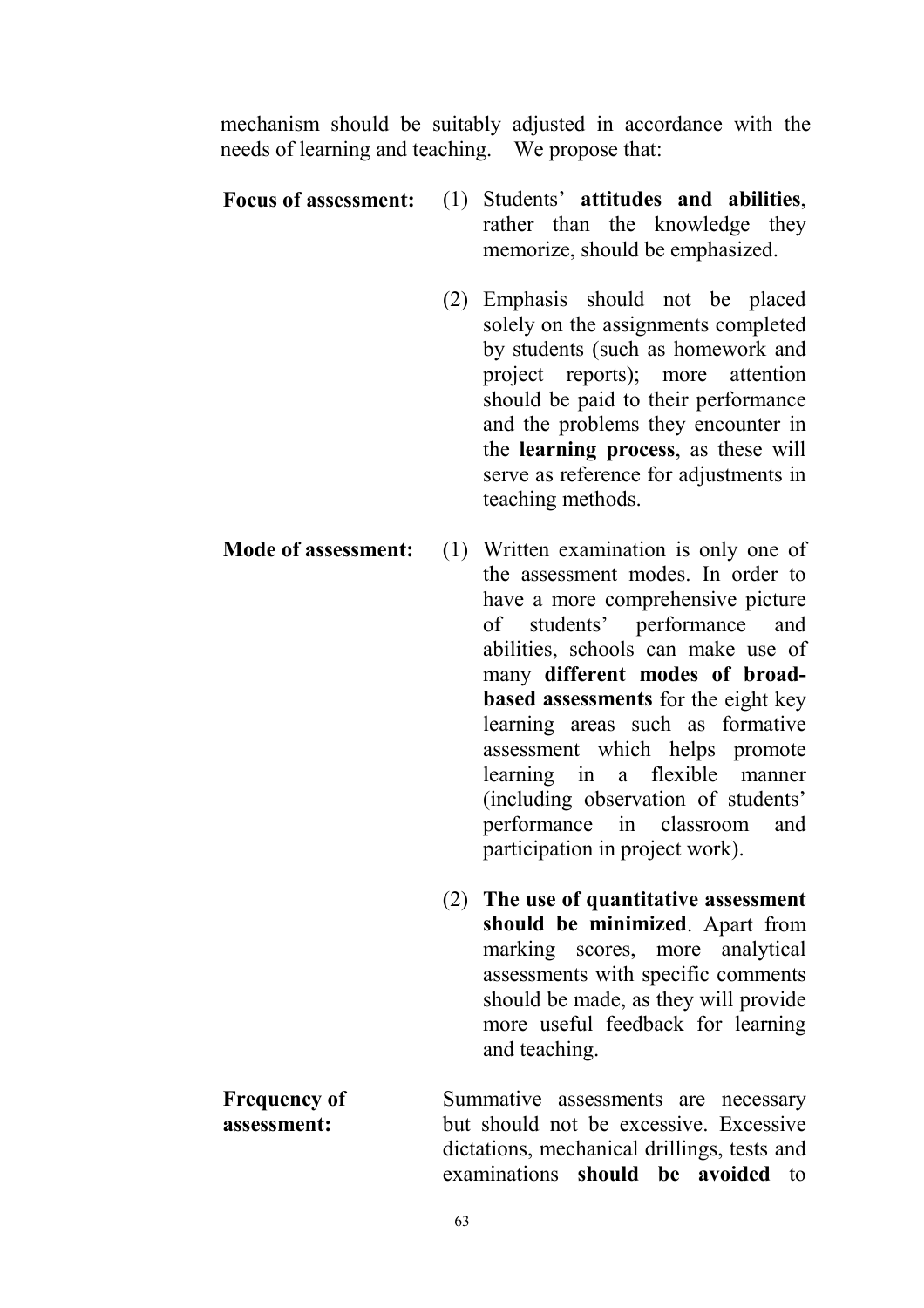mechanism should be suitably adjusted in accordance with the needs of learning and teaching. We propose that:

**Focus of assessment:**

(1) Students' **attitudes and abilities**, rather than the knowledge they memorize, should be emphasized.

(2) Emphasis should not be placed solely on the assignments completed by students (such as homework and project reports); more attention should be paid to their performance and the problems they encounter in the **learning process**, as these will serve as reference for adjustments in teaching methods.

**Mode of assessment:**

(1) Written examination is only one of the assessment modes. In order to have a more comprehensive picture of students' performance and abilities, schools can make use of many **different modes of broad-based assessments** for the eight key learning areas such as formative assessment which helps promote learning in a flexible manner (including observation of students' performance in classroom and participation in project work).

(2) **The use of quantitative assessment should be minimized**. Apart from marking scores, more analytical assessments with specific comments should be made, as they will provide more useful feedback for learning and teaching.

**Frequency of assessment:**

Summative assessments are necessary but should not be excessive. Excessive dictations, mechanical drillings, tests and examinations **should be avoided** to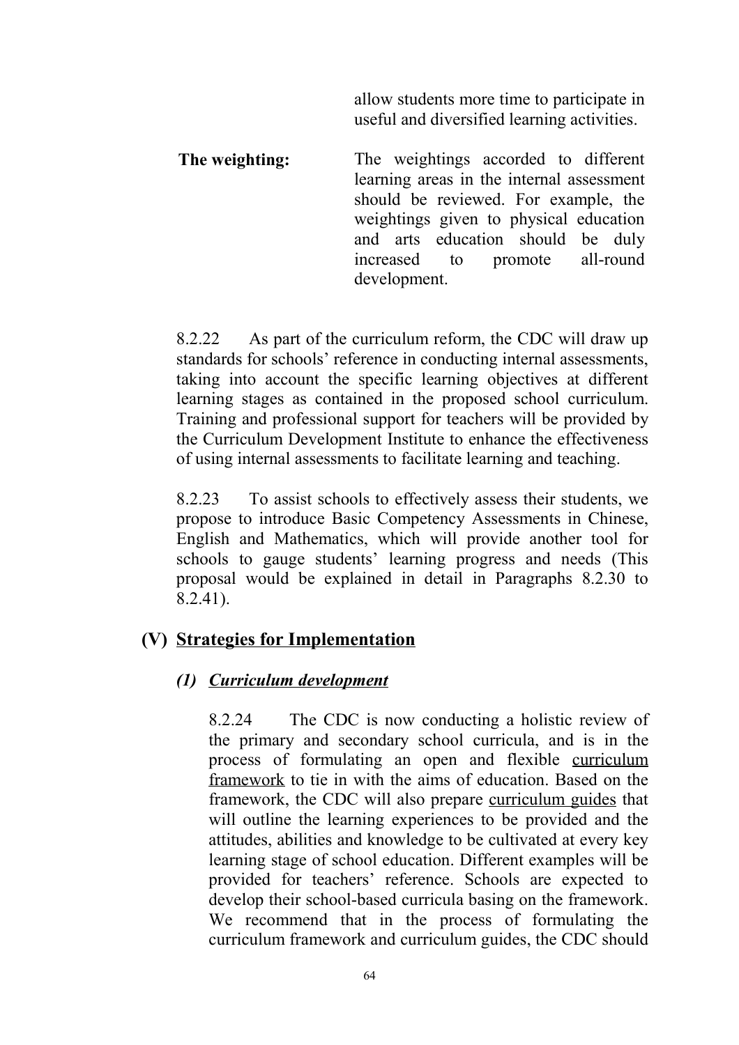allow students more time to participate in useful and diversified learning activities.

**The weighting:** The weightings accorded to different learning areas in the internal assessment should be reviewed. For example, the weightings given to physical education and arts education should be duly increased to promote all-round development.

8.2.22 As part of the curriculum reform, the CDC will draw up standards for schools' reference in conducting internal assessments, taking into account the specific learning objectives at different learning stages as contained in the proposed school curriculum. Training and professional support for teachers will be provided by the Curriculum Development Institute to enhance the effectiveness of using internal assessments to facilitate learning and teaching.

8.2.23 To assist schools to effectively assess their students, we propose to introduce Basic Competency Assessments in Chinese, English and Mathematics, which will provide another tool for schools to gauge students' learning progress and needs (This proposal would be explained in detail in Paragraphs 8.2.30 to 8.2.41).

## (V) Strategies for Implementation

### *(1) Curriculum development*

8.2.24 The CDC is now conducting a holistic review of the primary and secondary school curricula, and is in the process of formulating an open and flexible curriculum framework to tie in with the aims of education. Based on the framework, the CDC will also prepare curriculum guides that will outline the learning experiences to be provided and the attitudes, abilities and knowledge to be cultivated at every key learning stage of school education. Different examples will be provided for teachers' reference. Schools are expected to develop their school-based curricula basing on the framework. We recommend that in the process of formulating the curriculum framework and curriculum guides, the CDC should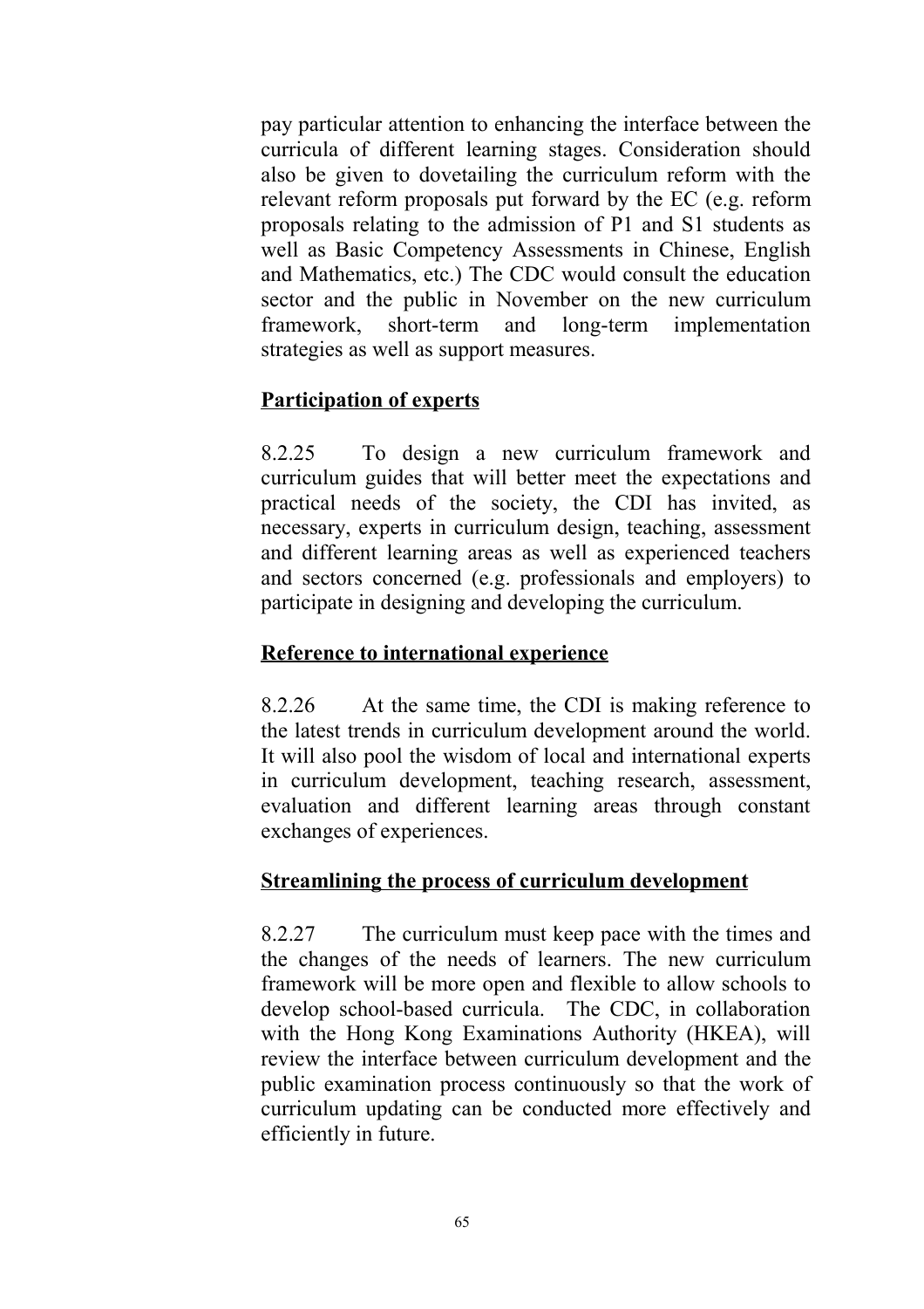pay particular attention to enhancing the interface between the curricula of different learning stages. Consideration should also be given to dovetailing the curriculum reform with the relevant reform proposals put forward by the EC (e.g. reform proposals relating to the admission of P1 and S1 students as well as Basic Competency Assessments in Chinese, English and Mathematics, etc.) The CDC would consult the education sector and the public in November on the new curriculum framework, short-term and long-term implementation strategies as well as support measures.

**Participation of experts**

8.2.25 To design a new curriculum framework and curriculum guides that will better meet the expectations and practical needs of the society, the CDI has invited, as necessary, experts in curriculum design, teaching, assessment and different learning areas as well as experienced teachers and sectors concerned (e.g. professionals and employers) to participate in designing and developing the curriculum.

**Reference to international experience**

8.2.26 At the same time, the CDI is making reference to the latest trends in curriculum development around the world. It will also pool the wisdom of local and international experts in curriculum development, teaching research, assessment, evaluation and different learning areas through constant exchanges of experiences.

**Streamlining the process of curriculum development**

8.2.27 The curriculum must keep pace with the times and the changes of the needs of learners. The new curriculum framework will be more open and flexible to allow schools to develop school-based curricula. The CDC, in collaboration with the Hong Kong Examinations Authority (HKEA), will review the interface between curriculum development and the public examination process continuously so that the work of curriculum updating can be conducted more effectively and efficiently in future.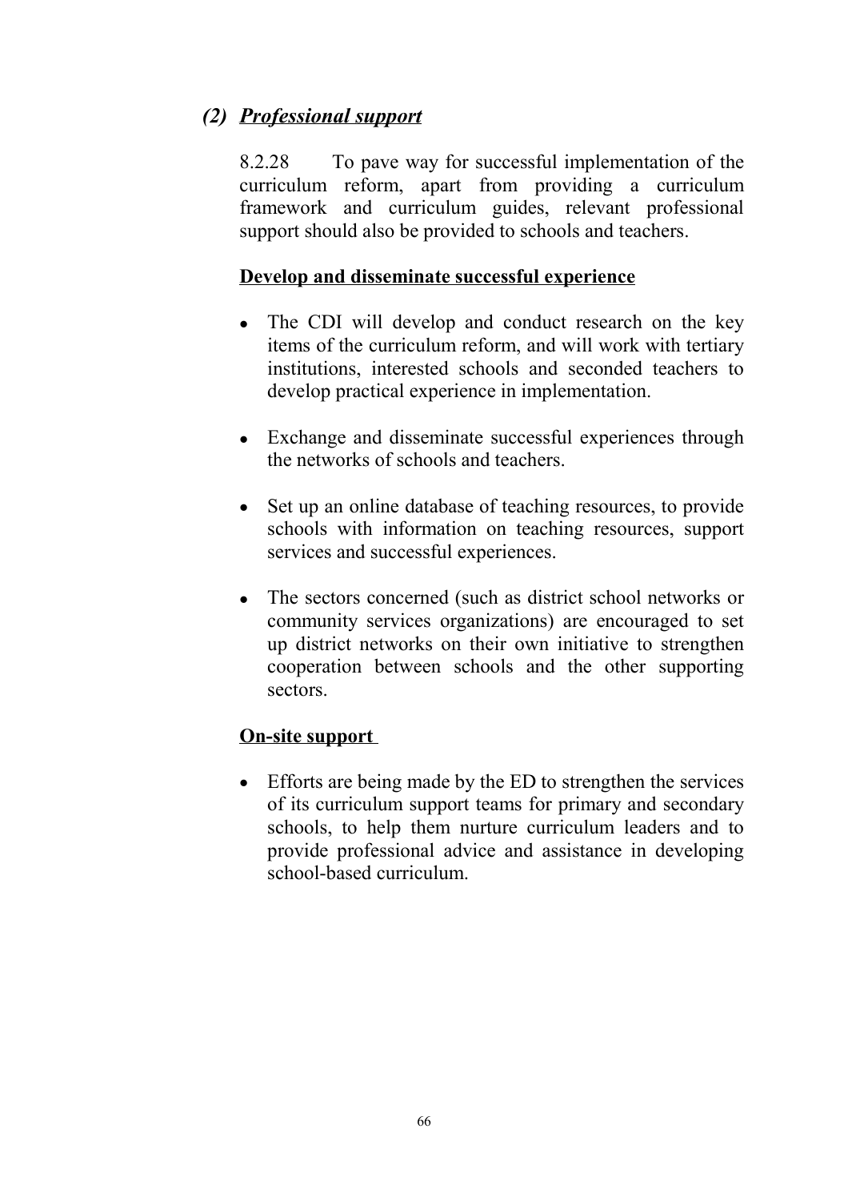### *(2) Professional support*

8.2.28 To pave way for successful implementation of the curriculum reform, apart from providing a curriculum framework and curriculum guides, relevant professional support should also be provided to schools and teachers.

**Develop and disseminate successful experience**

- The CDI will develop and conduct research on the key items of the curriculum reform, and will work with tertiary institutions, interested schools and seconded teachers to develop practical experience in implementation.

- Exchange and disseminate successful experiences through the networks of schools and teachers.

- Set up an online database of teaching resources, to provide schools with information on teaching resources, support services and successful experiences.

- The sectors concerned (such as district school networks or community services organizations) are encouraged to set up district networks on their own initiative to strengthen cooperation between schools and the other supporting sectors.

**On-site support**

- Efforts are being made by the ED to strengthen the services of its curriculum support teams for primary and secondary schools, to help them nurture curriculum leaders and to provide professional advice and assistance in developing school-based curriculum.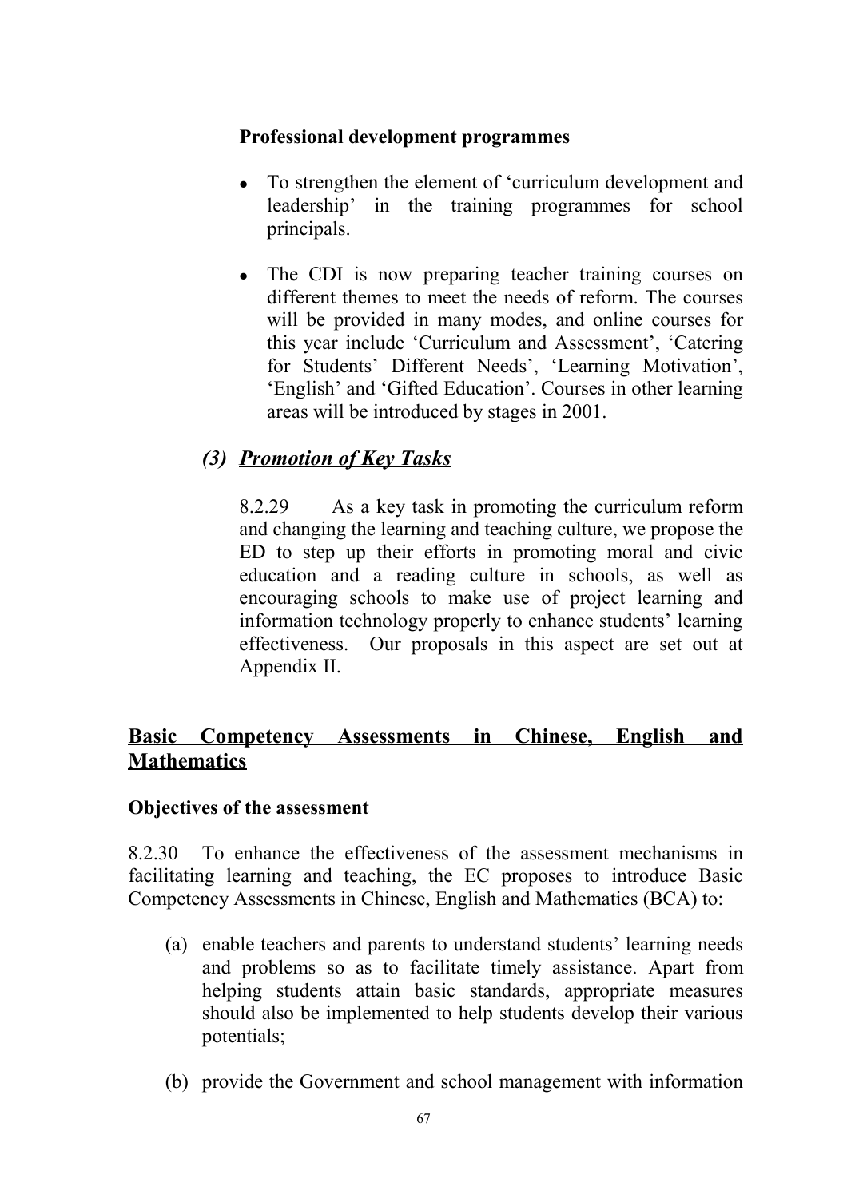**Professional development programmes**

- To strengthen the element of 'curriculum development and leadership' in the training programmes for school principals.

- The CDI is now preparing teacher training courses on different themes to meet the needs of reform. The courses will be provided in many modes, and online courses for this year include 'Curriculum and Assessment', 'Catering for Students' Different Needs', 'Learning Motivation', 'English' and 'Gifted Education'. Courses in other learning areas will be introduced by stages in 2001.

### *(3) Promotion of Key Tasks*

8.2.29 As a key task in promoting the curriculum reform and changing the learning and teaching culture, we propose the ED to step up their efforts in promoting moral and civic education and a reading culture in schools, as well as encouraging schools to make use of project learning and information technology properly to enhance students' learning effectiveness. Our proposals in this aspect are set out at Appendix II.

## Basic Competency Assessments in Chinese, English and Mathematics

**Objectives of the assessment**

8.2.30 To enhance the effectiveness of the assessment mechanisms in facilitating learning and teaching, the EC proposes to introduce Basic Competency Assessments in Chinese, English and Mathematics (BCA) to:

(a) enable teachers and parents to understand students' learning needs and problems so as to facilitate timely assistance. Apart from helping students attain basic standards, appropriate measures should also be implemented to help students develop their various potentials;

(b) provide the Government and school management with information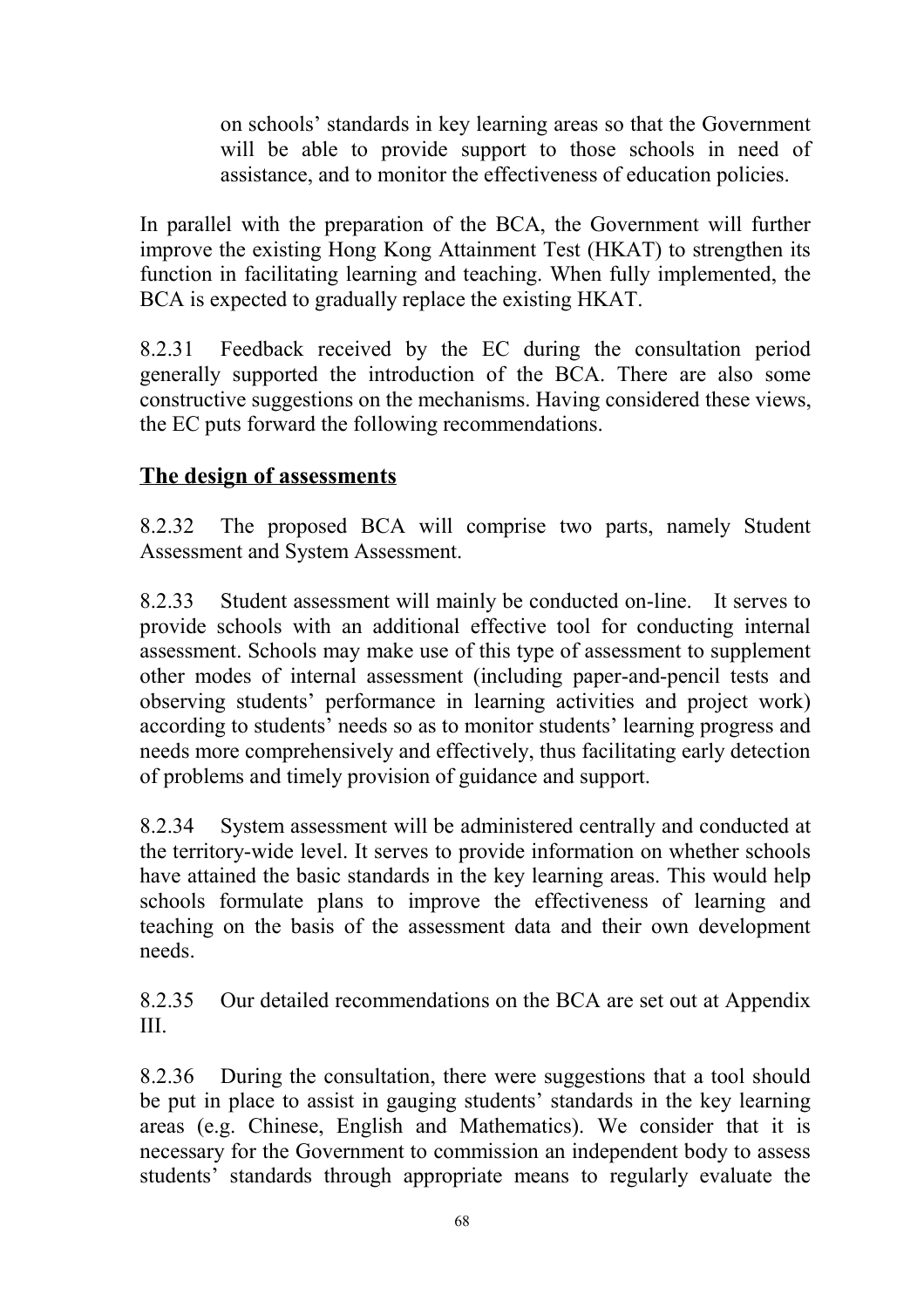on schools' standards in key learning areas so that the Government will be able to provide support to those schools in need of assistance, and to monitor the effectiveness of education policies.

In parallel with the preparation of the BCA, the Government will further improve the existing Hong Kong Attainment Test (HKAT) to strengthen its function in facilitating learning and teaching. When fully implemented, the BCA is expected to gradually replace the existing HKAT.

8.2.31 Feedback received by the EC during the consultation period generally supported the introduction of the BCA. There are also some constructive suggestions on the mechanisms. Having considered these views, the EC puts forward the following recommendations.

## The design of assessments

8.2.32 The proposed BCA will comprise two parts, namely Student Assessment and System Assessment.

8.2.33 Student assessment will mainly be conducted on-line. It serves to provide schools with an additional effective tool for conducting internal assessment. Schools may make use of this type of assessment to supplement other modes of internal assessment (including paper-and-pencil tests and observing students' performance in learning activities and project work) according to students' needs so as to monitor students' learning progress and needs more comprehensively and effectively, thus facilitating early detection of problems and timely provision of guidance and support.

8.2.34 System assessment will be administered centrally and conducted at the territory-wide level. It serves to provide information on whether schools have attained the basic standards in the key learning areas. This would help schools formulate plans to improve the effectiveness of learning and teaching on the basis of the assessment data and their own development needs.

8.2.35 Our detailed recommendations on the BCA are set out at Appendix III.

8.2.36 During the consultation, there were suggestions that a tool should be put in place to assist in gauging students' standards in the key learning areas (e.g. Chinese, English and Mathematics). We consider that it is necessary for the Government to commission an independent body to assess students' standards through appropriate means to regularly evaluate the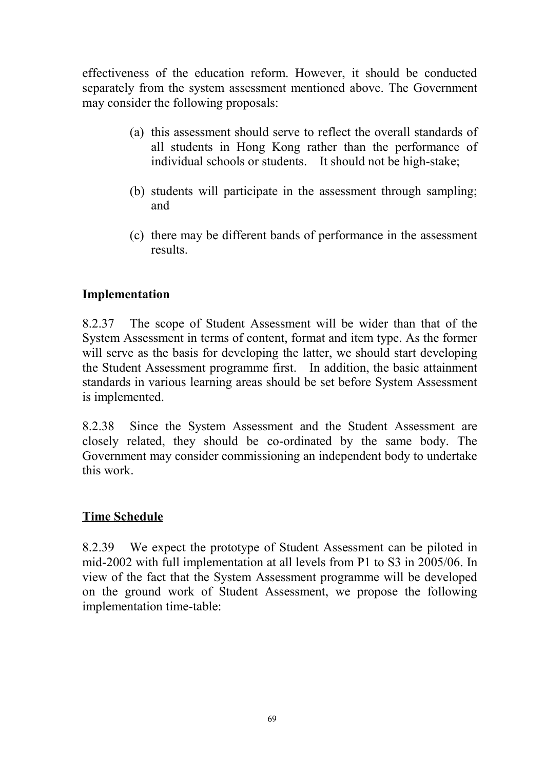effectiveness of the education reform. However, it should be conducted separately from the system assessment mentioned above. The Government may consider the following proposals:

(a) this assessment should serve to reflect the overall standards of all students in Hong Kong rather than the performance of individual schools or students. It should not be high-stake;

(b) students will participate in the assessment through sampling; and

(c) there may be different bands of performance in the assessment results.

## Implementation

8.2.37 The scope of Student Assessment will be wider than that of the System Assessment in terms of content, format and item type. As the former will serve as the basis for developing the latter, we should start developing the Student Assessment programme first. In addition, the basic attainment standards in various learning areas should be set before System Assessment is implemented.

8.2.38 Since the System Assessment and the Student Assessment are closely related, they should be co-ordinated by the same body. The Government may consider commissioning an independent body to undertake this work.

## Time Schedule

8.2.39 We expect the prototype of Student Assessment can be piloted in mid-2002 with full implementation at all levels from P1 to S3 in 2005/06. In view of the fact that the System Assessment programme will be developed on the ground work of Student Assessment, we propose the following implementation time-table: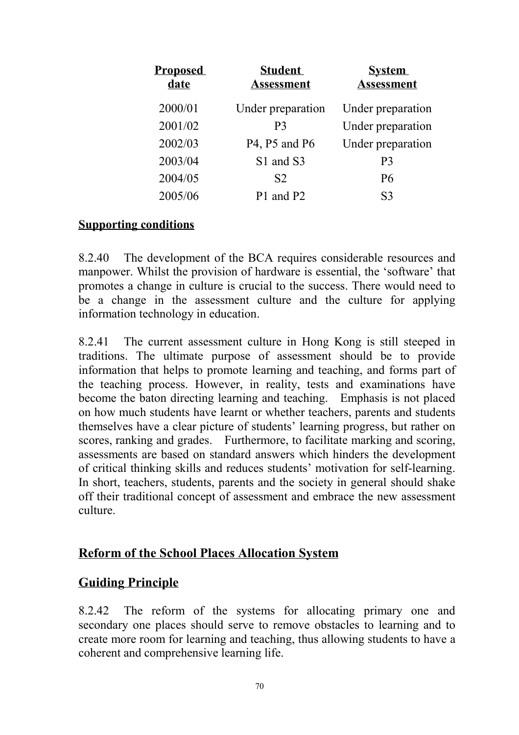| Proposed date | Student Assessment | System Assessment |
|---|---|---|
| 2000/01 | Under preparation | Under preparation |
| 2001/02 | P3 | Under preparation |
| 2002/03 | P4, P5 and P6 | Under preparation |
| 2003/04 | S1 and S3 | P3 |
| 2004/05 | S2 | P6 |
| 2005/06 | P1 and P2 | S3 |

**Supporting conditions**

8.2.40 The development of the BCA requires considerable resources and manpower. Whilst the provision of hardware is essential, the 'software' that promotes a change in culture is crucial to the success. There would need to be a change in the assessment culture and the culture for applying information technology in education.

8.2.41 The current assessment culture in Hong Kong is still steeped in traditions. The ultimate purpose of assessment should be to provide information that helps to promote learning and teaching, and forms part of the teaching process. However, in reality, tests and examinations have become the baton directing learning and teaching. Emphasis is not placed on how much students have learnt or whether teachers, parents and students themselves have a clear picture of students' learning progress, but rather on scores, ranking and grades. Furthermore, to facilitate marking and scoring, assessments are based on standard answers which hinders the development of critical thinking skills and reduces students' motivation for self-learning. In short, teachers, students, parents and the society in general should shake off their traditional concept of assessment and embrace the new assessment culture.

## Reform of the School Places Allocation System

## Guiding Principle

8.2.42 The reform of the systems for allocating primary one and secondary one places should serve to remove obstacles to learning and to create more room for learning and teaching, thus allowing students to have a coherent and comprehensive learning life.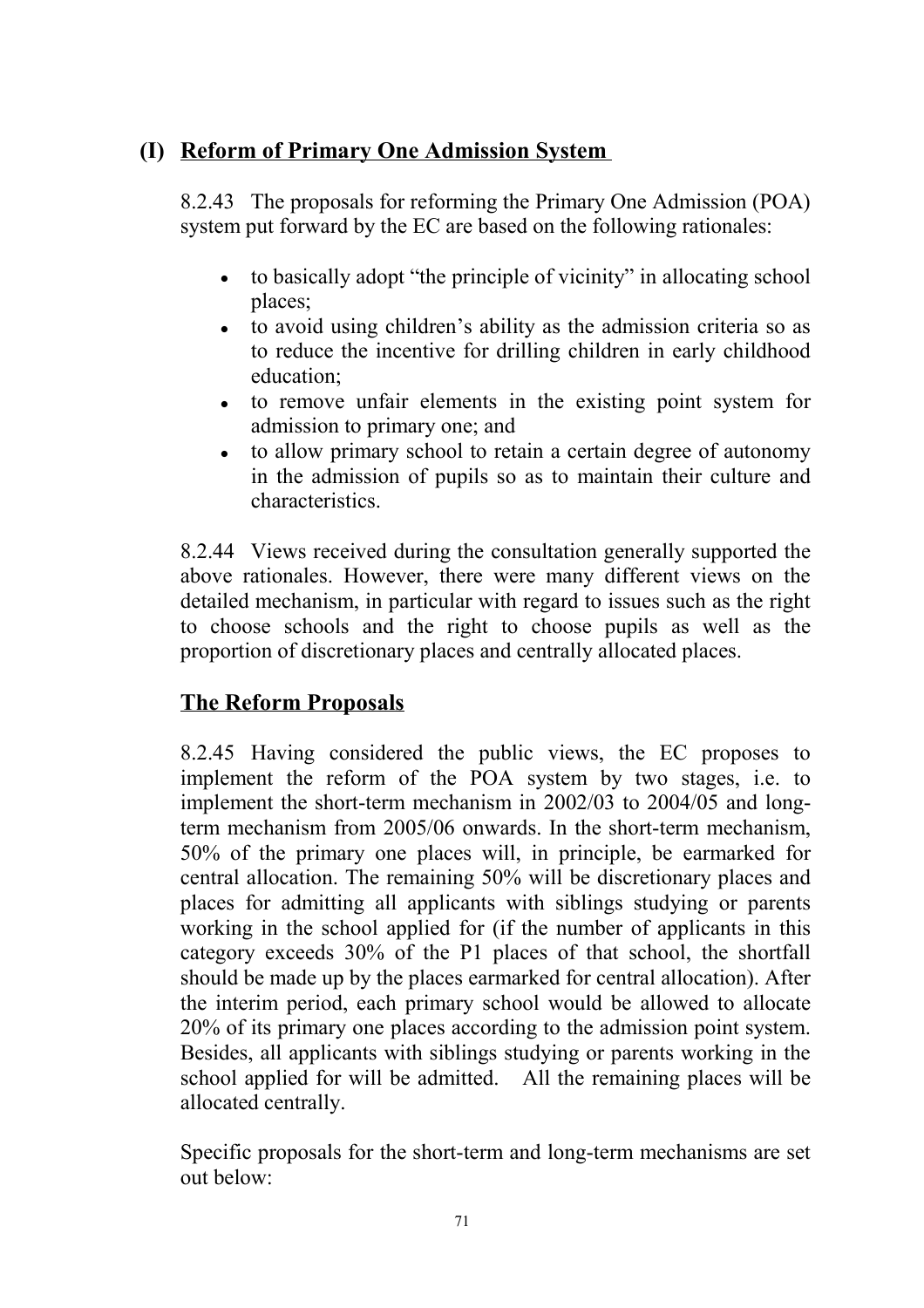## (I) Reform of Primary One Admission System

8.2.43 The proposals for reforming the Primary One Admission (POA) system put forward by the EC are based on the following rationales:

- to basically adopt "the principle of vicinity" in allocating school places;
- to avoid using children's ability as the admission criteria so as to reduce the incentive for drilling children in early childhood education;
- to remove unfair elements in the existing point system for admission to primary one; and
- to allow primary school to retain a certain degree of autonomy in the admission of pupils so as to maintain their culture and characteristics.

8.2.44 Views received during the consultation generally supported the above rationales. However, there were many different views on the detailed mechanism, in particular with regard to issues such as the right to choose schools and the right to choose pupils as well as the proportion of discretionary places and centrally allocated places.

### The Reform Proposals

8.2.45 Having considered the public views, the EC proposes to implement the reform of the POA system by two stages, i.e. to implement the short-term mechanism in 2002/03 to 2004/05 and long-term mechanism from 2005/06 onwards. In the short-term mechanism, 50% of the primary one places will, in principle, be earmarked for central allocation. The remaining 50% will be discretionary places and places for admitting all applicants with siblings studying or parents working in the school applied for (if the number of applicants in this category exceeds 30% of the P1 places of that school, the shortfall should be made up by the places earmarked for central allocation). After the interim period, each primary school would be allowed to allocate 20% of its primary one places according to the admission point system. Besides, all applicants with siblings studying or parents working in the school applied for will be admitted. All the remaining places will be allocated centrally.

Specific proposals for the short-term and long-term mechanisms are set out below: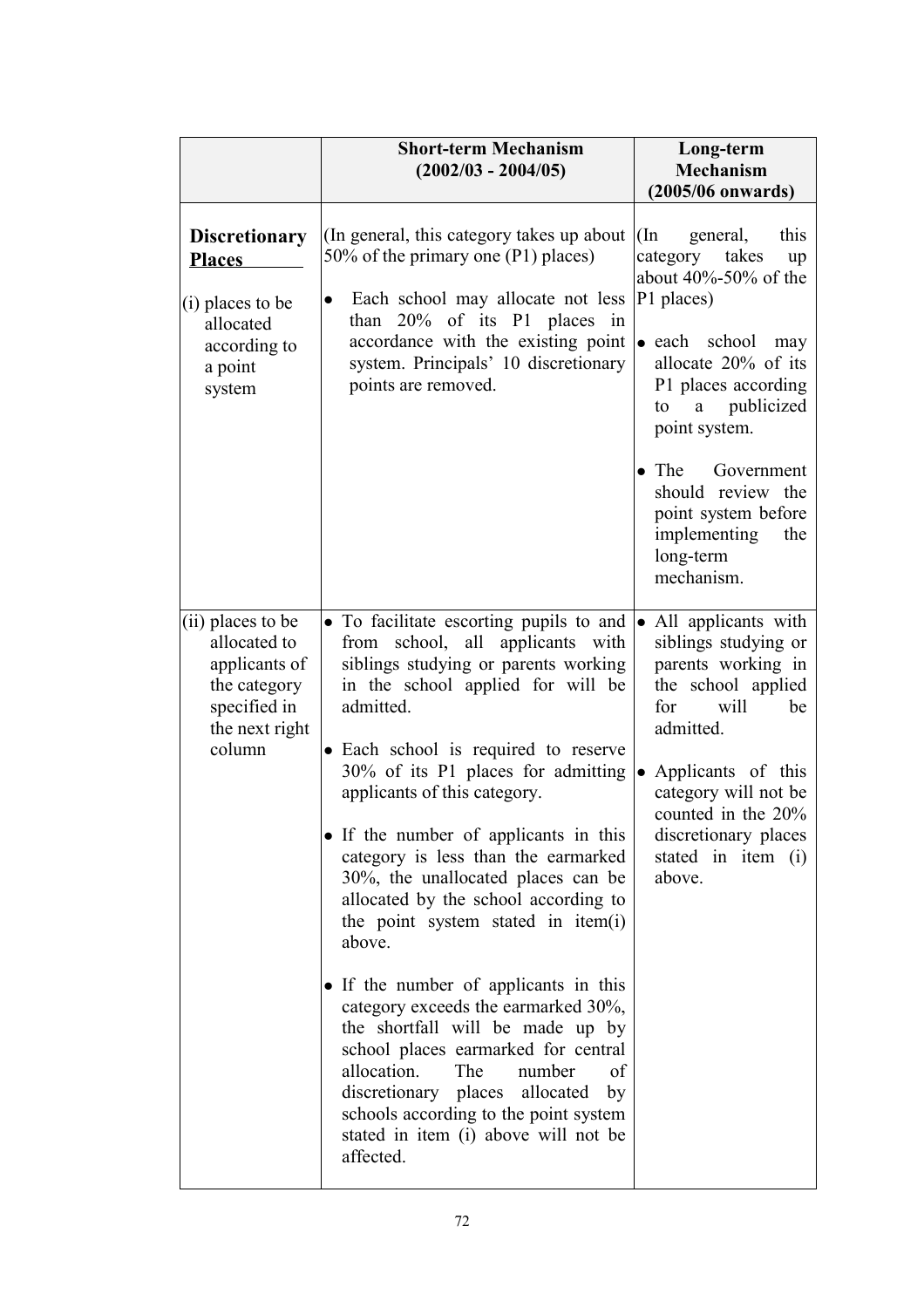| | Short-term Mechanism (2002/03 - 2004/05) | Long-term Mechanism (2005/06 onwards) |
|---|---|---|
| **Discretionary Places**<br><br>(i) places to be allocated according to a point system | (In general, this category takes up about 50% of the primary one (P1) places)<br><br>• Each school may allocate not less than 20% of its P1 places in accordance with the existing point system. Principals' 10 discretionary points are removed. | (In general, this category takes up about 40%-50% of the P1 places)<br><br>• each school may allocate 20% of its P1 places according to a publicized point system.<br><br>• The Government should review the point system before implementing the long-term mechanism. |
| (ii) places to be allocated to applicants of the category specified in the next right column | • To facilitate escorting pupils to and from school, all applicants with siblings studying or parents working in the school applied for will be admitted.<br><br>• Each school is required to reserve 30% of its P1 places for admitting applicants of this category.<br><br>• If the number of applicants in this category is less than the earmarked 30%, the unallocated places can be allocated by the school according to the point system stated in item(i) above.<br><br>• If the number of applicants in this category exceeds the earmarked 30%, the shortfall will be made up by school places earmarked for central allocation. The number of discretionary places allocated by schools according to the point system stated in item (i) above will not be affected. | • All applicants with siblings studying or parents working in the school applied for will be admitted.<br><br>• Applicants of this category will not be counted in the 20% discretionary places stated in item (i) above. |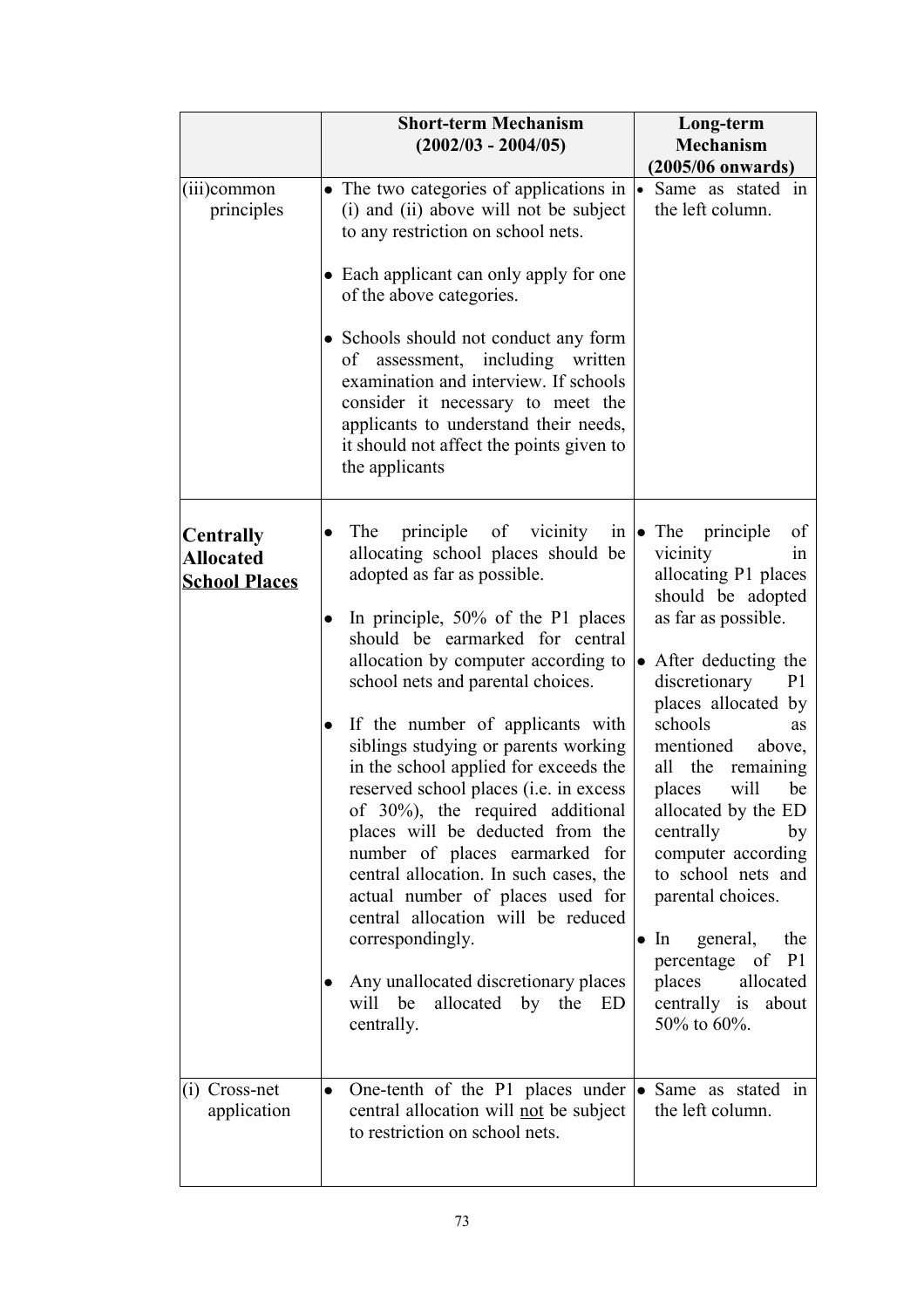| | **Short-term Mechanism (2002/03 - 2004/05)** | **Long-term Mechanism (2005/06 onwards)** |
|---|---|---|
| (iii) common principles | • The two categories of applications in (i) and (ii) above will not be subject to any restriction on school nets.<br><br>• Each applicant can only apply for one of the above categories.<br><br>• Schools should not conduct any form of assessment, including written examination and interview. If schools consider it necessary to meet the applicants to understand their needs, it should not affect the points given to the applicants | • Same as stated in the left column. |
| **<u>Centrally Allocated School Places</u>** | • The principle of vicinity in allocating school places should be adopted as far as possible.<br><br>• In principle, 50% of the P1 places should be earmarked for central allocation by computer according to school nets and parental choices.<br><br>• If the number of applicants with siblings studying or parents working in the school applied for exceeds the reserved school places (i.e. in excess of 30%), the required additional places will be deducted from the number of places earmarked for central allocation. In such cases, the actual number of places used for central allocation will be reduced correspondingly.<br><br>• Any unallocated discretionary places will be allocated by the ED centrally. | • The principle of vicinity in allocating P1 places should be adopted as far as possible.<br><br>• After deducting the discretionary P1 places allocated by schools as mentioned above, all the remaining places will be allocated by the ED centrally by computer according to school nets and parental choices.<br><br>• In general, the percentage of P1 places allocated centrally is about 50% to 60%. |
| (i) Cross-net application | • One-tenth of the P1 places under central allocation will <u>not</u> be subject to restriction on school nets. | • Same as stated in the left column. |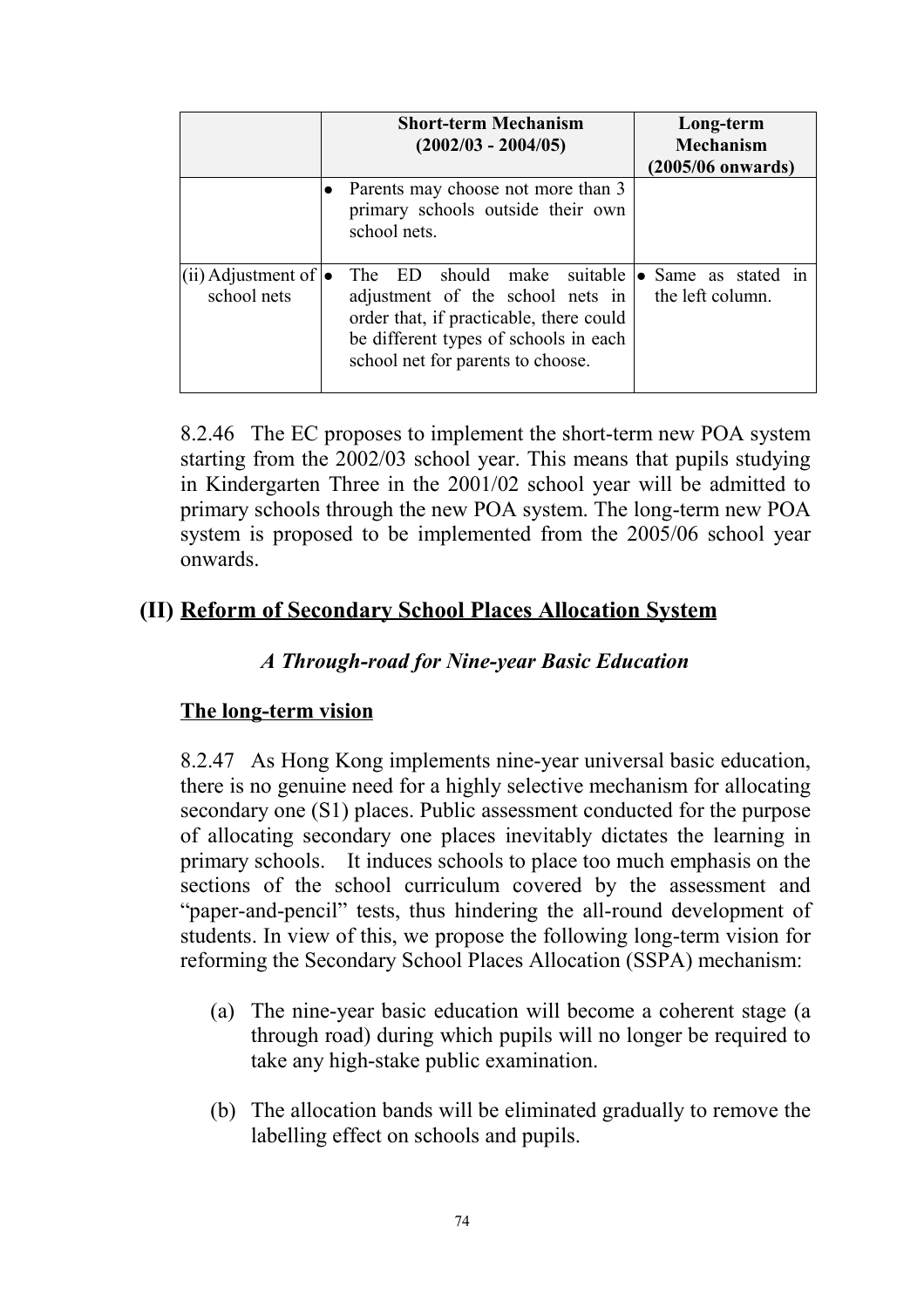| | Short-term Mechanism (2002/03 - 2004/05) | Long-term Mechanism (2005/06 onwards) |
|---|---|---|
| | • Parents may choose not more than 3 primary schools outside their own school nets. | |
| (ii) Adjustment of school nets | • The ED should make suitable adjustment of the school nets in order that, if practicable, there could be different types of schools in each school net for parents to choose. | • Same as stated in the left column. |

8.2.46 The EC proposes to implement the short-term new POA system starting from the 2002/03 school year. This means that pupils studying in Kindergarten Three in the 2001/02 school year will be admitted to primary schools through the new POA system. The long-term new POA system is proposed to be implemented from the 2005/06 school year onwards.

## (II) Reform of Secondary School Places Allocation System

### *A Through-road for Nine-year Basic Education*

#### The long-term vision

8.2.47 As Hong Kong implements nine-year universal basic education, there is no genuine need for a highly selective mechanism for allocating secondary one (S1) places. Public assessment conducted for the purpose of allocating secondary one places inevitably dictates the learning in primary schools. It induces schools to place too much emphasis on the sections of the school curriculum covered by the assessment and "paper-and-pencil" tests, thus hindering the all-round development of students. In view of this, we propose the following long-term vision for reforming the Secondary School Places Allocation (SSPA) mechanism:

(a) The nine-year basic education will become a coherent stage (a through road) during which pupils will no longer be required to take any high-stake public examination.

(b) The allocation bands will be eliminated gradually to remove the labelling effect on schools and pupils.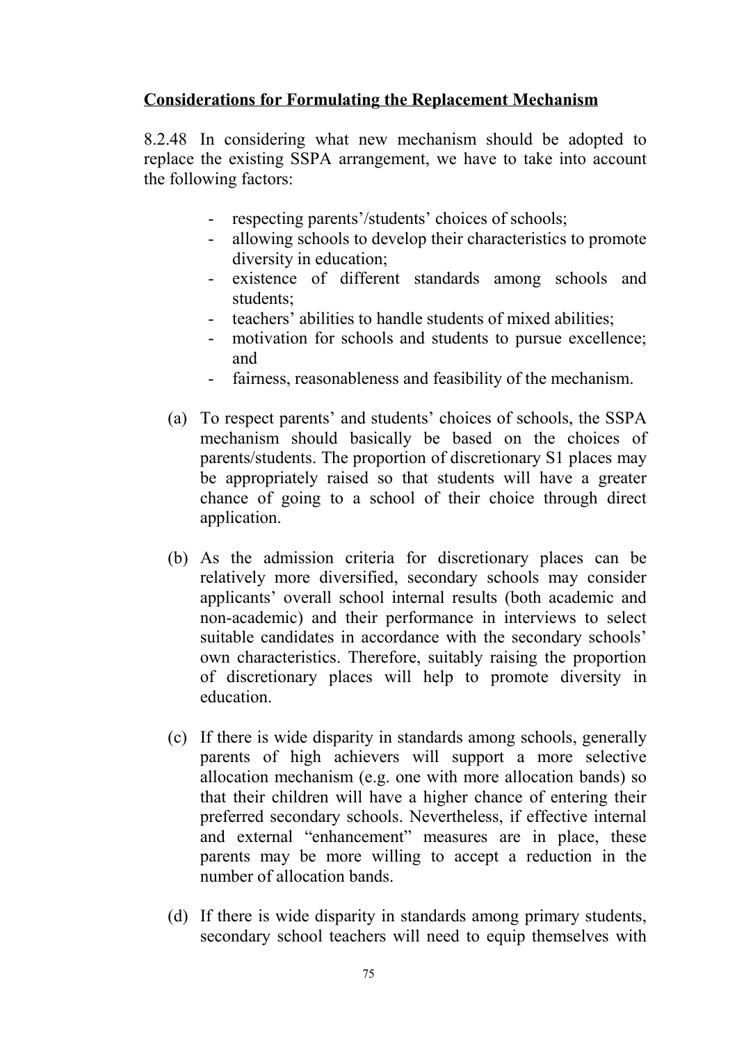**Considerations for Formulating the Replacement Mechanism**

8.2.48 In considering what new mechanism should be adopted to replace the existing SSPA arrangement, we have to take into account the following factors:

- respecting parents'/students' choices of schools;
- allowing schools to develop their characteristics to promote diversity in education;
- existence of different standards among schools and students;
- teachers' abilities to handle students of mixed abilities;
- motivation for schools and students to pursue excellence; and
- fairness, reasonableness and feasibility of the mechanism.

(a) To respect parents' and students' choices of schools, the SSPA mechanism should basically be based on the choices of parents/students. The proportion of discretionary S1 places may be appropriately raised so that students will have a greater chance of going to a school of their choice through direct application.

(b) As the admission criteria for discretionary places can be relatively more diversified, secondary schools may consider applicants' overall school internal results (both academic and non-academic) and their performance in interviews to select suitable candidates in accordance with the secondary schools' own characteristics. Therefore, suitably raising the proportion of discretionary places will help to promote diversity in education.

(c) If there is wide disparity in standards among schools, generally parents of high achievers will support a more selective allocation mechanism (e.g. one with more allocation bands) so that their children will have a higher chance of entering their preferred secondary schools. Nevertheless, if effective internal and external "enhancement" measures are in place, these parents may be more willing to accept a reduction in the number of allocation bands.

(d) If there is wide disparity in standards among primary students, secondary school teachers will need to equip themselves with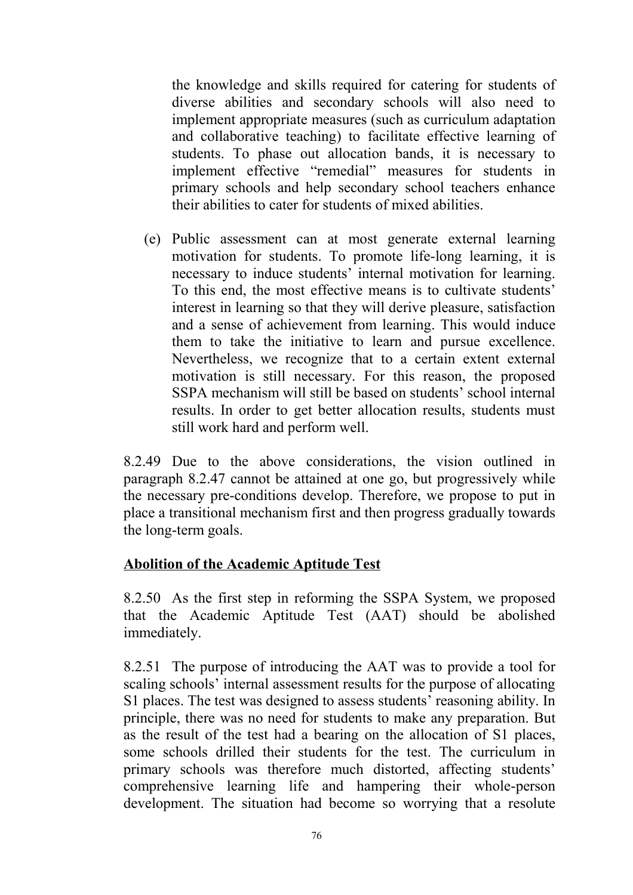the knowledge and skills required for catering for students of diverse abilities and secondary schools will also need to implement appropriate measures (such as curriculum adaptation and collaborative teaching) to facilitate effective learning of students. To phase out allocation bands, it is necessary to implement effective "remedial" measures for students in primary schools and help secondary school teachers enhance their abilities to cater for students of mixed abilities.

(e) Public assessment can at most generate external learning motivation for students. To promote life-long learning, it is necessary to induce students' internal motivation for learning. To this end, the most effective means is to cultivate students' interest in learning so that they will derive pleasure, satisfaction and a sense of achievement from learning. This would induce them to take the initiative to learn and pursue excellence. Nevertheless, we recognize that to a certain extent external motivation is still necessary. For this reason, the proposed SSPA mechanism will still be based on students' school internal results. In order to get better allocation results, students must still work hard and perform well.

8.2.49 Due to the above considerations, the vision outlined in paragraph 8.2.47 cannot be attained at one go, but progressively while the necessary pre-conditions develop. Therefore, we propose to put in place a transitional mechanism first and then progress gradually towards the long-term goals.

**Abolition of the Academic Aptitude Test**

8.2.50 As the first step in reforming the SSPA System, we proposed that the Academic Aptitude Test (AAT) should be abolished immediately.

8.2.51 The purpose of introducing the AAT was to provide a tool for scaling schools' internal assessment results for the purpose of allocating S1 places. The test was designed to assess students' reasoning ability. In principle, there was no need for students to make any preparation. But as the result of the test had a bearing on the allocation of S1 places, some schools drilled their students for the test. The curriculum in primary schools was therefore much distorted, affecting students' comprehensive learning life and hampering their whole-person development. The situation had become so worrying that a resolute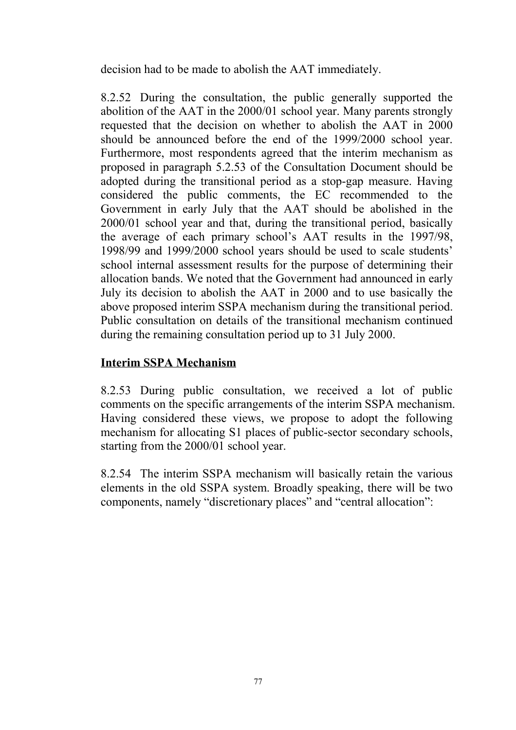decision had to be made to abolish the AAT immediately.

8.2.52 During the consultation, the public generally supported the abolition of the AAT in the 2000/01 school year. Many parents strongly requested that the decision on whether to abolish the AAT in 2000 should be announced before the end of the 1999/2000 school year. Furthermore, most respondents agreed that the interim mechanism as proposed in paragraph 5.2.53 of the Consultation Document should be adopted during the transitional period as a stop-gap measure. Having considered the public comments, the EC recommended to the Government in early July that the AAT should be abolished in the 2000/01 school year and that, during the transitional period, basically the average of each primary school's AAT results in the 1997/98, 1998/99 and 1999/2000 school years should be used to scale students' school internal assessment results for the purpose of determining their allocation bands. We noted that the Government had announced in early July its decision to abolish the AAT in 2000 and to use basically the above proposed interim SSPA mechanism during the transitional period. Public consultation on details of the transitional mechanism continued during the remaining consultation period up to 31 July 2000.

**Interim SSPA Mechanism**

8.2.53 During public consultation, we received a lot of public comments on the specific arrangements of the interim SSPA mechanism. Having considered these views, we propose to adopt the following mechanism for allocating S1 places of public-sector secondary schools, starting from the 2000/01 school year.

8.2.54 The interim SSPA mechanism will basically retain the various elements in the old SSPA system. Broadly speaking, there will be two components, namely "discretionary places" and "central allocation":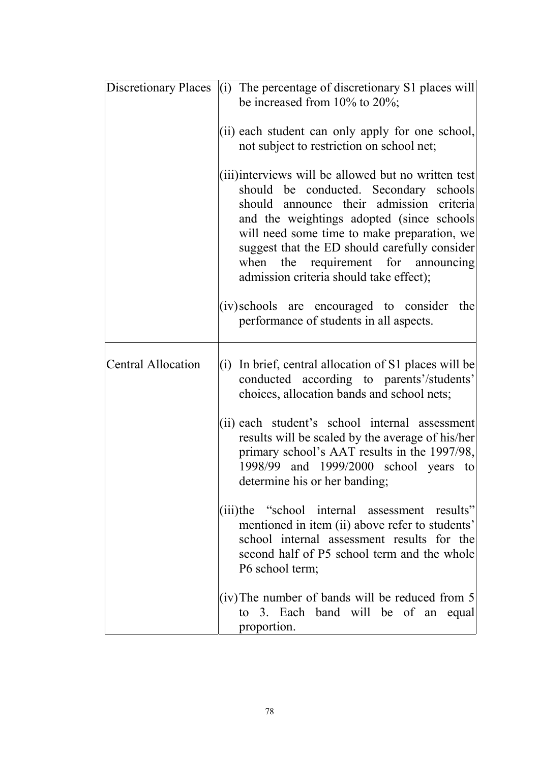| | |
|---|---|
| Discretionary Places | (i) The percentage of discretionary S1 places will be increased from 10% to 20%;<br><br>(ii) each student can only apply for one school, not subject to restriction on school net;<br><br>(iii) interviews will be allowed but no written test should be conducted. Secondary schools should announce their admission criteria and the weightings adopted (since schools will need some time to make preparation, we suggest that the ED should carefully consider when the requirement for announcing admission criteria should take effect);<br><br>(iv) schools are encouraged to consider the performance of students in all aspects. |
| Central Allocation | (i) In brief, central allocation of S1 places will be conducted according to parents'/students' choices, allocation bands and school nets;<br><br>(ii) each student's school internal assessment results will be scaled by the average of his/her primary school's AAT results in the 1997/98, 1998/99 and 1999/2000 school years to determine his or her banding;<br><br>(iii) the "school internal assessment results" mentioned in item (ii) above refer to students' school internal assessment results for the second half of P5 school term and the whole P6 school term;<br><br>(iv) The number of bands will be reduced from 5 to 3. Each band will be of an equal proportion. |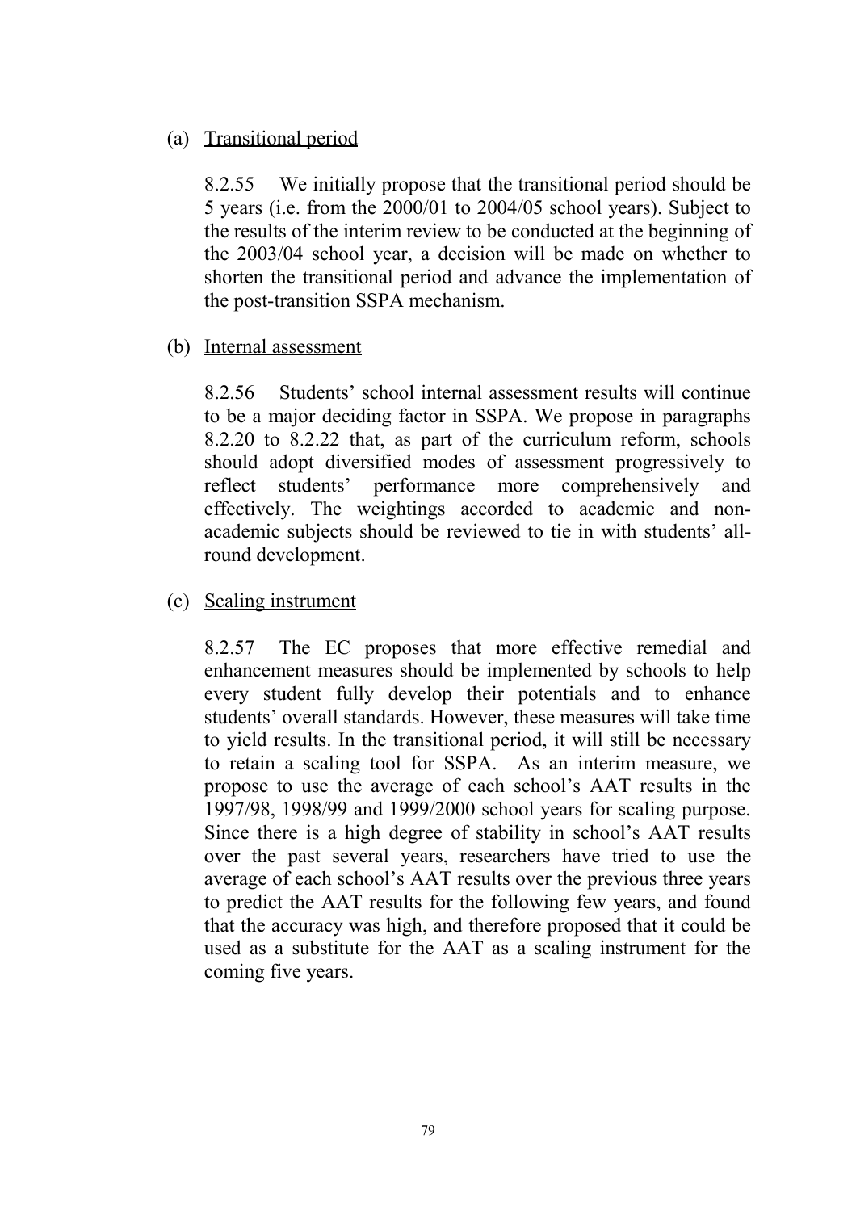(a) <u>Transitional period</u>

8.2.55 We initially propose that the transitional period should be 5 years (i.e. from the 2000/01 to 2004/05 school years). Subject to the results of the interim review to be conducted at the beginning of the 2003/04 school year, a decision will be made on whether to shorten the transitional period and advance the implementation of the post-transition SSPA mechanism.

(b) <u>Internal assessment</u>

8.2.56 Students' school internal assessment results will continue to be a major deciding factor in SSPA. We propose in paragraphs 8.2.20 to 8.2.22 that, as part of the curriculum reform, schools should adopt diversified modes of assessment progressively to reflect students' performance more comprehensively and effectively. The weightings accorded to academic and non-academic subjects should be reviewed to tie in with students' all-round development.

(c) <u>Scaling instrument</u>

8.2.57 The EC proposes that more effective remedial and enhancement measures should be implemented by schools to help every student fully develop their potentials and to enhance students' overall standards. However, these measures will take time to yield results. In the transitional period, it will still be necessary to retain a scaling tool for SSPA. As an interim measure, we propose to use the average of each school's AAT results in the 1997/98, 1998/99 and 1999/2000 school years for scaling purpose. Since there is a high degree of stability in school's AAT results over the past several years, researchers have tried to use the average of each school's AAT results over the previous three years to predict the AAT results for the following few years, and found that the accuracy was high, and therefore proposed that it could be used as a substitute for the AAT as a scaling instrument for the coming five years.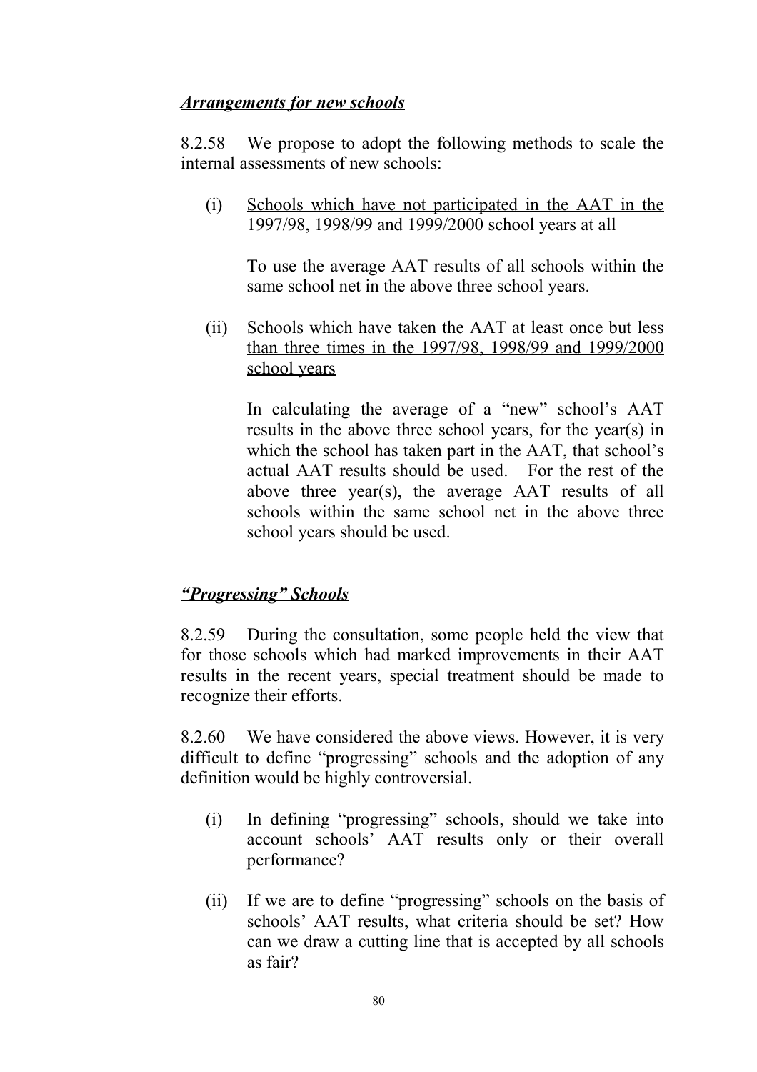***Arrangements for new schools***

8.2.58 We propose to adopt the following methods to scale the internal assessments of new schools:

(i) <u>Schools which have not participated in the AAT in the 1997/98, 1998/99 and 1999/2000 school years at all</u>

To use the average AAT results of all schools within the same school net in the above three school years.

(ii) <u>Schools which have taken the AAT at least once but less than three times in the 1997/98, 1998/99 and 1999/2000 school years</u>

In calculating the average of a "new" school's AAT results in the above three school years, for the year(s) in which the school has taken part in the AAT, that school's actual AAT results should be used. For the rest of the above three year(s), the average AAT results of all schools within the same school net in the above three school years should be used.

***"Progressing" Schools***

8.2.59 During the consultation, some people held the view that for those schools which had marked improvements in their AAT results in the recent years, special treatment should be made to recognize their efforts.

8.2.60 We have considered the above views. However, it is very difficult to define "progressing" schools and the adoption of any definition would be highly controversial.

(i) In defining "progressing" schools, should we take into account schools' AAT results only or their overall performance?

(ii) If we are to define "progressing" schools on the basis of schools' AAT results, what criteria should be set? How can we draw a cutting line that is accepted by all schools as fair?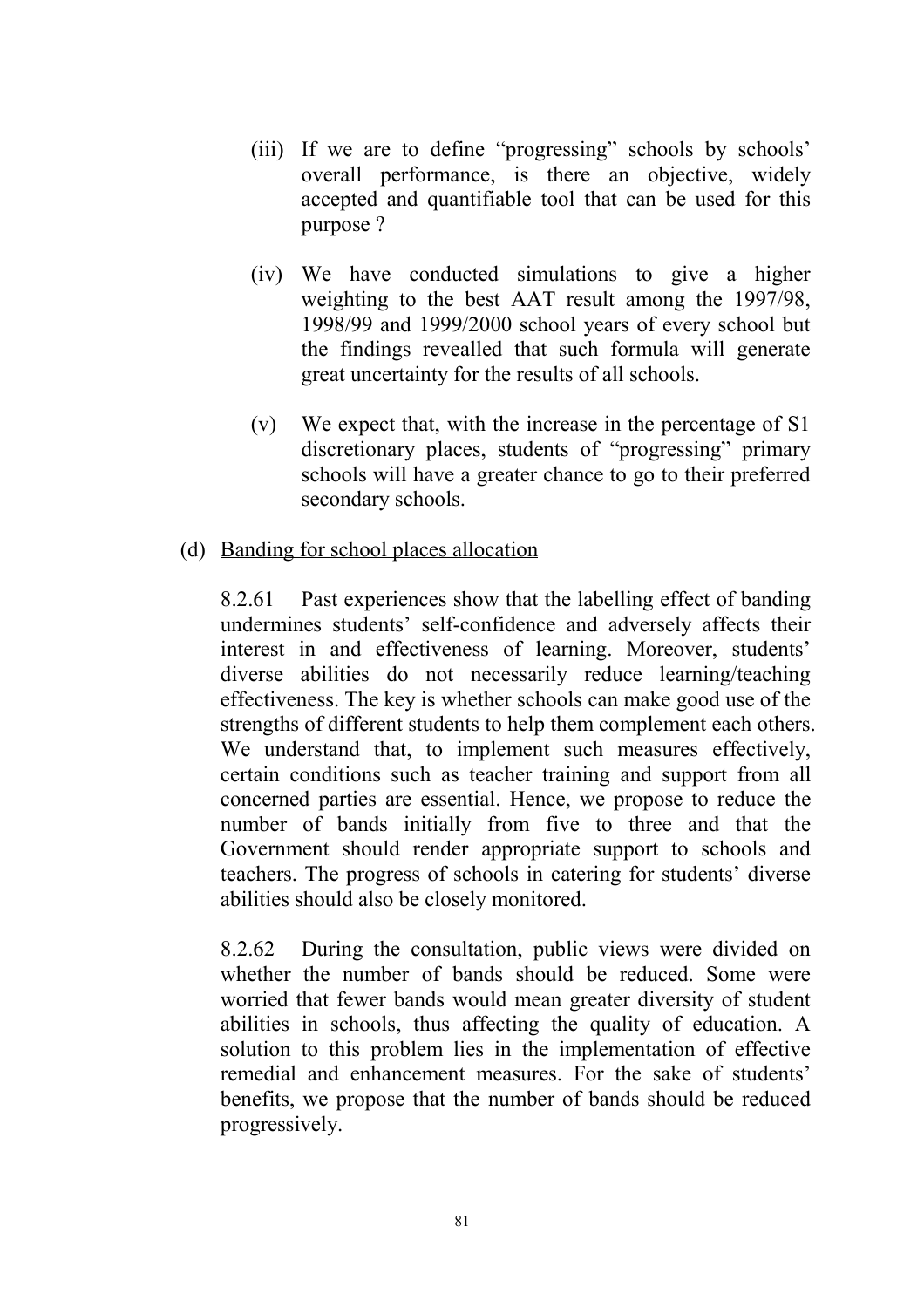(iii) If we are to define "progressing" schools by schools' overall performance, is there an objective, widely accepted and quantifiable tool that can be used for this purpose ?

(iv) We have conducted simulations to give a higher weighting to the best AAT result among the 1997/98, 1998/99 and 1999/2000 school years of every school but the findings revealled that such formula will generate great uncertainty for the results of all schools.

(v) We expect that, with the increase in the percentage of S1 discretionary places, students of "progressing" primary schools will have a greater chance to go to their preferred secondary schools.

(d) <u>Banding for school places allocation</u>

8.2.61 Past experiences show that the labelling effect of banding undermines students' self-confidence and adversely affects their interest in and effectiveness of learning. Moreover, students' diverse abilities do not necessarily reduce learning/teaching effectiveness. The key is whether schools can make good use of the strengths of different students to help them complement each others. We understand that, to implement such measures effectively, certain conditions such as teacher training and support from all concerned parties are essential. Hence, we propose to reduce the number of bands initially from five to three and that the Government should render appropriate support to schools and teachers. The progress of schools in catering for students' diverse abilities should also be closely monitored.

8.2.62 During the consultation, public views were divided on whether the number of bands should be reduced. Some were worried that fewer bands would mean greater diversity of student abilities in schools, thus affecting the quality of education. A solution to this problem lies in the implementation of effective remedial and enhancement measures. For the sake of students' benefits, we propose that the number of bands should be reduced progressively.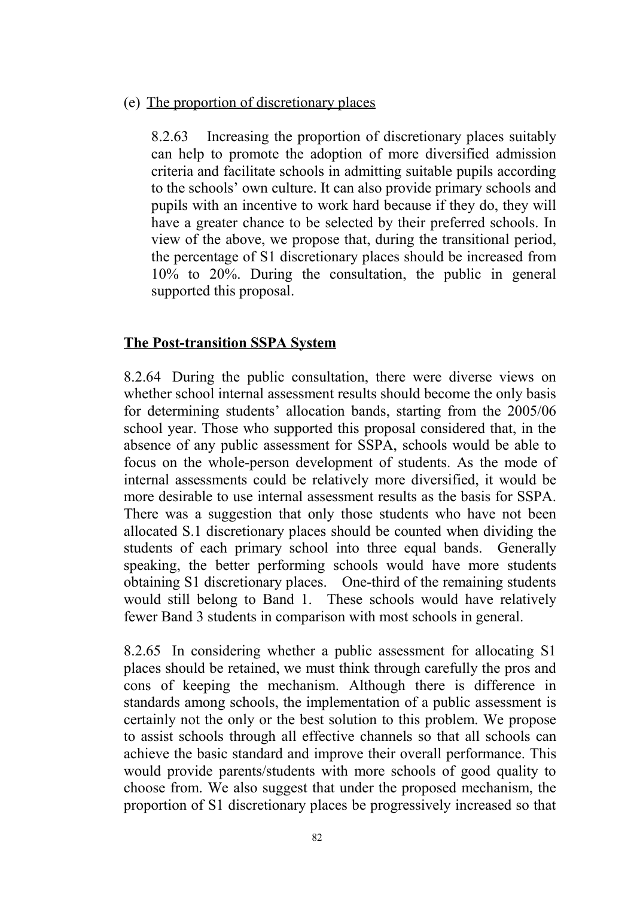(e) The proportion of discretionary places

8.2.63 Increasing the proportion of discretionary places suitably can help to promote the adoption of more diversified admission criteria and facilitate schools in admitting suitable pupils according to the schools' own culture. It can also provide primary schools and pupils with an incentive to work hard because if they do, they will have a greater chance to be selected by their preferred schools. In view of the above, we propose that, during the transitional period, the percentage of S1 discretionary places should be increased from 10% to 20%. During the consultation, the public in general supported this proposal.

**The Post-transition SSPA System**

8.2.64 During the public consultation, there were diverse views on whether school internal assessment results should become the only basis for determining students' allocation bands, starting from the 2005/06 school year. Those who supported this proposal considered that, in the absence of any public assessment for SSPA, schools would be able to focus on the whole-person development of students. As the mode of internal assessments could be relatively more diversified, it would be more desirable to use internal assessment results as the basis for SSPA. There was a suggestion that only those students who have not been allocated S.1 discretionary places should be counted when dividing the students of each primary school into three equal bands. Generally speaking, the better performing schools would have more students obtaining S1 discretionary places. One-third of the remaining students would still belong to Band 1. These schools would have relatively fewer Band 3 students in comparison with most schools in general.

8.2.65 In considering whether a public assessment for allocating S1 places should be retained, we must think through carefully the pros and cons of keeping the mechanism. Although there is difference in standards among schools, the implementation of a public assessment is certainly not the only or the best solution to this problem. We propose to assist schools through all effective channels so that all schools can achieve the basic standard and improve their overall performance. This would provide parents/students with more schools of good quality to choose from. We also suggest that under the proposed mechanism, the proportion of S1 discretionary places be progressively increased so that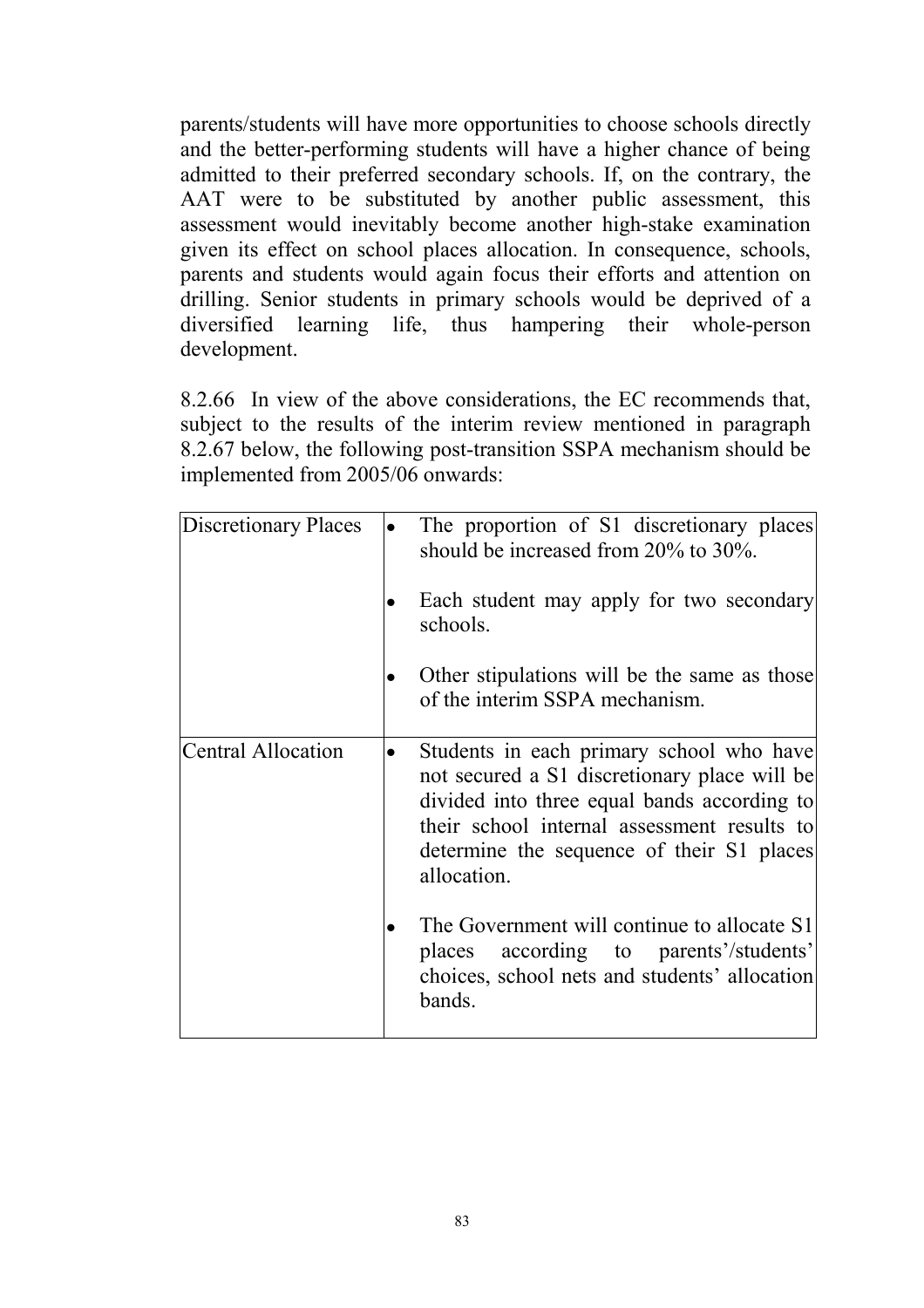parents/students will have more opportunities to choose schools directly and the better-performing students will have a higher chance of being admitted to their preferred secondary schools. If, on the contrary, the AAT were to be substituted by another public assessment, this assessment would inevitably become another high-stake examination given its effect on school places allocation. In consequence, schools, parents and students would again focus their efforts and attention on drilling. Senior students in primary schools would be deprived of a diversified learning life, thus hampering their whole-person development.

8.2.66 In view of the above considerations, the EC recommends that, subject to the results of the interim review mentioned in paragraph 8.2.67 below, the following post-transition SSPA mechanism should be implemented from 2005/06 onwards:

| | |
|---|---|
| Discretionary Places | • The proportion of S1 discretionary places should be increased from 20% to 30%. <br> • Each student may apply for two secondary schools. <br> • Other stipulations will be the same as those of the interim SSPA mechanism. |
| Central Allocation | • Students in each primary school who have not secured a S1 discretionary place will be divided into three equal bands according to their school internal assessment results to determine the sequence of their S1 places allocation. <br> • The Government will continue to allocate S1 places according to parents'/students' choices, school nets and students' allocation bands. |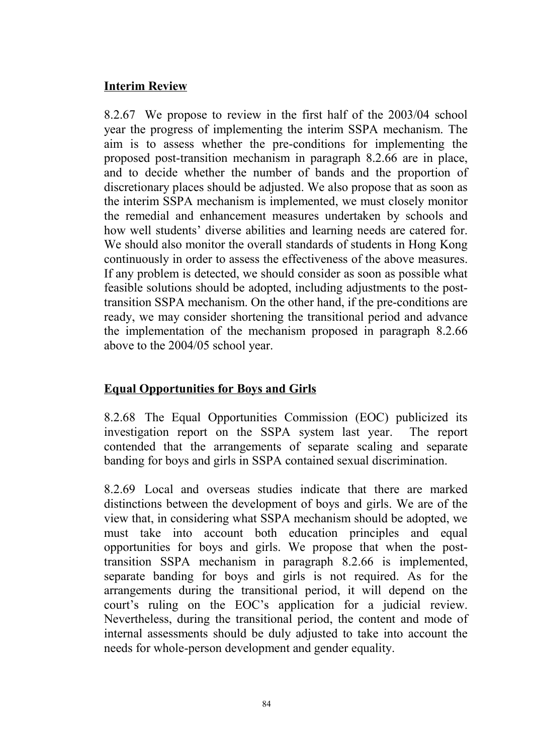**Interim Review**

8.2.67 We propose to review in the first half of the 2003/04 school year the progress of implementing the interim SSPA mechanism. The aim is to assess whether the pre-conditions for implementing the proposed post-transition mechanism in paragraph 8.2.66 are in place, and to decide whether the number of bands and the proportion of discretionary places should be adjusted. We also propose that as soon as the interim SSPA mechanism is implemented, we must closely monitor the remedial and enhancement measures undertaken by schools and how well students' diverse abilities and learning needs are catered for. We should also monitor the overall standards of students in Hong Kong continuously in order to assess the effectiveness of the above measures. If any problem is detected, we should consider as soon as possible what feasible solutions should be adopted, including adjustments to the post-transition SSPA mechanism. On the other hand, if the pre-conditions are ready, we may consider shortening the transitional period and advance the implementation of the mechanism proposed in paragraph 8.2.66 above to the 2004/05 school year.

**Equal Opportunities for Boys and Girls**

8.2.68 The Equal Opportunities Commission (EOC) publicized its investigation report on the SSPA system last year. The report contended that the arrangements of separate scaling and separate banding for boys and girls in SSPA contained sexual discrimination.

8.2.69 Local and overseas studies indicate that there are marked distinctions between the development of boys and girls. We are of the view that, in considering what SSPA mechanism should be adopted, we must take into account both education principles and equal opportunities for boys and girls. We propose that when the post-transition SSPA mechanism in paragraph 8.2.66 is implemented, separate banding for boys and girls is not required. As for the arrangements during the transitional period, it will depend on the court's ruling on the EOC's application for a judicial review. Nevertheless, during the transitional period, the content and mode of internal assessments should be duly adjusted to take into account the needs for whole-person development and gender equality.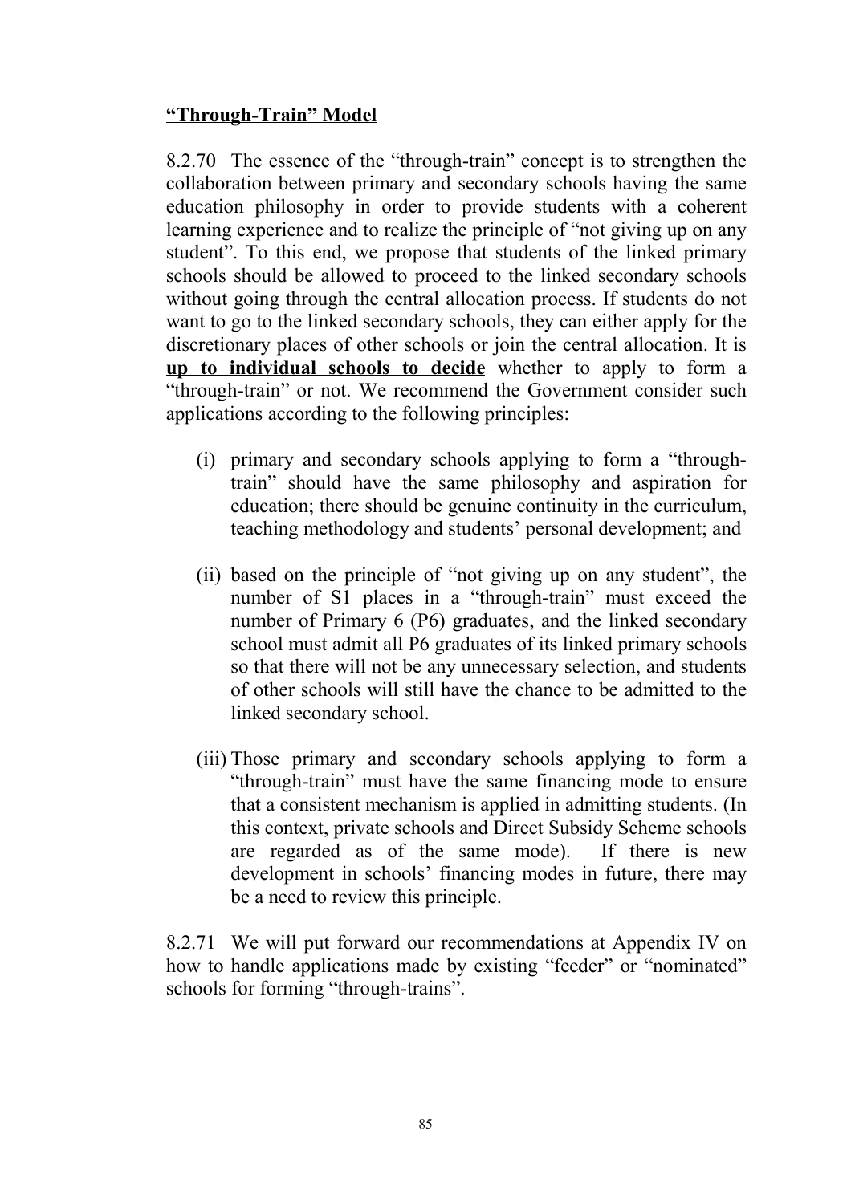**<u>"Through-Train" Model</u>**

8.2.70 The essence of the "through-train" concept is to strengthen the collaboration between primary and secondary schools having the same education philosophy in order to provide students with a coherent learning experience and to realize the principle of "not giving up on any student". To this end, we propose that students of the linked primary schools should be allowed to proceed to the linked secondary schools without going through the central allocation process. If students do not want to go to the linked secondary schools, they can either apply for the discretionary places of other schools or join the central allocation. It is **<u>up to individual schools to decide</u>** whether to apply to form a "through-train" or not. We recommend the Government consider such applications according to the following principles:

(i) primary and secondary schools applying to form a "through-train" should have the same philosophy and aspiration for education; there should be genuine continuity in the curriculum, teaching methodology and students' personal development; and

(ii) based on the principle of "not giving up on any student", the number of S1 places in a "through-train" must exceed the number of Primary 6 (P6) graduates, and the linked secondary school must admit all P6 graduates of its linked primary schools so that there will not be any unnecessary selection, and students of other schools will still have the chance to be admitted to the linked secondary school.

(iii) Those primary and secondary schools applying to form a "through-train" must have the same financing mode to ensure that a consistent mechanism is applied in admitting students. (In this context, private schools and Direct Subsidy Scheme schools are regarded as of the same mode). If there is new development in schools' financing modes in future, there may be a need to review this principle.

8.2.71 We will put forward our recommendations at Appendix IV on how to handle applications made by existing "feeder" or "nominated" schools for forming "through-trains".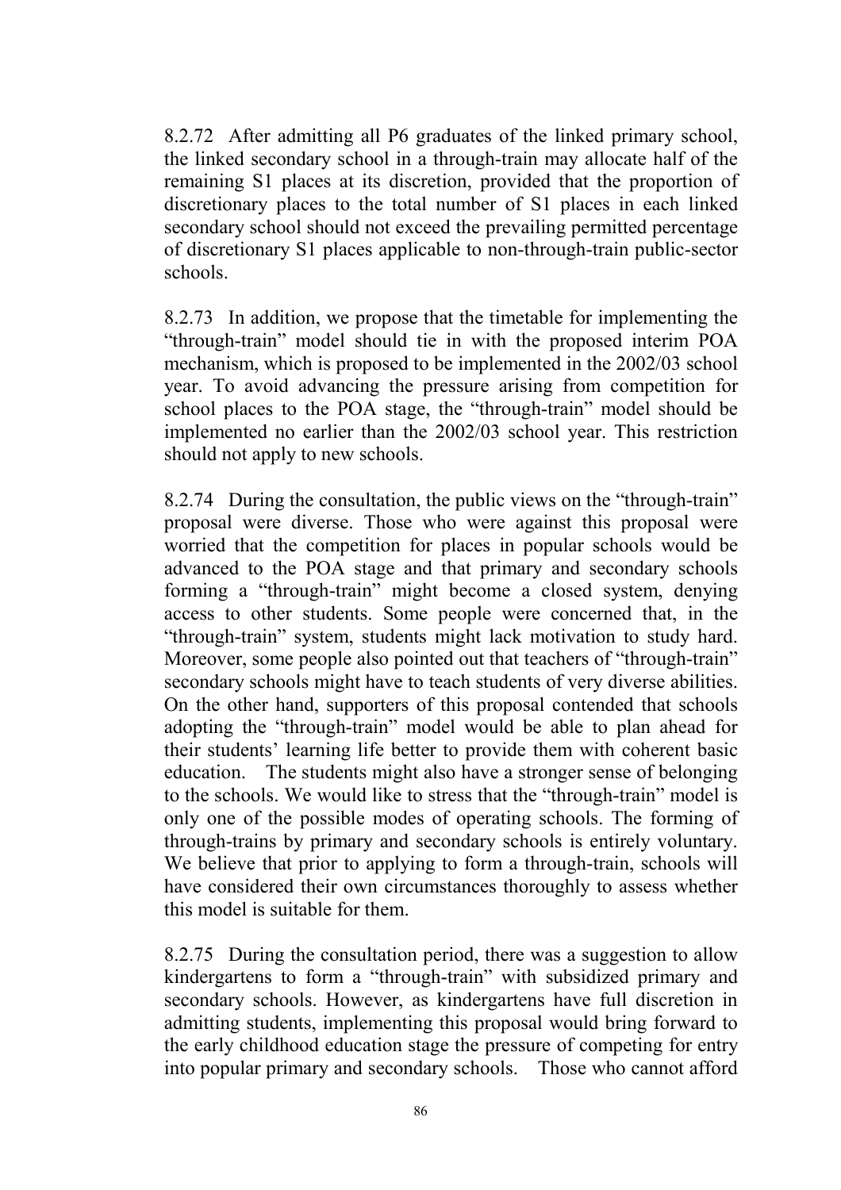8.2.72 After admitting all P6 graduates of the linked primary school, the linked secondary school in a through-train may allocate half of the remaining S1 places at its discretion, provided that the proportion of discretionary places to the total number of S1 places in each linked secondary school should not exceed the prevailing permitted percentage of discretionary S1 places applicable to non-through-train public-sector schools.

8.2.73 In addition, we propose that the timetable for implementing the "through-train" model should tie in with the proposed interim POA mechanism, which is proposed to be implemented in the 2002/03 school year. To avoid advancing the pressure arising from competition for school places to the POA stage, the "through-train" model should be implemented no earlier than the 2002/03 school year. This restriction should not apply to new schools.

8.2.74 During the consultation, the public views on the "through-train" proposal were diverse. Those who were against this proposal were worried that the competition for places in popular schools would be advanced to the POA stage and that primary and secondary schools forming a "through-train" might become a closed system, denying access to other students. Some people were concerned that, in the "through-train" system, students might lack motivation to study hard. Moreover, some people also pointed out that teachers of "through-train" secondary schools might have to teach students of very diverse abilities. On the other hand, supporters of this proposal contended that schools adopting the "through-train" model would be able to plan ahead for their students' learning life better to provide them with coherent basic education. The students might also have a stronger sense of belonging to the schools. We would like to stress that the "through-train" model is only one of the possible modes of operating schools. The forming of through-trains by primary and secondary schools is entirely voluntary. We believe that prior to applying to form a through-train, schools will have considered their own circumstances thoroughly to assess whether this model is suitable for them.

8.2.75 During the consultation period, there was a suggestion to allow kindergartens to form a "through-train" with subsidized primary and secondary schools. However, as kindergartens have full discretion in admitting students, implementing this proposal would bring forward to the early childhood education stage the pressure of competing for entry into popular primary and secondary schools. Those who cannot afford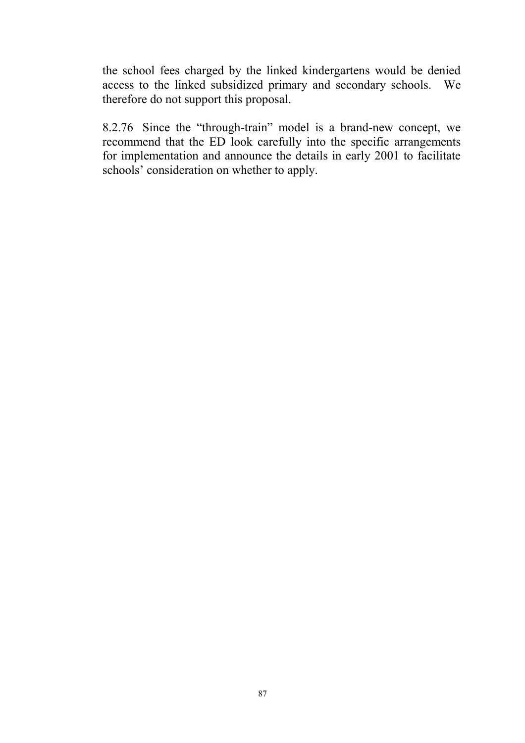the school fees charged by the linked kindergartens would be denied access to the linked subsidized primary and secondary schools. We therefore do not support this proposal.

8.2.76 Since the "through-train" model is a brand-new concept, we recommend that the ED look carefully into the specific arrangements for implementation and announce the details in early 2001 to facilitate schools' consideration on whether to apply.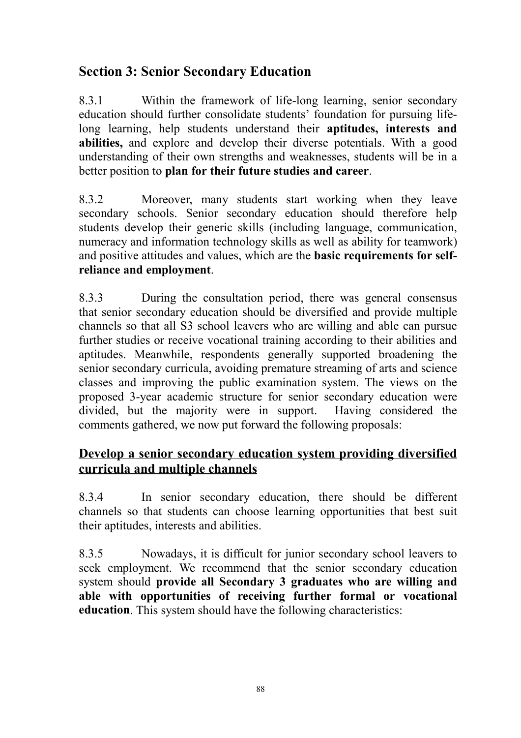## Section 3: Senior Secondary Education

8.3.1 Within the framework of life-long learning, senior secondary education should further consolidate students' foundation for pursuing life-long learning, help students understand their **aptitudes, interests and abilities,** and explore and develop their diverse potentials. With a good understanding of their own strengths and weaknesses, students will be in a better position to **plan for their future studies and career**.

8.3.2 Moreover, many students start working when they leave secondary schools. Senior secondary education should therefore help students develop their generic skills (including language, communication, numeracy and information technology skills as well as ability for teamwork) and positive attitudes and values, which are the **basic requirements for self-reliance and employment**.

8.3.3 During the consultation period, there was general consensus that senior secondary education should be diversified and provide multiple channels so that all S3 school leavers who are willing and able can pursue further studies or receive vocational training according to their abilities and aptitudes. Meanwhile, respondents generally supported broadening the senior secondary curricula, avoiding premature streaming of arts and science classes and improving the public examination system. The views on the proposed 3-year academic structure for senior secondary education were divided, but the majority were in support. Having considered the comments gathered, we now put forward the following proposals:

### Develop a senior secondary education system providing diversified curricula and multiple channels

8.3.4 In senior secondary education, there should be different channels so that students can choose learning opportunities that best suit their aptitudes, interests and abilities.

8.3.5 Nowadays, it is difficult for junior secondary school leavers to seek employment. We recommend that the senior secondary education system should **provide all Secondary 3 graduates who are willing and able with opportunities of receiving further formal or vocational education**. This system should have the following characteristics: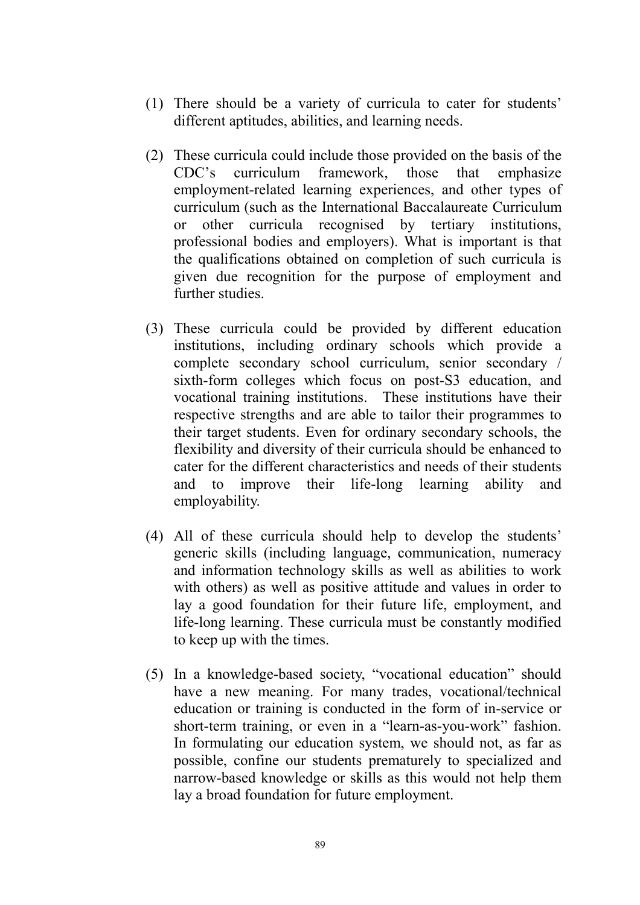(1) There should be a variety of curricula to cater for students' different aptitudes, abilities, and learning needs.

(2) These curricula could include those provided on the basis of the CDC's curriculum framework, those that emphasize employment-related learning experiences, and other types of curriculum (such as the International Baccalaureate Curriculum or other curricula recognised by tertiary institutions, professional bodies and employers). What is important is that the qualifications obtained on completion of such curricula is given due recognition for the purpose of employment and further studies.

(3) These curricula could be provided by different education institutions, including ordinary schools which provide a complete secondary school curriculum, senior secondary / sixth-form colleges which focus on post-S3 education, and vocational training institutions. These institutions have their respective strengths and are able to tailor their programmes to their target students. Even for ordinary secondary schools, the flexibility and diversity of their curricula should be enhanced to cater for the different characteristics and needs of their students and to improve their life-long learning ability and employability.

(4) All of these curricula should help to develop the students' generic skills (including language, communication, numeracy and information technology skills as well as abilities to work with others) as well as positive attitude and values in order to lay a good foundation for their future life, employment, and life-long learning. These curricula must be constantly modified to keep up with the times.

(5) In a knowledge-based society, "vocational education" should have a new meaning. For many trades, vocational/technical education or training is conducted in the form of in-service or short-term training, or even in a "learn-as-you-work" fashion. In formulating our education system, we should not, as far as possible, confine our students prematurely to specialized and narrow-based knowledge or skills as this would not help them lay a broad foundation for future employment.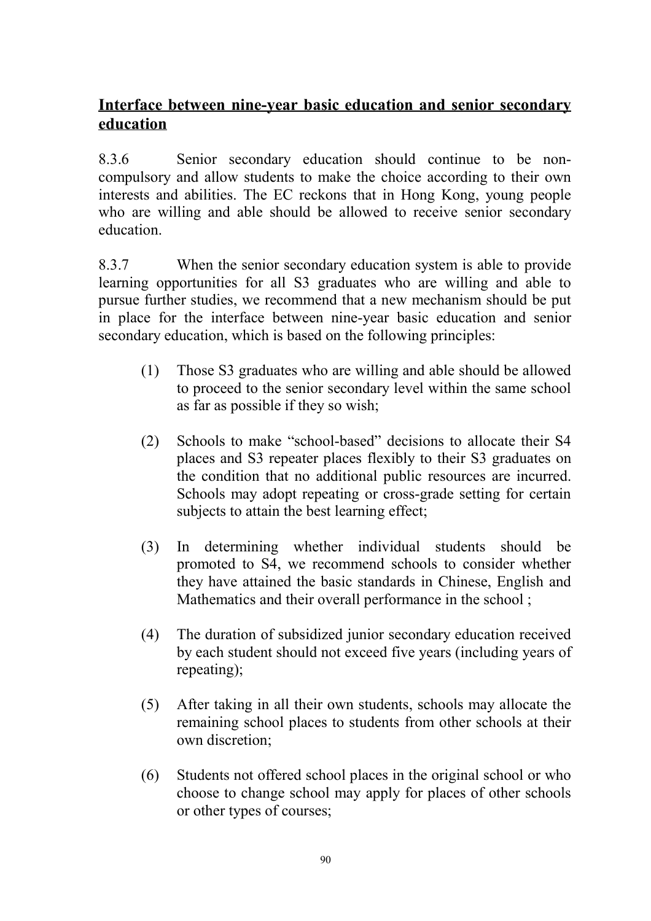## Interface between nine-year basic education and senior secondary education

8.3.6 Senior secondary education should continue to be non-compulsory and allow students to make the choice according to their own interests and abilities. The EC reckons that in Hong Kong, young people who are willing and able should be allowed to receive senior secondary education.

8.3.7 When the senior secondary education system is able to provide learning opportunities for all S3 graduates who are willing and able to pursue further studies, we recommend that a new mechanism should be put in place for the interface between nine-year basic education and senior secondary education, which is based on the following principles:

(1) Those S3 graduates who are willing and able should be allowed to proceed to the senior secondary level within the same school as far as possible if they so wish;

(2) Schools to make "school-based" decisions to allocate their S4 places and S3 repeater places flexibly to their S3 graduates on the condition that no additional public resources are incurred. Schools may adopt repeating or cross-grade setting for certain subjects to attain the best learning effect;

(3) In determining whether individual students should be promoted to S4, we recommend schools to consider whether they have attained the basic standards in Chinese, English and Mathematics and their overall performance in the school ;

(4) The duration of subsidized junior secondary education received by each student should not exceed five years (including years of repeating);

(5) After taking in all their own students, schools may allocate the remaining school places to students from other schools at their own discretion;

(6) Students not offered school places in the original school or who choose to change school may apply for places of other schools or other types of courses;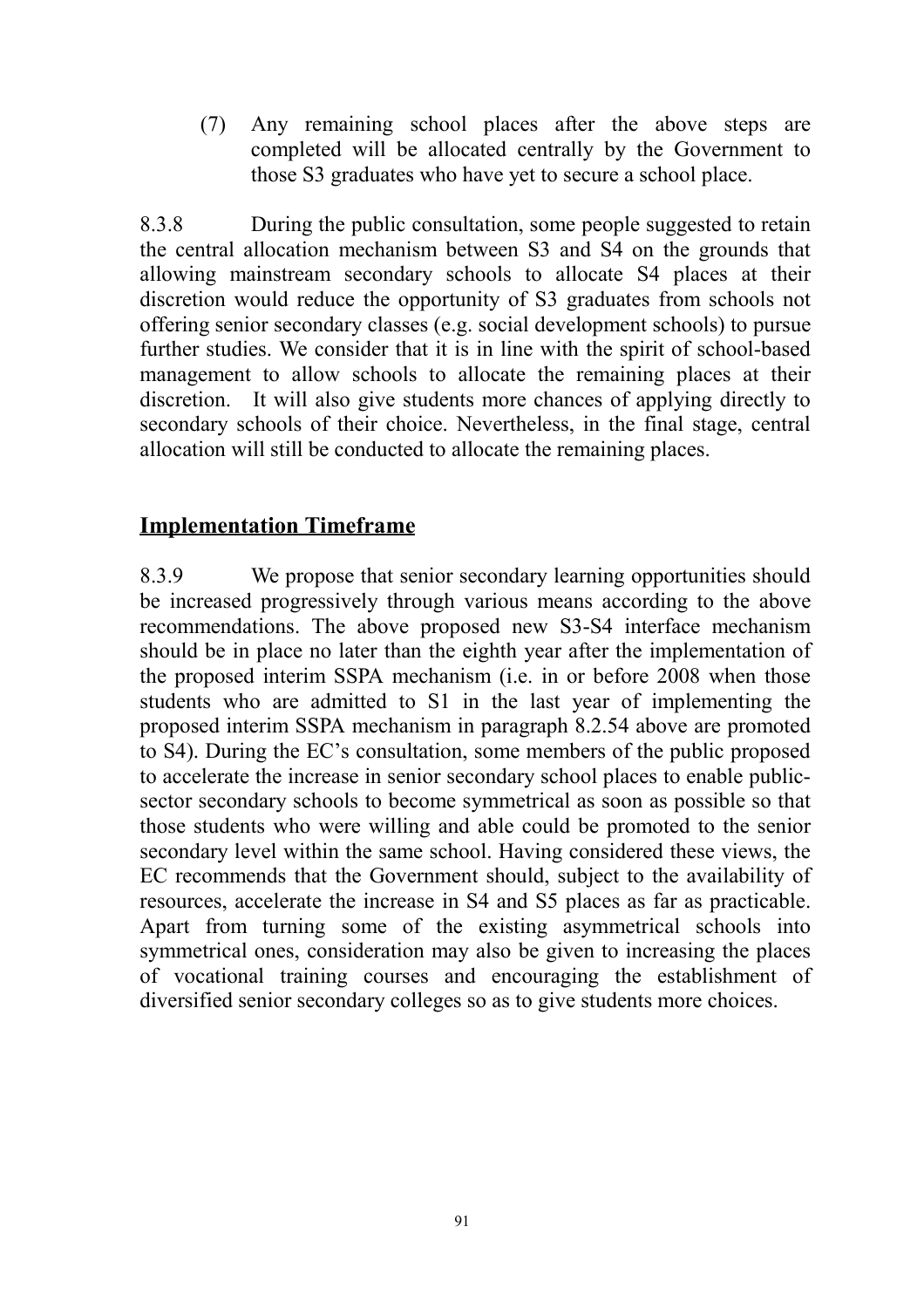(7) Any remaining school places after the above steps are completed will be allocated centrally by the Government to those S3 graduates who have yet to secure a school place.

8.3.8 During the public consultation, some people suggested to retain the central allocation mechanism between S3 and S4 on the grounds that allowing mainstream secondary schools to allocate S4 places at their discretion would reduce the opportunity of S3 graduates from schools not offering senior secondary classes (e.g. social development schools) to pursue further studies. We consider that it is in line with the spirit of school-based management to allow schools to allocate the remaining places at their discretion. It will also give students more chances of applying directly to secondary schools of their choice. Nevertheless, in the final stage, central allocation will still be conducted to allocate the remaining places.

## Implementation Timeframe

8.3.9 We propose that senior secondary learning opportunities should be increased progressively through various means according to the above recommendations. The above proposed new S3-S4 interface mechanism should be in place no later than the eighth year after the implementation of the proposed interim SSPA mechanism (i.e. in or before 2008 when those students who are admitted to S1 in the last year of implementing the proposed interim SSPA mechanism in paragraph 8.2.54 above are promoted to S4). During the EC's consultation, some members of the public proposed to accelerate the increase in senior secondary school places to enable public-sector secondary schools to become symmetrical as soon as possible so that those students who were willing and able could be promoted to the senior secondary level within the same school. Having considered these views, the EC recommends that the Government should, subject to the availability of resources, accelerate the increase in S4 and S5 places as far as practicable. Apart from turning some of the existing asymmetrical schools into symmetrical ones, consideration may also be given to increasing the places of vocational training courses and encouraging the establishment of diversified senior secondary colleges so as to give students more choices.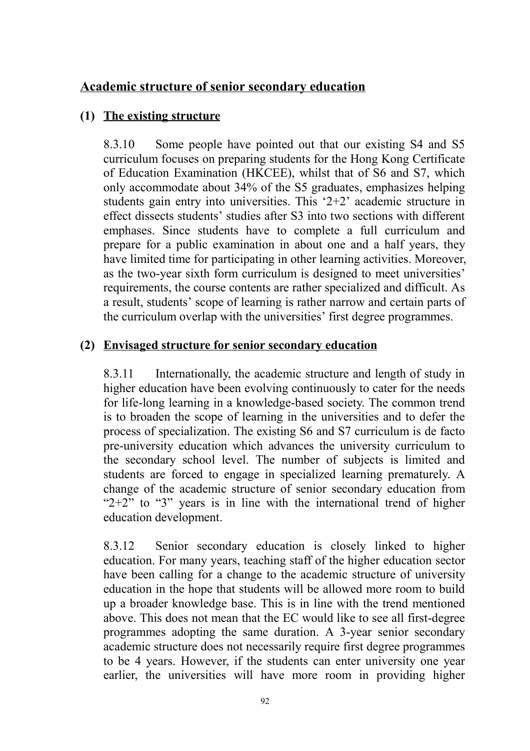## Academic structure of senior secondary education

### (1) The existing structure

8.3.10 Some people have pointed out that our existing S4 and S5 curriculum focuses on preparing students for the Hong Kong Certificate of Education Examination (HKCEE), whilst that of S6 and S7, which only accommodate about 34% of the S5 graduates, emphasizes helping students gain entry into universities. This '2+2' academic structure in effect dissects students' studies after S3 into two sections with different emphases. Since students have to complete a full curriculum and prepare for a public examination in about one and a half years, they have limited time for participating in other learning activities. Moreover, as the two-year sixth form curriculum is designed to meet universities' requirements, the course contents are rather specialized and difficult. As a result, students' scope of learning is rather narrow and certain parts of the curriculum overlap with the universities' first degree programmes.

### (2) Envisaged structure for senior secondary education

8.3.11 Internationally, the academic structure and length of study in higher education have been evolving continuously to cater for the needs for life-long learning in a knowledge-based society. The common trend is to broaden the scope of learning in the universities and to defer the process of specialization. The existing S6 and S7 curriculum is de facto pre-university education which advances the university curriculum to the secondary school level. The number of subjects is limited and students are forced to engage in specialized learning prematurely. A change of the academic structure of senior secondary education from "2+2" to "3" years is in line with the international trend of higher education development.

8.3.12 Senior secondary education is closely linked to higher education. For many years, teaching staff of the higher education sector have been calling for a change to the academic structure of university education in the hope that students will be allowed more room to build up a broader knowledge base. This is in line with the trend mentioned above. This does not mean that the EC would like to see all first-degree programmes adopting the same duration. A 3-year senior secondary academic structure does not necessarily require first degree programmes to be 4 years. However, if the students can enter university one year earlier, the universities will have more room in providing higher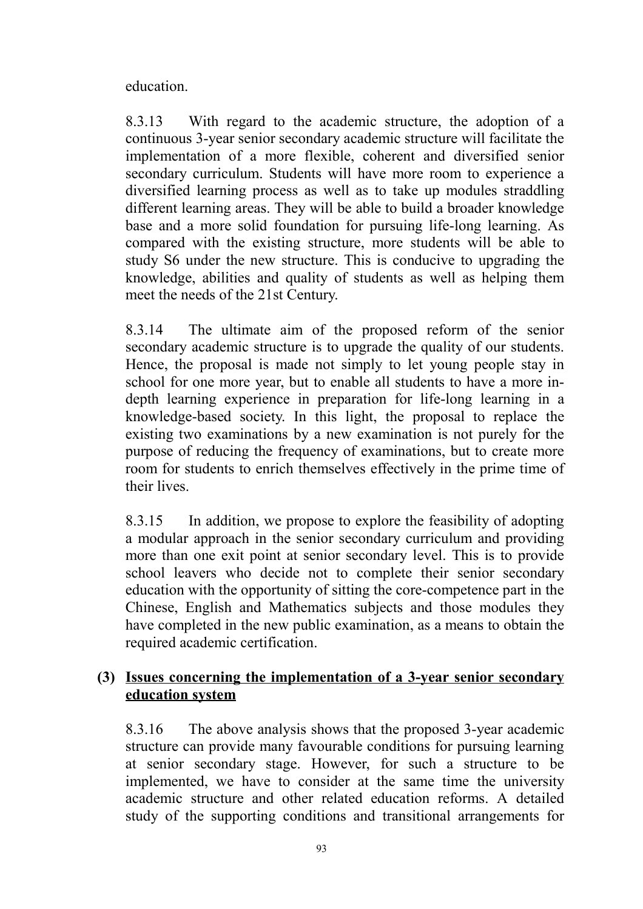education.

8.3.13 With regard to the academic structure, the adoption of a continuous 3-year senior secondary academic structure will facilitate the implementation of a more flexible, coherent and diversified senior secondary curriculum. Students will have more room to experience a diversified learning process as well as to take up modules straddling different learning areas. They will be able to build a broader knowledge base and a more solid foundation for pursuing life-long learning. As compared with the existing structure, more students will be able to study S6 under the new structure. This is conducive to upgrading the knowledge, abilities and quality of students as well as helping them meet the needs of the 21st Century.

8.3.14 The ultimate aim of the proposed reform of the senior secondary academic structure is to upgrade the quality of our students. Hence, the proposal is made not simply to let young people stay in school for one more year, but to enable all students to have a more in-depth learning experience in preparation for life-long learning in a knowledge-based society. In this light, the proposal to replace the existing two examinations by a new examination is not purely for the purpose of reducing the frequency of examinations, but to create more room for students to enrich themselves effectively in the prime time of their lives.

8.3.15 In addition, we propose to explore the feasibility of adopting a modular approach in the senior secondary curriculum and providing more than one exit point at senior secondary level. This is to provide school leavers who decide not to complete their senior secondary education with the opportunity of sitting the core-competence part in the Chinese, English and Mathematics subjects and those modules they have completed in the new public examination, as a means to obtain the required academic certification.

### (3) <u>Issues concerning the implementation of a 3-year senior secondary education system</u>

8.3.16 The above analysis shows that the proposed 3-year academic structure can provide many favourable conditions for pursuing learning at senior secondary stage. However, for such a structure to be implemented, we have to consider at the same time the university academic structure and other related education reforms. A detailed study of the supporting conditions and transitional arrangements for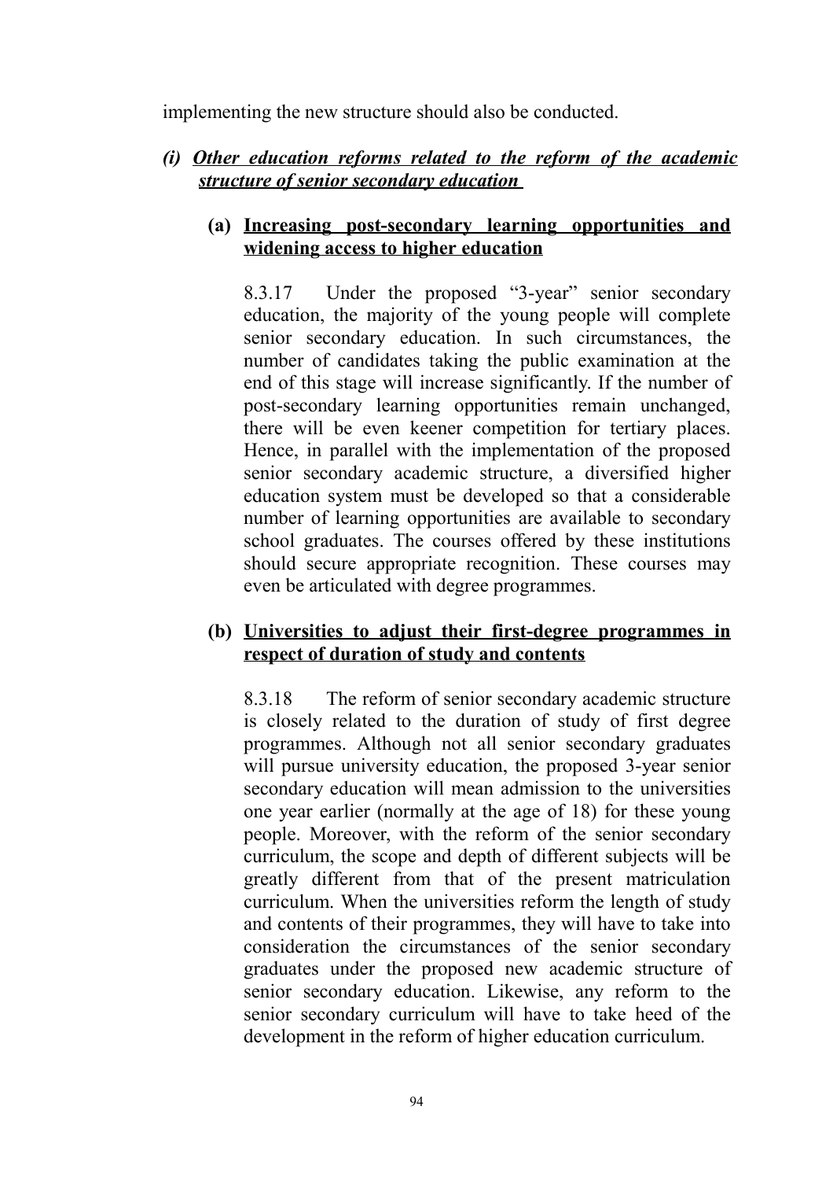implementing the new structure should also be conducted.

### *(i) Other education reforms related to the reform of the academic structure of senior secondary education*

#### (a) Increasing post-secondary learning opportunities and widening access to higher education

8.3.17 Under the proposed "3-year" senior secondary education, the majority of the young people will complete senior secondary education. In such circumstances, the number of candidates taking the public examination at the end of this stage will increase significantly. If the number of post-secondary learning opportunities remain unchanged, there will be even keener competition for tertiary places. Hence, in parallel with the implementation of the proposed senior secondary academic structure, a diversified higher education system must be developed so that a considerable number of learning opportunities are available to secondary school graduates. The courses offered by these institutions should secure appropriate recognition. These courses may even be articulated with degree programmes.

#### (b) Universities to adjust their first-degree programmes in respect of duration of study and contents

8.3.18 The reform of senior secondary academic structure is closely related to the duration of study of first degree programmes. Although not all senior secondary graduates will pursue university education, the proposed 3-year senior secondary education will mean admission to the universities one year earlier (normally at the age of 18) for these young people. Moreover, with the reform of the senior secondary curriculum, the scope and depth of different subjects will be greatly different from that of the present matriculation curriculum. When the universities reform the length of study and contents of their programmes, they will have to take into consideration the circumstances of the senior secondary graduates under the proposed new academic structure of senior secondary education. Likewise, any reform to the senior secondary curriculum will have to take heed of the development in the reform of higher education curriculum.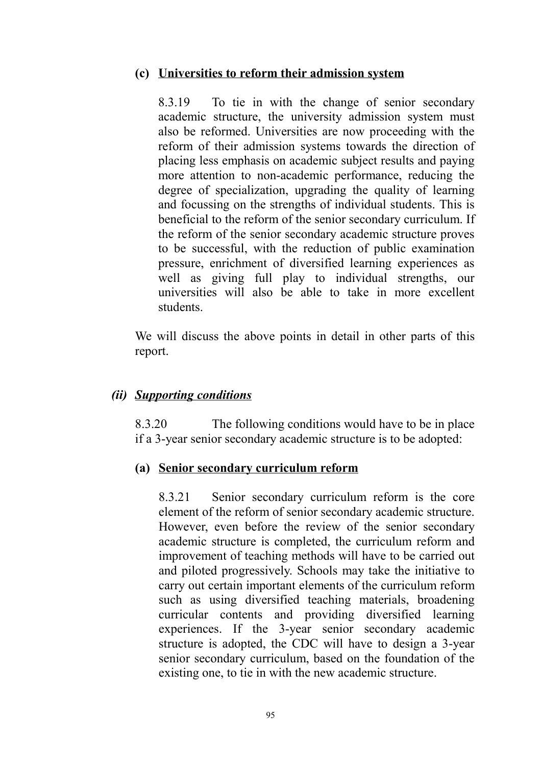**(c) Universities to reform their admission system**

8.3.19 To tie in with the change of senior secondary academic structure, the university admission system must also be reformed. Universities are now proceeding with the reform of their admission systems towards the direction of placing less emphasis on academic subject results and paying more attention to non-academic performance, reducing the degree of specialization, upgrading the quality of learning and focussing on the strengths of individual students. This is beneficial to the reform of the senior secondary curriculum. If the reform of the senior secondary academic structure proves to be successful, with the reduction of public examination pressure, enrichment of diversified learning experiences as well as giving full play to individual strengths, our universities will also be able to take in more excellent students.

We will discuss the above points in detail in other parts of this report.

***(ii) Supporting conditions***

8.3.20 The following conditions would have to be in place if a 3-year senior secondary academic structure is to be adopted:

**(a) Senior secondary curriculum reform**

8.3.21 Senior secondary curriculum reform is the core element of the reform of senior secondary academic structure. However, even before the review of the senior secondary academic structure is completed, the curriculum reform and improvement of teaching methods will have to be carried out and piloted progressively. Schools may take the initiative to carry out certain important elements of the curriculum reform such as using diversified teaching materials, broadening curricular contents and providing diversified learning experiences. If the 3-year senior secondary academic structure is adopted, the CDC will have to design a 3-year senior secondary curriculum, based on the foundation of the existing one, to tie in with the new academic structure.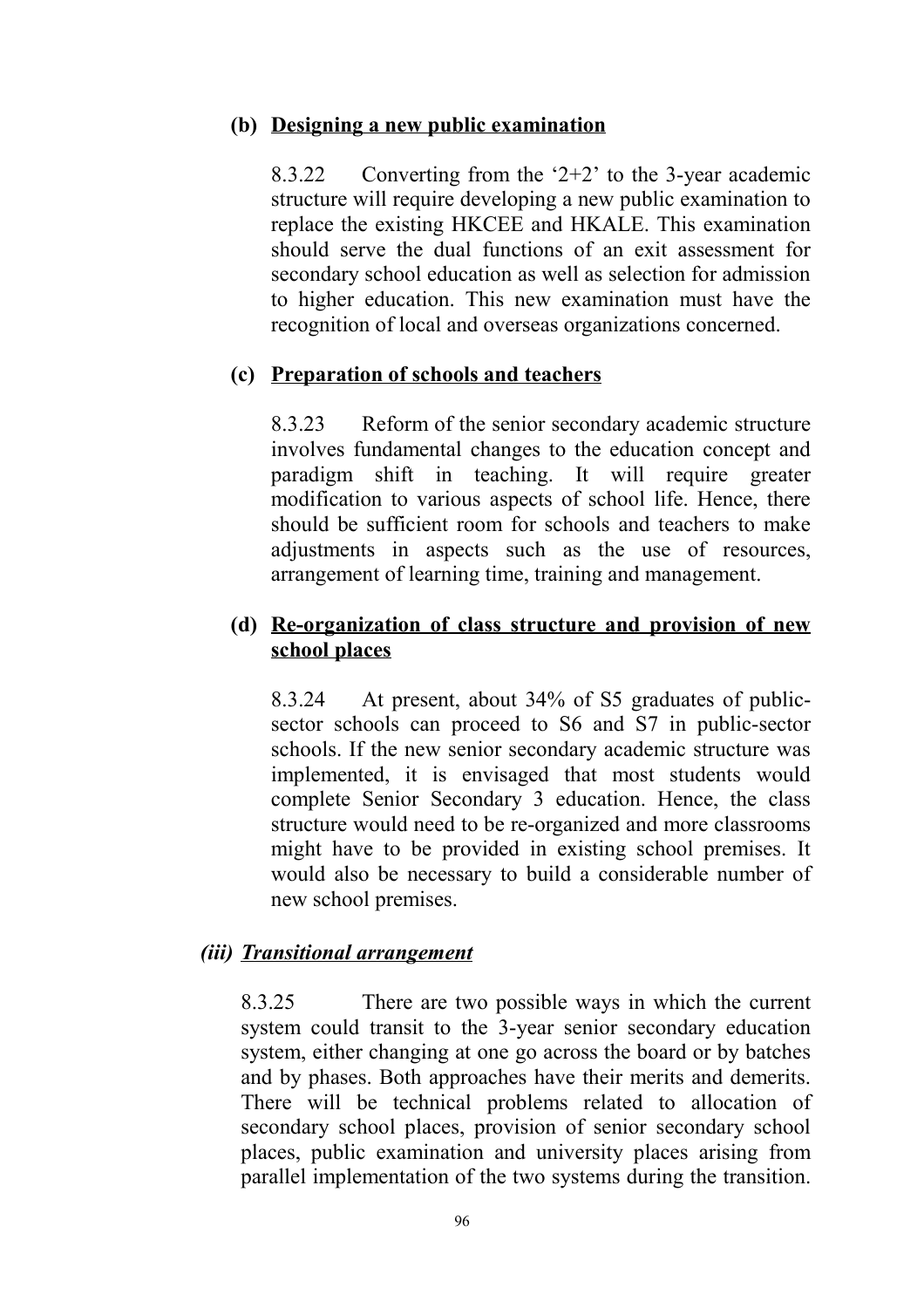**(b) Designing a new public examination**

8.3.22 Converting from the '2+2' to the 3-year academic structure will require developing a new public examination to replace the existing HKCEE and HKALE. This examination should serve the dual functions of an exit assessment for secondary school education as well as selection for admission to higher education. This new examination must have the recognition of local and overseas organizations concerned.

**(c) Preparation of schools and teachers**

8.3.23 Reform of the senior secondary academic structure involves fundamental changes to the education concept and paradigm shift in teaching. It will require greater modification to various aspects of school life. Hence, there should be sufficient room for schools and teachers to make adjustments in aspects such as the use of resources, arrangement of learning time, training and management.

**(d) Re-organization of class structure and provision of new school places**

8.3.24 At present, about 34% of S5 graduates of public-sector schools can proceed to S6 and S7 in public-sector schools. If the new senior secondary academic structure was implemented, it is envisaged that most students would complete Senior Secondary 3 education. Hence, the class structure would need to be re-organized and more classrooms might have to be provided in existing school premises. It would also be necessary to build a considerable number of new school premises.

***(iii) Transitional arrangement***

8.3.25 There are two possible ways in which the current system could transit to the 3-year senior secondary education system, either changing at one go across the board or by batches and by phases. Both approaches have their merits and demerits. There will be technical problems related to allocation of secondary school places, provision of senior secondary school places, public examination and university places arising from parallel implementation of the two systems during the transition.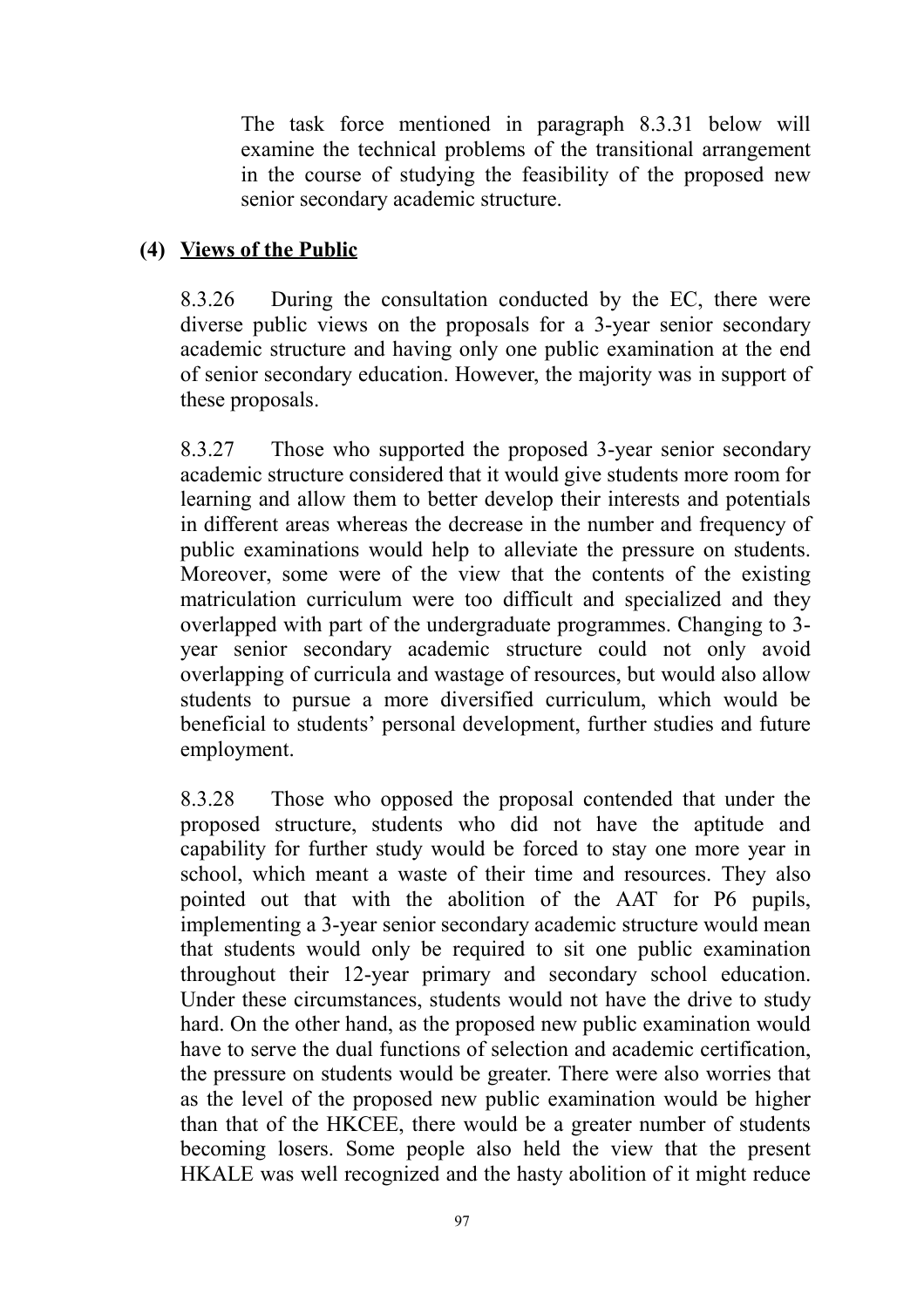The task force mentioned in paragraph 8.3.31 below will examine the technical problems of the transitional arrangement in the course of studying the feasibility of the proposed new senior secondary academic structure.

**(4) Views of the Public**

8.3.26 During the consultation conducted by the EC, there were diverse public views on the proposals for a 3-year senior secondary academic structure and having only one public examination at the end of senior secondary education. However, the majority was in support of these proposals.

8.3.27 Those who supported the proposed 3-year senior secondary academic structure considered that it would give students more room for learning and allow them to better develop their interests and potentials in different areas whereas the decrease in the number and frequency of public examinations would help to alleviate the pressure on students. Moreover, some were of the view that the contents of the existing matriculation curriculum were too difficult and specialized and they overlapped with part of the undergraduate programmes. Changing to 3-year senior secondary academic structure could not only avoid overlapping of curricula and wastage of resources, but would also allow students to pursue a more diversified curriculum, which would be beneficial to students' personal development, further studies and future employment.

8.3.28 Those who opposed the proposal contended that under the proposed structure, students who did not have the aptitude and capability for further study would be forced to stay one more year in school, which meant a waste of their time and resources. They also pointed out that with the abolition of the AAT for P6 pupils, implementing a 3-year senior secondary academic structure would mean that students would only be required to sit one public examination throughout their 12-year primary and secondary school education. Under these circumstances, students would not have the drive to study hard. On the other hand, as the proposed new public examination would have to serve the dual functions of selection and academic certification, the pressure on students would be greater. There were also worries that as the level of the proposed new public examination would be higher than that of the HKCEE, there would be a greater number of students becoming losers. Some people also held the view that the present HKALE was well recognized and the hasty abolition of it might reduce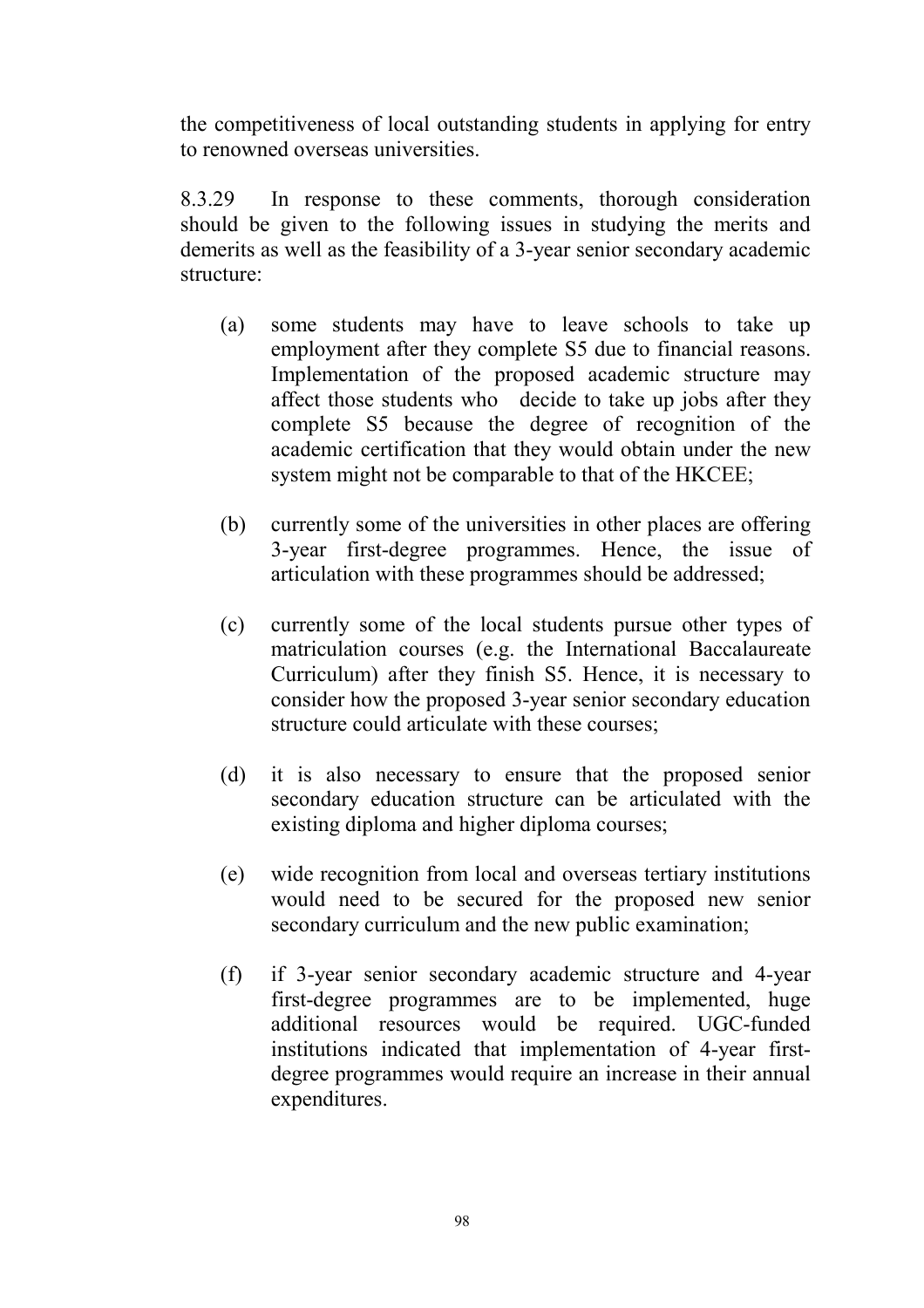the competitiveness of local outstanding students in applying for entry to renowned overseas universities.

8.3.29 In response to these comments, thorough consideration should be given to the following issues in studying the merits and demerits as well as the feasibility of a 3-year senior secondary academic structure:

(a) some students may have to leave schools to take up employment after they complete S5 due to financial reasons. Implementation of the proposed academic structure may affect those students who decide to take up jobs after they complete S5 because the degree of recognition of the academic certification that they would obtain under the new system might not be comparable to that of the HKCEE;

(b) currently some of the universities in other places are offering 3-year first-degree programmes. Hence, the issue of articulation with these programmes should be addressed;

(c) currently some of the local students pursue other types of matriculation courses (e.g. the International Baccalaureate Curriculum) after they finish S5. Hence, it is necessary to consider how the proposed 3-year senior secondary education structure could articulate with these courses;

(d) it is also necessary to ensure that the proposed senior secondary education structure can be articulated with the existing diploma and higher diploma courses;

(e) wide recognition from local and overseas tertiary institutions would need to be secured for the proposed new senior secondary curriculum and the new public examination;

(f) if 3-year senior secondary academic structure and 4-year first-degree programmes are to be implemented, huge additional resources would be required. UGC-funded institutions indicated that implementation of 4-year first-degree programmes would require an increase in their annual expenditures.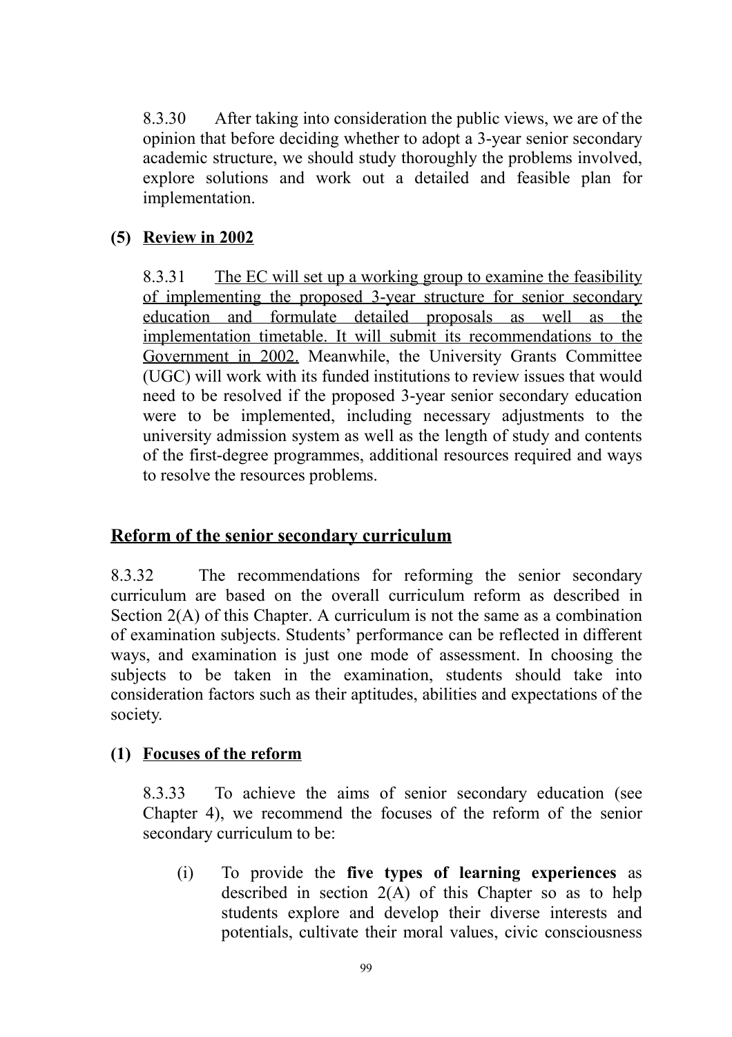8.3.30 After taking into consideration the public views, we are of the opinion that before deciding whether to adopt a 3-year senior secondary academic structure, we should study thoroughly the problems involved, explore solutions and work out a detailed and feasible plan for implementation.

**(5) <u>Review in 2002</u>**

8.3.31 <u>The EC will set up a working group to examine the feasibility of implementing the proposed 3-year structure for senior secondary education and formulate detailed proposals as well as the implementation timetable. It will submit its recommendations to the Government in 2002.</u> Meanwhile, the University Grants Committee (UGC) will work with its funded institutions to review issues that would need to be resolved if the proposed 3-year senior secondary education were to be implemented, including necessary adjustments to the university admission system as well as the length of study and contents of the first-degree programmes, additional resources required and ways to resolve the resources problems.

## <u>Reform of the senior secondary curriculum</u>

8.3.32 The recommendations for reforming the senior secondary curriculum are based on the overall curriculum reform as described in Section 2(A) of this Chapter. A curriculum is not the same as a combination of examination subjects. Students' performance can be reflected in different ways, and examination is just one mode of assessment. In choosing the subjects to be taken in the examination, students should take into consideration factors such as their aptitudes, abilities and expectations of the society.

**(1) <u>Focuses of the reform</u>**

8.3.33 To achieve the aims of senior secondary education (see Chapter 4), we recommend the focuses of the reform of the senior secondary curriculum to be:

(i) To provide the **five types of learning experiences** as described in section 2(A) of this Chapter so as to help students explore and develop their diverse interests and potentials, cultivate their moral values, civic consciousness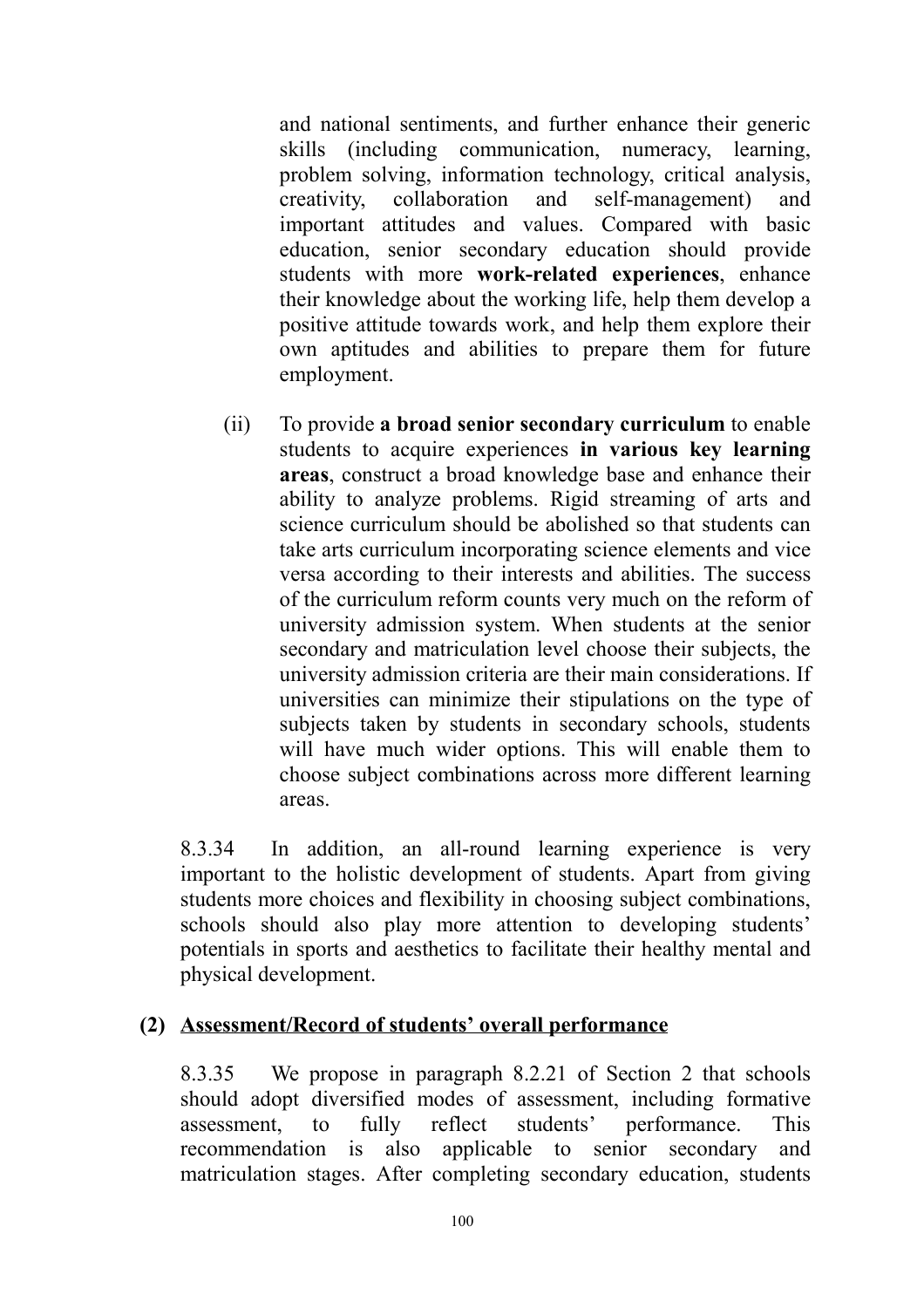and national sentiments, and further enhance their generic skills (including communication, numeracy, learning, problem solving, information technology, critical analysis, creativity, collaboration and self-management) and important attitudes and values. Compared with basic education, senior secondary education should provide students with more **work-related experiences**, enhance their knowledge about the working life, help them develop a positive attitude towards work, and help them explore their own aptitudes and abilities to prepare them for future employment.

(ii) To provide **a broad senior secondary curriculum** to enable students to acquire experiences **in various key learning areas**, construct a broad knowledge base and enhance their ability to analyze problems. Rigid streaming of arts and science curriculum should be abolished so that students can take arts curriculum incorporating science elements and vice versa according to their interests and abilities. The success of the curriculum reform counts very much on the reform of university admission system. When students at the senior secondary and matriculation level choose their subjects, the university admission criteria are their main considerations. If universities can minimize their stipulations on the type of subjects taken by students in secondary schools, students will have much wider options. This will enable them to choose subject combinations across more different learning areas.

8.3.34 In addition, an all-round learning experience is very important to the holistic development of students. Apart from giving students more choices and flexibility in choosing subject combinations, schools should also play more attention to developing students' potentials in sports and aesthetics to facilitate their healthy mental and physical development.

**(2) Assessment/Record of students' overall performance**

8.3.35 We propose in paragraph 8.2.21 of Section 2 that schools should adopt diversified modes of assessment, including formative assessment, to fully reflect students' performance. This recommendation is also applicable to senior secondary and matriculation stages. After completing secondary education, students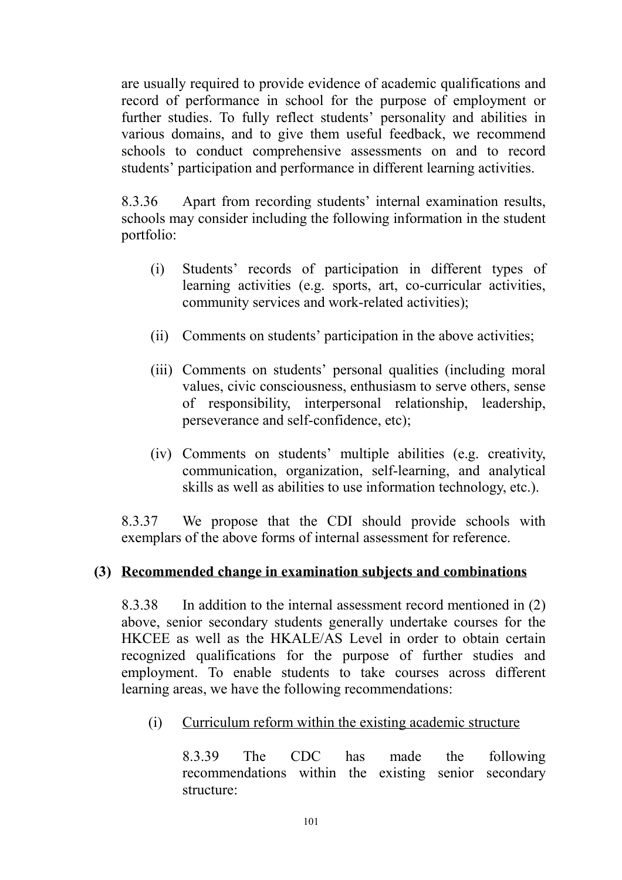are usually required to provide evidence of academic qualifications and record of performance in school for the purpose of employment or further studies. To fully reflect students' personality and abilities in various domains, and to give them useful feedback, we recommend schools to conduct comprehensive assessments on and to record students' participation and performance in different learning activities.

8.3.36 Apart from recording students' internal examination results, schools may consider including the following information in the student portfolio:

(i) Students' records of participation in different types of learning activities (e.g. sports, art, co-curricular activities, community services and work-related activities);

(ii) Comments on students' participation in the above activities;

(iii) Comments on students' personal qualities (including moral values, civic consciousness, enthusiasm to serve others, sense of responsibility, interpersonal relationship, leadership, perseverance and self-confidence, etc);

(iv) Comments on students' multiple abilities (e.g. creativity, communication, organization, self-learning, and analytical skills as well as abilities to use information technology, etc.).

8.3.37 We propose that the CDI should provide schools with exemplars of the above forms of internal assessment for reference.

### (3) Recommended change in examination subjects and combinations

8.3.38 In addition to the internal assessment record mentioned in (2) above, senior secondary students generally undertake courses for the HKCEE as well as the HKALE/AS Level in order to obtain certain recognized qualifications for the purpose of further studies and employment. To enable students to take courses across different learning areas, we have the following recommendations:

(i) Curriculum reform within the existing academic structure

8.3.39 The CDC has made the following recommendations within the existing senior secondary structure: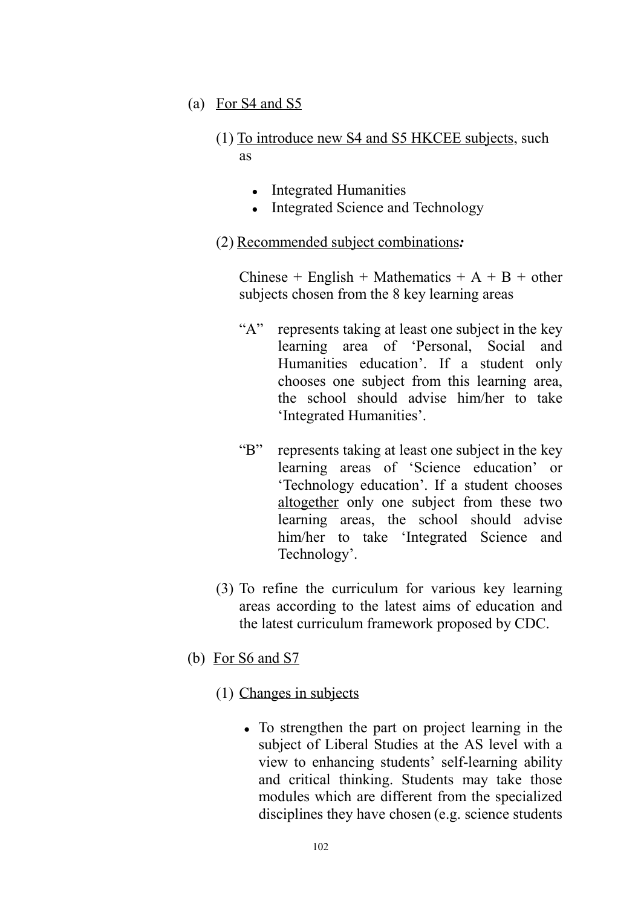(a) <u>For S4 and S5</u>

(1) <u>To introduce new S4 and S5 HKCEE subjects</u>, such as

- Integrated Humanities
- Integrated Science and Technology

(2) <u>Recommended subject combinations</u>***:***

Chinese + English + Mathematics + A + B + other subjects chosen from the 8 key learning areas

"A" represents taking at least one subject in the key learning area of 'Personal, Social and Humanities education'. If a student only chooses one subject from this learning area, the school should advise him/her to take 'Integrated Humanities'.

"B" represents taking at least one subject in the key learning areas of 'Science education' or 'Technology education'. If a student chooses <u>altogether</u> only one subject from these two learning areas, the school should advise him/her to take 'Integrated Science and Technology'.

(3) To refine the curriculum for various key learning areas according to the latest aims of education and the latest curriculum framework proposed by CDC.

(b) <u>For S6 and S7</u>

(1) <u>Changes in subjects</u>

- To strengthen the part on project learning in the subject of Liberal Studies at the AS level with a view to enhancing students' self-learning ability and critical thinking. Students may take those modules which are different from the specialized disciplines they have chosen (e.g. science students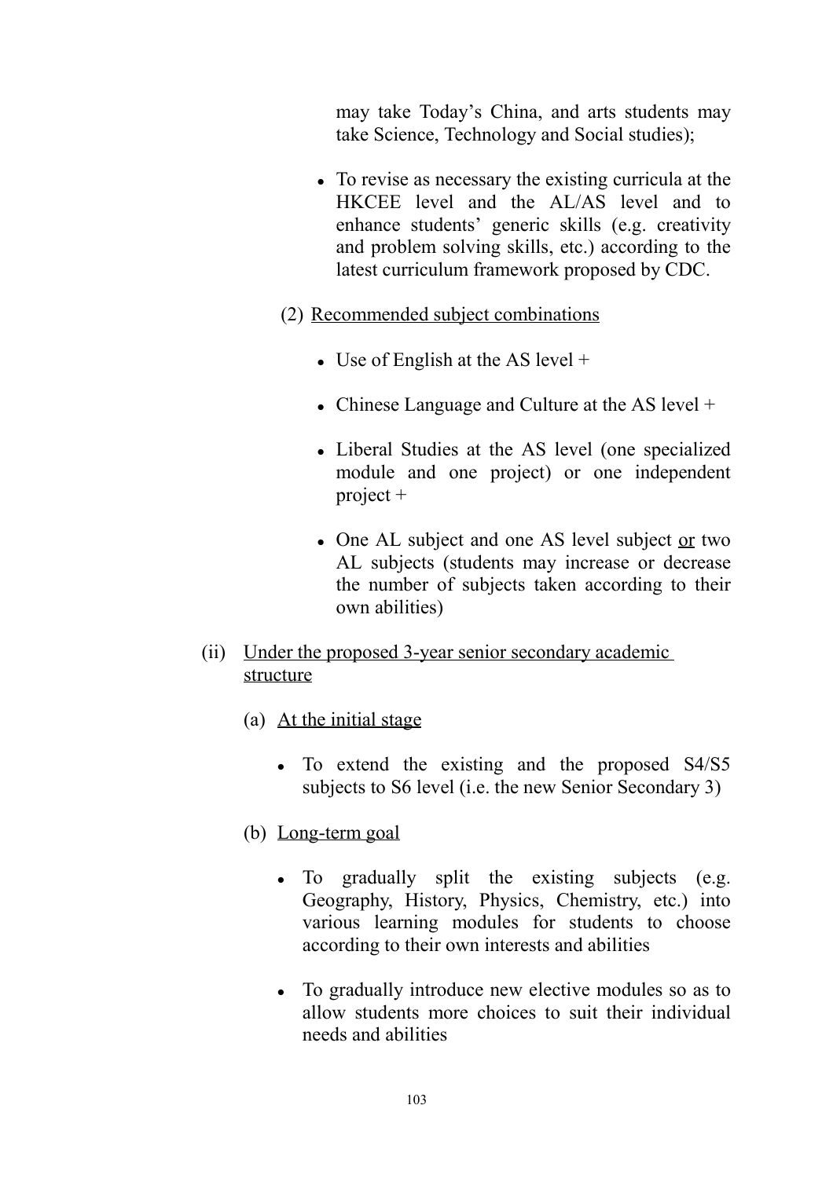may take Today's China, and arts students may take Science, Technology and Social studies);

- To revise as necessary the existing curricula at the HKCEE level and the AL/AS level and to enhance students' generic skills (e.g. creativity and problem solving skills, etc.) according to the latest curriculum framework proposed by CDC.

(2) <u>Recommended subject combinations</u>

- Use of English at the AS level +
- Chinese Language and Culture at the AS level +
- Liberal Studies at the AS level (one specialized module and one project) or one independent project +
- One AL subject and one AS level subject <u>or</u> two AL subjects (students may increase or decrease the number of subjects taken according to their own abilities)

(ii) <u>Under the proposed 3-year senior secondary academic structure</u>

(a) <u>At the initial stage</u>

- To extend the existing and the proposed S4/S5 subjects to S6 level (i.e. the new Senior Secondary 3)

(b) <u>Long-term goal</u>

- To gradually split the existing subjects (e.g. Geography, History, Physics, Chemistry, etc.) into various learning modules for students to choose according to their own interests and abilities
- To gradually introduce new elective modules so as to allow students more choices to suit their individual needs and abilities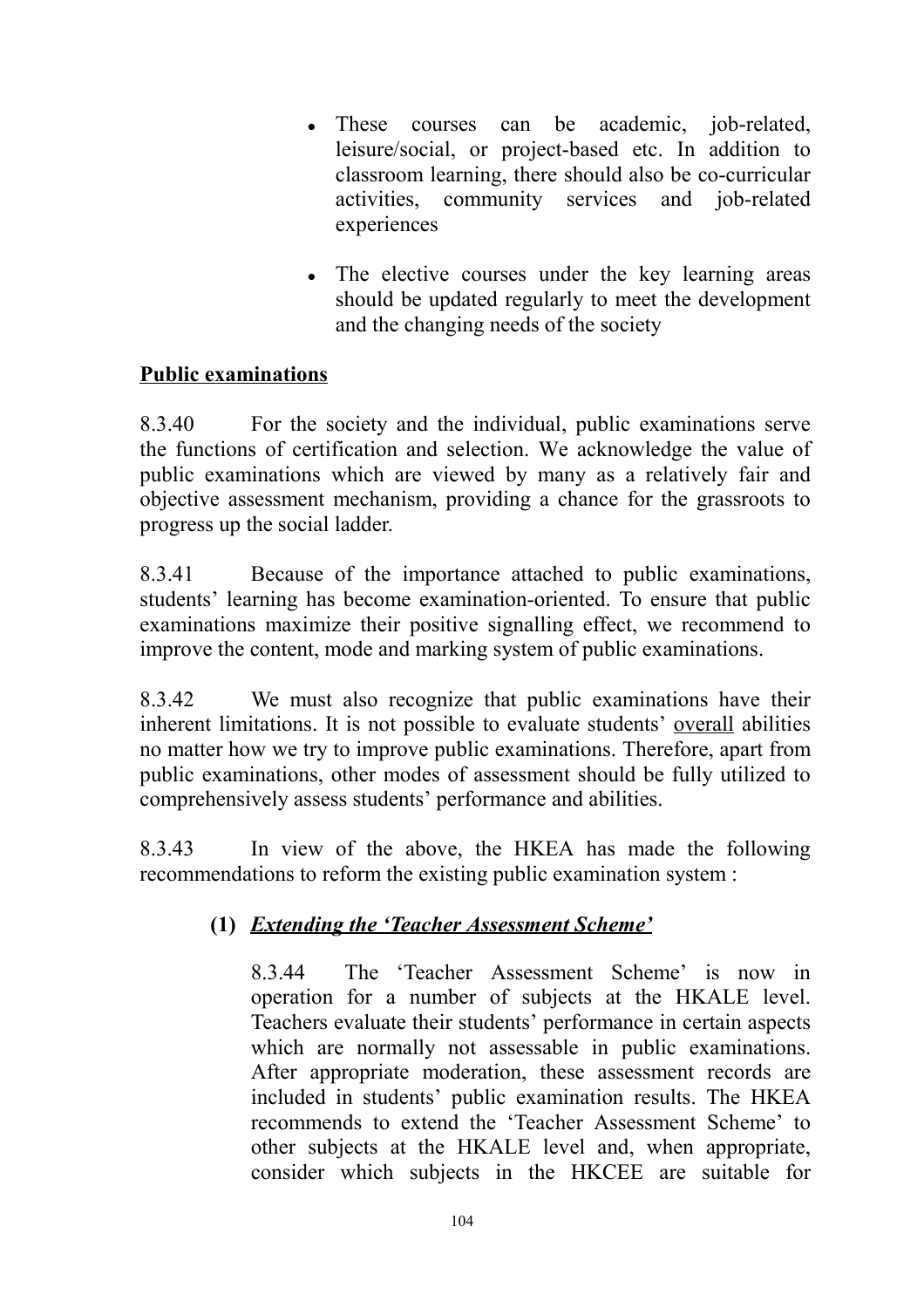- These courses can be academic, job-related, leisure/social, or project-based etc. In addition to classroom learning, there should also be co-curricular activities, community services and job-related experiences

- The elective courses under the key learning areas should be updated regularly to meet the development and the changing needs of the society

**Public examinations**

8.3.40 For the society and the individual, public examinations serve the functions of certification and selection. We acknowledge the value of public examinations which are viewed by many as a relatively fair and objective assessment mechanism, providing a chance for the grassroots to progress up the social ladder.

8.3.41 Because of the importance attached to public examinations, students' learning has become examination-oriented. To ensure that public examinations maximize their positive signalling effect, we recommend to improve the content, mode and marking system of public examinations.

8.3.42 We must also recognize that public examinations have their inherent limitations. It is not possible to evaluate students' overall abilities no matter how we try to improve public examinations. Therefore, apart from public examinations, other modes of assessment should be fully utilized to comprehensively assess students' performance and abilities.

8.3.43 In view of the above, the HKEA has made the following recommendations to reform the existing public examination system :

**(1)** ***Extending the 'Teacher Assessment Scheme'***

8.3.44 The 'Teacher Assessment Scheme' is now in operation for a number of subjects at the HKALE level. Teachers evaluate their students' performance in certain aspects which are normally not assessable in public examinations. After appropriate moderation, these assessment records are included in students' public examination results. The HKEA recommends to extend the 'Teacher Assessment Scheme' to other subjects at the HKALE level and, when appropriate, consider which subjects in the HKCEE are suitable for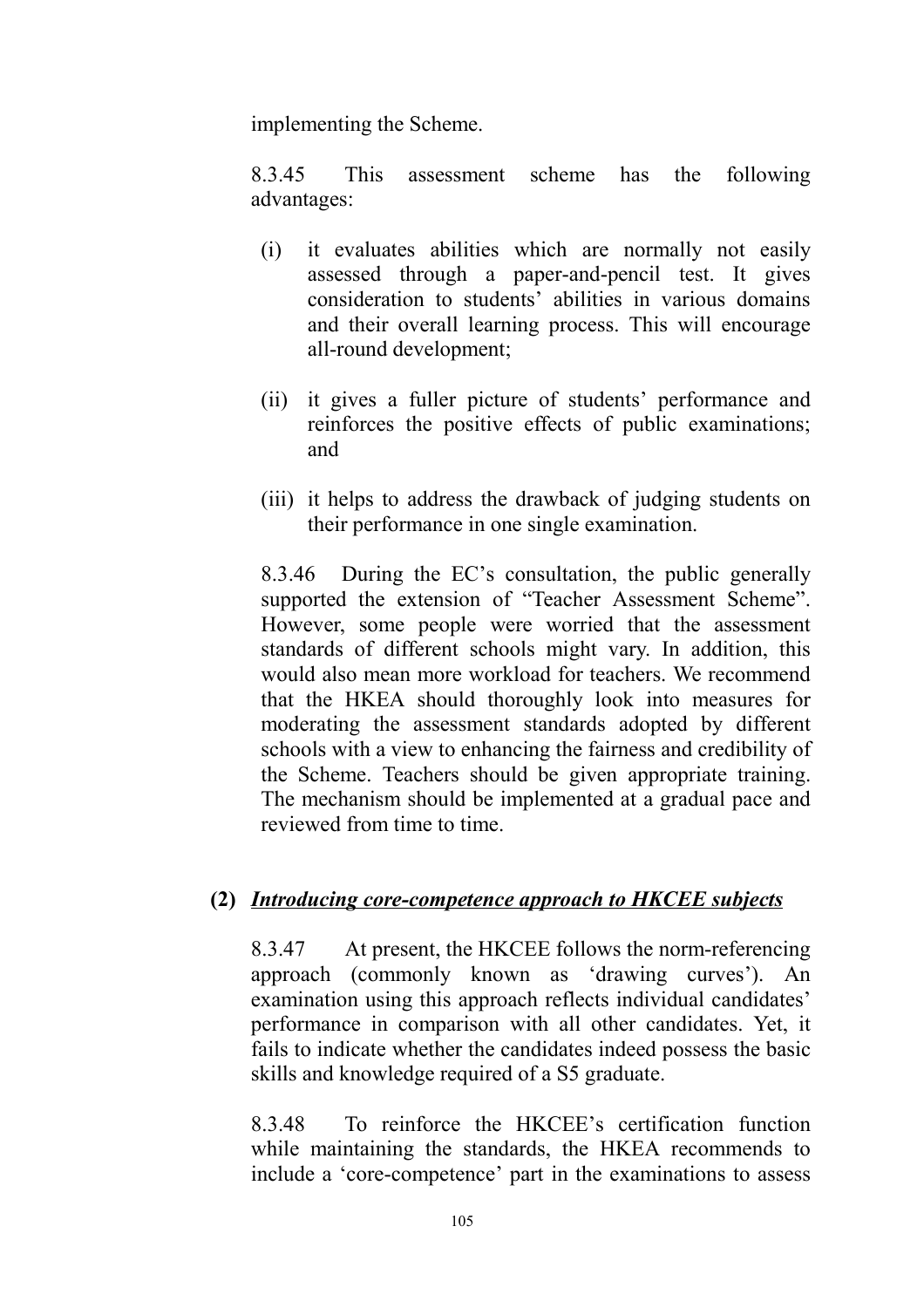implementing the Scheme.

8.3.45 This assessment scheme has the following advantages:

(i) it evaluates abilities which are normally not easily assessed through a paper-and-pencil test. It gives consideration to students' abilities in various domains and their overall learning process. This will encourage all-round development;

(ii) it gives a fuller picture of students' performance and reinforces the positive effects of public examinations; and

(iii) it helps to address the drawback of judging students on their performance in one single examination.

8.3.46 During the EC's consultation, the public generally supported the extension of "Teacher Assessment Scheme". However, some people were worried that the assessment standards of different schools might vary. In addition, this would also mean more workload for teachers. We recommend that the HKEA should thoroughly look into measures for moderating the assessment standards adopted by different schools with a view to enhancing the fairness and credibility of the Scheme. Teachers should be given appropriate training. The mechanism should be implemented at a gradual pace and reviewed from time to time.

### (2) ***<u>Introducing core-competence approach to HKCEE subjects</u>***

8.3.47 At present, the HKCEE follows the norm-referencing approach (commonly known as 'drawing curves'). An examination using this approach reflects individual candidates' performance in comparison with all other candidates. Yet, it fails to indicate whether the candidates indeed possess the basic skills and knowledge required of a S5 graduate.

8.3.48 To reinforce the HKCEE's certification function while maintaining the standards, the HKEA recommends to include a 'core-competence' part in the examinations to assess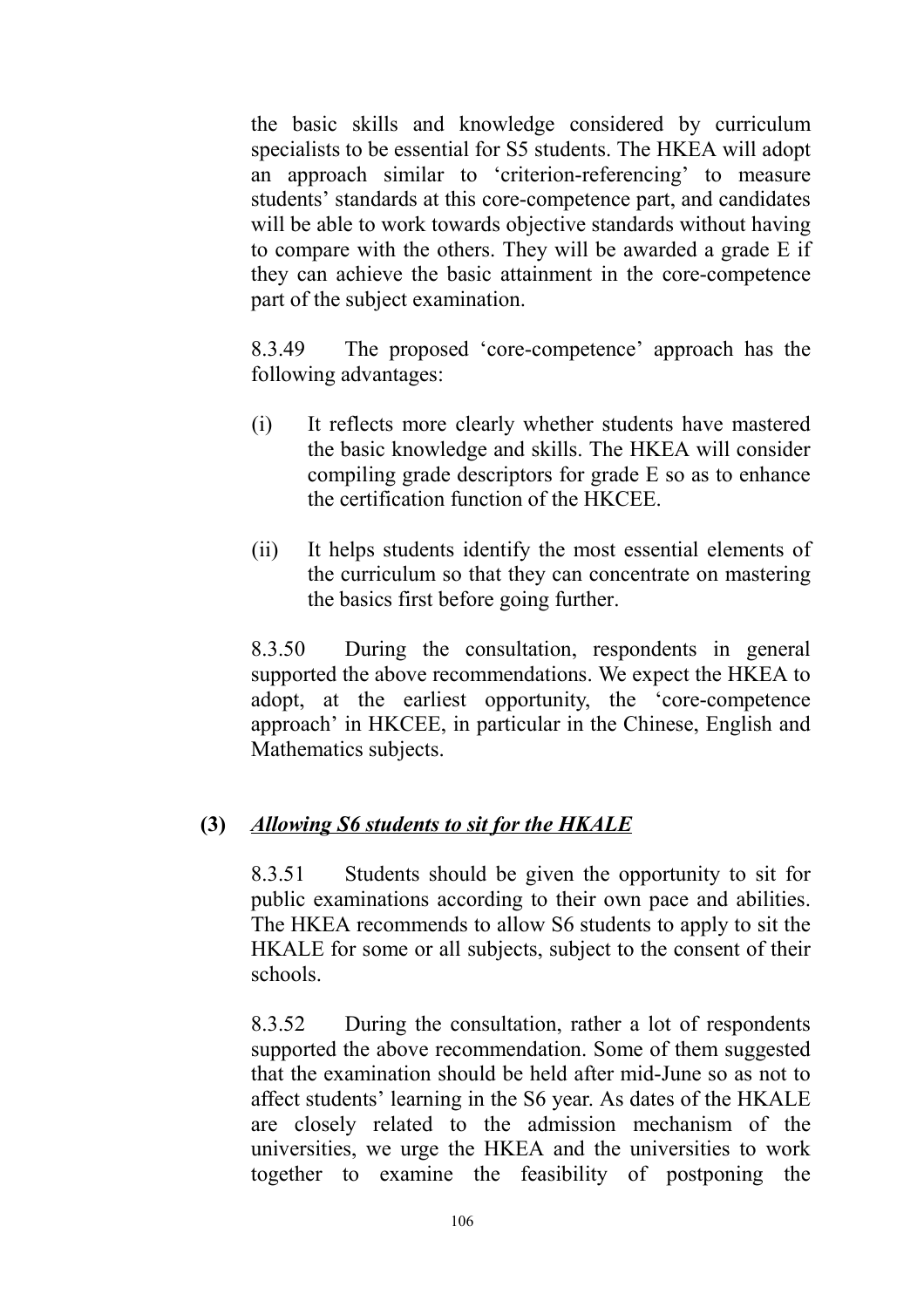the basic skills and knowledge considered by curriculum specialists to be essential for S5 students. The HKEA will adopt an approach similar to 'criterion-referencing' to measure students' standards at this core-competence part, and candidates will be able to work towards objective standards without having to compare with the others. They will be awarded a grade E if they can achieve the basic attainment in the core-competence part of the subject examination.

8.3.49 The proposed 'core-competence' approach has the following advantages:

(i) It reflects more clearly whether students have mastered the basic knowledge and skills. The HKEA will consider compiling grade descriptors for grade E so as to enhance the certification function of the HKCEE.

(ii) It helps students identify the most essential elements of the curriculum so that they can concentrate on mastering the basics first before going further.

8.3.50 During the consultation, respondents in general supported the above recommendations. We expect the HKEA to adopt, at the earliest opportunity, the 'core-competence approach' in HKCEE, in particular in the Chinese, English and Mathematics subjects.

### (3) *Allowing S6 students to sit for the HKALE*

8.3.51 Students should be given the opportunity to sit for public examinations according to their own pace and abilities. The HKEA recommends to allow S6 students to apply to sit the HKALE for some or all subjects, subject to the consent of their schools.

8.3.52 During the consultation, rather a lot of respondents supported the above recommendation. Some of them suggested that the examination should be held after mid-June so as not to affect students' learning in the S6 year. As dates of the HKALE are closely related to the admission mechanism of the universities, we urge the HKEA and the universities to work together to examine the feasibility of postponing the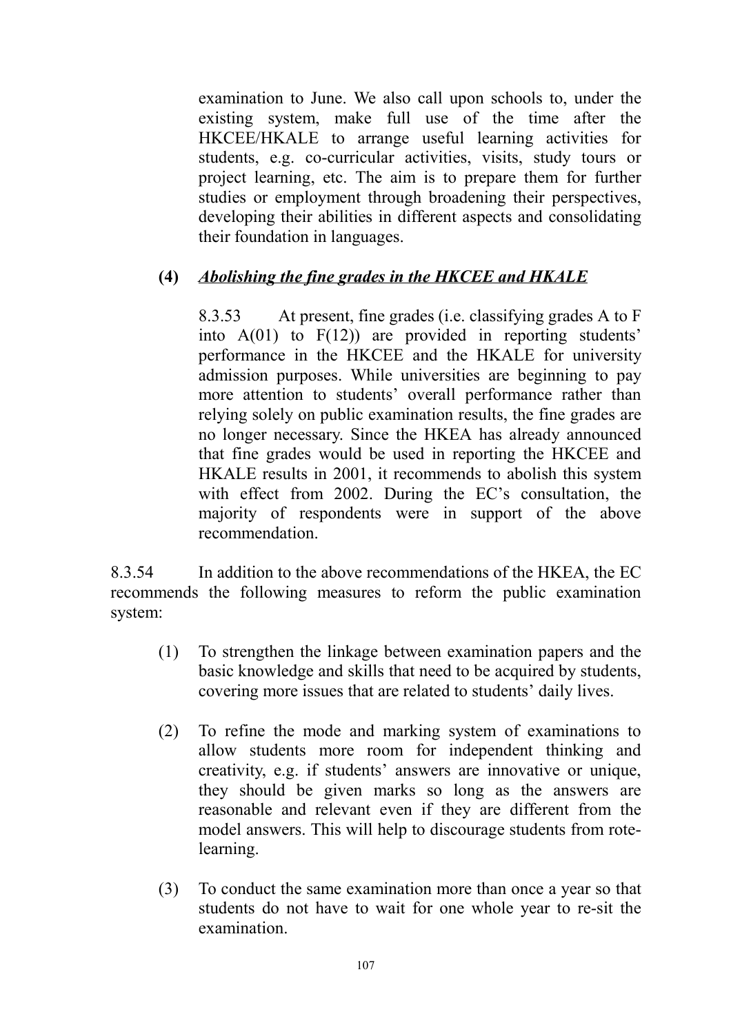examination to June. We also call upon schools to, under the existing system, make full use of the time after the HKCEE/HKALE to arrange useful learning activities for students, e.g. co-curricular activities, visits, study tours or project learning, etc. The aim is to prepare them for further studies or employment through broadening their perspectives, developing their abilities in different aspects and consolidating their foundation in languages.

**(4)** ***Abolishing the fine grades in the HKCEE and HKALE***

8.3.53 At present, fine grades (i.e. classifying grades A to F into A(01) to F(12)) are provided in reporting students' performance in the HKCEE and the HKALE for university admission purposes. While universities are beginning to pay more attention to students' overall performance rather than relying solely on public examination results, the fine grades are no longer necessary. Since the HKEA has already announced that fine grades would be used in reporting the HKCEE and HKALE results in 2001, it recommends to abolish this system with effect from 2002. During the EC's consultation, the majority of respondents were in support of the above recommendation.

8.3.54 In addition to the above recommendations of the HKEA, the EC recommends the following measures to reform the public examination system:

(1) To strengthen the linkage between examination papers and the basic knowledge and skills that need to be acquired by students, covering more issues that are related to students' daily lives.

(2) To refine the mode and marking system of examinations to allow students more room for independent thinking and creativity, e.g. if students' answers are innovative or unique, they should be given marks so long as the answers are reasonable and relevant even if they are different from the model answers. This will help to discourage students from rote-learning.

(3) To conduct the same examination more than once a year so that students do not have to wait for one whole year to re-sit the examination.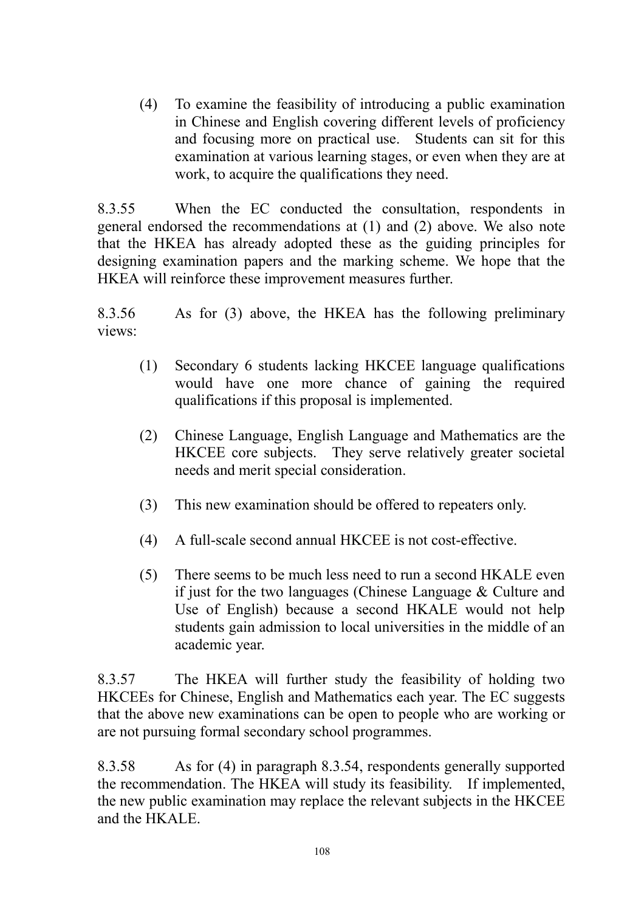(4) To examine the feasibility of introducing a public examination in Chinese and English covering different levels of proficiency and focusing more on practical use. Students can sit for this examination at various learning stages, or even when they are at work, to acquire the qualifications they need.

8.3.55 When the EC conducted the consultation, respondents in general endorsed the recommendations at (1) and (2) above. We also note that the HKEA has already adopted these as the guiding principles for designing examination papers and the marking scheme. We hope that the HKEA will reinforce these improvement measures further.

8.3.56 As for (3) above, the HKEA has the following preliminary views:

(1) Secondary 6 students lacking HKCEE language qualifications would have one more chance of gaining the required qualifications if this proposal is implemented.

(2) Chinese Language, English Language and Mathematics are the HKCEE core subjects. They serve relatively greater societal needs and merit special consideration.

(3) This new examination should be offered to repeaters only.

(4) A full-scale second annual HKCEE is not cost-effective.

(5) There seems to be much less need to run a second HKALE even if just for the two languages (Chinese Language & Culture and Use of English) because a second HKALE would not help students gain admission to local universities in the middle of an academic year.

8.3.57 The HKEA will further study the feasibility of holding two HKCEEs for Chinese, English and Mathematics each year. The EC suggests that the above new examinations can be open to people who are working or are not pursuing formal secondary school programmes.

8.3.58 As for (4) in paragraph 8.3.54, respondents generally supported the recommendation. The HKEA will study its feasibility. If implemented, the new public examination may replace the relevant subjects in the HKCEE and the HKALE.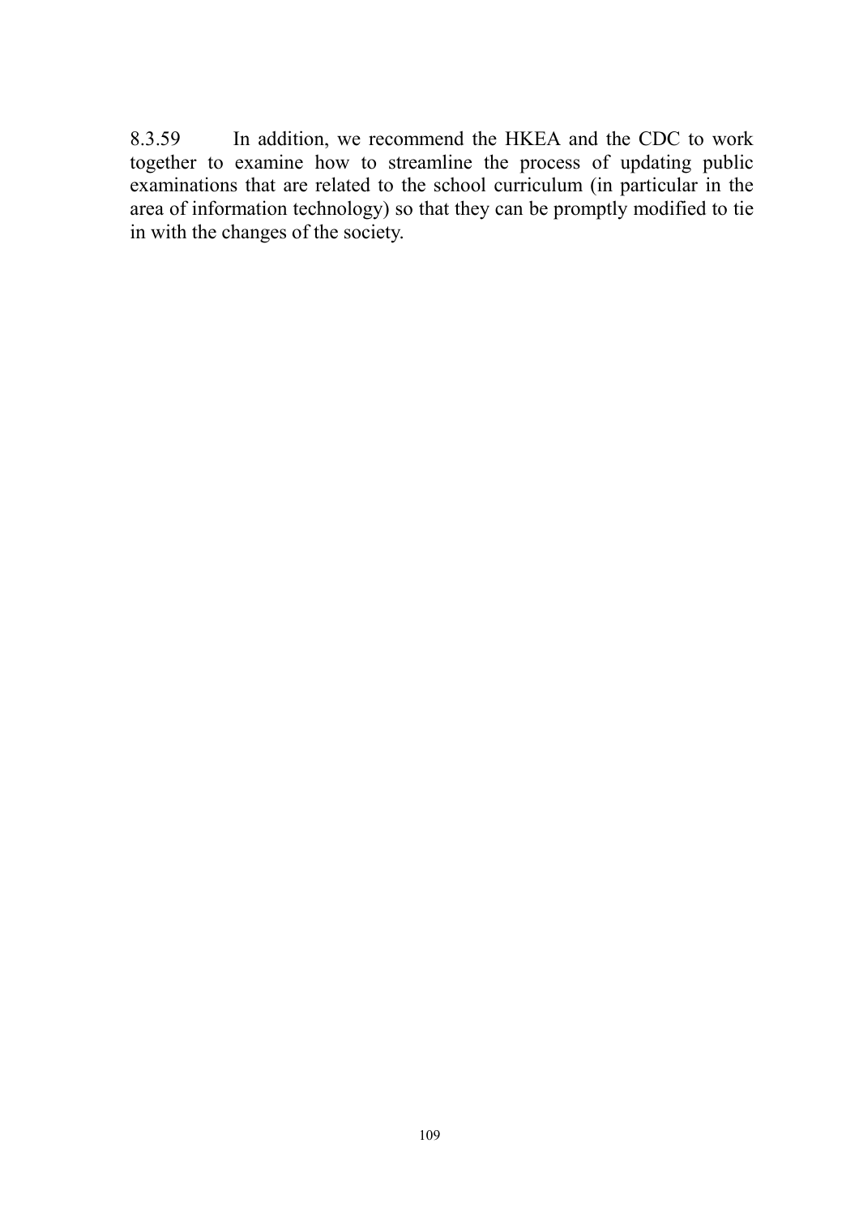8.3.59 In addition, we recommend the HKEA and the CDC to work together to examine how to streamline the process of updating public examinations that are related to the school curriculum (in particular in the area of information technology) so that they can be promptly modified to tie in with the changes of the society.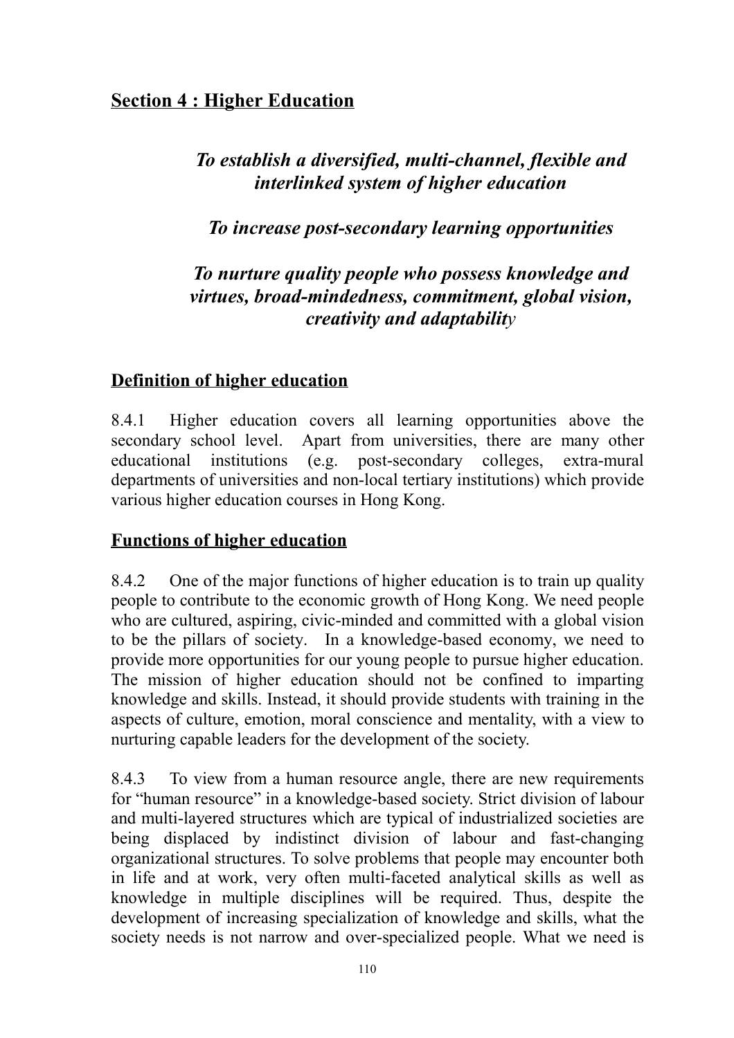## Section 4 : Higher Education

***To establish a diversified, multi-channel, flexible and interlinked system of higher education***

***To increase post-secondary learning opportunities***

***To nurture quality people who possess knowledge and virtues, broad-mindedness, commitment, global vision, creativity and adaptability***

### Definition of higher education

8.4.1 Higher education covers all learning opportunities above the secondary school level. Apart from universities, there are many other educational institutions (e.g. post-secondary colleges, extra-mural departments of universities and non-local tertiary institutions) which provide various higher education courses in Hong Kong.

### Functions of higher education

8.4.2 One of the major functions of higher education is to train up quality people to contribute to the economic growth of Hong Kong. We need people who are cultured, aspiring, civic-minded and committed with a global vision to be the pillars of society. In a knowledge-based economy, we need to provide more opportunities for our young people to pursue higher education. The mission of higher education should not be confined to imparting knowledge and skills. Instead, it should provide students with training in the aspects of culture, emotion, moral conscience and mentality, with a view to nurturing capable leaders for the development of the society.

8.4.3 To view from a human resource angle, there are new requirements for "human resource" in a knowledge-based society. Strict division of labour and multi-layered structures which are typical of industrialized societies are being displaced by indistinct division of labour and fast-changing organizational structures. To solve problems that people may encounter both in life and at work, very often multi-faceted analytical skills as well as knowledge in multiple disciplines will be required. Thus, despite the development of increasing specialization of knowledge and skills, what the society needs is not narrow and over-specialized people. What we need is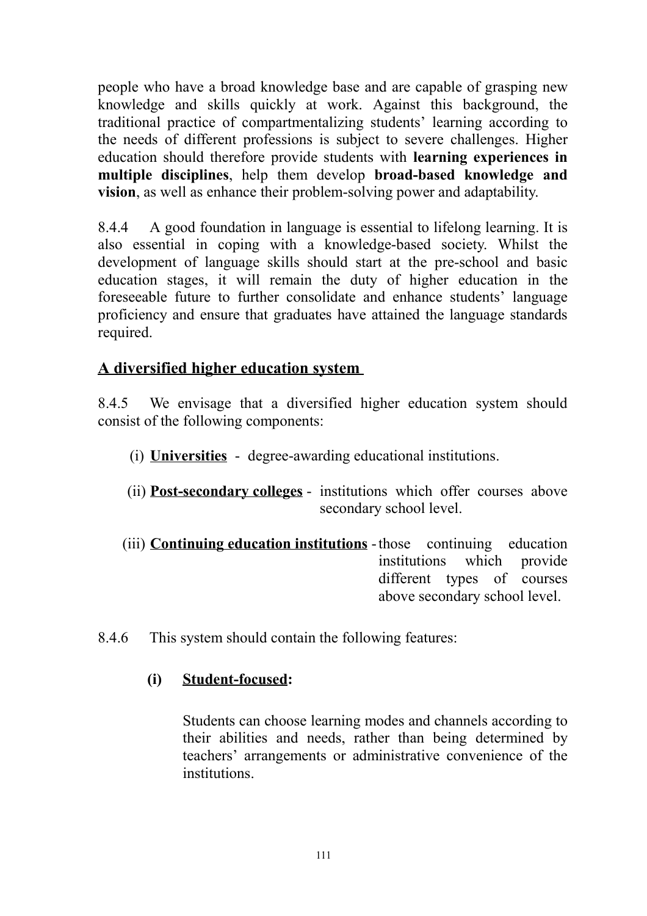people who have a broad knowledge base and are capable of grasping new knowledge and skills quickly at work. Against this background, the traditional practice of compartmentalizing students' learning according to the needs of different professions is subject to severe challenges. Higher education should therefore provide students with **learning experiences in multiple disciplines**, help them develop **broad-based knowledge and vision**, as well as enhance their problem-solving power and adaptability.

8.4.4 A good foundation in language is essential to lifelong learning. It is also essential in coping with a knowledge-based society. Whilst the development of language skills should start at the pre-school and basic education stages, it will remain the duty of higher education in the foreseeable future to further consolidate and enhance students' language proficiency and ensure that graduates have attained the language standards required.

## A diversified higher education system

8.4.5 We envisage that a diversified higher education system should consist of the following components:

(i) **Universities** - degree-awarding educational institutions.

(ii) **Post-secondary colleges** - institutions which offer courses above secondary school level.

(iii) **Continuing education institutions** - those continuing education institutions which provide different types of courses above secondary school level.

8.4.6 This system should contain the following features:

**(i) Student-focused:**

Students can choose learning modes and channels according to their abilities and needs, rather than being determined by teachers' arrangements or administrative convenience of the institutions.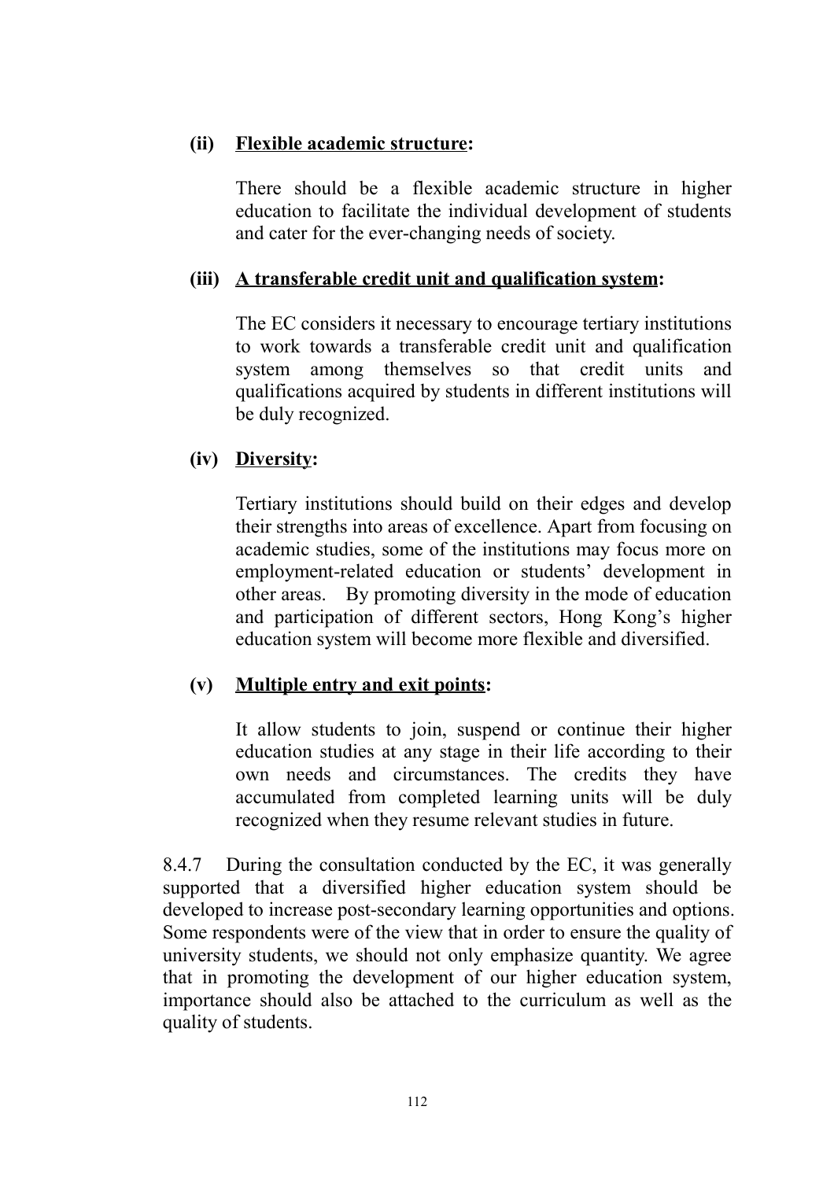**(ii) <u>Flexible academic structure</u>:**

There should be a flexible academic structure in higher education to facilitate the individual development of students and cater for the ever-changing needs of society.

**(iii) <u>A transferable credit unit and qualification system</u>:**

The EC considers it necessary to encourage tertiary institutions to work towards a transferable credit unit and qualification system among themselves so that credit units and qualifications acquired by students in different institutions will be duly recognized.

**(iv) <u>Diversity</u>:**

Tertiary institutions should build on their edges and develop their strengths into areas of excellence. Apart from focusing on academic studies, some of the institutions may focus more on employment-related education or students' development in other areas. By promoting diversity in the mode of education and participation of different sectors, Hong Kong's higher education system will become more flexible and diversified.

**(v) <u>Multiple entry and exit points</u>:**

It allow students to join, suspend or continue their higher education studies at any stage in their life according to their own needs and circumstances. The credits they have accumulated from completed learning units will be duly recognized when they resume relevant studies in future.

8.4.7 During the consultation conducted by the EC, it was generally supported that a diversified higher education system should be developed to increase post-secondary learning opportunities and options. Some respondents were of the view that in order to ensure the quality of university students, we should not only emphasize quantity. We agree that in promoting the development of our higher education system, importance should also be attached to the curriculum as well as the quality of students.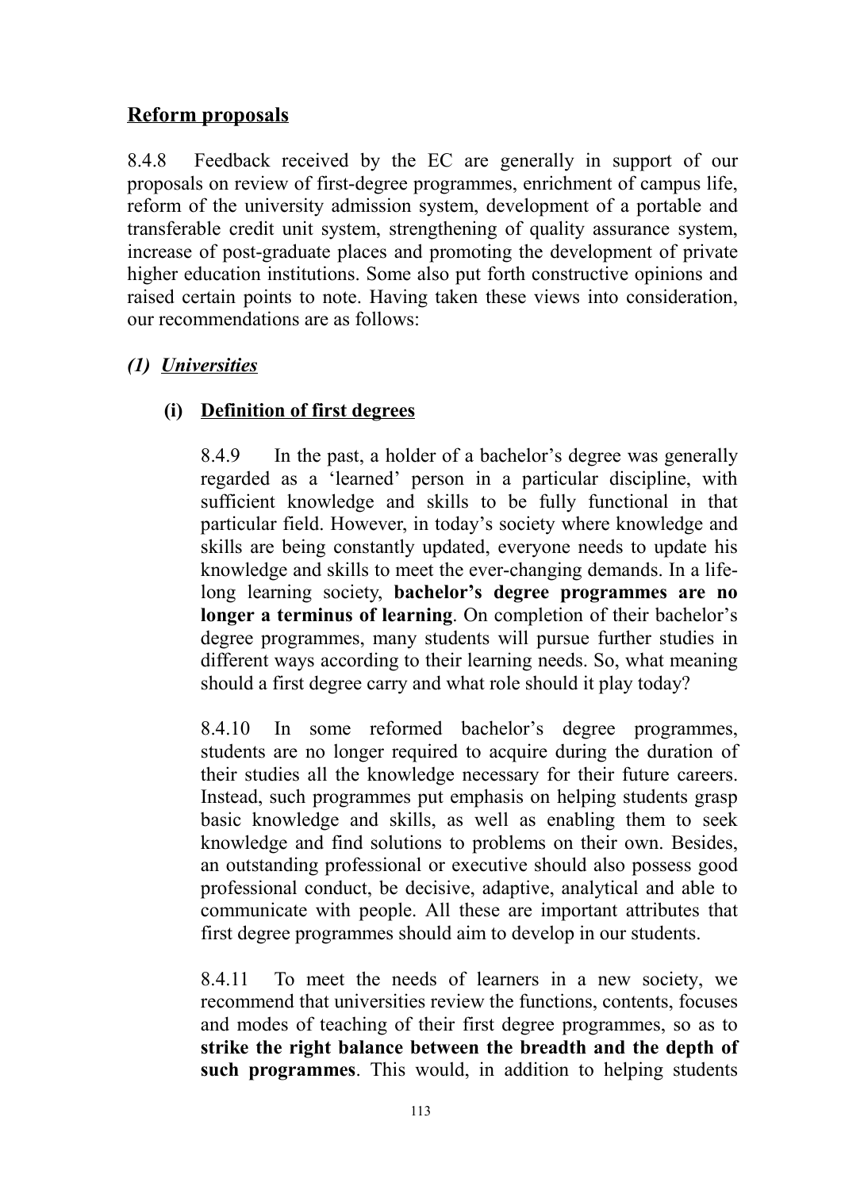## Reform proposals

8.4.8 Feedback received by the EC are generally in support of our proposals on review of first-degree programmes, enrichment of campus life, reform of the university admission system, development of a portable and transferable credit unit system, strengthening of quality assurance system, increase of post-graduate places and promoting the development of private higher education institutions. Some also put forth constructive opinions and raised certain points to note. Having taken these views into consideration, our recommendations are as follows:

### *(1) Universities*

#### (i) Definition of first degrees

8.4.9 In the past, a holder of a bachelor's degree was generally regarded as a 'learned' person in a particular discipline, with sufficient knowledge and skills to be fully functional in that particular field. However, in today's society where knowledge and skills are being constantly updated, everyone needs to update his knowledge and skills to meet the ever-changing demands. In a life-long learning society, **bachelor's degree programmes are no longer a terminus of learning**. On completion of their bachelor's degree programmes, many students will pursue further studies in different ways according to their learning needs. So, what meaning should a first degree carry and what role should it play today?

8.4.10 In some reformed bachelor's degree programmes, students are no longer required to acquire during the duration of their studies all the knowledge necessary for their future careers. Instead, such programmes put emphasis on helping students grasp basic knowledge and skills, as well as enabling them to seek knowledge and find solutions to problems on their own. Besides, an outstanding professional or executive should also possess good professional conduct, be decisive, adaptive, analytical and able to communicate with people. All these are important attributes that first degree programmes should aim to develop in our students.

8.4.11 To meet the needs of learners in a new society, we recommend that universities review the functions, contents, focuses and modes of teaching of their first degree programmes, so as to **strike the right balance between the breadth and the depth of such programmes**. This would, in addition to helping students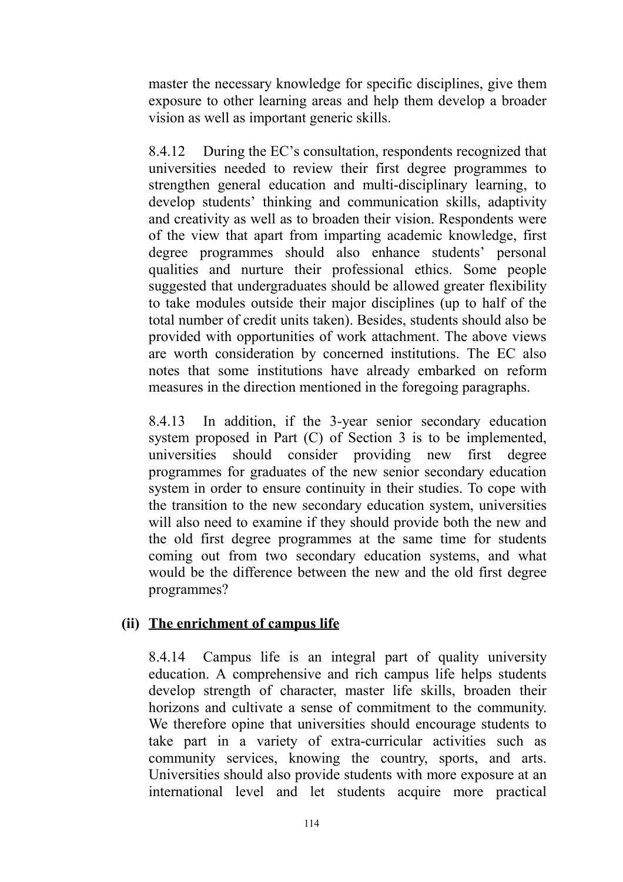master the necessary knowledge for specific disciplines, give them exposure to other learning areas and help them develop a broader vision as well as important generic skills.

8.4.12 During the EC's consultation, respondents recognized that universities needed to review their first degree programmes to strengthen general education and multi-disciplinary learning, to develop students' thinking and communication skills, adaptivity and creativity as well as to broaden their vision. Respondents were of the view that apart from imparting academic knowledge, first degree programmes should also enhance students' personal qualities and nurture their professional ethics. Some people suggested that undergraduates should be allowed greater flexibility to take modules outside their major disciplines (up to half of the total number of credit units taken). Besides, students should also be provided with opportunities of work attachment. The above views are worth consideration by concerned institutions. The EC also notes that some institutions have already embarked on reform measures in the direction mentioned in the foregoing paragraphs.

8.4.13 In addition, if the 3-year senior secondary education system proposed in Part (C) of Section 3 is to be implemented, universities should consider providing new first degree programmes for graduates of the new senior secondary education system in order to ensure continuity in their studies. To cope with the transition to the new secondary education system, universities will also need to examine if they should provide both the new and the old first degree programmes at the same time for students coming out from two secondary education systems, and what would be the difference between the new and the old first degree programmes?

### (ii) The enrichment of campus life

8.4.14 Campus life is an integral part of quality university education. A comprehensive and rich campus life helps students develop strength of character, master life skills, broaden their horizons and cultivate a sense of commitment to the community. We therefore opine that universities should encourage students to take part in a variety of extra-curricular activities such as community services, knowing the country, sports, and arts. Universities should also provide students with more exposure at an international level and let students acquire more practical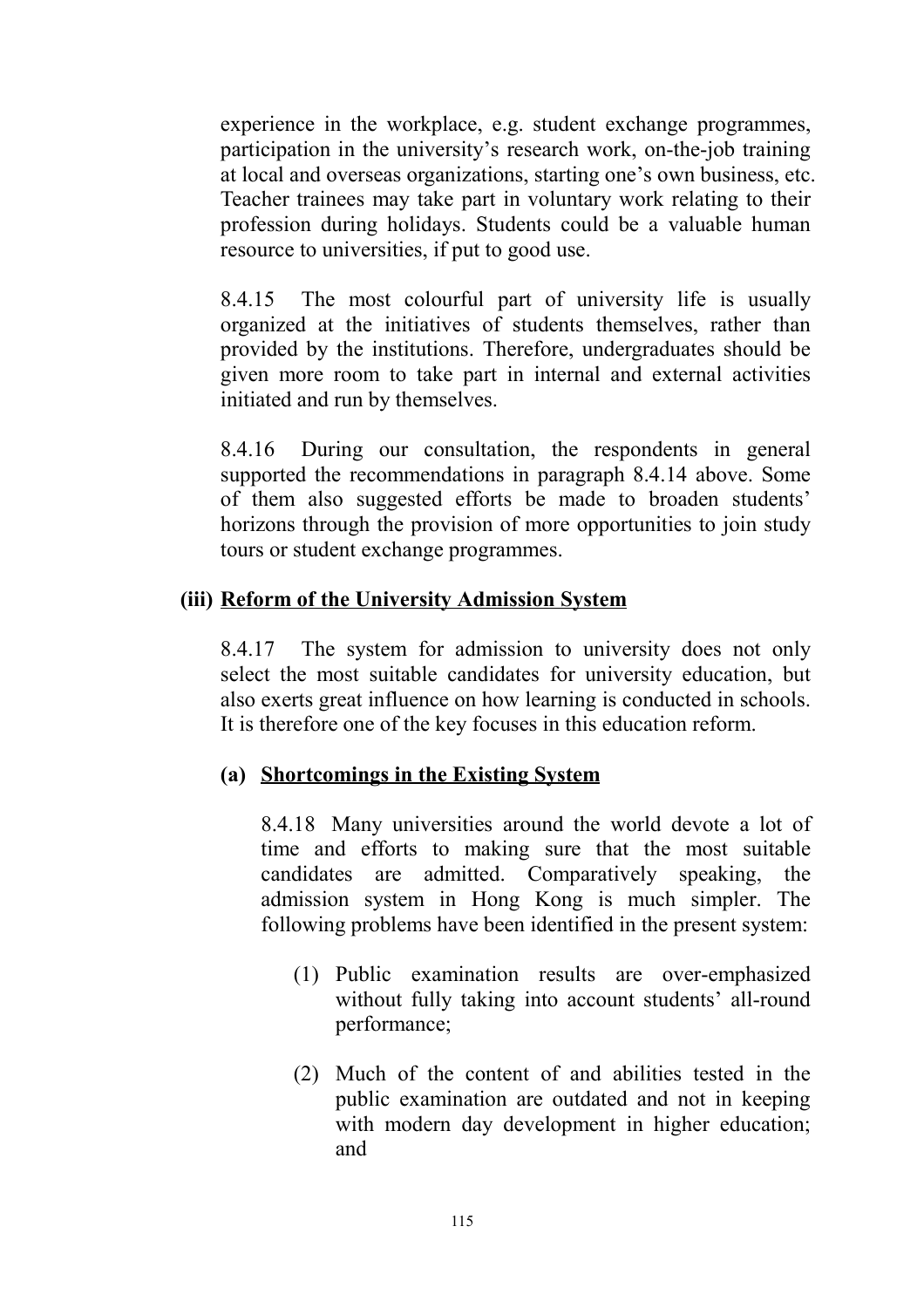experience in the workplace, e.g. student exchange programmes, participation in the university's research work, on-the-job training at local and overseas organizations, starting one's own business, etc. Teacher trainees may take part in voluntary work relating to their profession during holidays. Students could be a valuable human resource to universities, if put to good use.

8.4.15 The most colourful part of university life is usually organized at the initiatives of students themselves, rather than provided by the institutions. Therefore, undergraduates should be given more room to take part in internal and external activities initiated and run by themselves.

8.4.16 During our consultation, the respondents in general supported the recommendations in paragraph 8.4.14 above. Some of them also suggested efforts be made to broaden students' horizons through the provision of more opportunities to join study tours or student exchange programmes.

### (iii) <u>Reform of the University Admission System</u>

8.4.17 The system for admission to university does not only select the most suitable candidates for university education, but also exerts great influence on how learning is conducted in schools. It is therefore one of the key focuses in this education reform.

#### (a) <u>Shortcomings in the Existing System</u>

8.4.18 Many universities around the world devote a lot of time and efforts to making sure that the most suitable candidates are admitted. Comparatively speaking, the admission system in Hong Kong is much simpler. The following problems have been identified in the present system:

(1) Public examination results are over-emphasized without fully taking into account students' all-round performance;

(2) Much of the content of and abilities tested in the public examination are outdated and not in keeping with modern day development in higher education; and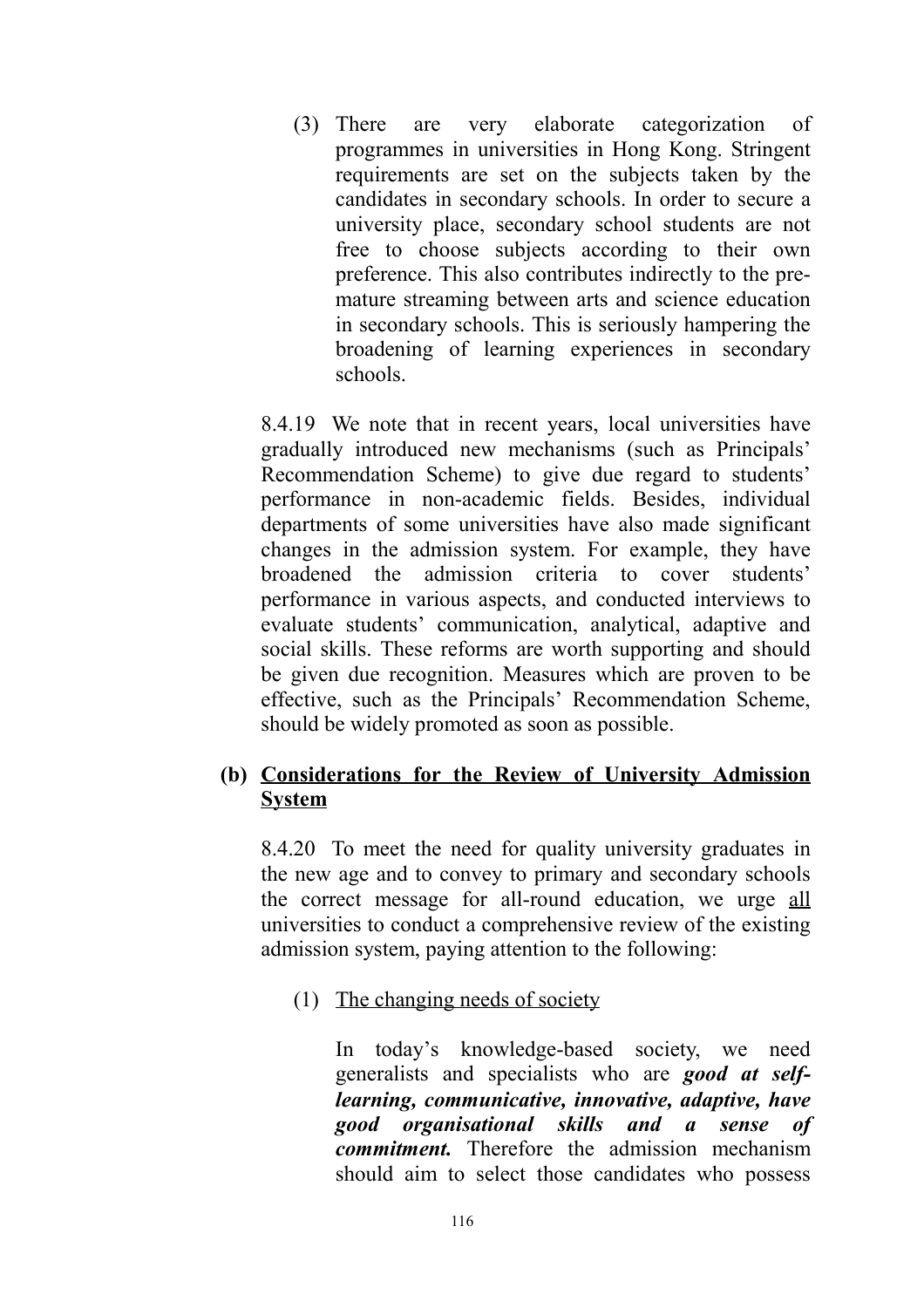(3) There are very elaborate categorization of programmes in universities in Hong Kong. Stringent requirements are set on the subjects taken by the candidates in secondary schools. In order to secure a university place, secondary school students are not free to choose subjects according to their own preference. This also contributes indirectly to the pre-mature streaming between arts and science education in secondary schools. This is seriously hampering the broadening of learning experiences in secondary schools.

8.4.19 We note that in recent years, local universities have gradually introduced new mechanisms (such as Principals' Recommendation Scheme) to give due regard to students' performance in non-academic fields. Besides, individual departments of some universities have also made significant changes in the admission system. For example, they have broadened the admission criteria to cover students' performance in various aspects, and conducted interviews to evaluate students' communication, analytical, adaptive and social skills. These reforms are worth supporting and should be given due recognition. Measures which are proven to be effective, such as the Principals' Recommendation Scheme, should be widely promoted as soon as possible.

**(b) <u>Considerations for the Review of University Admission System</u>**

8.4.20 To meet the need for quality university graduates in the new age and to convey to primary and secondary schools the correct message for all-round education, we urge <u>all</u> universities to conduct a comprehensive review of the existing admission system, paying attention to the following:

(1) <u>The changing needs of society</u>

In today's knowledge-based society, we need generalists and specialists who are ***good at self-learning, communicative, innovative, adaptive, have good organisational skills and a sense of commitment.*** Therefore the admission mechanism should aim to select those candidates who possess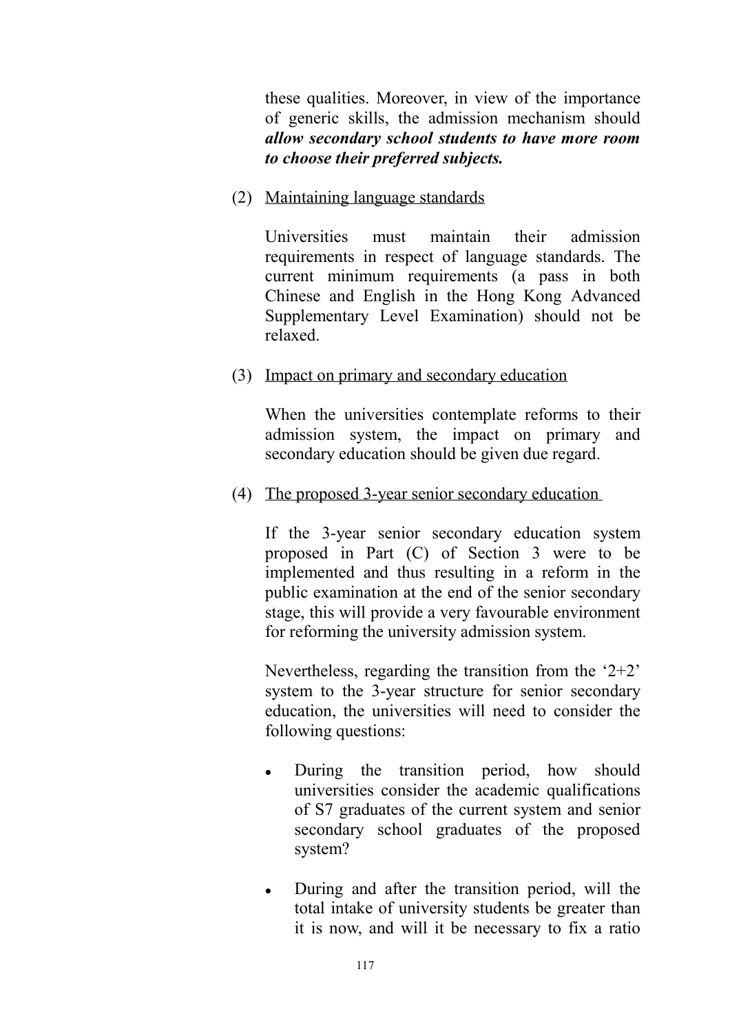these qualities. Moreover, in view of the importance of generic skills, the admission mechanism should ***allow secondary school students to have more room to choose their preferred subjects.***

(2) Maintaining language standards

Universities must maintain their admission requirements in respect of language standards. The current minimum requirements (a pass in both Chinese and English in the Hong Kong Advanced Supplementary Level Examination) should not be relaxed.

(3) Impact on primary and secondary education

When the universities contemplate reforms to their admission system, the impact on primary and secondary education should be given due regard.

(4) The proposed 3-year senior secondary education

If the 3-year senior secondary education system proposed in Part (C) of Section 3 were to be implemented and thus resulting in a reform in the public examination at the end of the senior secondary stage, this will provide a very favourable environment for reforming the university admission system.

Nevertheless, regarding the transition from the '2+2' system to the 3-year structure for senior secondary education, the universities will need to consider the following questions:

- During the transition period, how should universities consider the academic qualifications of S7 graduates of the current system and senior secondary school graduates of the proposed system?
- During and after the transition period, will the total intake of university students be greater than it is now, and will it be necessary to fix a ratio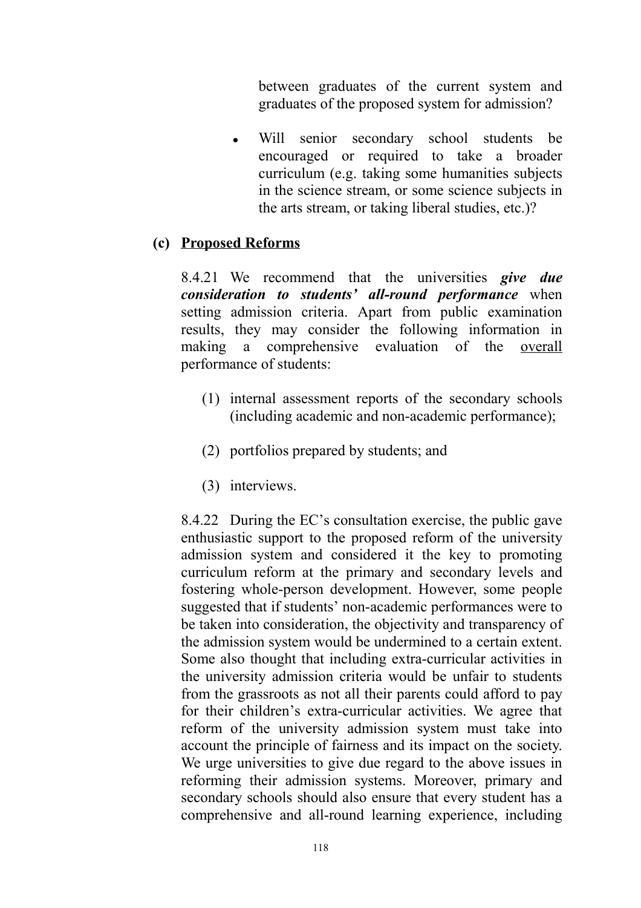between graduates of the current system and graduates of the proposed system for admission?

- Will senior secondary school students be encouraged or required to take a broader curriculum (e.g. taking some humanities subjects in the science stream, or some science subjects in the arts stream, or taking liberal studies, etc.)?

### (c) <u>Proposed Reforms</u>

8.4.21 We recommend that the universities ***give due consideration to students' all-round performance*** when setting admission criteria. Apart from public examination results, they may consider the following information in making a comprehensive evaluation of the <u>overall</u> performance of students:

(1) internal assessment reports of the secondary schools (including academic and non-academic performance);

(2) portfolios prepared by students; and

(3) interviews.

8.4.22 During the EC's consultation exercise, the public gave enthusiastic support to the proposed reform of the university admission system and considered it the key to promoting curriculum reform at the primary and secondary levels and fostering whole-person development. However, some people suggested that if students' non-academic performances were to be taken into consideration, the objectivity and transparency of the admission system would be undermined to a certain extent. Some also thought that including extra-curricular activities in the university admission criteria would be unfair to students from the grassroots as not all their parents could afford to pay for their children's extra-curricular activities. We agree that reform of the university admission system must take into account the principle of fairness and its impact on the society. We urge universities to give due regard to the above issues in reforming their admission systems. Moreover, primary and secondary schools should also ensure that every student has a comprehensive and all-round learning experience, including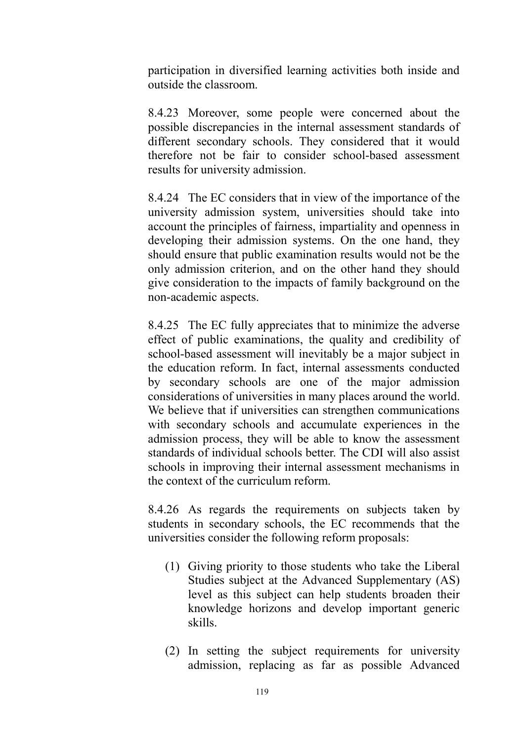participation in diversified learning activities both inside and outside the classroom.

8.4.23 Moreover, some people were concerned about the possible discrepancies in the internal assessment standards of different secondary schools. They considered that it would therefore not be fair to consider school-based assessment results for university admission.

8.4.24 The EC considers that in view of the importance of the university admission system, universities should take into account the principles of fairness, impartiality and openness in developing their admission systems. On the one hand, they should ensure that public examination results would not be the only admission criterion, and on the other hand they should give consideration to the impacts of family background on the non-academic aspects.

8.4.25 The EC fully appreciates that to minimize the adverse effect of public examinations, the quality and credibility of school-based assessment will inevitably be a major subject in the education reform. In fact, internal assessments conducted by secondary schools are one of the major admission considerations of universities in many places around the world. We believe that if universities can strengthen communications with secondary schools and accumulate experiences in the admission process, they will be able to know the assessment standards of individual schools better. The CDI will also assist schools in improving their internal assessment mechanisms in the context of the curriculum reform.

8.4.26 As regards the requirements on subjects taken by students in secondary schools, the EC recommends that the universities consider the following reform proposals:

(1) Giving priority to those students who take the Liberal Studies subject at the Advanced Supplementary (AS) level as this subject can help students broaden their knowledge horizons and develop important generic skills.

(2) In setting the subject requirements for university admission, replacing as far as possible Advanced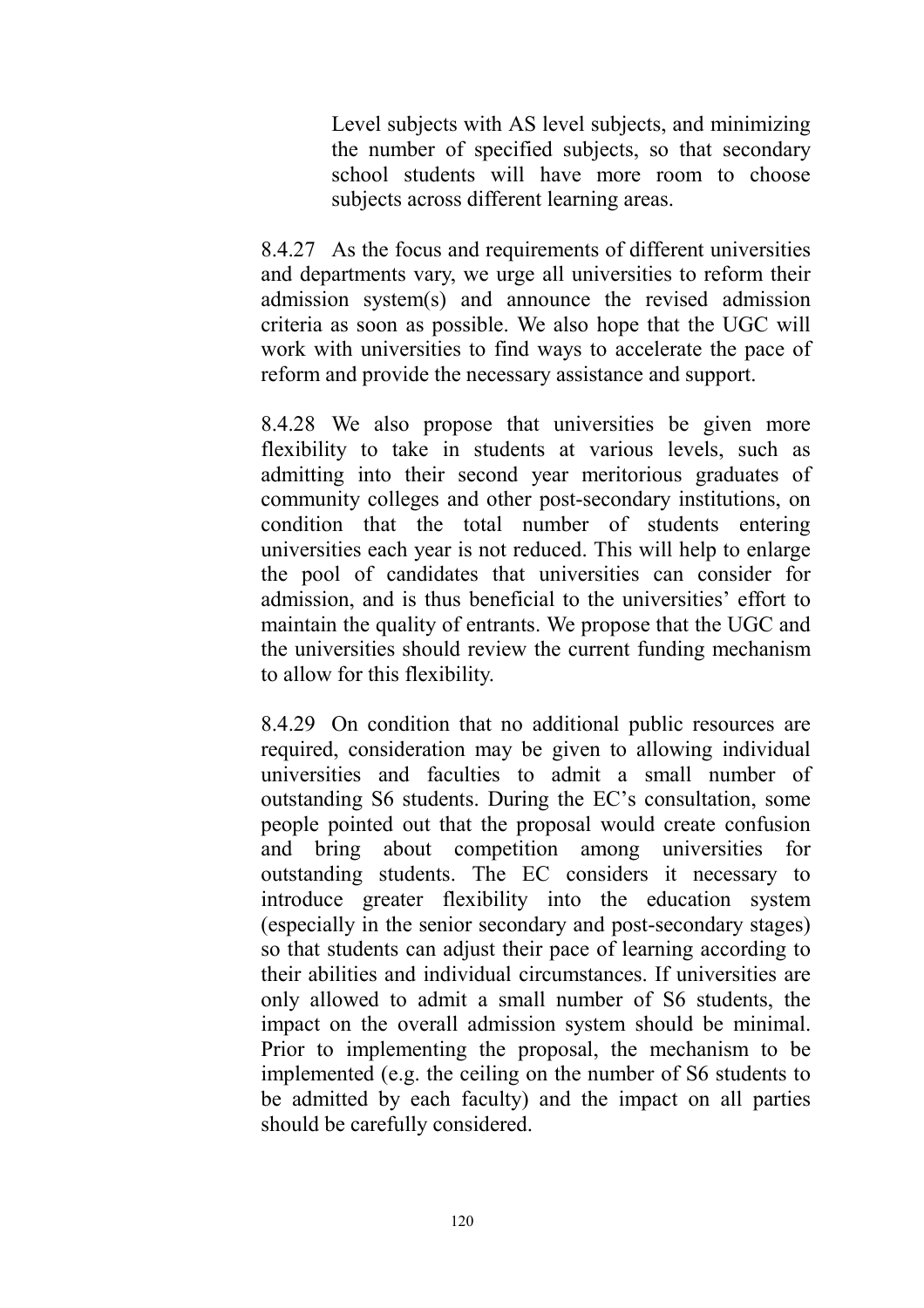Level subjects with AS level subjects, and minimizing the number of specified subjects, so that secondary school students will have more room to choose subjects across different learning areas.

8.4.27 As the focus and requirements of different universities and departments vary, we urge all universities to reform their admission system(s) and announce the revised admission criteria as soon as possible. We also hope that the UGC will work with universities to find ways to accelerate the pace of reform and provide the necessary assistance and support.

8.4.28 We also propose that universities be given more flexibility to take in students at various levels, such as admitting into their second year meritorious graduates of community colleges and other post-secondary institutions, on condition that the total number of students entering universities each year is not reduced. This will help to enlarge the pool of candidates that universities can consider for admission, and is thus beneficial to the universities' effort to maintain the quality of entrants. We propose that the UGC and the universities should review the current funding mechanism to allow for this flexibility.

8.4.29 On condition that no additional public resources are required, consideration may be given to allowing individual universities and faculties to admit a small number of outstanding S6 students. During the EC's consultation, some people pointed out that the proposal would create confusion and bring about competition among universities for outstanding students. The EC considers it necessary to introduce greater flexibility into the education system (especially in the senior secondary and post-secondary stages) so that students can adjust their pace of learning according to their abilities and individual circumstances. If universities are only allowed to admit a small number of S6 students, the impact on the overall admission system should be minimal. Prior to implementing the proposal, the mechanism to be implemented (e.g. the ceiling on the number of S6 students to be admitted by each faculty) and the impact on all parties should be carefully considered.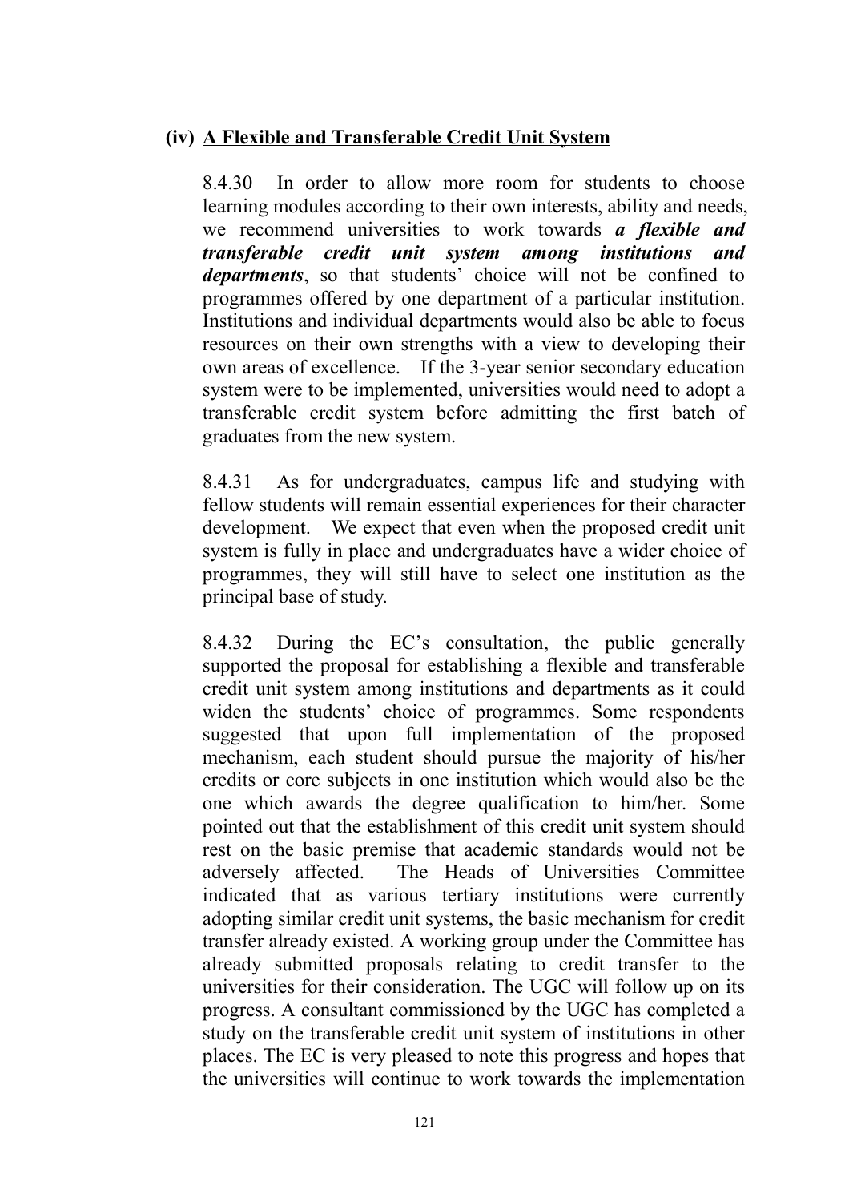### (iv) A Flexible and Transferable Credit Unit System

8.4.30 In order to allow more room for students to choose learning modules according to their own interests, ability and needs, we recommend universities to work towards ***a flexible and transferable credit unit system among institutions and departments***, so that students' choice will not be confined to programmes offered by one department of a particular institution. Institutions and individual departments would also be able to focus resources on their own strengths with a view to developing their own areas of excellence. If the 3-year senior secondary education system were to be implemented, universities would need to adopt a transferable credit system before admitting the first batch of graduates from the new system.

8.4.31 As for undergraduates, campus life and studying with fellow students will remain essential experiences for their character development. We expect that even when the proposed credit unit system is fully in place and undergraduates have a wider choice of programmes, they will still have to select one institution as the principal base of study.

8.4.32 During the EC's consultation, the public generally supported the proposal for establishing a flexible and transferable credit unit system among institutions and departments as it could widen the students' choice of programmes. Some respondents suggested that upon full implementation of the proposed mechanism, each student should pursue the majority of his/her credits or core subjects in one institution which would also be the one which awards the degree qualification to him/her. Some pointed out that the establishment of this credit unit system should rest on the basic premise that academic standards would not be adversely affected. The Heads of Universities Committee indicated that as various tertiary institutions were currently adopting similar credit unit systems, the basic mechanism for credit transfer already existed. A working group under the Committee has already submitted proposals relating to credit transfer to the universities for their consideration. The UGC will follow up on its progress. A consultant commissioned by the UGC has completed a study on the transferable credit unit system of institutions in other places. The EC is very pleased to note this progress and hopes that the universities will continue to work towards the implementation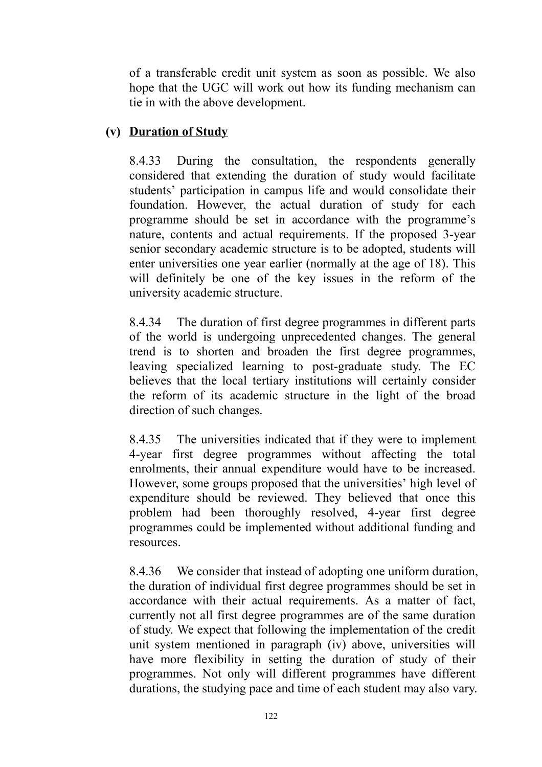of a transferable credit unit system as soon as possible. We also hope that the UGC will work out how its funding mechanism can tie in with the above development.

### (v) Duration of Study

8.4.33 During the consultation, the respondents generally considered that extending the duration of study would facilitate students' participation in campus life and would consolidate their foundation. However, the actual duration of study for each programme should be set in accordance with the programme's nature, contents and actual requirements. If the proposed 3-year senior secondary academic structure is to be adopted, students will enter universities one year earlier (normally at the age of 18). This will definitely be one of the key issues in the reform of the university academic structure.

8.4.34 The duration of first degree programmes in different parts of the world is undergoing unprecedented changes. The general trend is to shorten and broaden the first degree programmes, leaving specialized learning to post-graduate study. The EC believes that the local tertiary institutions will certainly consider the reform of its academic structure in the light of the broad direction of such changes.

8.4.35 The universities indicated that if they were to implement 4-year first degree programmes without affecting the total enrolments, their annual expenditure would have to be increased. However, some groups proposed that the universities' high level of expenditure should be reviewed. They believed that once this problem had been thoroughly resolved, 4-year first degree programmes could be implemented without additional funding and resources.

8.4.36 We consider that instead of adopting one uniform duration, the duration of individual first degree programmes should be set in accordance with their actual requirements. As a matter of fact, currently not all first degree programmes are of the same duration of study. We expect that following the implementation of the credit unit system mentioned in paragraph (iv) above, universities will have more flexibility in setting the duration of study of their programmes. Not only will different programmes have different durations, the studying pace and time of each student may also vary.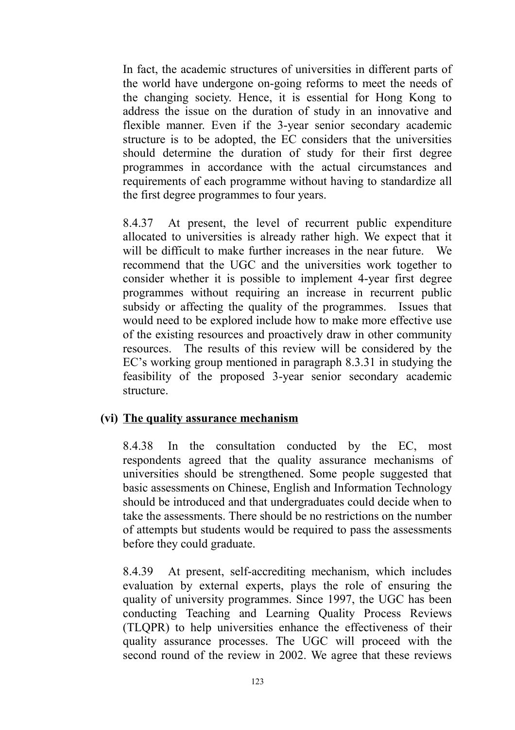In fact, the academic structures of universities in different parts of the world have undergone on-going reforms to meet the needs of the changing society. Hence, it is essential for Hong Kong to address the issue on the duration of study in an innovative and flexible manner. Even if the 3-year senior secondary academic structure is to be adopted, the EC considers that the universities should determine the duration of study for their first degree programmes in accordance with the actual circumstances and requirements of each programme without having to standardize all the first degree programmes to four years.

8.4.37 At present, the level of recurrent public expenditure allocated to universities is already rather high. We expect that it will be difficult to make further increases in the near future. We recommend that the UGC and the universities work together to consider whether it is possible to implement 4-year first degree programmes without requiring an increase in recurrent public subsidy or affecting the quality of the programmes. Issues that would need to be explored include how to make more effective use of the existing resources and proactively draw in other community resources. The results of this review will be considered by the EC's working group mentioned in paragraph 8.3.31 in studying the feasibility of the proposed 3-year senior secondary academic structure.

**(vi) <u>The quality assurance mechanism</u>**

8.4.38 In the consultation conducted by the EC, most respondents agreed that the quality assurance mechanisms of universities should be strengthened. Some people suggested that basic assessments on Chinese, English and Information Technology should be introduced and that undergraduates could decide when to take the assessments. There should be no restrictions on the number of attempts but students would be required to pass the assessments before they could graduate.

8.4.39 At present, self-accrediting mechanism, which includes evaluation by external experts, plays the role of ensuring the quality of university programmes. Since 1997, the UGC has been conducting Teaching and Learning Quality Process Reviews (TLQPR) to help universities enhance the effectiveness of their quality assurance processes. The UGC will proceed with the second round of the review in 2002. We agree that these reviews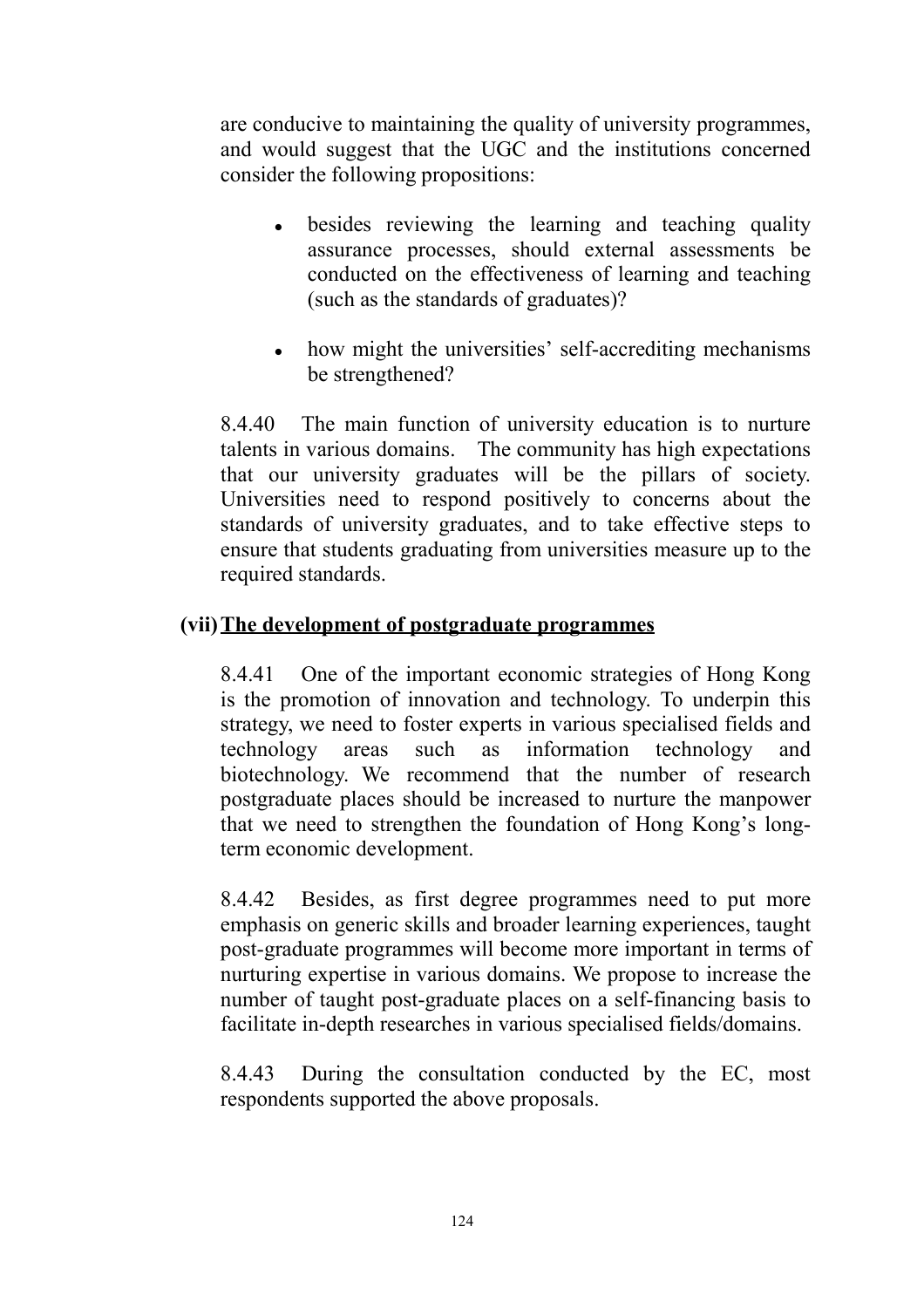are conducive to maintaining the quality of university programmes, and would suggest that the UGC and the institutions concerned consider the following propositions:

- besides reviewing the learning and teaching quality assurance processes, should external assessments be conducted on the effectiveness of learning and teaching (such as the standards of graduates)?

- how might the universities' self-accrediting mechanisms be strengthened?

8.4.40 The main function of university education is to nurture talents in various domains. The community has high expectations that our university graduates will be the pillars of society. Universities need to respond positively to concerns about the standards of university graduates, and to take effective steps to ensure that students graduating from universities measure up to the required standards.

**(vii) <u>The development of postgraduate programmes</u>**

8.4.41 One of the important economic strategies of Hong Kong is the promotion of innovation and technology. To underpin this strategy, we need to foster experts in various specialised fields and technology areas such as information technology and biotechnology. We recommend that the number of research postgraduate places should be increased to nurture the manpower that we need to strengthen the foundation of Hong Kong's long-term economic development.

8.4.42 Besides, as first degree programmes need to put more emphasis on generic skills and broader learning experiences, taught post-graduate programmes will become more important in terms of nurturing expertise in various domains. We propose to increase the number of taught post-graduate places on a self-financing basis to facilitate in-depth researches in various specialised fields/domains.

8.4.43 During the consultation conducted by the EC, most respondents supported the above proposals.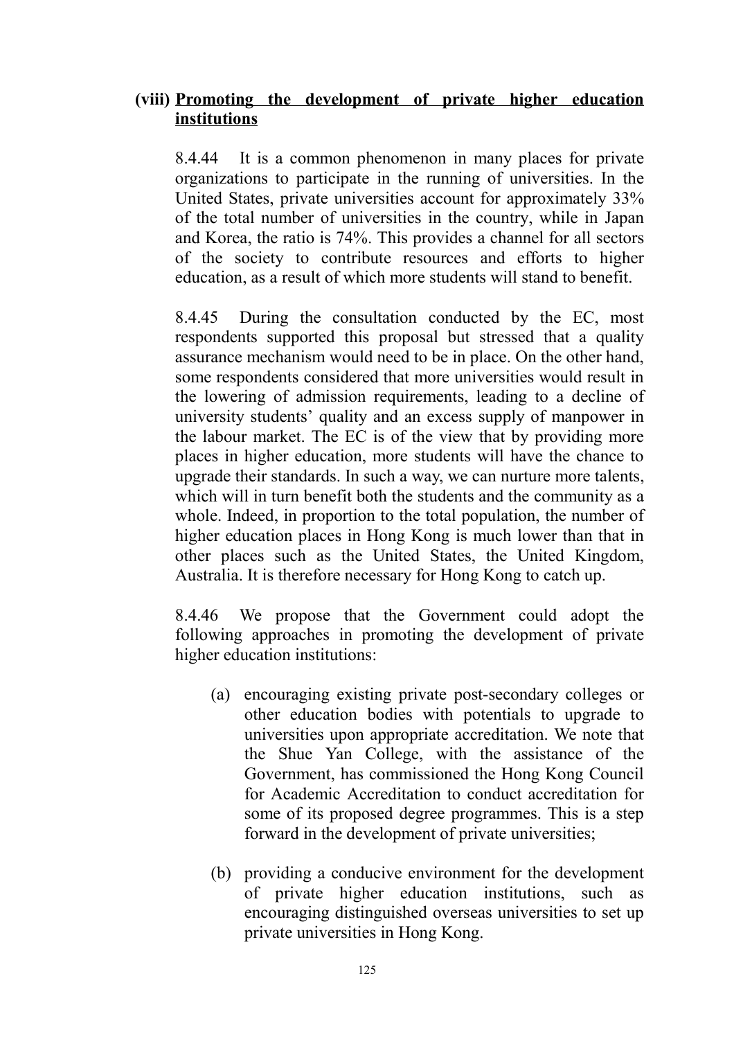### (viii) Promoting the development of private higher education institutions

8.4.44 It is a common phenomenon in many places for private organizations to participate in the running of universities. In the United States, private universities account for approximately 33% of the total number of universities in the country, while in Japan and Korea, the ratio is 74%. This provides a channel for all sectors of the society to contribute resources and efforts to higher education, as a result of which more students will stand to benefit.

8.4.45 During the consultation conducted by the EC, most respondents supported this proposal but stressed that a quality assurance mechanism would need to be in place. On the other hand, some respondents considered that more universities would result in the lowering of admission requirements, leading to a decline of university students' quality and an excess supply of manpower in the labour market. The EC is of the view that by providing more places in higher education, more students will have the chance to upgrade their standards. In such a way, we can nurture more talents, which will in turn benefit both the students and the community as a whole. Indeed, in proportion to the total population, the number of higher education places in Hong Kong is much lower than that in other places such as the United States, the United Kingdom, Australia. It is therefore necessary for Hong Kong to catch up.

8.4.46 We propose that the Government could adopt the following approaches in promoting the development of private higher education institutions:

(a) encouraging existing private post-secondary colleges or other education bodies with potentials to upgrade to universities upon appropriate accreditation. We note that the Shue Yan College, with the assistance of the Government, has commissioned the Hong Kong Council for Academic Accreditation to conduct accreditation for some of its proposed degree programmes. This is a step forward in the development of private universities;

(b) providing a conducive environment for the development of private higher education institutions, such as encouraging distinguished overseas universities to set up private universities in Hong Kong.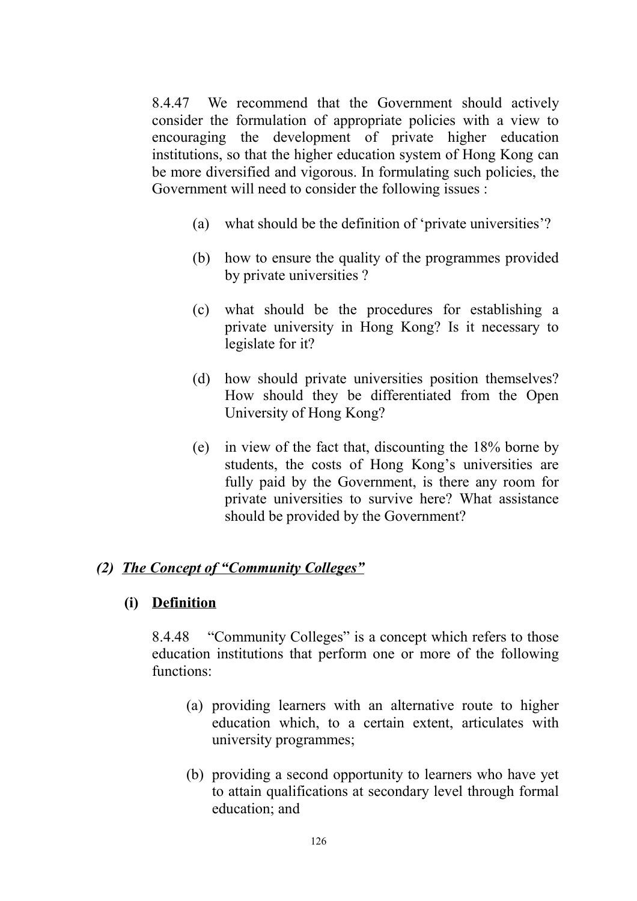8.4.47 We recommend that the Government should actively consider the formulation of appropriate policies with a view to encouraging the development of private higher education institutions, so that the higher education system of Hong Kong can be more diversified and vigorous. In formulating such policies, the Government will need to consider the following issues :

(a) what should be the definition of 'private universities'?

(b) how to ensure the quality of the programmes provided by private universities ?

(c) what should be the procedures for establishing a private university in Hong Kong? Is it necessary to legislate for it?

(d) how should private universities position themselves? How should they be differentiated from the Open University of Hong Kong?

(e) in view of the fact that, discounting the 18% borne by students, the costs of Hong Kong's universities are fully paid by the Government, is there any room for private universities to survive here? What assistance should be provided by the Government?

### *(2) The Concept of "Community Colleges"*

#### (i) Definition

8.4.48 "Community Colleges" is a concept which refers to those education institutions that perform one or more of the following functions:

(a) providing learners with an alternative route to higher education which, to a certain extent, articulates with university programmes;

(b) providing a second opportunity to learners who have yet to attain qualifications at secondary level through formal education; and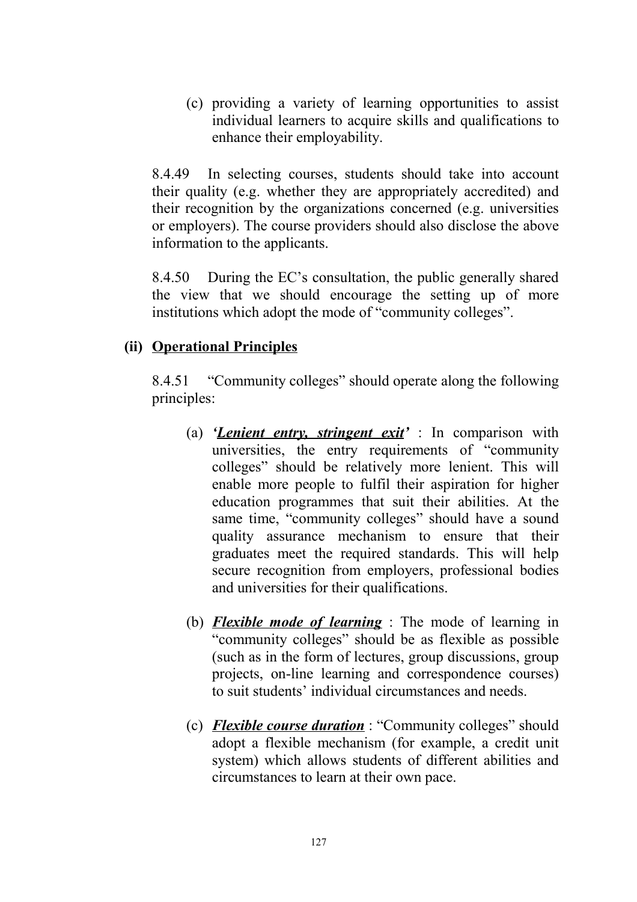(c) providing a variety of learning opportunities to assist individual learners to acquire skills and qualifications to enhance their employability.

8.4.49 In selecting courses, students should take into account their quality (e.g. whether they are appropriately accredited) and their recognition by the organizations concerned (e.g. universities or employers). The course providers should also disclose the above information to the applicants.

8.4.50 During the EC's consultation, the public generally shared the view that we should encourage the setting up of more institutions which adopt the mode of "community colleges".

**(ii) <u>Operational Principles</u>**

8.4.51 "Community colleges" should operate along the following principles:

(a) ***<u>'Lenient entry, stringent exit'</u>*** : In comparison with universities, the entry requirements of "community colleges" should be relatively more lenient. This will enable more people to fulfil their aspiration for higher education programmes that suit their abilities. At the same time, "community colleges" should have a sound quality assurance mechanism to ensure that their graduates meet the required standards. This will help secure recognition from employers, professional bodies and universities for their qualifications.

(b) ***<u>Flexible mode of learning</u>*** : The mode of learning in "community colleges" should be as flexible as possible (such as in the form of lectures, group discussions, group projects, on-line learning and correspondence courses) to suit students' individual circumstances and needs.

(c) ***<u>Flexible course duration</u>*** : "Community colleges" should adopt a flexible mechanism (for example, a credit unit system) which allows students of different abilities and circumstances to learn at their own pace.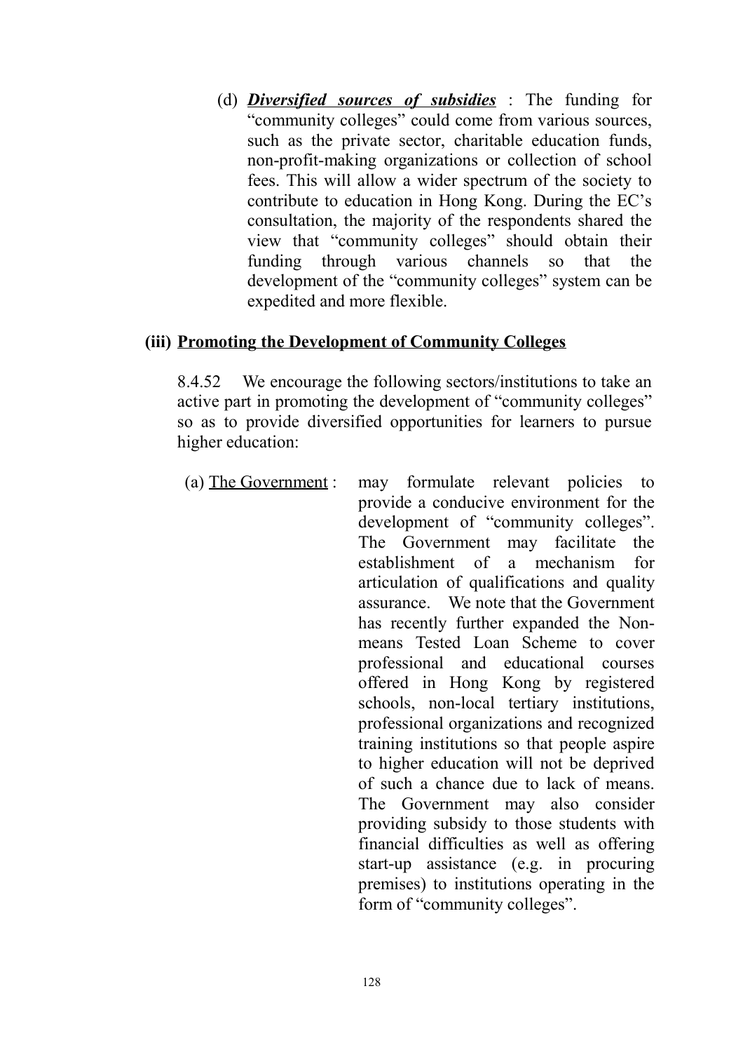(d) ***Diversified sources of subsidies*** : The funding for "community colleges" could come from various sources, such as the private sector, charitable education funds, non-profit-making organizations or collection of school fees. This will allow a wider spectrum of the society to contribute to education in Hong Kong. During the EC's consultation, the majority of the respondents shared the view that "community colleges" should obtain their funding through various channels so that the development of the "community colleges" system can be expedited and more flexible.

### (iii) Promoting the Development of Community Colleges

8.4.52 We encourage the following sectors/institutions to take an active part in promoting the development of "community colleges" so as to provide diversified opportunities for learners to pursue higher education:

(a) The Government : may formulate relevant policies to provide a conducive environment for the development of "community colleges". The Government may facilitate the establishment of a mechanism for articulation of qualifications and quality assurance. We note that the Government has recently further expanded the Non-means Tested Loan Scheme to cover professional and educational courses offered in Hong Kong by registered schools, non-local tertiary institutions, professional organizations and recognized training institutions so that people aspire to higher education will not be deprived of such a chance due to lack of means. The Government may also consider providing subsidy to those students with financial difficulties as well as offering start-up assistance (e.g. in procuring premises) to institutions operating in the form of "community colleges".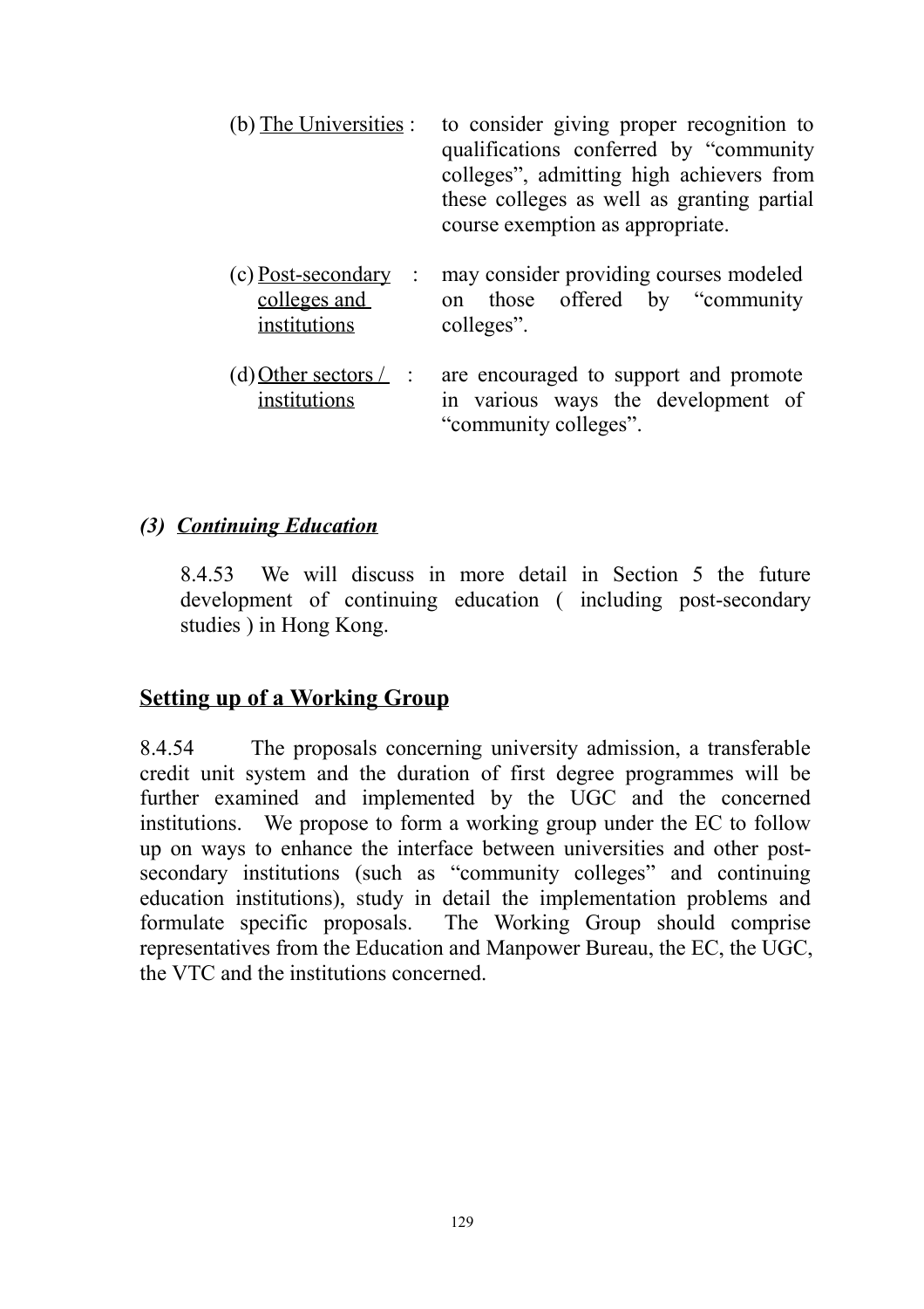(b) <u>The Universities</u> : to consider giving proper recognition to qualifications conferred by "community colleges", admitting high achievers from these colleges as well as granting partial course exemption as appropriate.

(c) <u>Post-secondary colleges and institutions</u> : may consider providing courses modeled on those offered by "community colleges".

(d) <u>Other sectors / institutions</u> : are encouraged to support and promote in various ways the development of "community colleges".

### *(3) <u>Continuing Education</u>*

8.4.53 We will discuss in more detail in Section 5 the future development of continuing education ( including post-secondary studies ) in Hong Kong.

## <u>Setting up of a Working Group</u>

8.4.54 The proposals concerning university admission, a transferable credit unit system and the duration of first degree programmes will be further examined and implemented by the UGC and the concerned institutions. We propose to form a working group under the EC to follow up on ways to enhance the interface between universities and other post-secondary institutions (such as "community colleges" and continuing education institutions), study in detail the implementation problems and formulate specific proposals. The Working Group should comprise representatives from the Education and Manpower Bureau, the EC, the UGC, the VTC and the institutions concerned.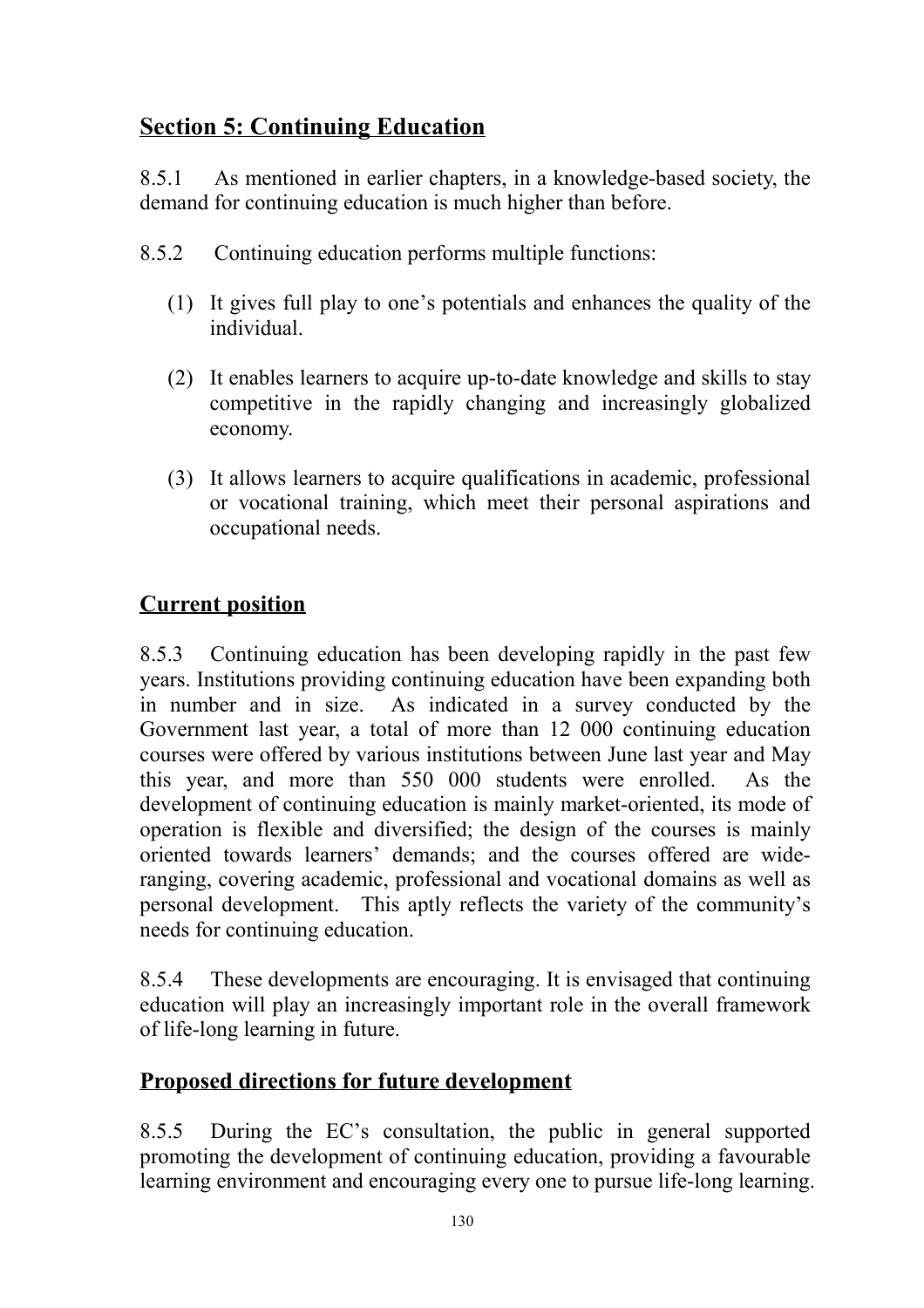## Section 5: Continuing Education

8.5.1 As mentioned in earlier chapters, in a knowledge-based society, the demand for continuing education is much higher than before.

8.5.2 Continuing education performs multiple functions:

(1) It gives full play to one's potentials and enhances the quality of the individual.

(2) It enables learners to acquire up-to-date knowledge and skills to stay competitive in the rapidly changing and increasingly globalized economy.

(3) It allows learners to acquire qualifications in academic, professional or vocational training, which meet their personal aspirations and occupational needs.

### Current position

8.5.3 Continuing education has been developing rapidly in the past few years. Institutions providing continuing education have been expanding both in number and in size. As indicated in a survey conducted by the Government last year, a total of more than 12 000 continuing education courses were offered by various institutions between June last year and May this year, and more than 550 000 students were enrolled. As the development of continuing education is mainly market-oriented, its mode of operation is flexible and diversified; the design of the courses is mainly oriented towards learners' demands; and the courses offered are wide-ranging, covering academic, professional and vocational domains as well as personal development. This aptly reflects the variety of the community's needs for continuing education.

8.5.4 These developments are encouraging. It is envisaged that continuing education will play an increasingly important role in the overall framework of life-long learning in future.

### Proposed directions for future development

8.5.5 During the EC's consultation, the public in general supported promoting the development of continuing education, providing a favourable learning environment and encouraging every one to pursue life-long learning.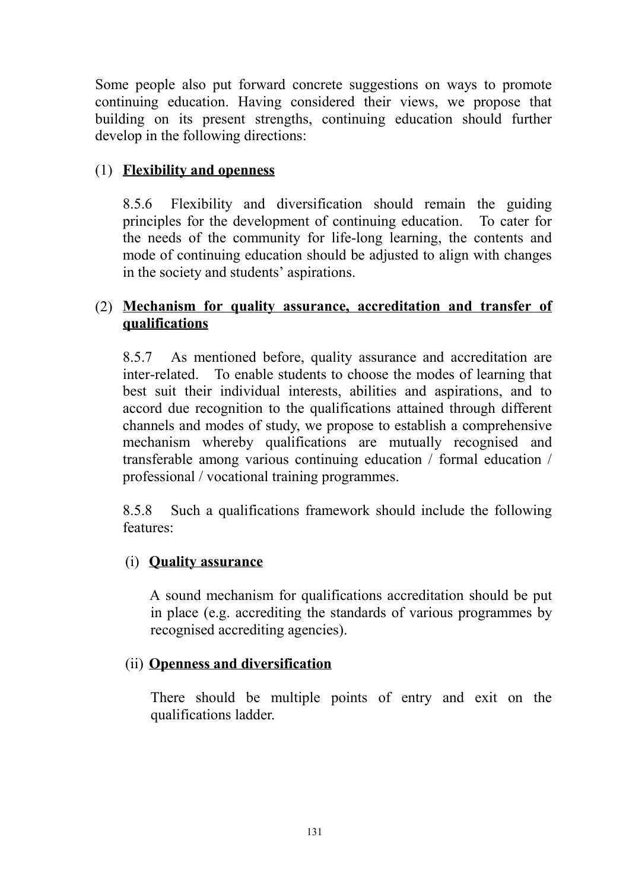Some people also put forward concrete suggestions on ways to promote continuing education. Having considered their views, we propose that building on its present strengths, continuing education should further develop in the following directions:

(1) **<u>Flexibility and openness</u>**

8.5.6 Flexibility and diversification should remain the guiding principles for the development of continuing education. To cater for the needs of the community for life-long learning, the contents and mode of continuing education should be adjusted to align with changes in the society and students' aspirations.

(2) **<u>Mechanism for quality assurance, accreditation and transfer of qualifications</u>**

8.5.7 As mentioned before, quality assurance and accreditation are inter-related. To enable students to choose the modes of learning that best suit their individual interests, abilities and aspirations, and to accord due recognition to the qualifications attained through different channels and modes of study, we propose to establish a comprehensive mechanism whereby qualifications are mutually recognised and transferable among various continuing education / formal education / professional / vocational training programmes.

8.5.8 Such a qualifications framework should include the following features:

(i) **<u>Quality assurance</u>**

A sound mechanism for qualifications accreditation should be put in place (e.g. accrediting the standards of various programmes by recognised accrediting agencies).

(ii) **<u>Openness and diversification</u>**

There should be multiple points of entry and exit on the qualifications ladder.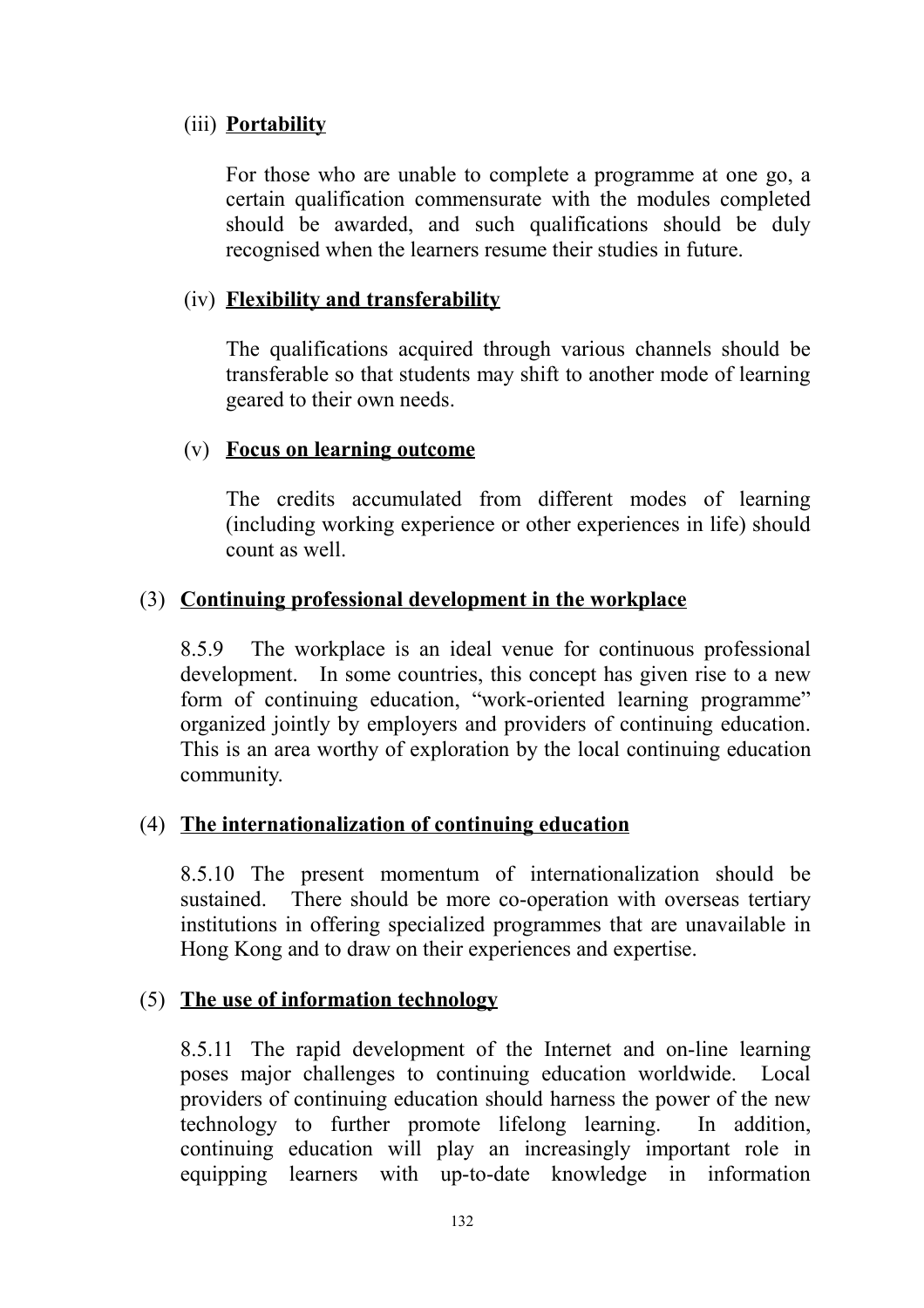(iii) **Portability**

For those who are unable to complete a programme at one go, a certain qualification commensurate with the modules completed should be awarded, and such qualifications should be duly recognised when the learners resume their studies in future.

(iv) **Flexibility and transferability**

The qualifications acquired through various channels should be transferable so that students may shift to another mode of learning geared to their own needs.

(v) **Focus on learning outcome**

The credits accumulated from different modes of learning (including working experience or other experiences in life) should count as well.

### (3) Continuing professional development in the workplace

8.5.9 The workplace is an ideal venue for continuous professional development. In some countries, this concept has given rise to a new form of continuing education, "work-oriented learning programme" organized jointly by employers and providers of continuing education. This is an area worthy of exploration by the local continuing education community.

### (4) The internationalization of continuing education

8.5.10 The present momentum of internationalization should be sustained. There should be more co-operation with overseas tertiary institutions in offering specialized programmes that are unavailable in Hong Kong and to draw on their experiences and expertise.

### (5) The use of information technology

8.5.11 The rapid development of the Internet and on-line learning poses major challenges to continuing education worldwide. Local providers of continuing education should harness the power of the new technology to further promote lifelong learning. In addition, continuing education will play an increasingly important role in equipping learners with up-to-date knowledge in information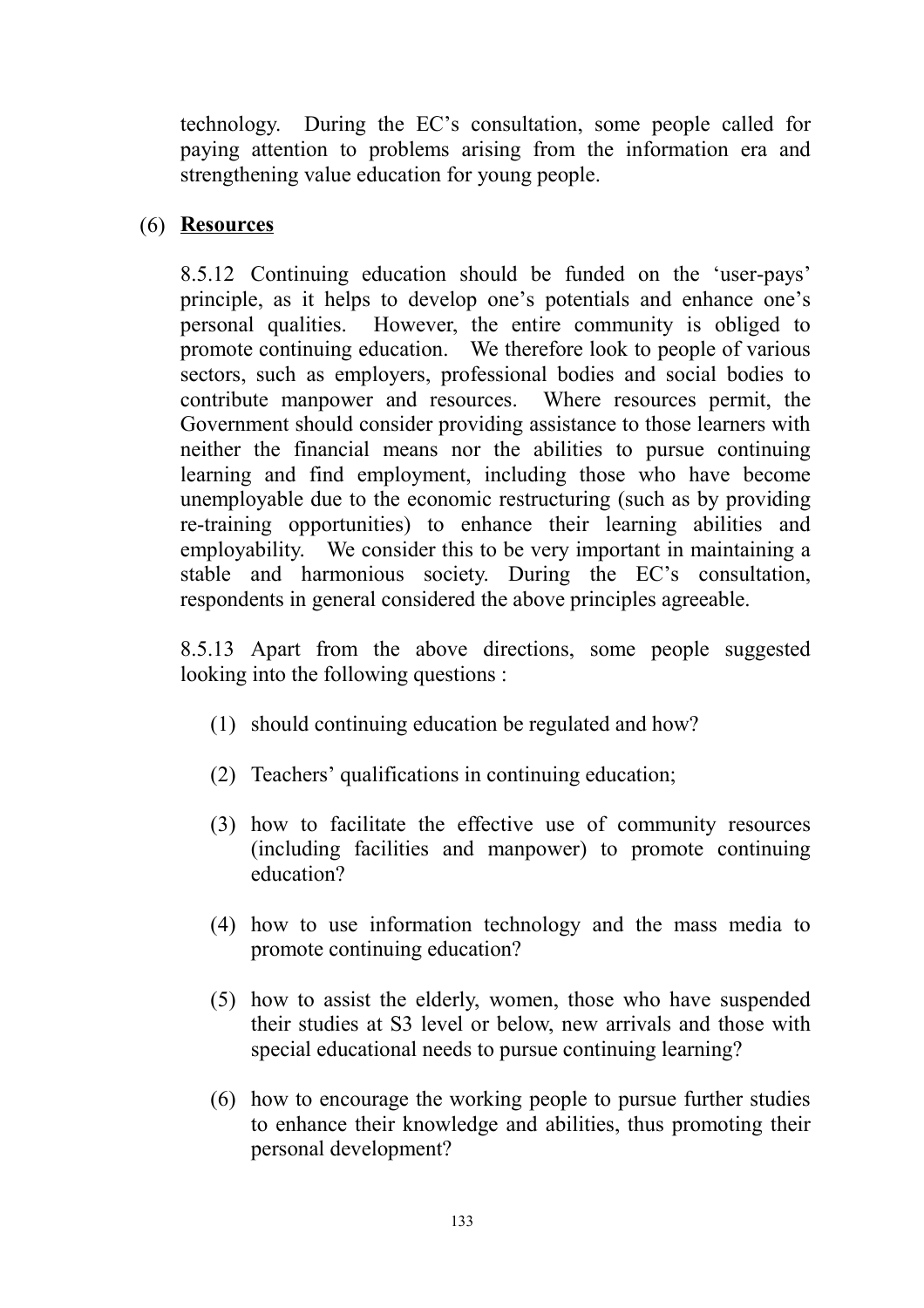technology. During the EC's consultation, some people called for paying attention to problems arising from the information era and strengthening value education for young people.

(6) **Resources**

8.5.12 Continuing education should be funded on the 'user-pays' principle, as it helps to develop one's potentials and enhance one's personal qualities. However, the entire community is obliged to promote continuing education. We therefore look to people of various sectors, such as employers, professional bodies and social bodies to contribute manpower and resources. Where resources permit, the Government should consider providing assistance to those learners with neither the financial means nor the abilities to pursue continuing learning and find employment, including those who have become unemployable due to the economic restructuring (such as by providing re-training opportunities) to enhance their learning abilities and employability. We consider this to be very important in maintaining a stable and harmonious society. During the EC's consultation, respondents in general considered the above principles agreeable.

8.5.13 Apart from the above directions, some people suggested looking into the following questions :

(1) should continuing education be regulated and how?

(2) Teachers' qualifications in continuing education;

(3) how to facilitate the effective use of community resources (including facilities and manpower) to promote continuing education?

(4) how to use information technology and the mass media to promote continuing education?

(5) how to assist the elderly, women, those who have suspended their studies at S3 level or below, new arrivals and those with special educational needs to pursue continuing learning?

(6) how to encourage the working people to pursue further studies to enhance their knowledge and abilities, thus promoting their personal development?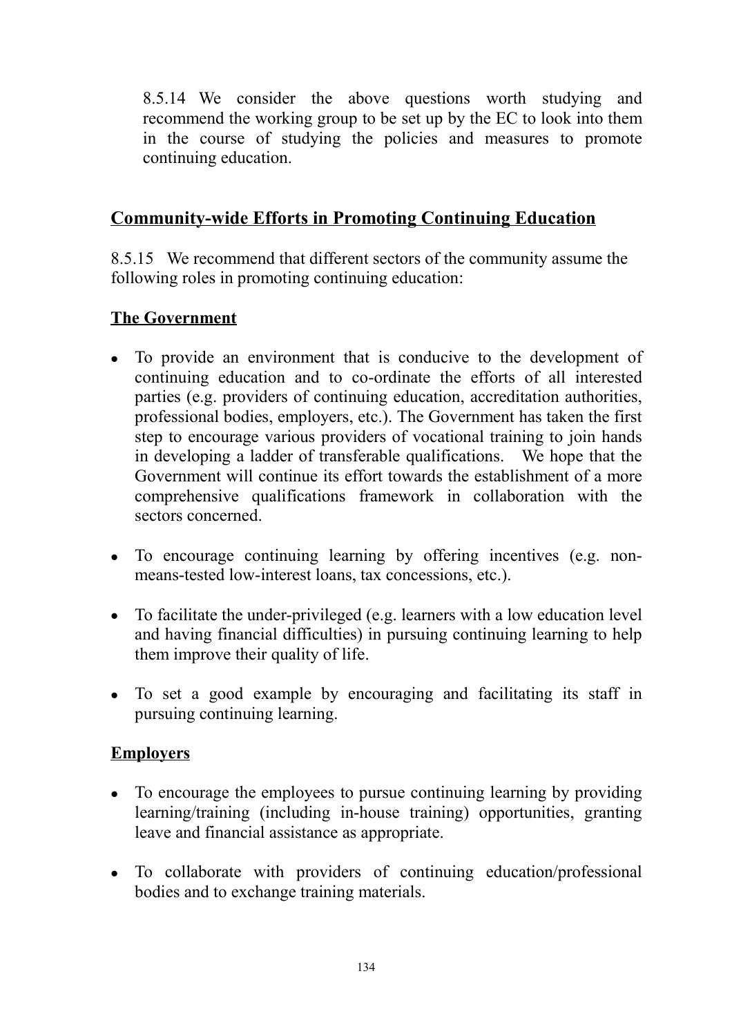8.5.14 We consider the above questions worth studying and recommend the working group to be set up by the EC to look into them in the course of studying the policies and measures to promote continuing education.

## Community-wide Efforts in Promoting Continuing Education

8.5.15 We recommend that different sectors of the community assume the following roles in promoting continuing education:

### The Government

- To provide an environment that is conducive to the development of continuing education and to co-ordinate the efforts of all interested parties (e.g. providers of continuing education, accreditation authorities, professional bodies, employers, etc.). The Government has taken the first step to encourage various providers of vocational training to join hands in developing a ladder of transferable qualifications. We hope that the Government will continue its effort towards the establishment of a more comprehensive qualifications framework in collaboration with the sectors concerned.

- To encourage continuing learning by offering incentives (e.g. non-means-tested low-interest loans, tax concessions, etc.).

- To facilitate the under-privileged (e.g. learners with a low education level and having financial difficulties) in pursuing continuing learning to help them improve their quality of life.

- To set a good example by encouraging and facilitating its staff in pursuing continuing learning.

### Employers

- To encourage the employees to pursue continuing learning by providing learning/training (including in-house training) opportunities, granting leave and financial assistance as appropriate.

- To collaborate with providers of continuing education/professional bodies and to exchange training materials.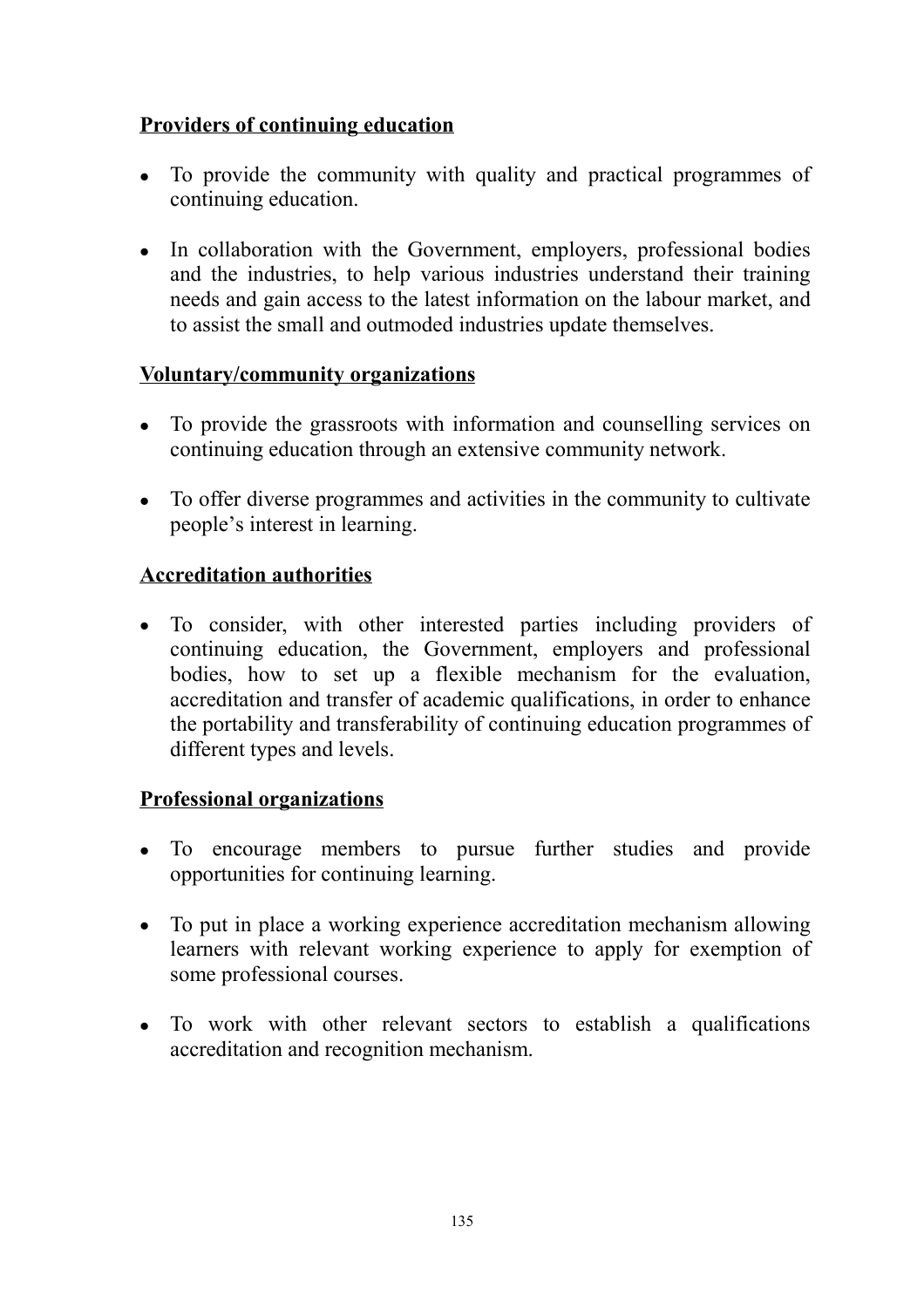**Providers of continuing education**

- To provide the community with quality and practical programmes of continuing education.
- In collaboration with the Government, employers, professional bodies and the industries, to help various industries understand their training needs and gain access to the latest information on the labour market, and to assist the small and outmoded industries update themselves.

**Voluntary/community organizations**

- To provide the grassroots with information and counselling services on continuing education through an extensive community network.
- To offer diverse programmes and activities in the community to cultivate people's interest in learning.

**Accreditation authorities**

- To consider, with other interested parties including providers of continuing education, the Government, employers and professional bodies, how to set up a flexible mechanism for the evaluation, accreditation and transfer of academic qualifications, in order to enhance the portability and transferability of continuing education programmes of different types and levels.

**Professional organizations**

- To encourage members to pursue further studies and provide opportunities for continuing learning.
- To put in place a working experience accreditation mechanism allowing learners with relevant working experience to apply for exemption of some professional courses.
- To work with other relevant sectors to establish a qualifications accreditation and recognition mechanism.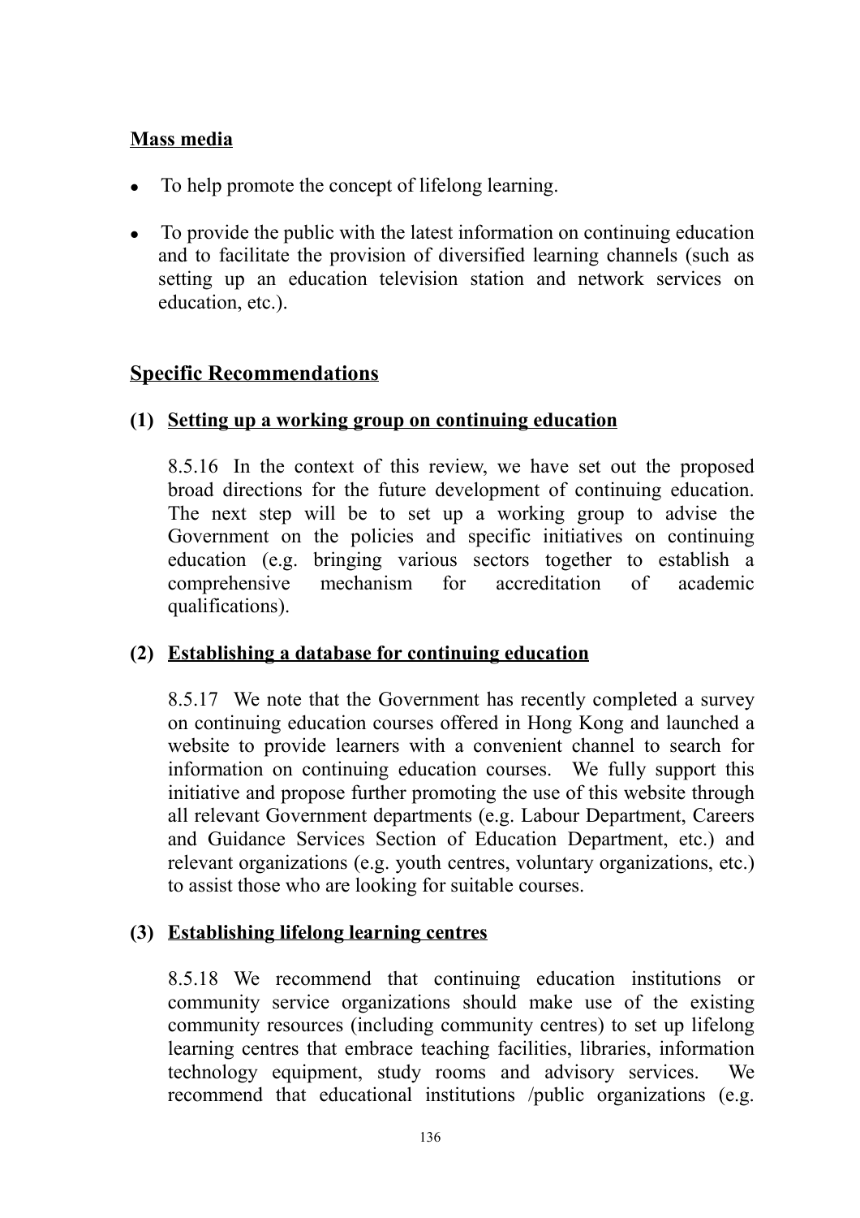**Mass media**

- To help promote the concept of lifelong learning.
- To provide the public with the latest information on continuing education and to facilitate the provision of diversified learning channels (such as setting up an education television station and network services on education, etc.).

## Specific Recommendations

### (1) Setting up a working group on continuing education

8.5.16 In the context of this review, we have set out the proposed broad directions for the future development of continuing education. The next step will be to set up a working group to advise the Government on the policies and specific initiatives on continuing education (e.g. bringing various sectors together to establish a comprehensive mechanism for accreditation of academic qualifications).

### (2) Establishing a database for continuing education

8.5.17 We note that the Government has recently completed a survey on continuing education courses offered in Hong Kong and launched a website to provide learners with a convenient channel to search for information on continuing education courses. We fully support this initiative and propose further promoting the use of this website through all relevant Government departments (e.g. Labour Department, Careers and Guidance Services Section of Education Department, etc.) and relevant organizations (e.g. youth centres, voluntary organizations, etc.) to assist those who are looking for suitable courses.

### (3) Establishing lifelong learning centres

8.5.18 We recommend that continuing education institutions or community service organizations should make use of the existing community resources (including community centres) to set up lifelong learning centres that embrace teaching facilities, libraries, information technology equipment, study rooms and advisory services. We recommend that educational institutions /public organizations (e.g.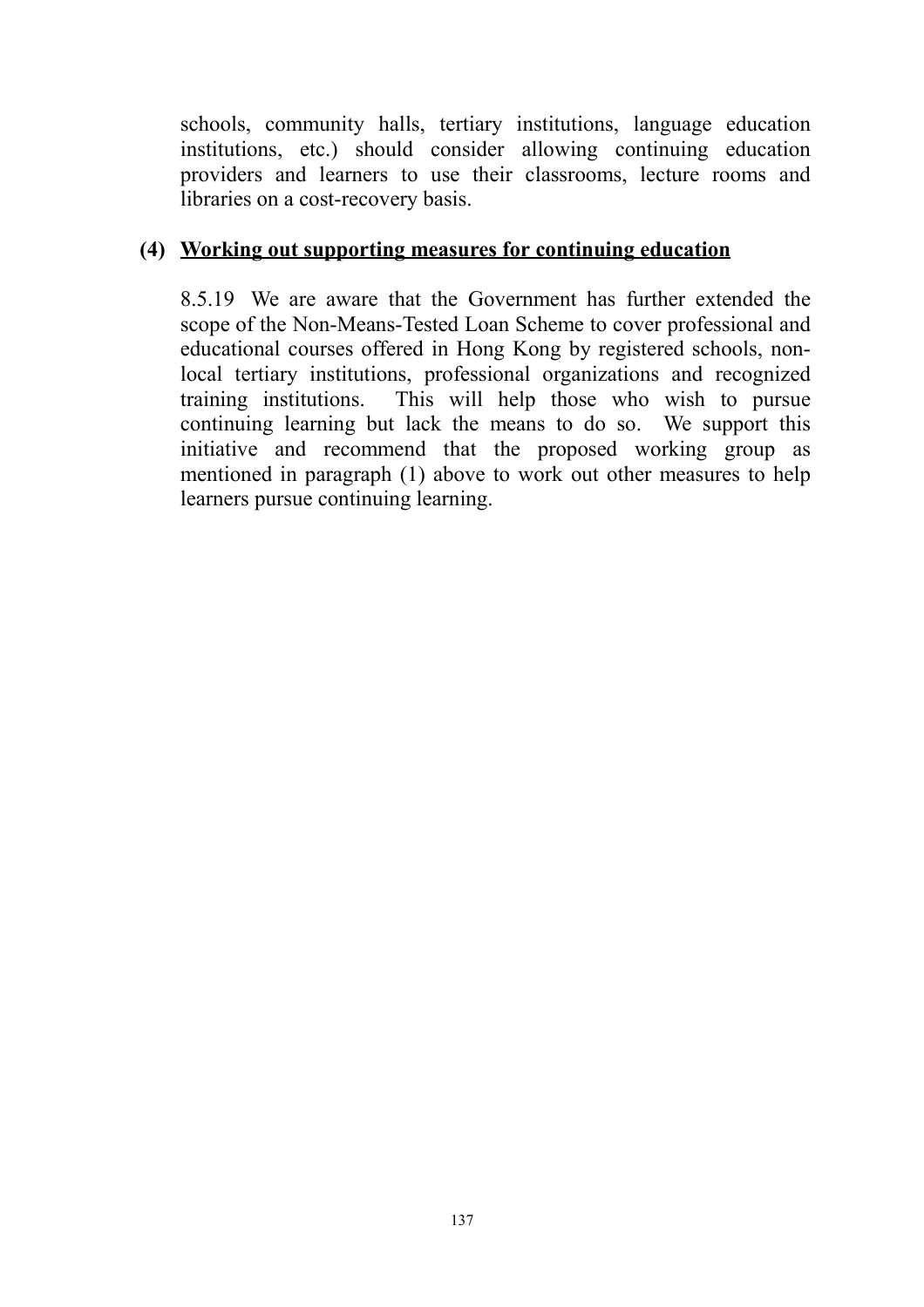schools, community halls, tertiary institutions, language education institutions, etc.) should consider allowing continuing education providers and learners to use their classrooms, lecture rooms and libraries on a cost-recovery basis.

**(4) Working out supporting measures for continuing education**

8.5.19 We are aware that the Government has further extended the scope of the Non-Means-Tested Loan Scheme to cover professional and educational courses offered in Hong Kong by registered schools, non-local tertiary institutions, professional organizations and recognized training institutions. This will help those who wish to pursue continuing learning but lack the means to do so. We support this initiative and recommend that the proposed working group as mentioned in paragraph (1) above to work out other measures to help learners pursue continuing learning.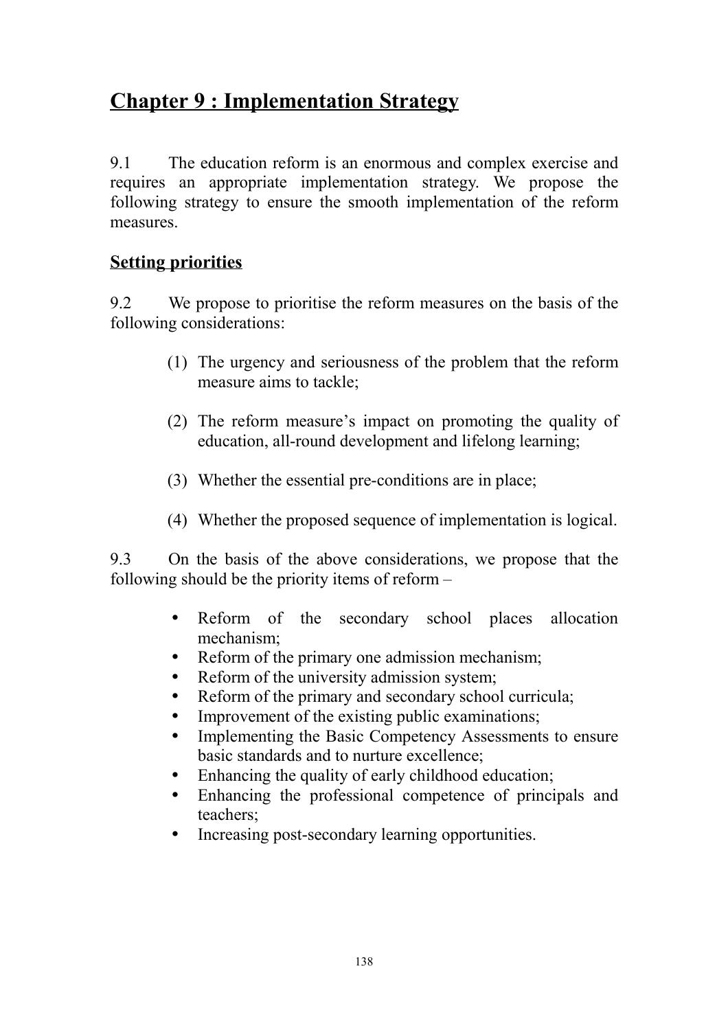# Chapter 9 : Implementation Strategy

9.1 The education reform is an enormous and complex exercise and requires an appropriate implementation strategy. We propose the following strategy to ensure the smooth implementation of the reform measures.

## Setting priorities

9.2 We propose to prioritise the reform measures on the basis of the following considerations:

(1) The urgency and seriousness of the problem that the reform measure aims to tackle;

(2) The reform measure's impact on promoting the quality of education, all-round development and lifelong learning;

(3) Whether the essential pre-conditions are in place;

(4) Whether the proposed sequence of implementation is logical.

9.3 On the basis of the above considerations, we propose that the following should be the priority items of reform –

- Reform of the secondary school places allocation mechanism;
- Reform of the primary one admission mechanism;
- Reform of the university admission system;
- Reform of the primary and secondary school curricula;
- Improvement of the existing public examinations;
- Implementing the Basic Competency Assessments to ensure basic standards and to nurture excellence;
- Enhancing the quality of early childhood education;
- Enhancing the professional competence of principals and teachers;
- Increasing post-secondary learning opportunities.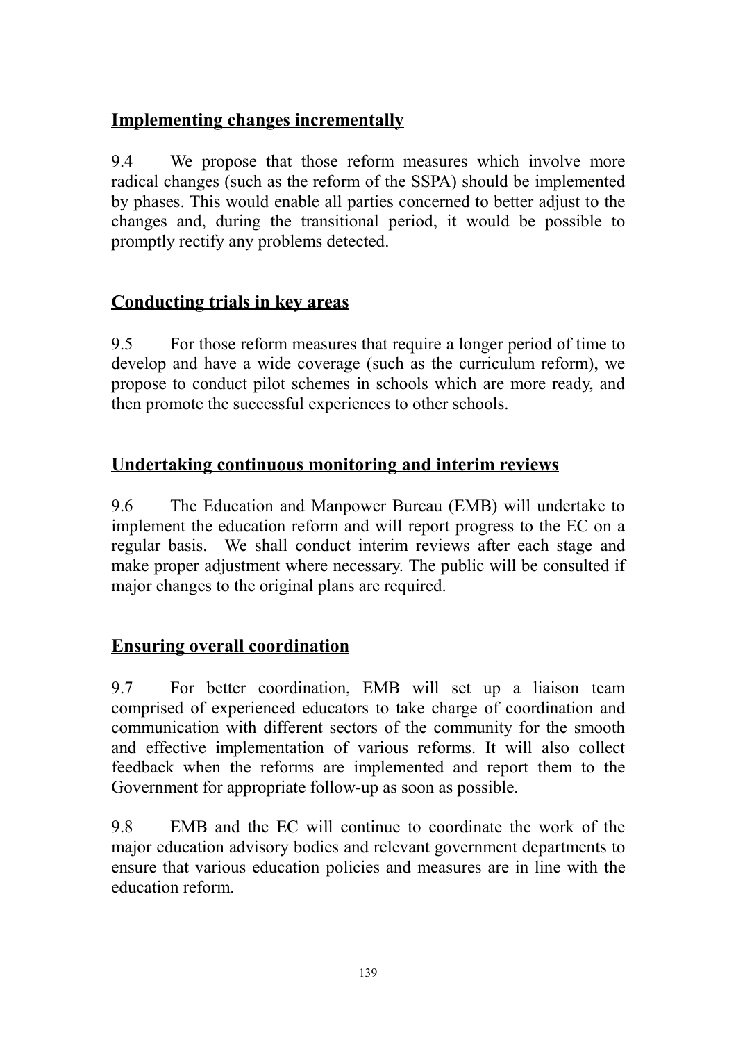## Implementing changes incrementally

9.4 We propose that those reform measures which involve more radical changes (such as the reform of the SSPA) should be implemented by phases. This would enable all parties concerned to better adjust to the changes and, during the transitional period, it would be possible to promptly rectify any problems detected.

## Conducting trials in key areas

9.5 For those reform measures that require a longer period of time to develop and have a wide coverage (such as the curriculum reform), we propose to conduct pilot schemes in schools which are more ready, and then promote the successful experiences to other schools.

## Undertaking continuous monitoring and interim reviews

9.6 The Education and Manpower Bureau (EMB) will undertake to implement the education reform and will report progress to the EC on a regular basis. We shall conduct interim reviews after each stage and make proper adjustment where necessary. The public will be consulted if major changes to the original plans are required.

## Ensuring overall coordination

9.7 For better coordination, EMB will set up a liaison team comprised of experienced educators to take charge of coordination and communication with different sectors of the community for the smooth and effective implementation of various reforms. It will also collect feedback when the reforms are implemented and report them to the Government for appropriate follow-up as soon as possible.

9.8 EMB and the EC will continue to coordinate the work of the major education advisory bodies and relevant government departments to ensure that various education policies and measures are in line with the education reform.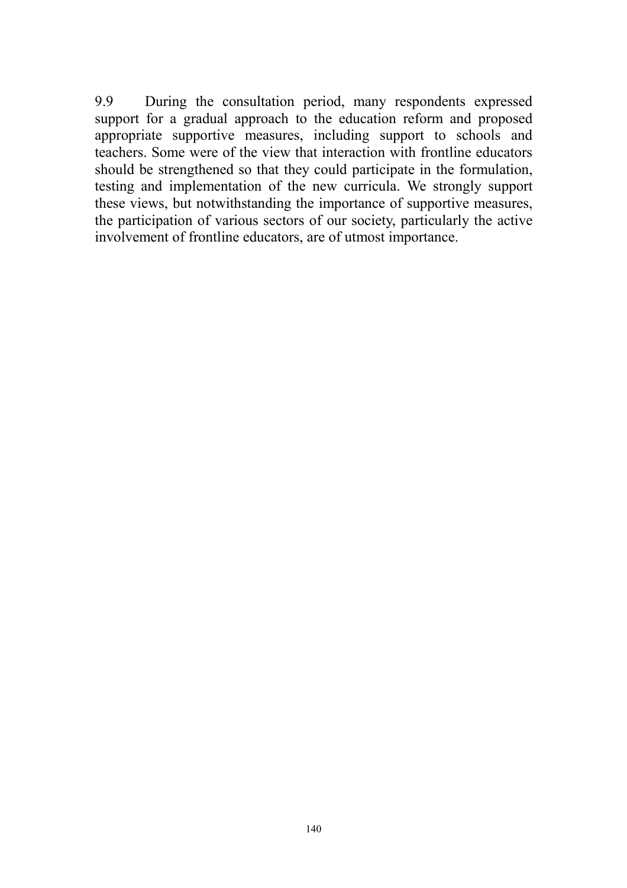9.9 During the consultation period, many respondents expressed support for a gradual approach to the education reform and proposed appropriate supportive measures, including support to schools and teachers. Some were of the view that interaction with frontline educators should be strengthened so that they could participate in the formulation, testing and implementation of the new curricula. We strongly support these views, but notwithstanding the importance of supportive measures, the participation of various sectors of our society, particularly the active involvement of frontline educators, are of utmost importance.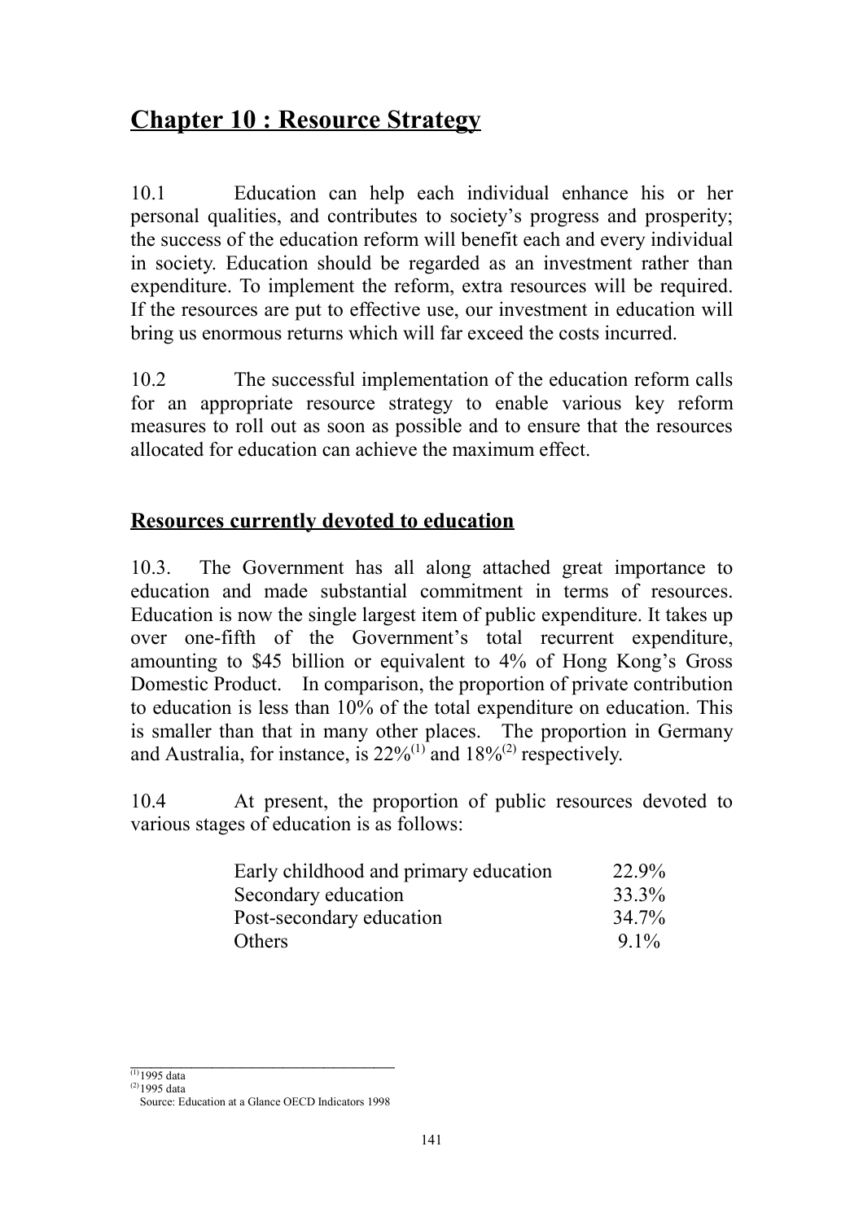# Chapter 10 : Resource Strategy

10.1 Education can help each individual enhance his or her personal qualities, and contributes to society's progress and prosperity; the success of the education reform will benefit each and every individual in society. Education should be regarded as an investment rather than expenditure. To implement the reform, extra resources will be required. If the resources are put to effective use, our investment in education will bring us enormous returns which will far exceed the costs incurred.

10.2 The successful implementation of the education reform calls for an appropriate resource strategy to enable various key reform measures to roll out as soon as possible and to ensure that the resources allocated for education can achieve the maximum effect.

## Resources currently devoted to education

10.3. The Government has all along attached great importance to education and made substantial commitment in terms of resources. Education is now the single largest item of public expenditure. It takes up over one-fifth of the Government's total recurrent expenditure, amounting to $45 billion or equivalent to 4% of Hong Kong's Gross Domestic Product. In comparison, the proportion of private contribution to education is less than 10% of the total expenditure on education. This is smaller than that in many other places. The proportion in Germany and Australia, for instance, is 22%[(1)] and 18%[(2)] respectively.

10.4 At present, the proportion of public resources devoted to various stages of education is as follows:

| | |
|---|---|
| Early childhood and primary education | 22.9% |
| Secondary education | 33.3% |
| Post-secondary education | 34.7% |
| Others | 9.1% |

---

[(1)] 1995 data
[(2)] 1995 data
Source: Education at a Glance OECD Indicators 1998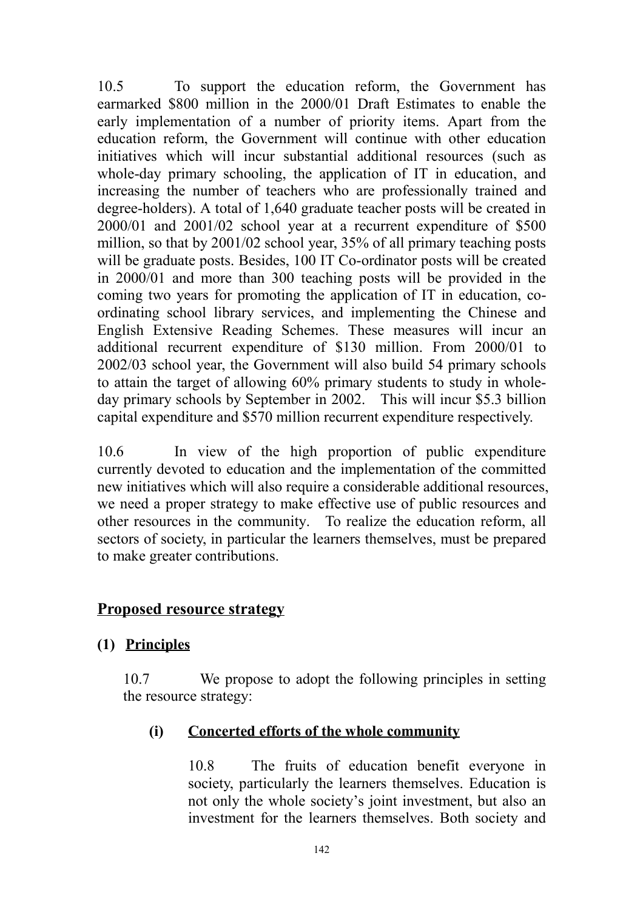10.5 To support the education reform, the Government has earmarked $800 million in the 2000/01 Draft Estimates to enable the early implementation of a number of priority items. Apart from the education reform, the Government will continue with other education initiatives which will incur substantial additional resources (such as whole-day primary schooling, the application of IT in education, and increasing the number of teachers who are professionally trained and degree-holders). A total of 1,640 graduate teacher posts will be created in 2000/01 and 2001/02 school year at a recurrent expenditure of $500 million, so that by 2001/02 school year, 35% of all primary teaching posts will be graduate posts. Besides, 100 IT Co-ordinator posts will be created in 2000/01 and more than 300 teaching posts will be provided in the coming two years for promoting the application of IT in education, co-ordinating school library services, and implementing the Chinese and English Extensive Reading Schemes. These measures will incur an additional recurrent expenditure of $130 million. From 2000/01 to 2002/03 school year, the Government will also build 54 primary schools to attain the target of allowing 60% primary students to study in whole-day primary schools by September in 2002. This will incur $5.3 billion capital expenditure and $570 million recurrent expenditure respectively.

10.6 In view of the high proportion of public expenditure currently devoted to education and the implementation of the committed new initiatives which will also require a considerable additional resources, we need a proper strategy to make effective use of public resources and other resources in the community. To realize the education reform, all sectors of society, in particular the learners themselves, must be prepared to make greater contributions.

## Proposed resource strategy

### (1) Principles

10.7 We propose to adopt the following principles in setting the resource strategy:

#### (i) Concerted efforts of the whole community

10.8 The fruits of education benefit everyone in society, particularly the learners themselves. Education is not only the whole society's joint investment, but also an investment for the learners themselves. Both society and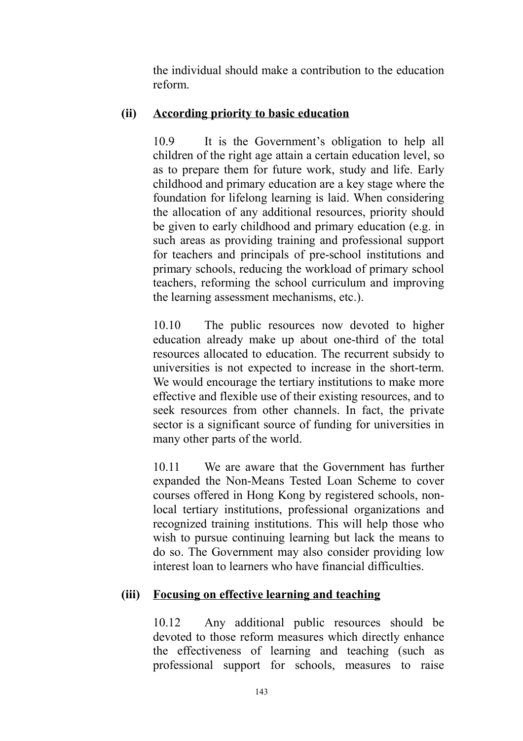the individual should make a contribution to the education reform.

### (ii) According priority to basic education

10.9 It is the Government's obligation to help all children of the right age attain a certain education level, so as to prepare them for future work, study and life. Early childhood and primary education are a key stage where the foundation for lifelong learning is laid. When considering the allocation of any additional resources, priority should be given to early childhood and primary education (e.g. in such areas as providing training and professional support for teachers and principals of pre-school institutions and primary schools, reducing the workload of primary school teachers, reforming the school curriculum and improving the learning assessment mechanisms, etc.).

10.10 The public resources now devoted to higher education already make up about one-third of the total resources allocated to education. The recurrent subsidy to universities is not expected to increase in the short-term. We would encourage the tertiary institutions to make more effective and flexible use of their existing resources, and to seek resources from other channels. In fact, the private sector is a significant source of funding for universities in many other parts of the world.

10.11 We are aware that the Government has further expanded the Non-Means Tested Loan Scheme to cover courses offered in Hong Kong by registered schools, non-local tertiary institutions, professional organizations and recognized training institutions. This will help those who wish to pursue continuing learning but lack the means to do so. The Government may also consider providing low interest loan to learners who have financial difficulties.

### (iii) Focusing on effective learning and teaching

10.12 Any additional public resources should be devoted to those reform measures which directly enhance the effectiveness of learning and teaching (such as professional support for schools, measures to raise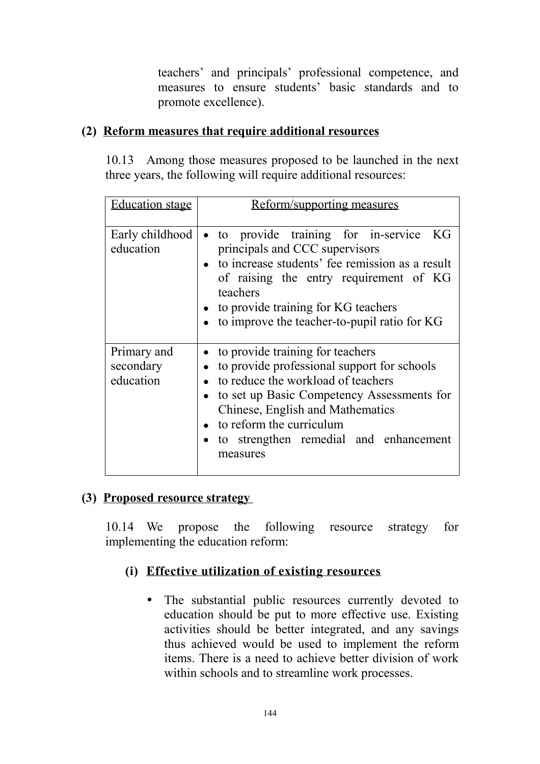teachers' and principals' professional competence, and measures to ensure students' basic standards and to promote excellence).

**(2) Reform measures that require additional resources**

10.13 Among those measures proposed to be launched in the next three years, the following will require additional resources:

| Education stage | Reform/supporting measures |
|---|---|
| Early childhood education | • to provide training for in-service KG principals and CCC supervisors<br>• to increase students' fee remission as a result of raising the entry requirement of KG teachers<br>• to provide training for KG teachers<br>• to improve the teacher-to-pupil ratio for KG |
| Primary and secondary education | • to provide training for teachers<br>• to provide professional support for schools<br>• to reduce the workload of teachers<br>• to set up Basic Competency Assessments for Chinese, English and Mathematics<br>• to reform the curriculum<br>• to strengthen remedial and enhancement measures |

**(3) Proposed resource strategy**

10.14 We propose the following resource strategy for implementing the education reform:

**(i) Effective utilization of existing resources**

- The substantial public resources currently devoted to education should be put to more effective use. Existing activities should be better integrated, and any savings thus achieved would be used to implement the reform items. There is a need to achieve better division of work within schools and to streamline work processes.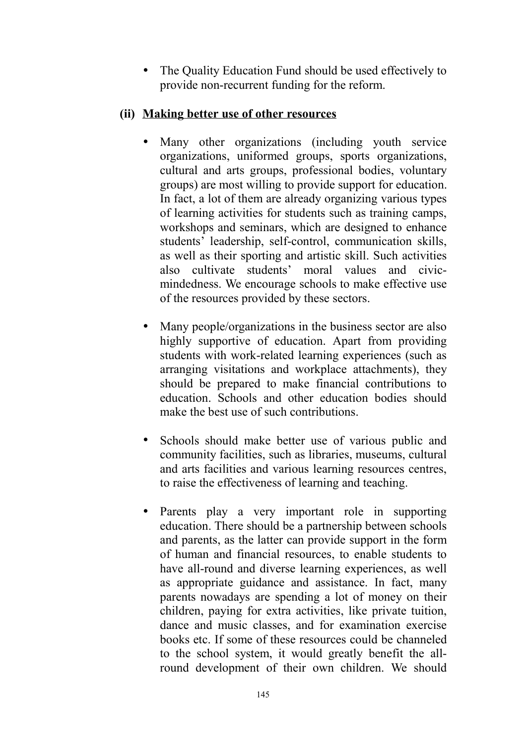- The Quality Education Fund should be used effectively to provide non-recurrent funding for the reform.

**(ii) <u>Making better use of other resources</u>**

- Many other organizations (including youth service organizations, uniformed groups, sports organizations, cultural and arts groups, professional bodies, voluntary groups) are most willing to provide support for education. In fact, a lot of them are already organizing various types of learning activities for students such as training camps, workshops and seminars, which are designed to enhance students' leadership, self-control, communication skills, as well as their sporting and artistic skill. Such activities also cultivate students' moral values and civic-mindedness. We encourage schools to make effective use of the resources provided by these sectors.

- Many people/organizations in the business sector are also highly supportive of education. Apart from providing students with work-related learning experiences (such as arranging visitations and workplace attachments), they should be prepared to make financial contributions to education. Schools and other education bodies should make the best use of such contributions.

- Schools should make better use of various public and community facilities, such as libraries, museums, cultural and arts facilities and various learning resources centres, to raise the effectiveness of learning and teaching.

- Parents play a very important role in supporting education. There should be a partnership between schools and parents, as the latter can provide support in the form of human and financial resources, to enable students to have all-round and diverse learning experiences, as well as appropriate guidance and assistance. In fact, many parents nowadays are spending a lot of money on their children, paying for extra activities, like private tuition, dance and music classes, and for examination exercise books etc. If some of these resources could be channeled to the school system, it would greatly benefit the all-round development of their own children. We should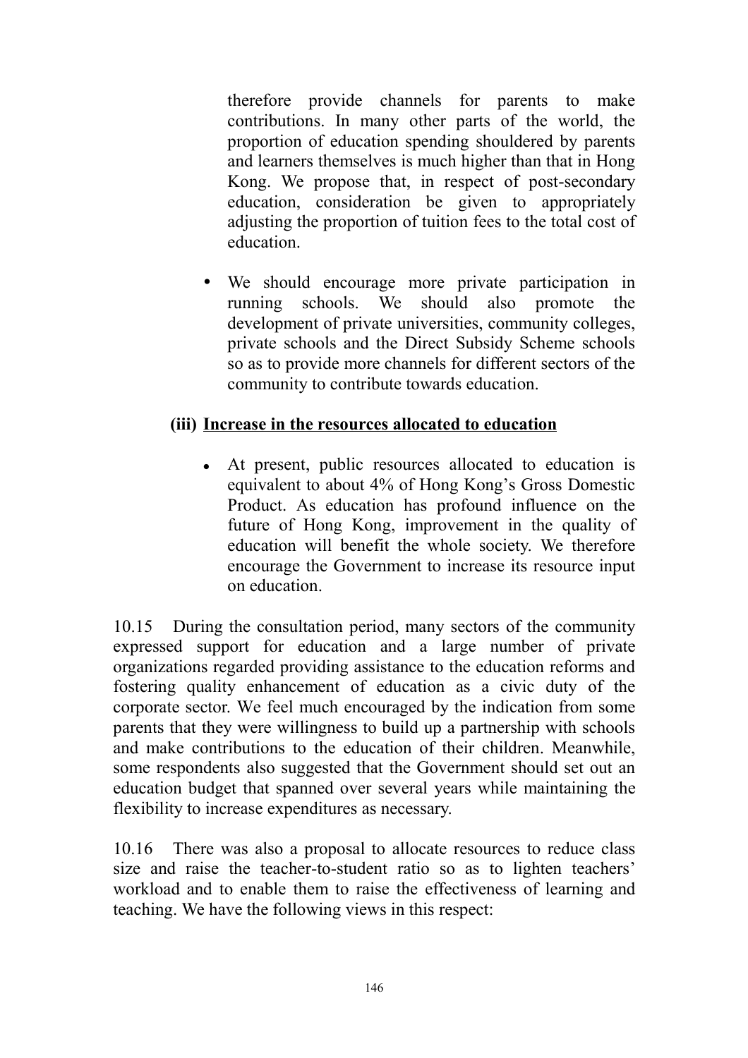therefore provide channels for parents to make contributions. In many other parts of the world, the proportion of education spending shouldered by parents and learners themselves is much higher than that in Hong Kong. We propose that, in respect of post-secondary education, consideration be given to appropriately adjusting the proportion of tuition fees to the total cost of education.

- We should encourage more private participation in running schools. We should also promote the development of private universities, community colleges, private schools and the Direct Subsidy Scheme schools so as to provide more channels for different sectors of the community to contribute towards education.

**(iii) Increase in the resources allocated to education**

- At present, public resources allocated to education is equivalent to about 4% of Hong Kong's Gross Domestic Product. As education has profound influence on the future of Hong Kong, improvement in the quality of education will benefit the whole society. We therefore encourage the Government to increase its resource input on education.

10.15 During the consultation period, many sectors of the community expressed support for education and a large number of private organizations regarded providing assistance to the education reforms and fostering quality enhancement of education as a civic duty of the corporate sector. We feel much encouraged by the indication from some parents that they were willingness to build up a partnership with schools and make contributions to the education of their children. Meanwhile, some respondents also suggested that the Government should set out an education budget that spanned over several years while maintaining the flexibility to increase expenditures as necessary.

10.16 There was also a proposal to allocate resources to reduce class size and raise the teacher-to-student ratio so as to lighten teachers' workload and to enable them to raise the effectiveness of learning and teaching. We have the following views in this respect: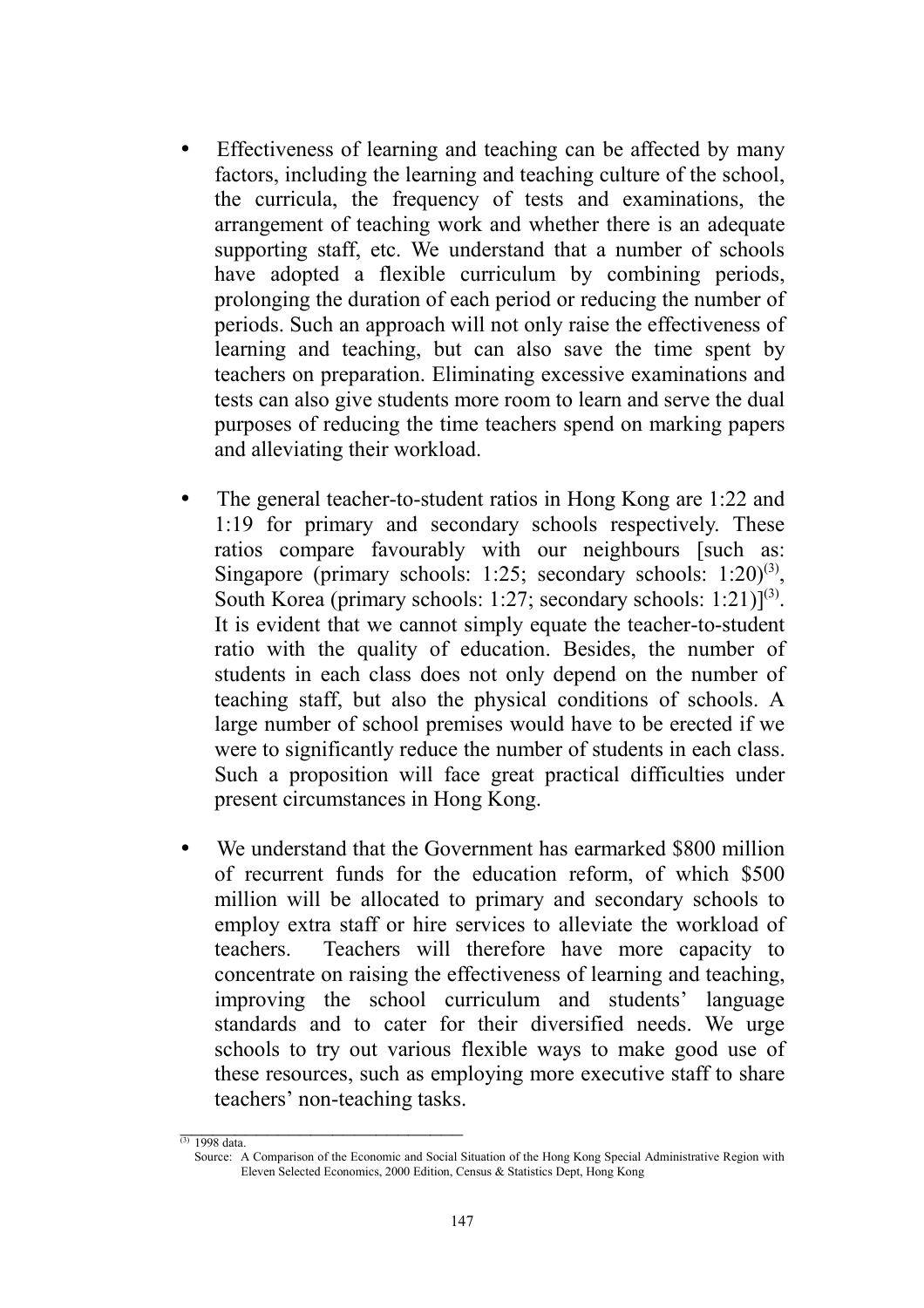- Effectiveness of learning and teaching can be affected by many factors, including the learning and teaching culture of the school, the curricula, the frequency of tests and examinations, the arrangement of teaching work and whether there is an adequate supporting staff, etc. We understand that a number of schools have adopted a flexible curriculum by combining periods, prolonging the duration of each period or reducing the number of periods. Such an approach will not only raise the effectiveness of learning and teaching, but can also save the time spent by teachers on preparation. Eliminating excessive examinations and tests can also give students more room to learn and serve the dual purposes of reducing the time teachers spend on marking papers and alleviating their workload.

- The general teacher-to-student ratios in Hong Kong are 1:22 and 1:19 for primary and secondary schools respectively. These ratios compare favourably with our neighbours [such as: Singapore (primary schools: 1:25; secondary schools: 1:20)[(3)], South Korea (primary schools: 1:27; secondary schools: 1:21)][(3)]. It is evident that we cannot simply equate the teacher-to-student ratio with the quality of education. Besides, the number of students in each class does not only depend on the number of teaching staff, but also the physical conditions of schools. A large number of school premises would have to be erected if we were to significantly reduce the number of students in each class. Such a proposition will face great practical difficulties under present circumstances in Hong Kong.

- We understand that the Government has earmarked $800 million of recurrent funds for the education reform, of which $500 million will be allocated to primary and secondary schools to employ extra staff or hire services to alleviate the workload of teachers. Teachers will therefore have more capacity to concentrate on raising the effectiveness of learning and teaching, improving the school curriculum and students' language standards and to cater for their diversified needs. We urge schools to try out various flexible ways to make good use of these resources, such as employing more executive staff to share teachers' non-teaching tasks.

---

[(3)] 1998 data.
Source: A Comparison of the Economic and Social Situation of the Hong Kong Special Administrative Region with Eleven Selected Economics, 2000 Edition, Census & Statistics Dept, Hong Kong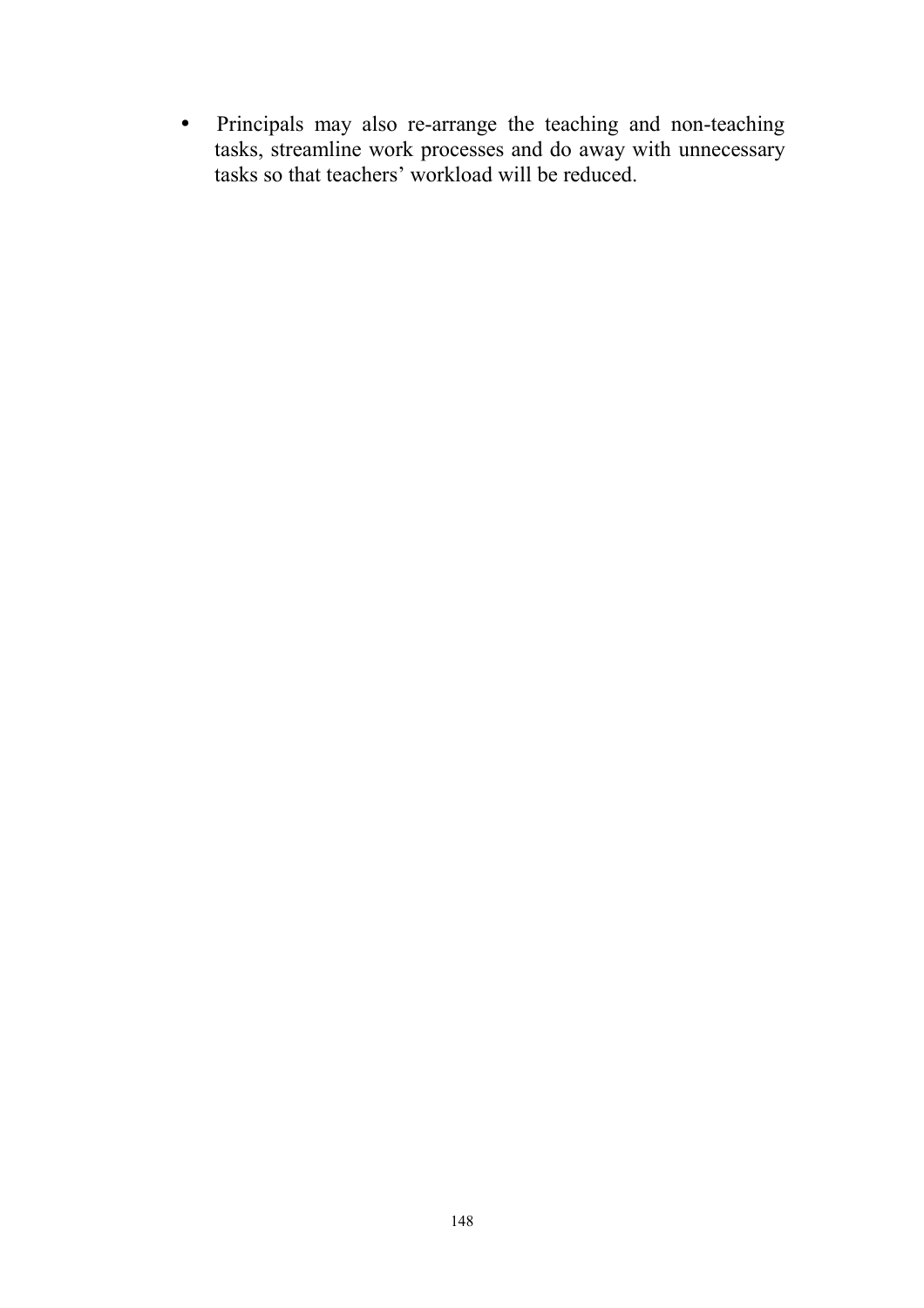- Principals may also re-arrange the teaching and non-teaching tasks, streamline work processes and do away with unnecessary tasks so that teachers' workload will be reduced.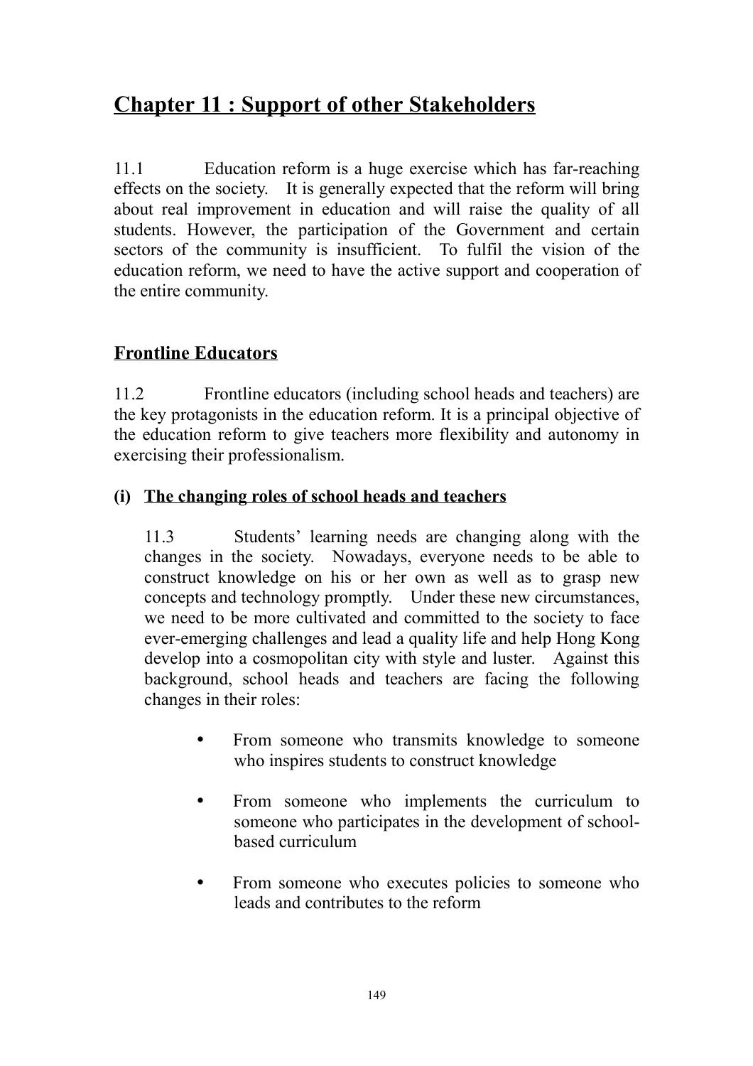# Chapter 11 : Support of other Stakeholders

11.1 Education reform is a huge exercise which has far-reaching effects on the society. It is generally expected that the reform will bring about real improvement in education and will raise the quality of all students. However, the participation of the Government and certain sectors of the community is insufficient. To fulfil the vision of the education reform, we need to have the active support and cooperation of the entire community.

## Frontline Educators

11.2 Frontline educators (including school heads and teachers) are the key protagonists in the education reform. It is a principal objective of the education reform to give teachers more flexibility and autonomy in exercising their professionalism.

### (i) The changing roles of school heads and teachers

11.3 Students' learning needs are changing along with the changes in the society. Nowadays, everyone needs to be able to construct knowledge on his or her own as well as to grasp new concepts and technology promptly. Under these new circumstances, we need to be more cultivated and committed to the society to face ever-emerging challenges and lead a quality life and help Hong Kong develop into a cosmopolitan city with style and luster. Against this background, school heads and teachers are facing the following changes in their roles:

- From someone who transmits knowledge to someone who inspires students to construct knowledge

- From someone who implements the curriculum to someone who participates in the development of school-based curriculum

- From someone who executes policies to someone who leads and contributes to the reform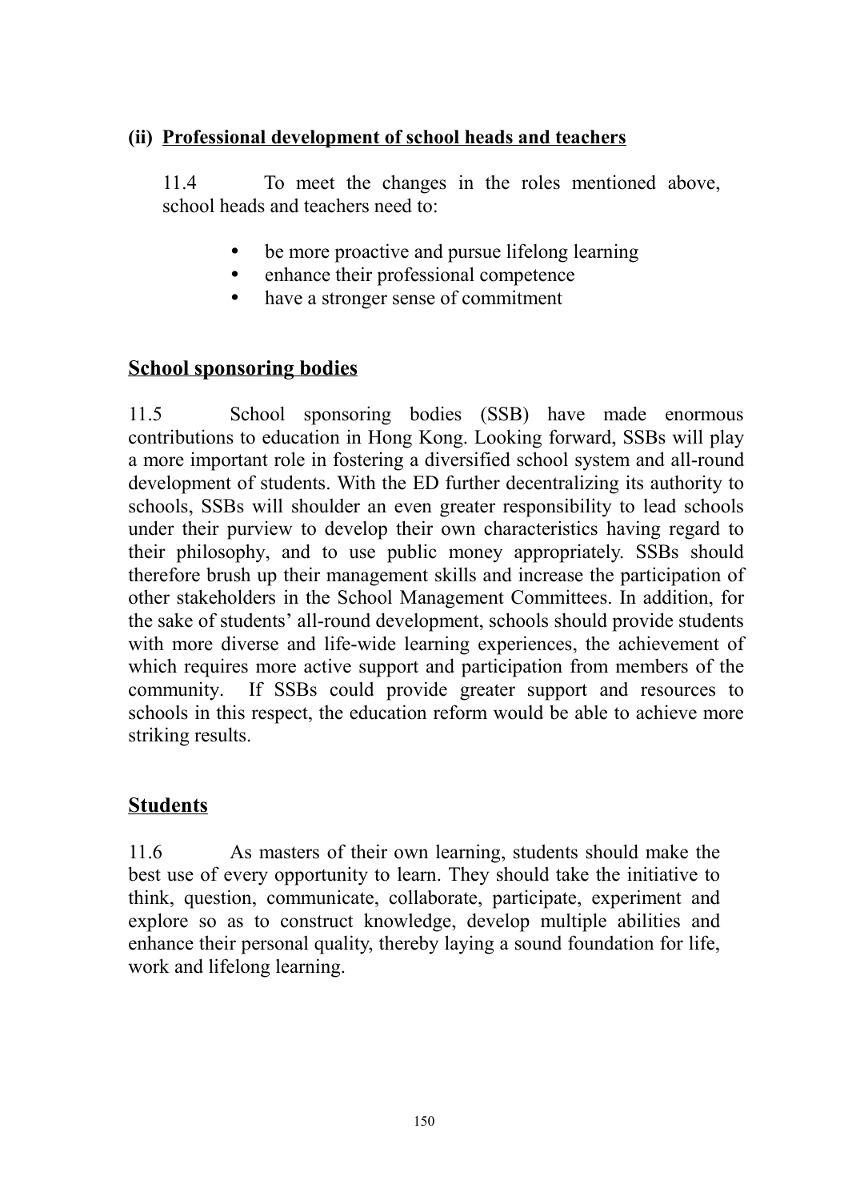### (ii) Professional development of school heads and teachers

11.4 To meet the changes in the roles mentioned above, school heads and teachers need to:

- be more proactive and pursue lifelong learning
- enhance their professional competence
- have a stronger sense of commitment

## School sponsoring bodies

11.5 School sponsoring bodies (SSB) have made enormous contributions to education in Hong Kong. Looking forward, SSBs will play a more important role in fostering a diversified school system and all-round development of students. With the ED further decentralizing its authority to schools, SSBs will shoulder an even greater responsibility to lead schools under their purview to develop their own characteristics having regard to their philosophy, and to use public money appropriately. SSBs should therefore brush up their management skills and increase the participation of other stakeholders in the School Management Committees. In addition, for the sake of students' all-round development, schools should provide students with more diverse and life-wide learning experiences, the achievement of which requires more active support and participation from members of the community. If SSBs could provide greater support and resources to schools in this respect, the education reform would be able to achieve more striking results.

## Students

11.6 As masters of their own learning, students should make the best use of every opportunity to learn. They should take the initiative to think, question, communicate, collaborate, participate, experiment and explore so as to construct knowledge, develop multiple abilities and enhance their personal quality, thereby laying a sound foundation for life, work and lifelong learning.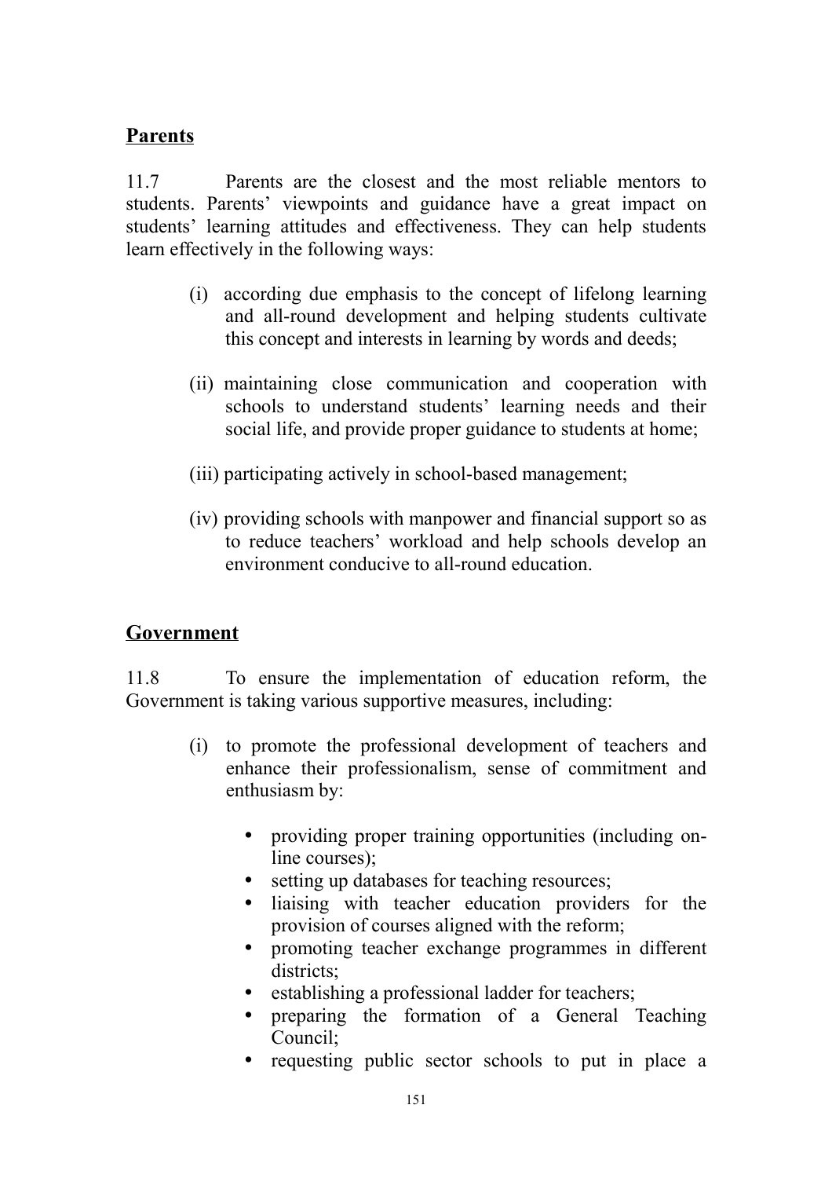## Parents

11.7 Parents are the closest and the most reliable mentors to students. Parents' viewpoints and guidance have a great impact on students' learning attitudes and effectiveness. They can help students learn effectively in the following ways:

(i) according due emphasis to the concept of lifelong learning and all-round development and helping students cultivate this concept and interests in learning by words and deeds;

(ii) maintaining close communication and cooperation with schools to understand students' learning needs and their social life, and provide proper guidance to students at home;

(iii) participating actively in school-based management;

(iv) providing schools with manpower and financial support so as to reduce teachers' workload and help schools develop an environment conducive to all-round education.

## Government

11.8 To ensure the implementation of education reform, the Government is taking various supportive measures, including:

(i) to promote the professional development of teachers and enhance their professionalism, sense of commitment and enthusiasm by:

- providing proper training opportunities (including on-line courses);
- setting up databases for teaching resources;
- liaising with teacher education providers for the provision of courses aligned with the reform;
- promoting teacher exchange programmes in different districts;
- establishing a professional ladder for teachers;
- preparing the formation of a General Teaching Council;
- requesting public sector schools to put in place a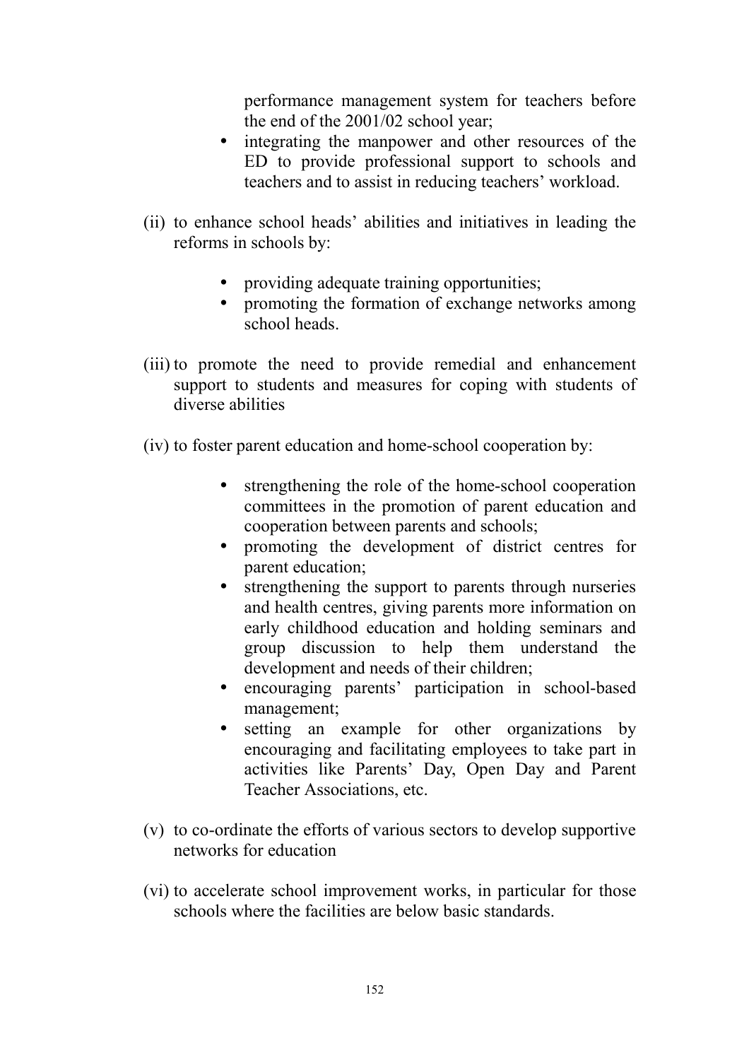performance management system for teachers before the end of the 2001/02 school year;

- integrating the manpower and other resources of the ED to provide professional support to schools and teachers and to assist in reducing teachers' workload.

(ii) to enhance school heads' abilities and initiatives in leading the reforms in schools by:

- providing adequate training opportunities;
- promoting the formation of exchange networks among school heads.

(iii) to promote the need to provide remedial and enhancement support to students and measures for coping with students of diverse abilities

(iv) to foster parent education and home-school cooperation by:

- strengthening the role of the home-school cooperation committees in the promotion of parent education and cooperation between parents and schools;
- promoting the development of district centres for parent education;
- strengthening the support to parents through nurseries and health centres, giving parents more information on early childhood education and holding seminars and group discussion to help them understand the development and needs of their children;
- encouraging parents' participation in school-based management;
- setting an example for other organizations by encouraging and facilitating employees to take part in activities like Parents' Day, Open Day and Parent Teacher Associations, etc.

(v) to co-ordinate the efforts of various sectors to develop supportive networks for education

(vi) to accelerate school improvement works, in particular for those schools where the facilities are below basic standards.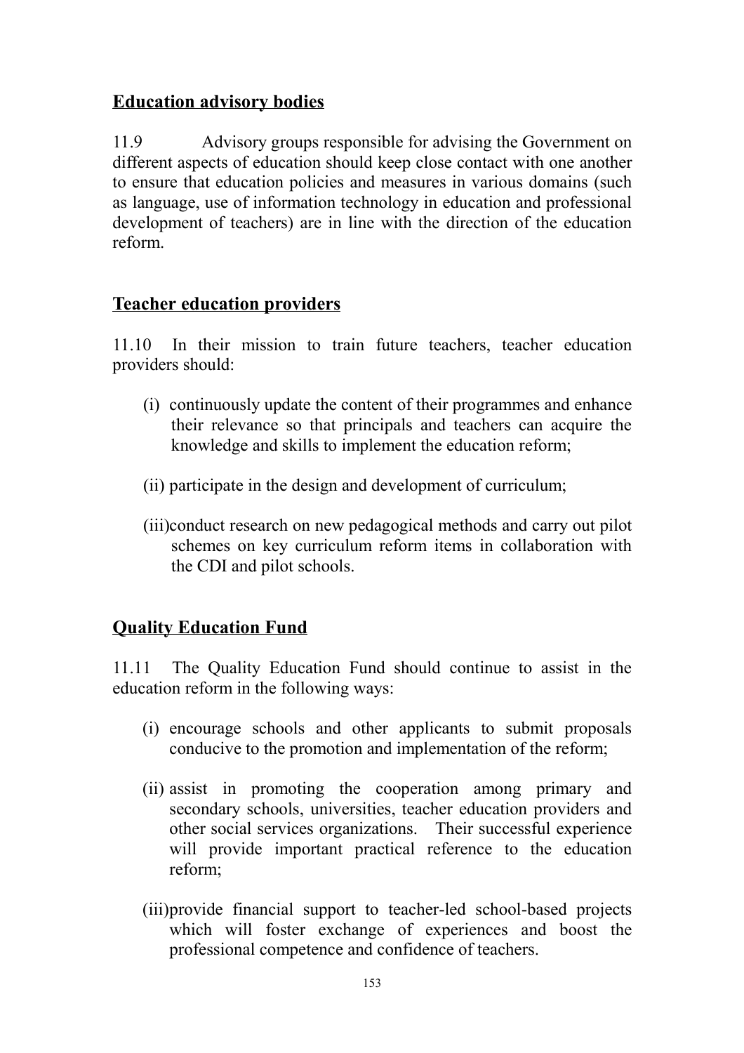## Education advisory bodies

11.9 Advisory groups responsible for advising the Government on different aspects of education should keep close contact with one another to ensure that education policies and measures in various domains (such as language, use of information technology in education and professional development of teachers) are in line with the direction of the education reform.

## Teacher education providers

11.10 In their mission to train future teachers, teacher education providers should:

(i) continuously update the content of their programmes and enhance their relevance so that principals and teachers can acquire the knowledge and skills to implement the education reform;

(ii) participate in the design and development of curriculum;

(iii) conduct research on new pedagogical methods and carry out pilot schemes on key curriculum reform items in collaboration with the CDI and pilot schools.

## Quality Education Fund

11.11 The Quality Education Fund should continue to assist in the education reform in the following ways:

(i) encourage schools and other applicants to submit proposals conducive to the promotion and implementation of the reform;

(ii) assist in promoting the cooperation among primary and secondary schools, universities, teacher education providers and other social services organizations. Their successful experience will provide important practical reference to the education reform;

(iii) provide financial support to teacher-led school-based projects which will foster exchange of experiences and boost the professional competence and confidence of teachers.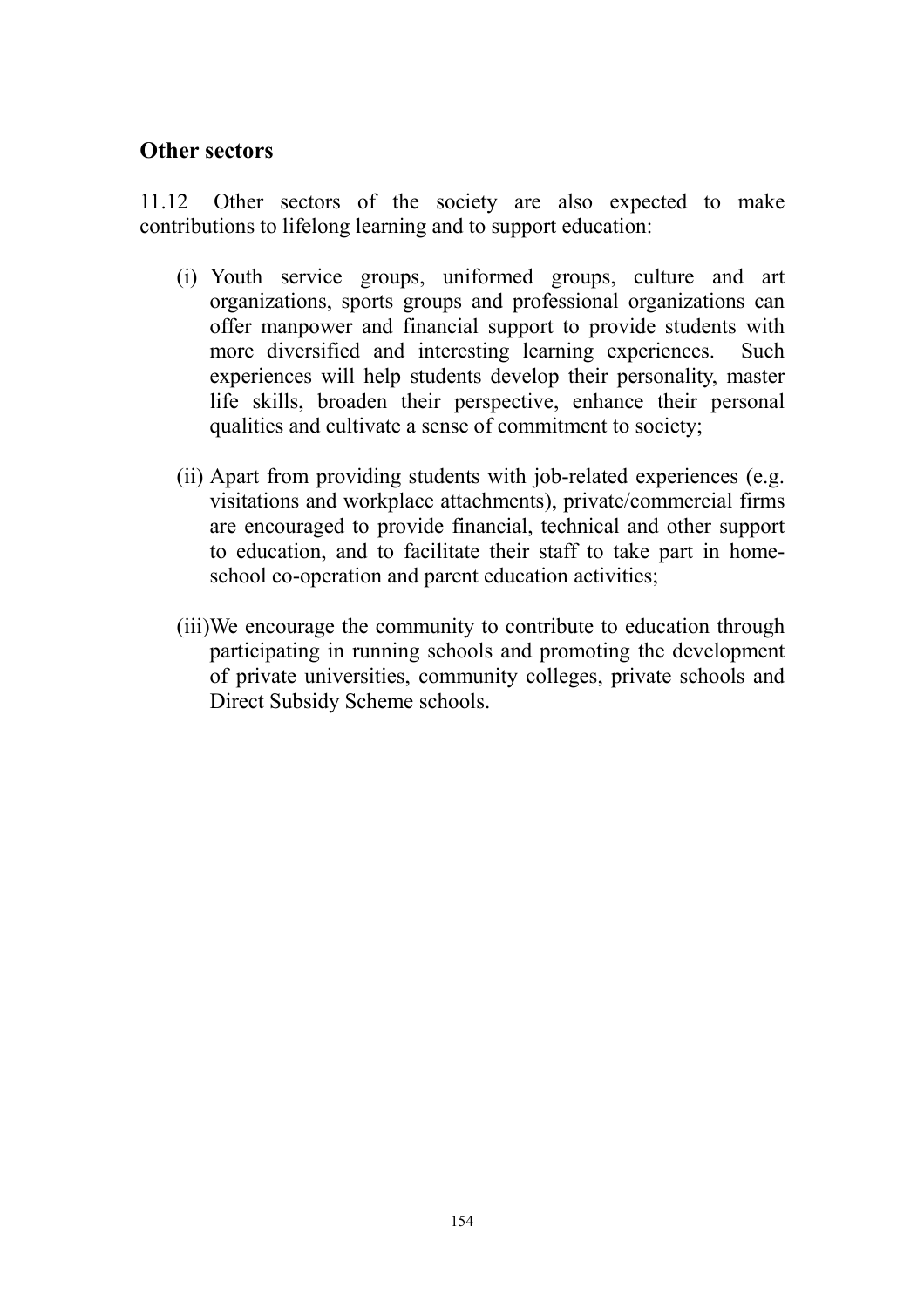## Other sectors

11.12 Other sectors of the society are also expected to make contributions to lifelong learning and to support education:

(i) Youth service groups, uniformed groups, culture and art organizations, sports groups and professional organizations can offer manpower and financial support to provide students with more diversified and interesting learning experiences. Such experiences will help students develop their personality, master life skills, broaden their perspective, enhance their personal qualities and cultivate a sense of commitment to society;

(ii) Apart from providing students with job-related experiences (e.g. visitations and workplace attachments), private/commercial firms are encouraged to provide financial, technical and other support to education, and to facilitate their staff to take part in home-school co-operation and parent education activities;

(iii) We encourage the community to contribute to education through participating in running schools and promoting the development of private universities, community colleges, private schools and Direct Subsidy Scheme schools.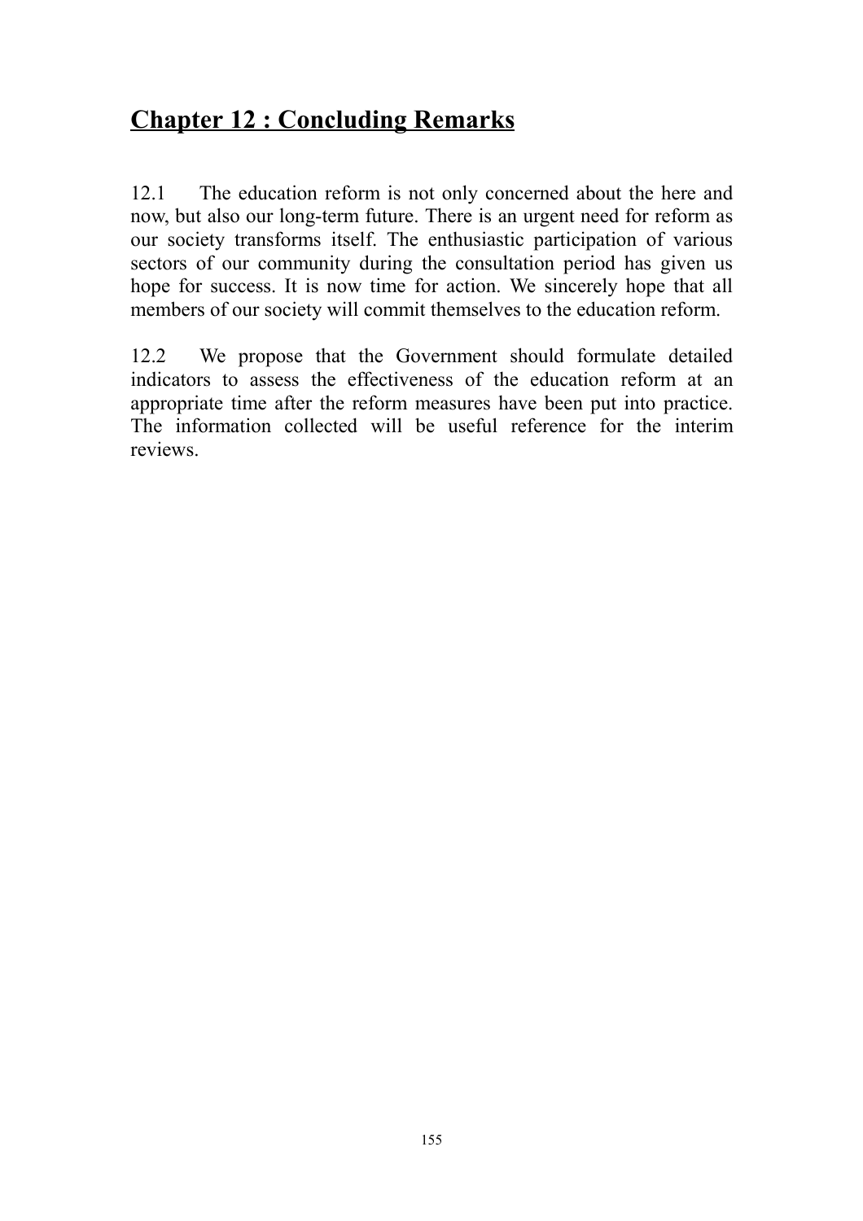# Chapter 12 : Concluding Remarks

12.1 The education reform is not only concerned about the here and now, but also our long-term future. There is an urgent need for reform as our society transforms itself. The enthusiastic participation of various sectors of our community during the consultation period has given us hope for success. It is now time for action. We sincerely hope that all members of our society will commit themselves to the education reform.

12.2 We propose that the Government should formulate detailed indicators to assess the effectiveness of the education reform at an appropriate time after the reform measures have been put into practice. The information collected will be useful reference for the interim reviews.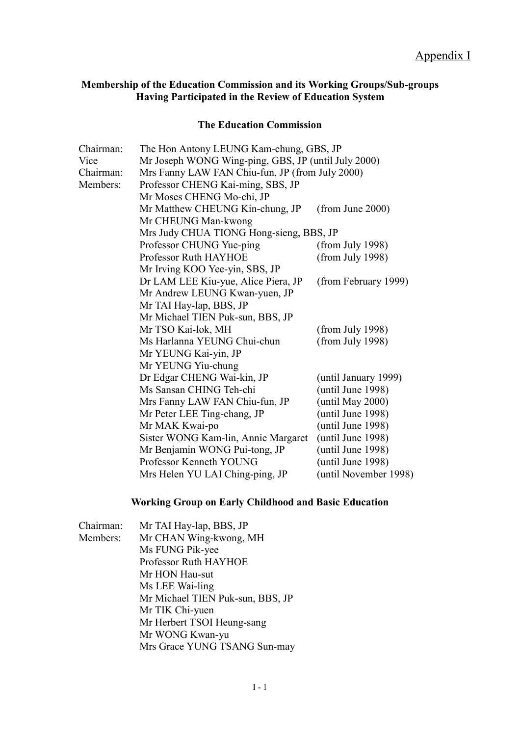Appendix I

**Membership of the Education Commission and its Working Groups/Sub-groups Having Participated in the Review of Education System**

**The Education Commission**

| | | |
|---|---|---|
| Chairman: | The Hon Antony LEUNG Kam-chung, GBS, JP | |
| Vice Chairman: | Mr Joseph WONG Wing-ping, GBS, JP (until July 2000) | |
| | Mrs Fanny LAW FAN Chiu-fun, JP (from July 2000) | |
| Members: | Professor CHENG Kai-ming, SBS, JP | |
| | Mr Moses CHENG Mo-chi, JP | |
| | Mr Matthew CHEUNG Kin-chung, JP | (from June 2000) |
| | Mr CHEUNG Man-kwong | |
| | Mrs Judy CHUA TIONG Hong-sieng, BBS, JP | |
| | Professor CHUNG Yue-ping | (from July 1998) |
| | Professor Ruth HAYHOE | (from July 1998) |
| | Mr Irving KOO Yee-yin, SBS, JP | |
| | Dr LAM LEE Kiu-yue, Alice Piera, JP | (from February 1999) |
| | Mr Andrew LEUNG Kwan-yuen, JP | |
| | Mr TAI Hay-lap, BBS, JP | |
| | Mr Michael TIEN Puk-sun, BBS, JP | |
| | Mr TSO Kai-lok, MH | (from July 1998) |
| | Ms Harlanna YEUNG Chui-chun | (from July 1998) |
| | Mr YEUNG Kai-yin, JP | |
| | Mr YEUNG Yiu-chung | |
| | Dr Edgar CHENG Wai-kin, JP | (until January 1999) |
| | Ms Sansan CHING Teh-chi | (until June 1998) |
| | Mrs Fanny LAW FAN Chiu-fun, JP | (until May 2000) |
| | Mr Peter LEE Ting-chang, JP | (until June 1998) |
| | Mr MAK Kwai-po | (until June 1998) |
| | Sister WONG Kam-lin, Annie Margaret | (until June 1998) |
| | Mr Benjamin WONG Pui-tong, JP | (until June 1998) |
| | Professor Kenneth YOUNG | (until June 1998) |
| | Mrs Helen YU LAI Ching-ping, JP | (until November 1998) |

**Working Group on Early Childhood and Basic Education**

| | |
|---|---|
| Chairman: | Mr TAI Hay-lap, BBS, JP |
| Members: | Mr CHAN Wing-kwong, MH |
| | Ms FUNG Pik-yee |
| | Professor Ruth HAYHOE |
| | Mr HON Hau-sut |
| | Ms LEE Wai-ling |
| | Mr Michael TIEN Puk-sun, BBS, JP |
| | Mr TIK Chi-yuen |
| | Mr Herbert TSOI Heung-sang |
| | Mr WONG Kwan-yu |
| | Mrs Grace YUNG TSANG Sun-may |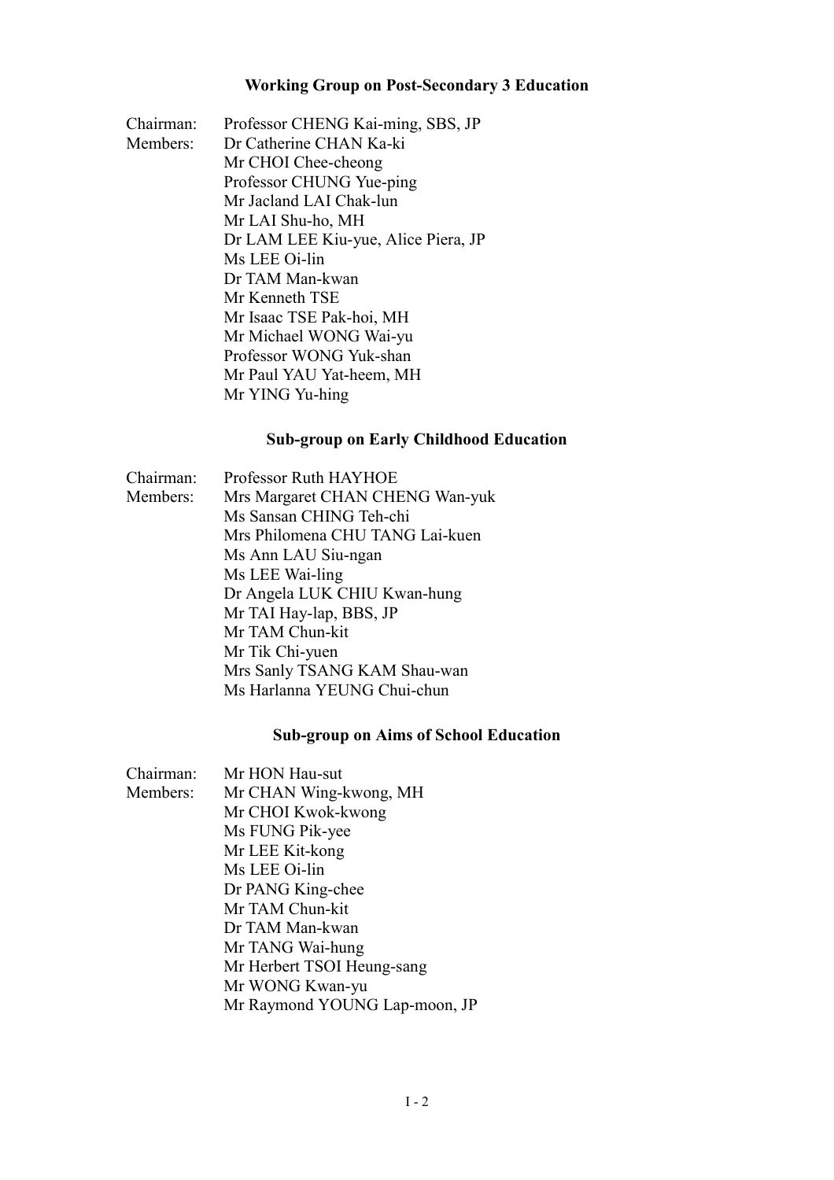### Working Group on Post-Secondary 3 Education

Chairman: Professor CHENG Kai-ming, SBS, JP

Members:
- Dr Catherine CHAN Ka-ki
- Mr CHOI Chee-cheong
- Professor CHUNG Yue-ping
- Mr Jacland LAI Chak-lun
- Mr LAI Shu-ho, MH
- Dr LAM LEE Kiu-yue, Alice Piera, JP
- Ms LEE Oi-lin
- Dr TAM Man-kwan
- Mr Kenneth TSE
- Mr Isaac TSE Pak-hoi, MH
- Mr Michael WONG Wai-yu
- Professor WONG Yuk-shan
- Mr Paul YAU Yat-heem, MH
- Mr YING Yu-hing

### Sub-group on Early Childhood Education

Chairman: Professor Ruth HAYHOE

Members:
- Mrs Margaret CHAN CHENG Wan-yuk
- Ms Sansan CHING Teh-chi
- Mrs Philomena CHU TANG Lai-kuen
- Ms Ann LAU Siu-ngan
- Ms LEE Wai-ling
- Dr Angela LUK CHIU Kwan-hung
- Mr TAI Hay-lap, BBS, JP
- Mr TAM Chun-kit
- Mr Tik Chi-yuen
- Mrs Sanly TSANG KAM Shau-wan
- Ms Harlanna YEUNG Chui-chun

### Sub-group on Aims of School Education

Chairman: Mr HON Hau-sut

Members:
- Mr CHAN Wing-kwong, MH
- Mr CHOI Kwok-kwong
- Ms FUNG Pik-yee
- Mr LEE Kit-kong
- Ms LEE Oi-lin
- Dr PANG King-chee
- Mr TAM Chun-kit
- Dr TAM Man-kwan
- Mr TANG Wai-hung
- Mr Herbert TSOI Heung-sang
- Mr WONG Kwan-yu
- Mr Raymond YOUNG Lap-moon, JP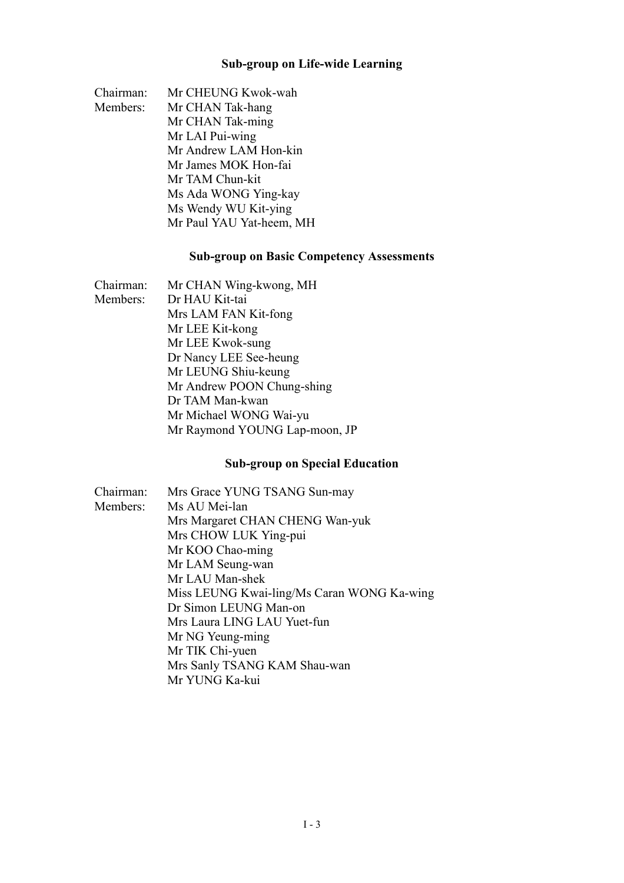### Sub-group on Life-wide Learning

Chairman: Mr CHEUNG Kwok-wah

Members:
Mr CHAN Tak-hang
Mr CHAN Tak-ming
Mr LAI Pui-wing
Mr Andrew LAM Hon-kin
Mr James MOK Hon-fai
Mr TAM Chun-kit
Ms Ada WONG Ying-kay
Ms Wendy WU Kit-ying
Mr Paul YAU Yat-heem, MH

### Sub-group on Basic Competency Assessments

Chairman: Mr CHAN Wing-kwong, MH

Members:
Dr HAU Kit-tai
Mrs LAM FAN Kit-fong
Mr LEE Kit-kong
Mr LEE Kwok-sung
Dr Nancy LEE See-heung
Mr LEUNG Shiu-keung
Mr Andrew POON Chung-shing
Dr TAM Man-kwan
Mr Michael WONG Wai-yu
Mr Raymond YOUNG Lap-moon, JP

### Sub-group on Special Education

Chairman: Mrs Grace YUNG TSANG Sun-may

Members:
Ms AU Mei-lan
Mrs Margaret CHAN CHENG Wan-yuk
Mrs CHOW LUK Ying-pui
Mr KOO Chao-ming
Mr LAM Seung-wan
Mr LAU Man-shek
Miss LEUNG Kwai-ling/Ms Caran WONG Ka-wing
Dr Simon LEUNG Man-on
Mrs Laura LING LAU Yuet-fun
Mr NG Yeung-ming
Mr TIK Chi-yuen
Mrs Sanly TSANG KAM Shau-wan
Mr YUNG Ka-kui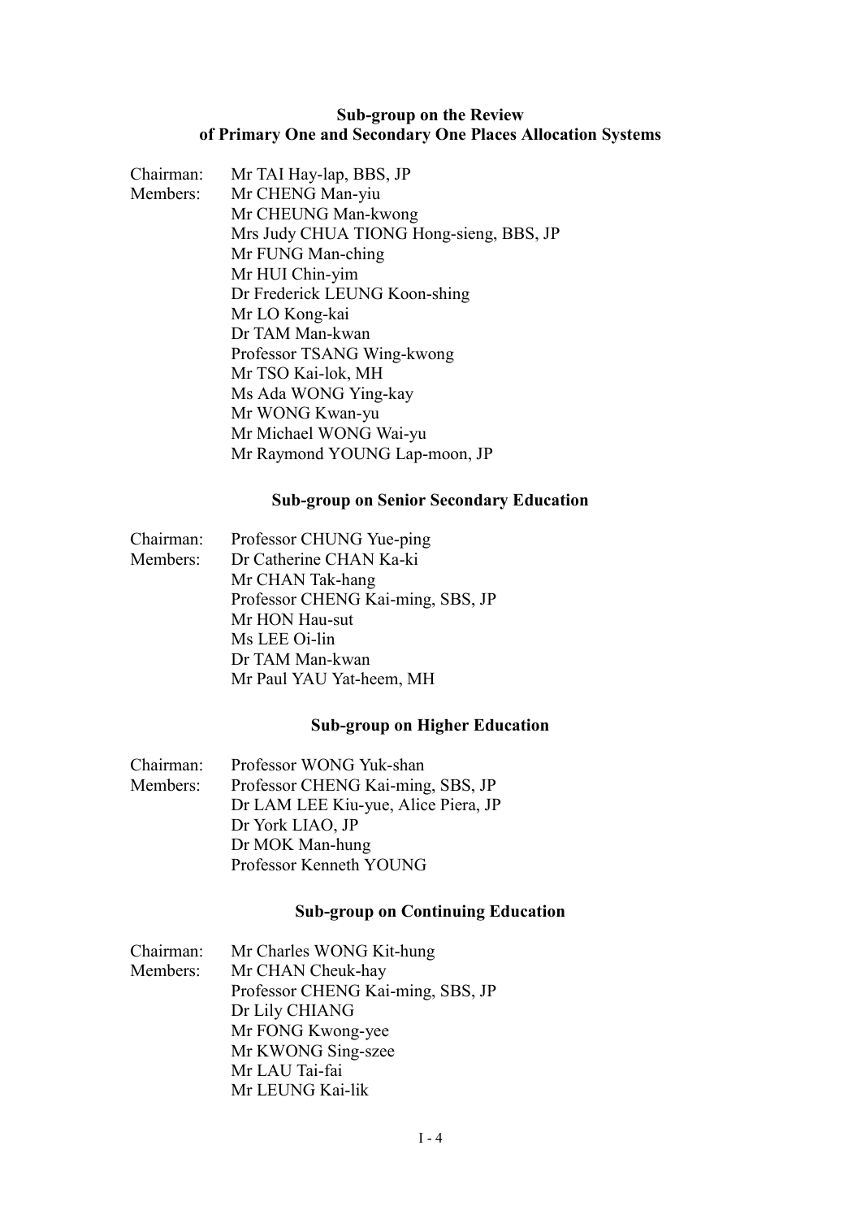**Sub-group on the Review of Primary One and Secondary One Places Allocation Systems**

Chairman: Mr TAI Hay-lap, BBS, JP

Members:
Mr CHENG Man-yiu
Mr CHEUNG Man-kwong
Mrs Judy CHUA TIONG Hong-sieng, BBS, JP
Mr FUNG Man-ching
Mr HUI Chin-yim
Dr Frederick LEUNG Koon-shing
Mr LO Kong-kai
Dr TAM Man-kwan
Professor TSANG Wing-kwong
Mr TSO Kai-lok, MH
Ms Ada WONG Ying-kay
Mr WONG Kwan-yu
Mr Michael WONG Wai-yu
Mr Raymond YOUNG Lap-moon, JP

**Sub-group on Senior Secondary Education**

Chairman: Professor CHUNG Yue-ping

Members:
Dr Catherine CHAN Ka-ki
Mr CHAN Tak-hang
Professor CHENG Kai-ming, SBS, JP
Mr HON Hau-sut
Ms LEE Oi-lin
Dr TAM Man-kwan
Mr Paul YAU Yat-heem, MH

**Sub-group on Higher Education**

Chairman: Professor WONG Yuk-shan

Members:
Professor CHENG Kai-ming, SBS, JP
Dr LAM LEE Kiu-yue, Alice Piera, JP
Dr York LIAO, JP
Dr MOK Man-hung
Professor Kenneth YOUNG

**Sub-group on Continuing Education**

Chairman: Mr Charles WONG Kit-hung

Members:
Mr CHAN Cheuk-hay
Professor CHENG Kai-ming, SBS, JP
Dr Lily CHIANG
Mr FONG Kwong-yee
Mr KWONG Sing-szee
Mr LAU Tai-fai
Mr LEUNG Kai-lik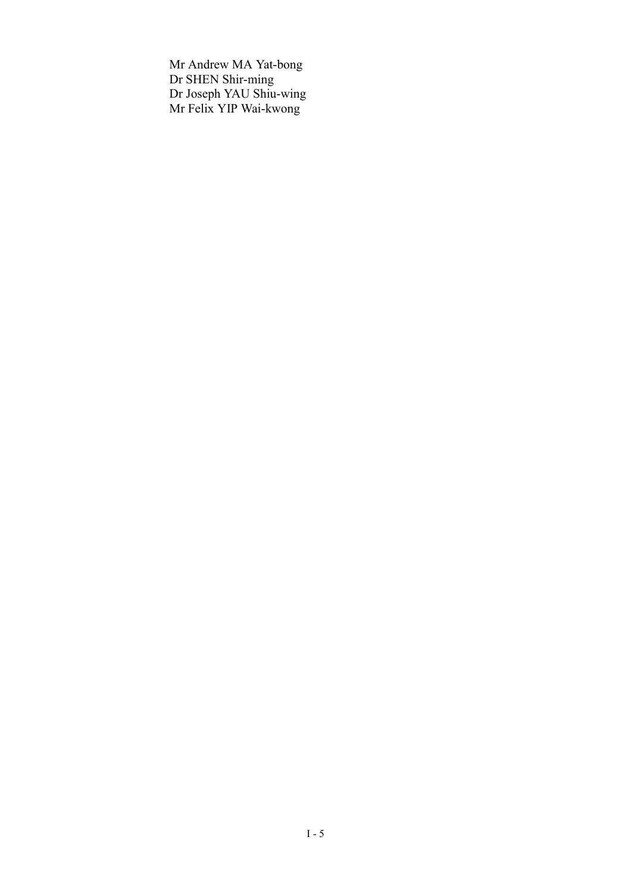Mr Andrew MA Yat-bong
Dr SHEN Shir-ming
Dr Joseph YAU Shiu-wing
Mr Felix YIP Wai-kwong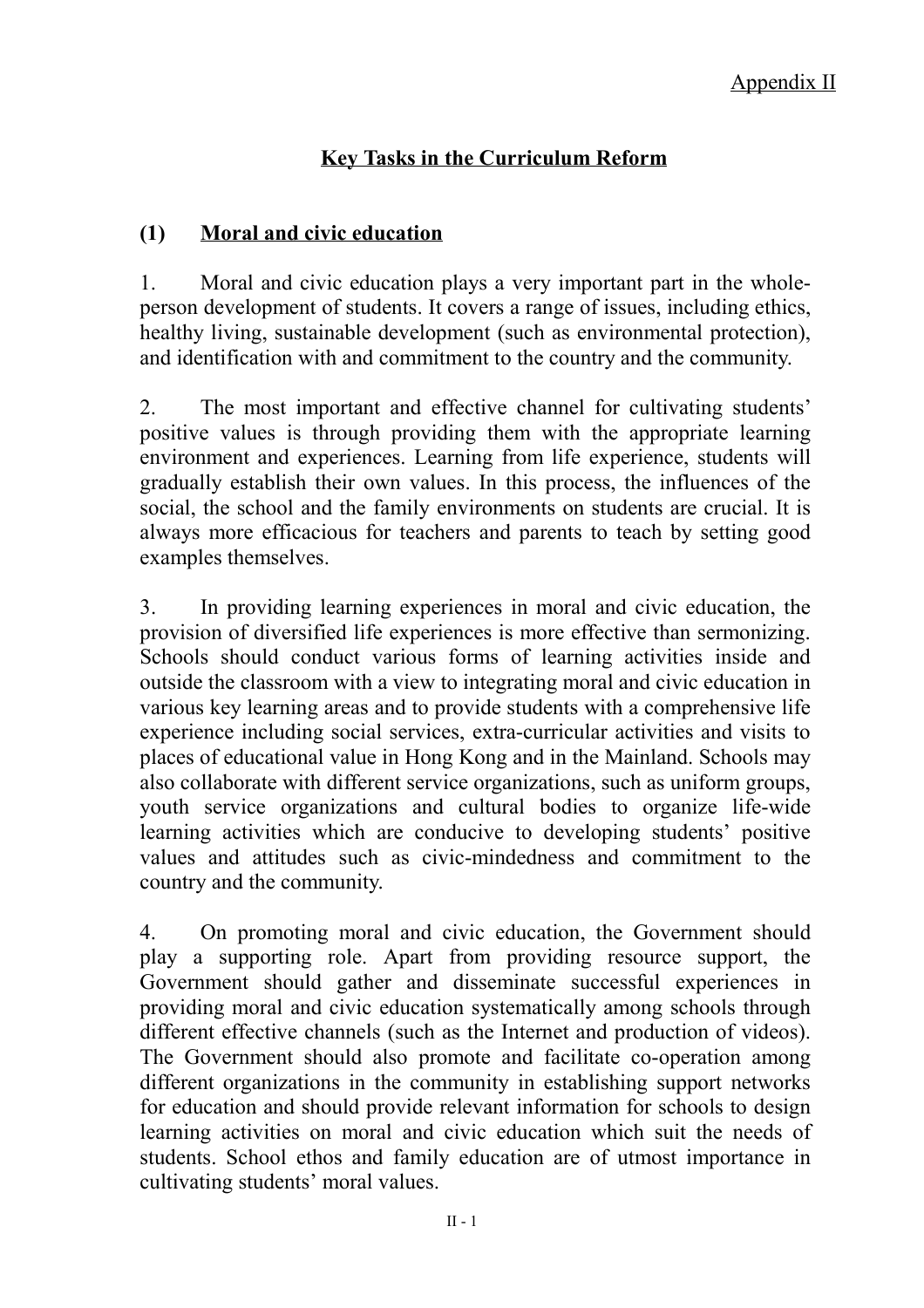Appendix II

# Key Tasks in the Curriculum Reform

## (1) Moral and civic education

1. Moral and civic education plays a very important part in the whole-person development of students. It covers a range of issues, including ethics, healthy living, sustainable development (such as environmental protection), and identification with and commitment to the country and the community.

2. The most important and effective channel for cultivating students' positive values is through providing them with the appropriate learning environment and experiences. Learning from life experience, students will gradually establish their own values. In this process, the influences of the social, the school and the family environments on students are crucial. It is always more efficacious for teachers and parents to teach by setting good examples themselves.

3. In providing learning experiences in moral and civic education, the provision of diversified life experiences is more effective than sermonizing. Schools should conduct various forms of learning activities inside and outside the classroom with a view to integrating moral and civic education in various key learning areas and to provide students with a comprehensive life experience including social services, extra-curricular activities and visits to places of educational value in Hong Kong and in the Mainland. Schools may also collaborate with different service organizations, such as uniform groups, youth service organizations and cultural bodies to organize life-wide learning activities which are conducive to developing students' positive values and attitudes such as civic-mindedness and commitment to the country and the community.

4. On promoting moral and civic education, the Government should play a supporting role. Apart from providing resource support, the Government should gather and disseminate successful experiences in providing moral and civic education systematically among schools through different effective channels (such as the Internet and production of videos). The Government should also promote and facilitate co-operation among different organizations in the community in establishing support networks for education and should provide relevant information for schools to design learning activities on moral and civic education which suit the needs of students. School ethos and family education are of utmost importance in cultivating students' moral values.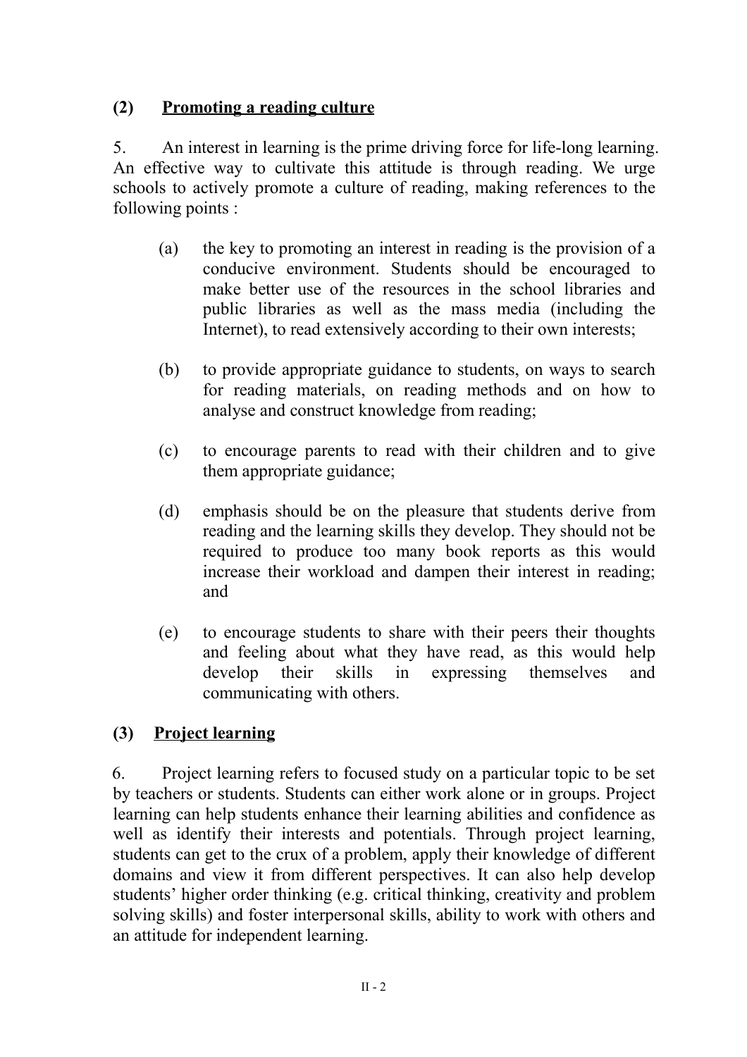## (2) Promoting a reading culture

5. An interest in learning is the prime driving force for life-long learning. An effective way to cultivate this attitude is through reading. We urge schools to actively promote a culture of reading, making references to the following points :

(a) the key to promoting an interest in reading is the provision of a conducive environment. Students should be encouraged to make better use of the resources in the school libraries and public libraries as well as the mass media (including the Internet), to read extensively according to their own interests;

(b) to provide appropriate guidance to students, on ways to search for reading materials, on reading methods and on how to analyse and construct knowledge from reading;

(c) to encourage parents to read with their children and to give them appropriate guidance;

(d) emphasis should be on the pleasure that students derive from reading and the learning skills they develop. They should not be required to produce too many book reports as this would increase their workload and dampen their interest in reading; and

(e) to encourage students to share with their peers their thoughts and feeling about what they have read, as this would help develop their skills in expressing themselves and communicating with others.

## (3) Project learning

6. Project learning refers to focused study on a particular topic to be set by teachers or students. Students can either work alone or in groups. Project learning can help students enhance their learning abilities and confidence as well as identify their interests and potentials. Through project learning, students can get to the crux of a problem, apply their knowledge of different domains and view it from different perspectives. It can also help develop students' higher order thinking (e.g. critical thinking, creativity and problem solving skills) and foster interpersonal skills, ability to work with others and an attitude for independent learning.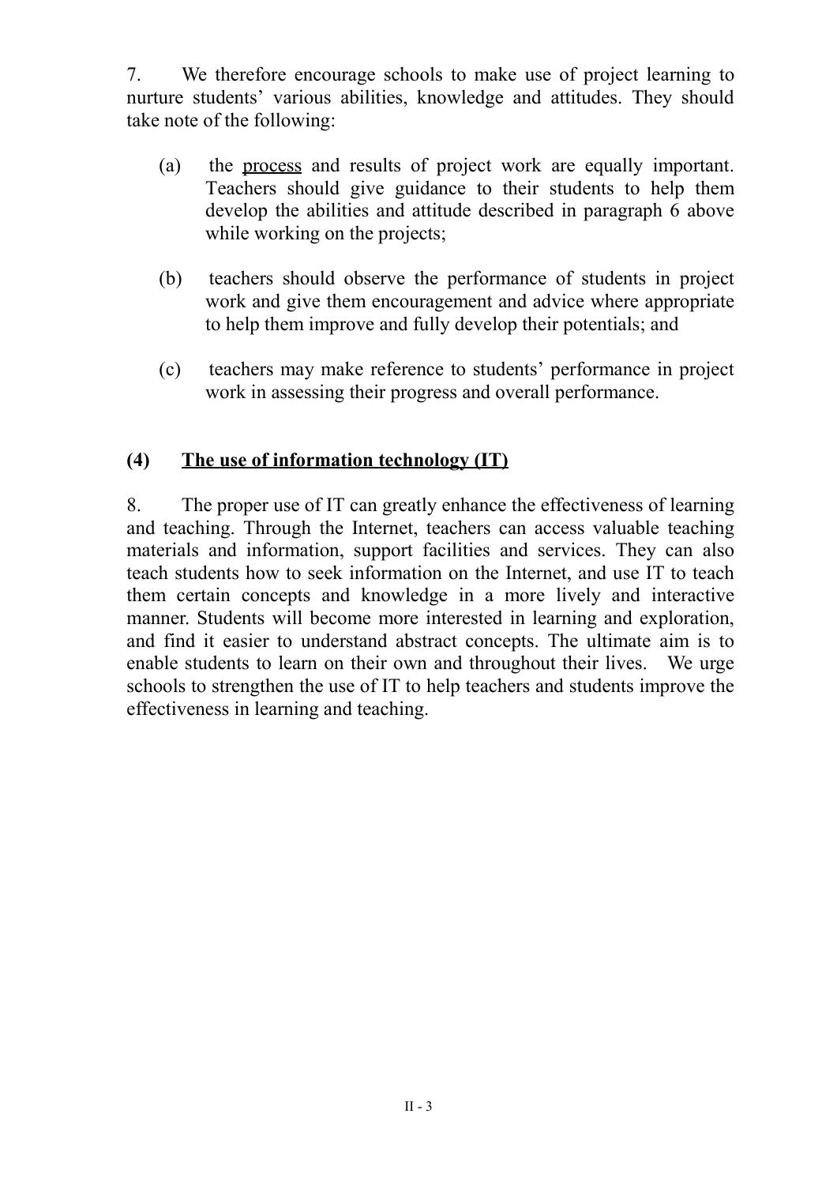7. We therefore encourage schools to make use of project learning to nurture students' various abilities, knowledge and attitudes. They should take note of the following:

(a) the <u>process</u> and results of project work are equally important. Teachers should give guidance to their students to help them develop the abilities and attitude described in paragraph 6 above while working on the projects;

(b) teachers should observe the performance of students in project work and give them encouragement and advice where appropriate to help them improve and fully develop their potentials; and

(c) teachers may make reference to students' performance in project work in assessing their progress and overall performance.

### (4) <u>The use of information technology (IT)</u>

8. The proper use of IT can greatly enhance the effectiveness of learning and teaching. Through the Internet, teachers can access valuable teaching materials and information, support facilities and services. They can also teach students how to seek information on the Internet, and use IT to teach them certain concepts and knowledge in a more lively and interactive manner. Students will become more interested in learning and exploration, and find it easier to understand abstract concepts. The ultimate aim is to enable students to learn on their own and throughout their lives. We urge schools to strengthen the use of IT to help teachers and students improve the effectiveness in learning and teaching.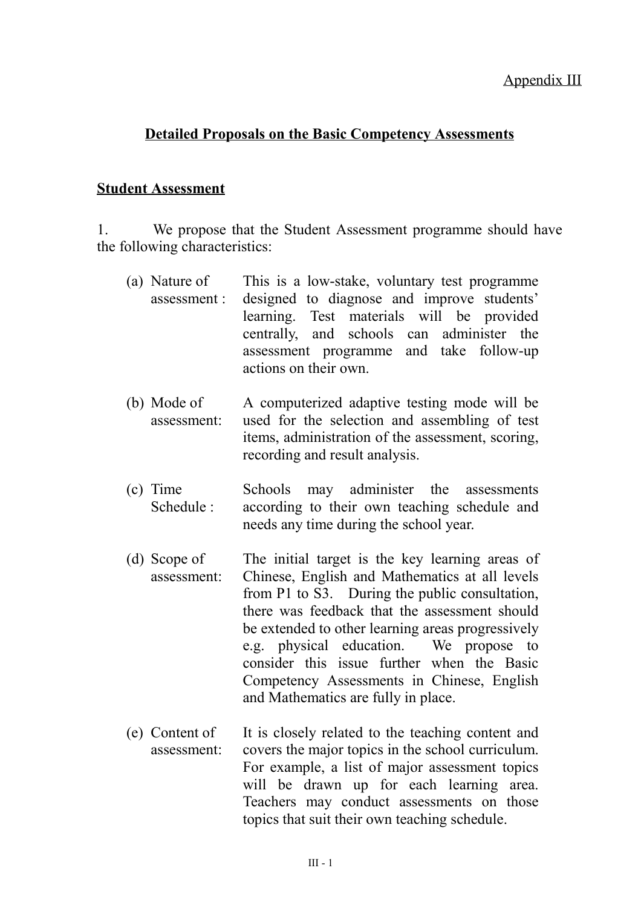Appendix III

## Detailed Proposals on the Basic Competency Assessments

### Student Assessment

1. We propose that the Student Assessment programme should have the following characteristics:

(a) Nature of assessment : This is a low-stake, voluntary test programme designed to diagnose and improve students' learning. Test materials will be provided centrally, and schools can administer the assessment programme and take follow-up actions on their own.

(b) Mode of assessment: A computerized adaptive testing mode will be used for the selection and assembling of test items, administration of the assessment, scoring, recording and result analysis.

(c) Time Schedule : Schools may administer the assessments according to their own teaching schedule and needs any time during the school year.

(d) Scope of assessment: The initial target is the key learning areas of Chinese, English and Mathematics at all levels from P1 to S3. During the public consultation, there was feedback that the assessment should be extended to other learning areas progressively e.g. physical education. We propose to consider this issue further when the Basic Competency Assessments in Chinese, English and Mathematics are fully in place.

(e) Content of assessment: It is closely related to the teaching content and covers the major topics in the school curriculum. For example, a list of major assessment topics will be drawn up for each learning area. Teachers may conduct assessments on those topics that suit their own teaching schedule.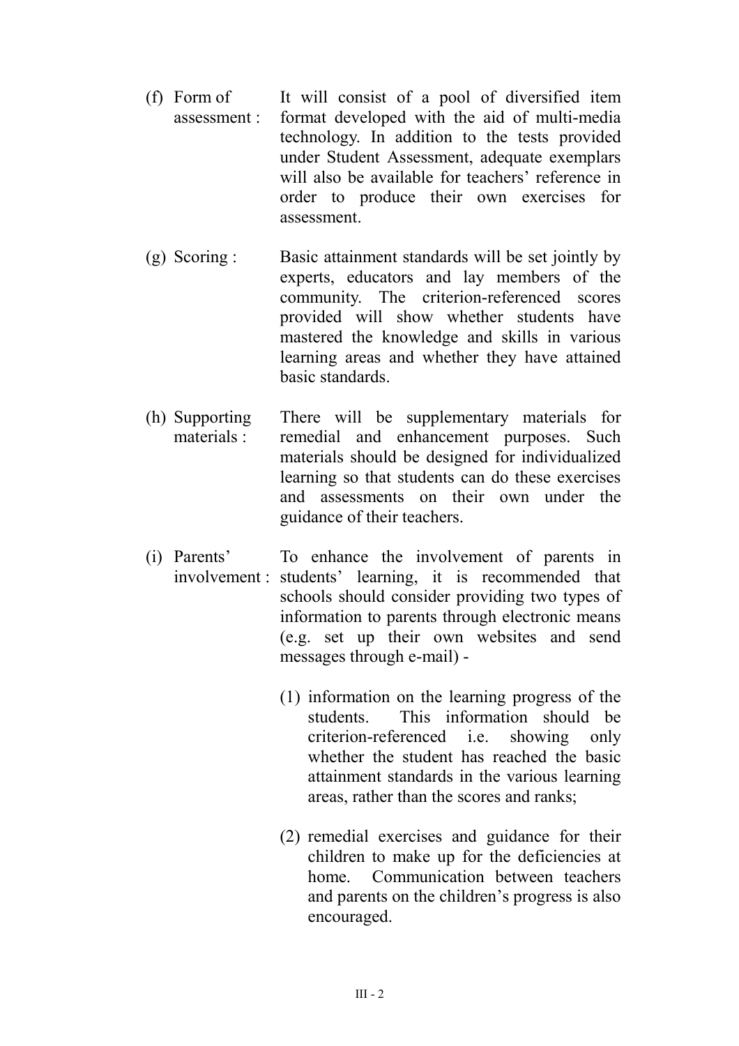(f) Form of assessment : It will consist of a pool of diversified item format developed with the aid of multi-media technology. In addition to the tests provided under Student Assessment, adequate exemplars will also be available for teachers' reference in order to produce their own exercises for assessment.

(g) Scoring : Basic attainment standards will be set jointly by experts, educators and lay members of the community. The criterion-referenced scores provided will show whether students have mastered the knowledge and skills in various learning areas and whether they have attained basic standards.

(h) Supporting materials : There will be supplementary materials for remedial and enhancement purposes. Such materials should be designed for individualized learning so that students can do these exercises and assessments on their own under the guidance of their teachers.

(i) Parents' involvement : To enhance the involvement of parents in students' learning, it is recommended that schools should consider providing two types of information to parents through electronic means (e.g. set up their own websites and send messages through e-mail) -

(1) information on the learning progress of the students. This information should be criterion-referenced i.e. showing only whether the student has reached the basic attainment standards in the various learning areas, rather than the scores and ranks;

(2) remedial exercises and guidance for their children to make up for the deficiencies at home. Communication between teachers and parents on the children's progress is also encouraged.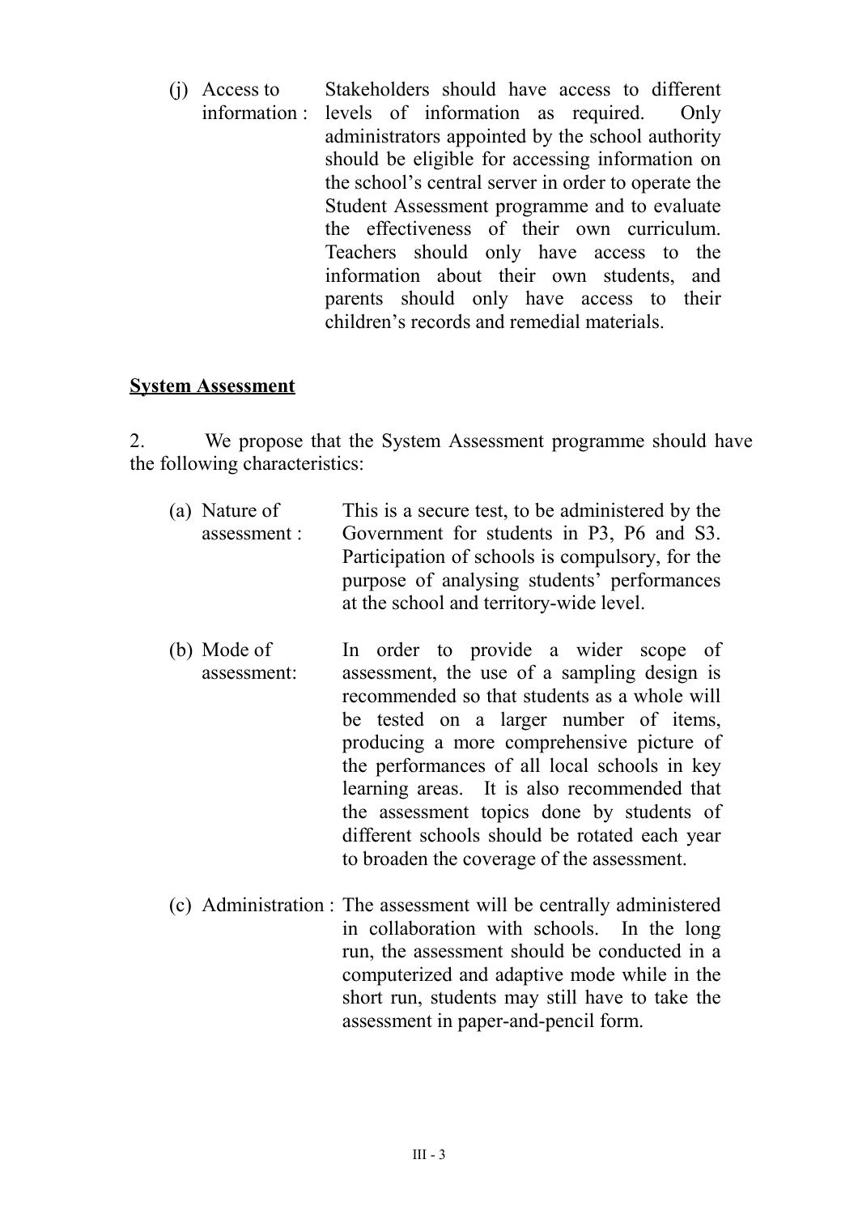(j) Access to information : Stakeholders should have access to different levels of information as required. Only administrators appointed by the school authority should be eligible for accessing information on the school's central server in order to operate the Student Assessment programme and to evaluate the effectiveness of their own curriculum. Teachers should only have access to the information about their own students, and parents should only have access to their children's records and remedial materials.

**<u>System Assessment</u>**

2. We propose that the System Assessment programme should have the following characteristics:

(a) Nature of assessment : This is a secure test, to be administered by the Government for students in P3, P6 and S3. Participation of schools is compulsory, for the purpose of analysing students' performances at the school and territory-wide level.

(b) Mode of assessment: In order to provide a wider scope of assessment, the use of a sampling design is recommended so that students as a whole will be tested on a larger number of items, producing a more comprehensive picture of the performances of all local schools in key learning areas. It is also recommended that the assessment topics done by students of different schools should be rotated each year to broaden the coverage of the assessment.

(c) Administration : The assessment will be centrally administered in collaboration with schools. In the long run, the assessment should be conducted in a computerized and adaptive mode while in the short run, students may still have to take the assessment in paper-and-pencil form.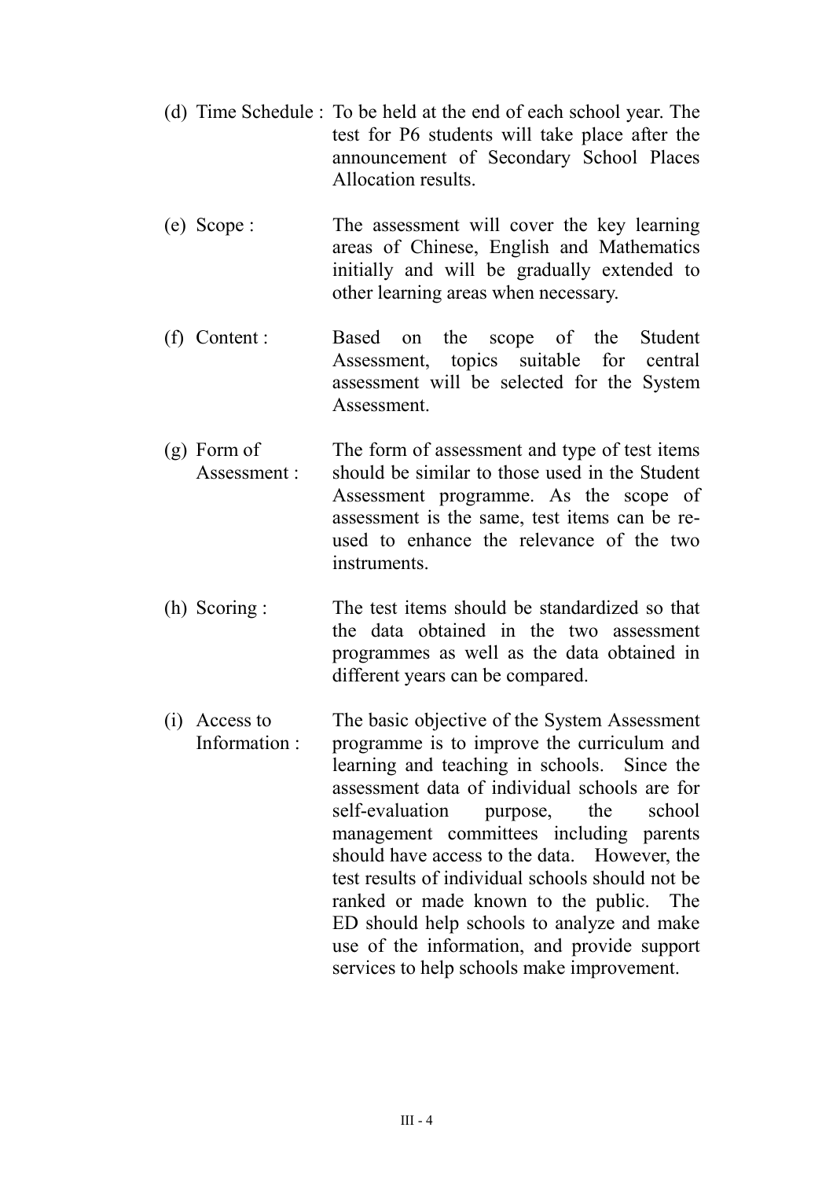(d) Time Schedule : To be held at the end of each school year. The test for P6 students will take place after the announcement of Secondary School Places Allocation results.

(e) Scope : The assessment will cover the key learning areas of Chinese, English and Mathematics initially and will be gradually extended to other learning areas when necessary.

(f) Content : Based on the scope of the Student Assessment, topics suitable for central assessment will be selected for the System Assessment.

(g) Form of Assessment : The form of assessment and type of test items should be similar to those used in the Student Assessment programme. As the scope of assessment is the same, test items can be re-used to enhance the relevance of the two instruments.

(h) Scoring : The test items should be standardized so that the data obtained in the two assessment programmes as well as the data obtained in different years can be compared.

(i) Access to Information : The basic objective of the System Assessment programme is to improve the curriculum and learning and teaching in schools. Since the assessment data of individual schools are for self-evaluation purpose, the school management committees including parents should have access to the data. However, the test results of individual schools should not be ranked or made known to the public. The ED should help schools to analyze and make use of the information, and provide support services to help schools make improvement.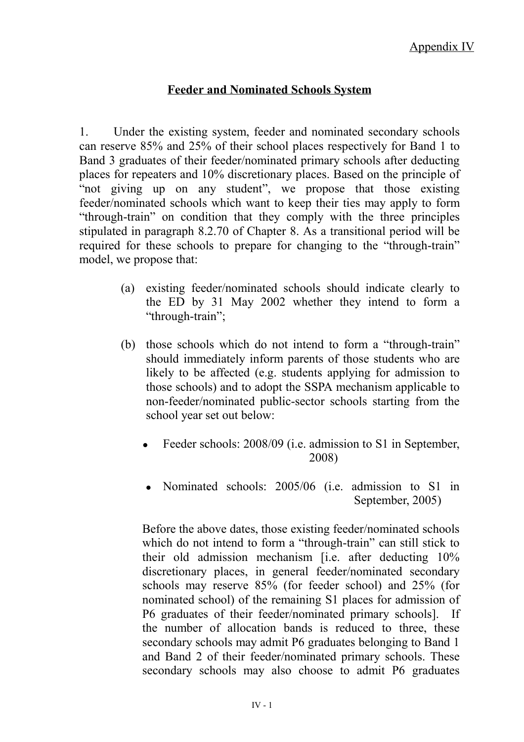Appendix IV

## Feeder and Nominated Schools System

1. Under the existing system, feeder and nominated secondary schools can reserve 85% and 25% of their school places respectively for Band 1 to Band 3 graduates of their feeder/nominated primary schools after deducting places for repeaters and 10% discretionary places. Based on the principle of "not giving up on any student", we propose that those existing feeder/nominated schools which want to keep their ties may apply to form "through-train" on condition that they comply with the three principles stipulated in paragraph 8.2.70 of Chapter 8. As a transitional period will be required for these schools to prepare for changing to the "through-train" model, we propose that:

   (a) existing feeder/nominated schools should indicate clearly to the ED by 31 May 2002 whether they intend to form a "through-train";

   (b) those schools which do not intend to form a "through-train" should immediately inform parents of those students who are likely to be affected (e.g. students applying for admission to those schools) and to adopt the SSPA mechanism applicable to non-feeder/nominated public-sector schools starting from the school year set out below:

   - Feeder schools: 2008/09 (i.e. admission to S1 in September, 2008)
   - Nominated schools: 2005/06 (i.e. admission to S1 in September, 2005)

   Before the above dates, those existing feeder/nominated schools which do not intend to form a "through-train" can still stick to their old admission mechanism [i.e. after deducting 10% discretionary places, in general feeder/nominated secondary schools may reserve 85% (for feeder school) and 25% (for nominated school) of the remaining S1 places for admission of P6 graduates of their feeder/nominated primary schools]. If the number of allocation bands is reduced to three, these secondary schools may admit P6 graduates belonging to Band 1 and Band 2 of their feeder/nominated primary schools. These secondary schools may also choose to admit P6 graduates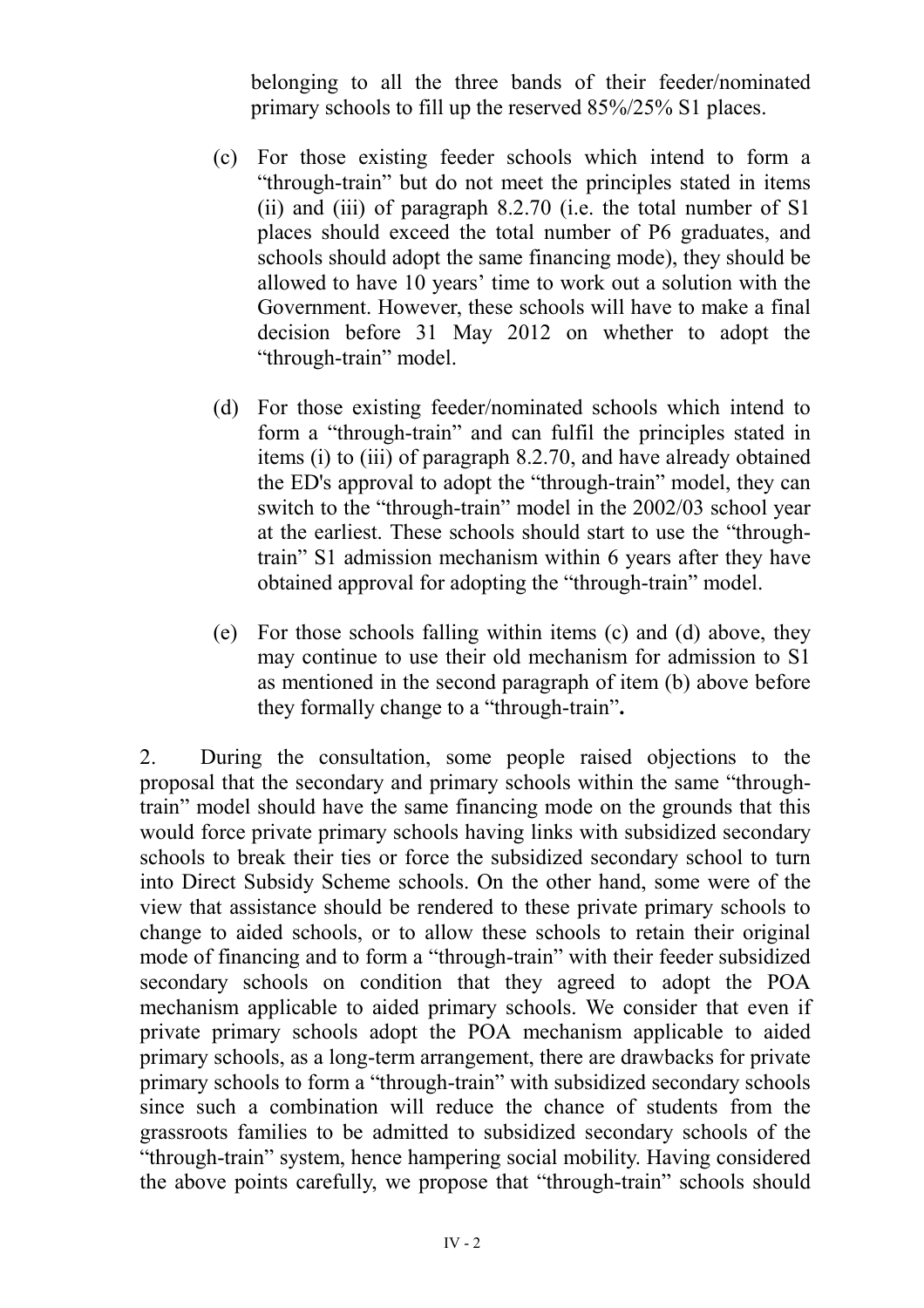belonging to all the three bands of their feeder/nominated primary schools to fill up the reserved 85%/25% S1 places.

(c) For those existing feeder schools which intend to form a "through-train" but do not meet the principles stated in items (ii) and (iii) of paragraph 8.2.70 (i.e. the total number of S1 places should exceed the total number of P6 graduates, and schools should adopt the same financing mode), they should be allowed to have 10 years' time to work out a solution with the Government. However, these schools will have to make a final decision before 31 May 2012 on whether to adopt the "through-train" model.

(d) For those existing feeder/nominated schools which intend to form a "through-train" and can fulfil the principles stated in items (i) to (iii) of paragraph 8.2.70, and have already obtained the ED's approval to adopt the "through-train" model, they can switch to the "through-train" model in the 2002/03 school year at the earliest. These schools should start to use the "through-train" S1 admission mechanism within 6 years after they have obtained approval for adopting the "through-train" model.

(e) For those schools falling within items (c) and (d) above, they may continue to use their old mechanism for admission to S1 as mentioned in the second paragraph of item (b) above before they formally change to a "through-train"**.**

2. During the consultation, some people raised objections to the proposal that the secondary and primary schools within the same "through-train" model should have the same financing mode on the grounds that this would force private primary schools having links with subsidized secondary schools to break their ties or force the subsidized secondary school to turn into Direct Subsidy Scheme schools. On the other hand, some were of the view that assistance should be rendered to these private primary schools to change to aided schools, or to allow these schools to retain their original mode of financing and to form a "through-train" with their feeder subsidized secondary schools on condition that they agreed to adopt the POA mechanism applicable to aided primary schools. We consider that even if private primary schools adopt the POA mechanism applicable to aided primary schools, as a long-term arrangement, there are drawbacks for private primary schools to form a "through-train" with subsidized secondary schools since such a combination will reduce the chance of students from the grassroots families to be admitted to subsidized secondary schools of the "through-train" system, hence hampering social mobility. Having considered the above points carefully, we propose that "through-train" schools should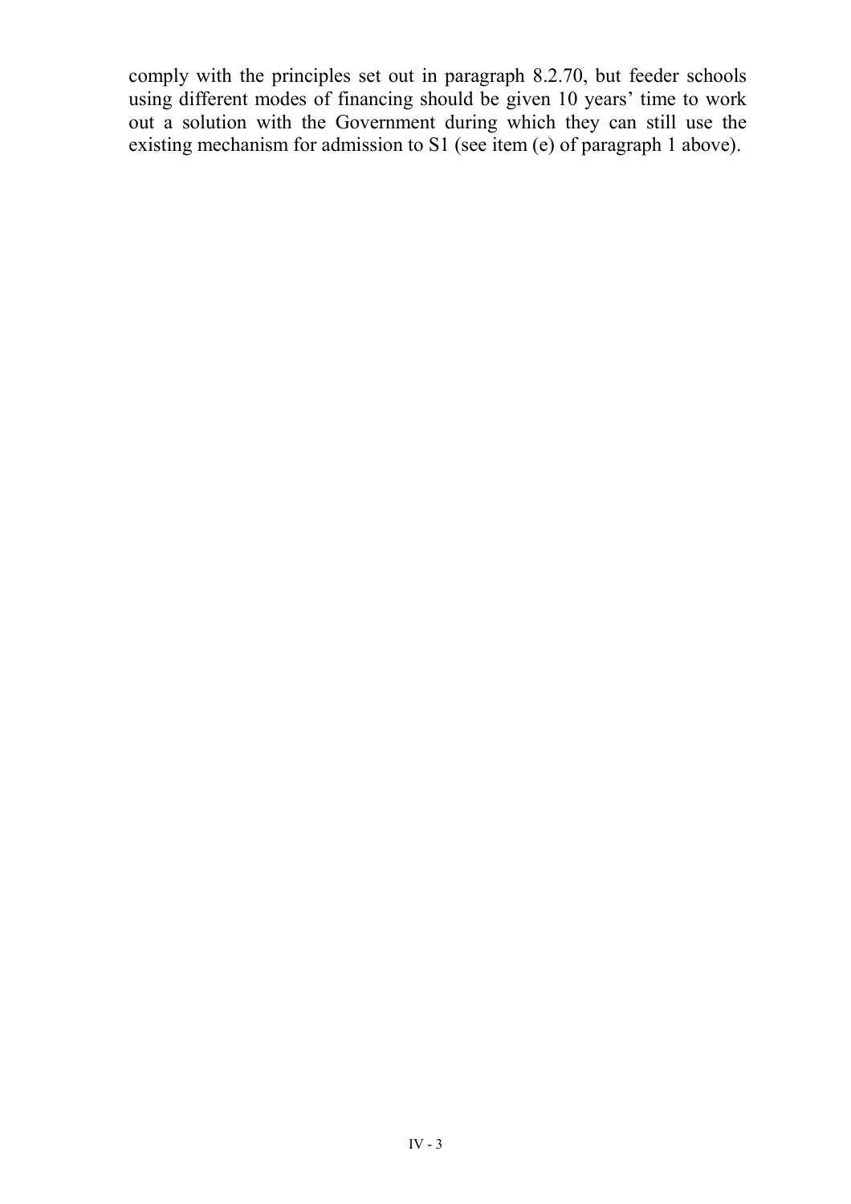comply with the principles set out in paragraph 8.2.70, but feeder schools using different modes of financing should be given 10 years' time to work out a solution with the Government during which they can still use the existing mechanism for admission to S1 (see item (e) of paragraph 1 above).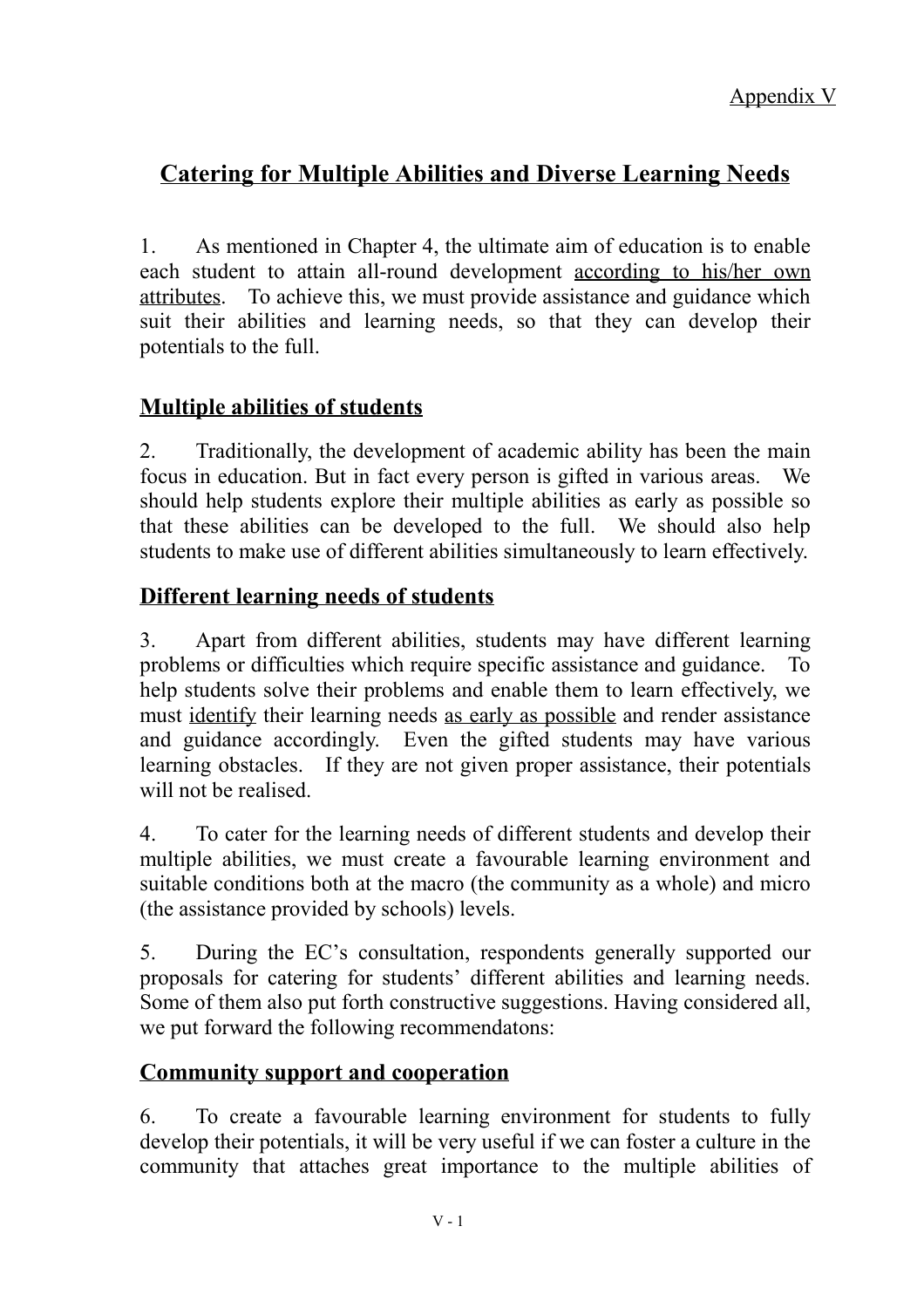Appendix V

# Catering for Multiple Abilities and Diverse Learning Needs

1. As mentioned in Chapter 4, the ultimate aim of education is to enable each student to attain all-round development according to his/her own attributes. To achieve this, we must provide assistance and guidance which suit their abilities and learning needs, so that they can develop their potentials to the full.

## Multiple abilities of students

2. Traditionally, the development of academic ability has been the main focus in education. But in fact every person is gifted in various areas. We should help students explore their multiple abilities as early as possible so that these abilities can be developed to the full. We should also help students to make use of different abilities simultaneously to learn effectively.

## Different learning needs of students

3. Apart from different abilities, students may have different learning problems or difficulties which require specific assistance and guidance. To help students solve their problems and enable them to learn effectively, we must identify their learning needs as early as possible and render assistance and guidance accordingly. Even the gifted students may have various learning obstacles. If they are not given proper assistance, their potentials will not be realised.

4. To cater for the learning needs of different students and develop their multiple abilities, we must create a favourable learning environment and suitable conditions both at the macro (the community as a whole) and micro (the assistance provided by schools) levels.

5. During the EC's consultation, respondents generally supported our proposals for catering for students' different abilities and learning needs. Some of them also put forth constructive suggestions. Having considered all, we put forward the following recommendatons:

## Community support and cooperation

6. To create a favourable learning environment for students to fully develop their potentials, it will be very useful if we can foster a culture in the community that attaches great importance to the multiple abilities of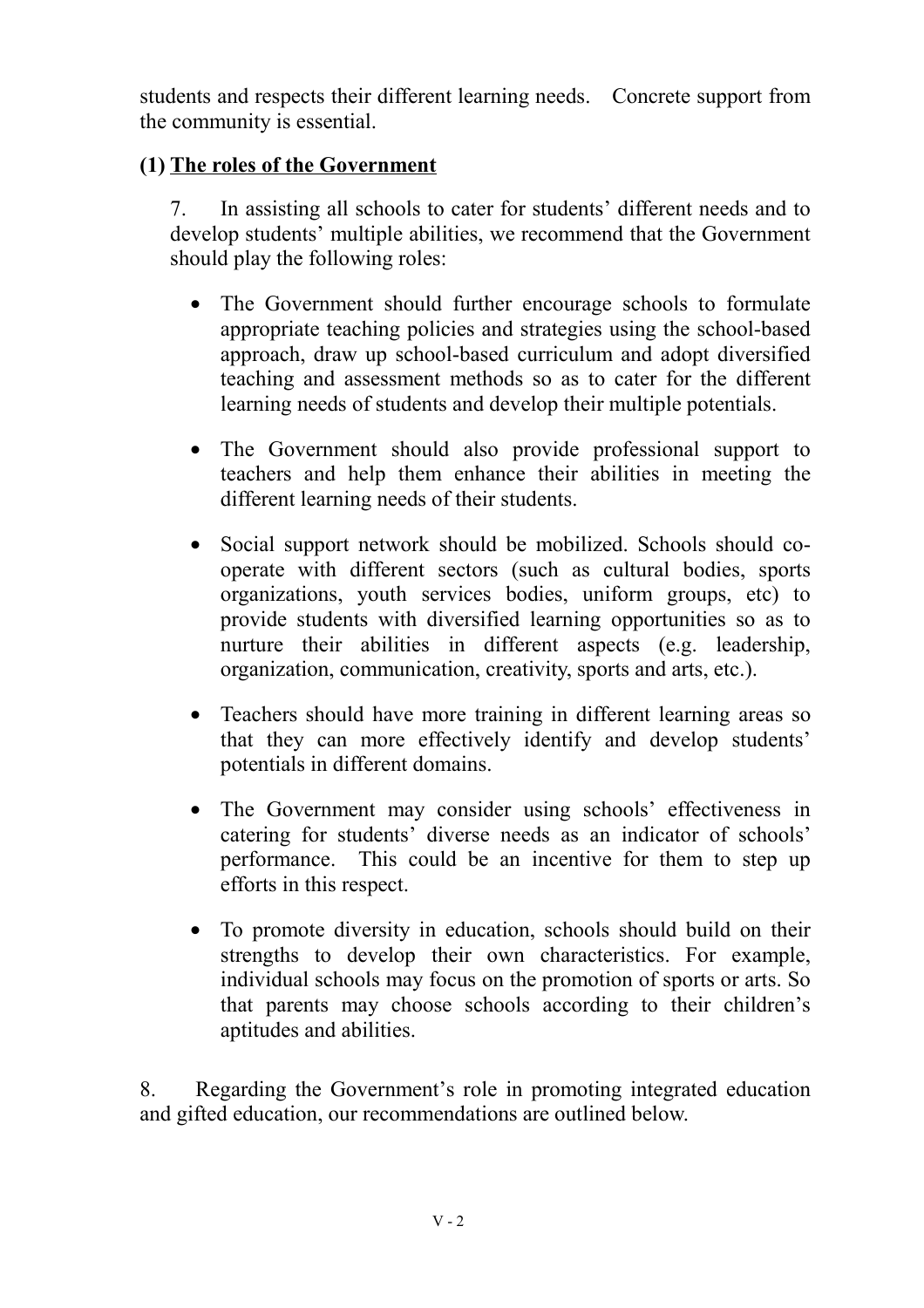students and respects their different learning needs. Concrete support from the community is essential.

### (1) The roles of the Government

7. In assisting all schools to cater for students' different needs and to develop students' multiple abilities, we recommend that the Government should play the following roles:

- The Government should further encourage schools to formulate appropriate teaching policies and strategies using the school-based approach, draw up school-based curriculum and adopt diversified teaching and assessment methods so as to cater for the different learning needs of students and develop their multiple potentials.

- The Government should also provide professional support to teachers and help them enhance their abilities in meeting the different learning needs of their students.

- Social support network should be mobilized. Schools should co-operate with different sectors (such as cultural bodies, sports organizations, youth services bodies, uniform groups, etc) to provide students with diversified learning opportunities so as to nurture their abilities in different aspects (e.g. leadership, organization, communication, creativity, sports and arts, etc.).

- Teachers should have more training in different learning areas so that they can more effectively identify and develop students' potentials in different domains.

- The Government may consider using schools' effectiveness in catering for students' diverse needs as an indicator of schools' performance. This could be an incentive for them to step up efforts in this respect.

- To promote diversity in education, schools should build on their strengths to develop their own characteristics. For example, individual schools may focus on the promotion of sports or arts. So that parents may choose schools according to their children's aptitudes and abilities.

8. Regarding the Government's role in promoting integrated education and gifted education, our recommendations are outlined below.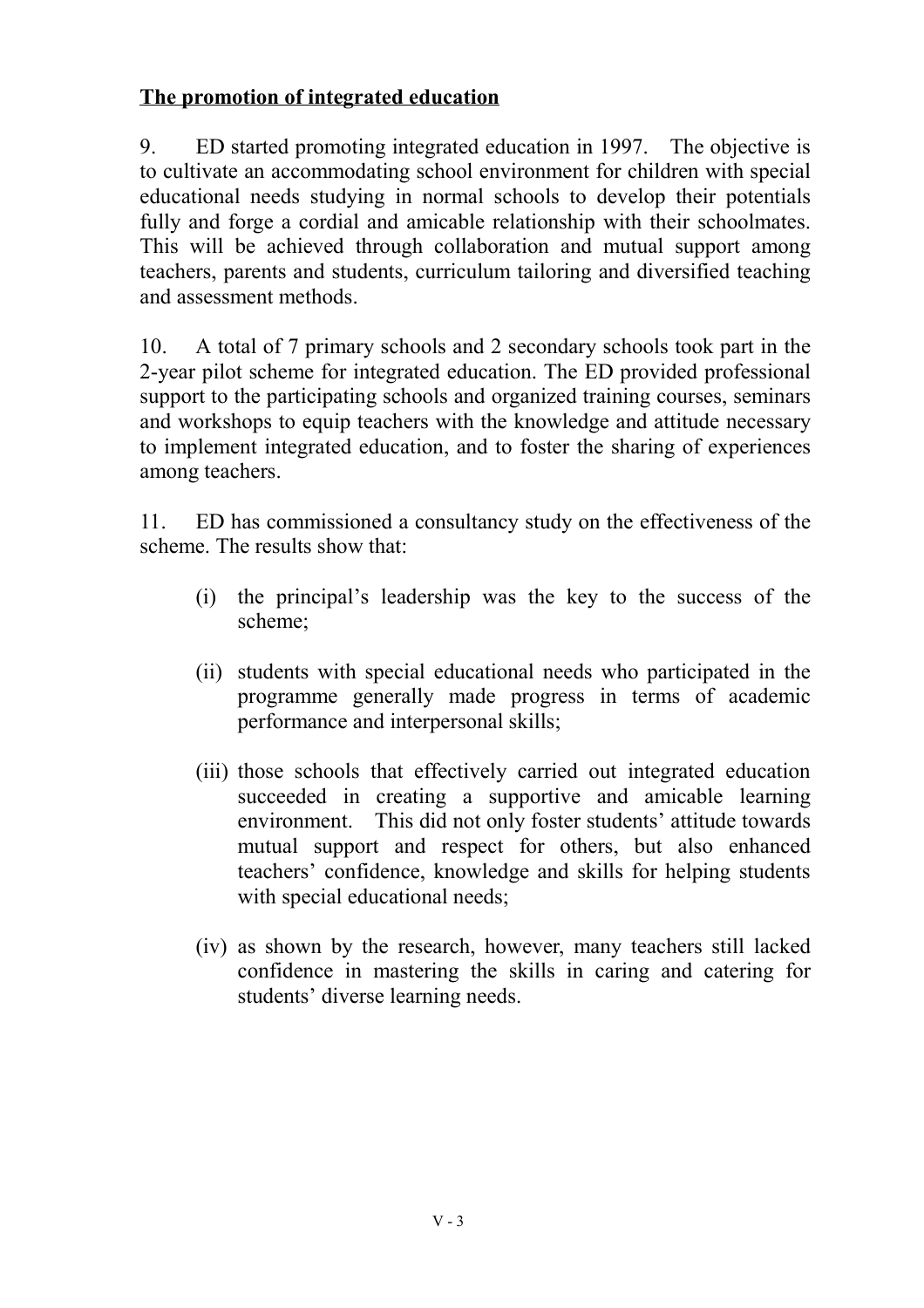**The promotion of integrated education**

9. ED started promoting integrated education in 1997. The objective is to cultivate an accommodating school environment for children with special educational needs studying in normal schools to develop their potentials fully and forge a cordial and amicable relationship with their schoolmates. This will be achieved through collaboration and mutual support among teachers, parents and students, curriculum tailoring and diversified teaching and assessment methods.

10. A total of 7 primary schools and 2 secondary schools took part in the 2-year pilot scheme for integrated education. The ED provided professional support to the participating schools and organized training courses, seminars and workshops to equip teachers with the knowledge and attitude necessary to implement integrated education, and to foster the sharing of experiences among teachers.

11. ED has commissioned a consultancy study on the effectiveness of the scheme. The results show that:

(i) the principal's leadership was the key to the success of the scheme;

(ii) students with special educational needs who participated in the programme generally made progress in terms of academic performance and interpersonal skills;

(iii) those schools that effectively carried out integrated education succeeded in creating a supportive and amicable learning environment. This did not only foster students' attitude towards mutual support and respect for others, but also enhanced teachers' confidence, knowledge and skills for helping students with special educational needs;

(iv) as shown by the research, however, many teachers still lacked confidence in mastering the skills in caring and catering for students' diverse learning needs.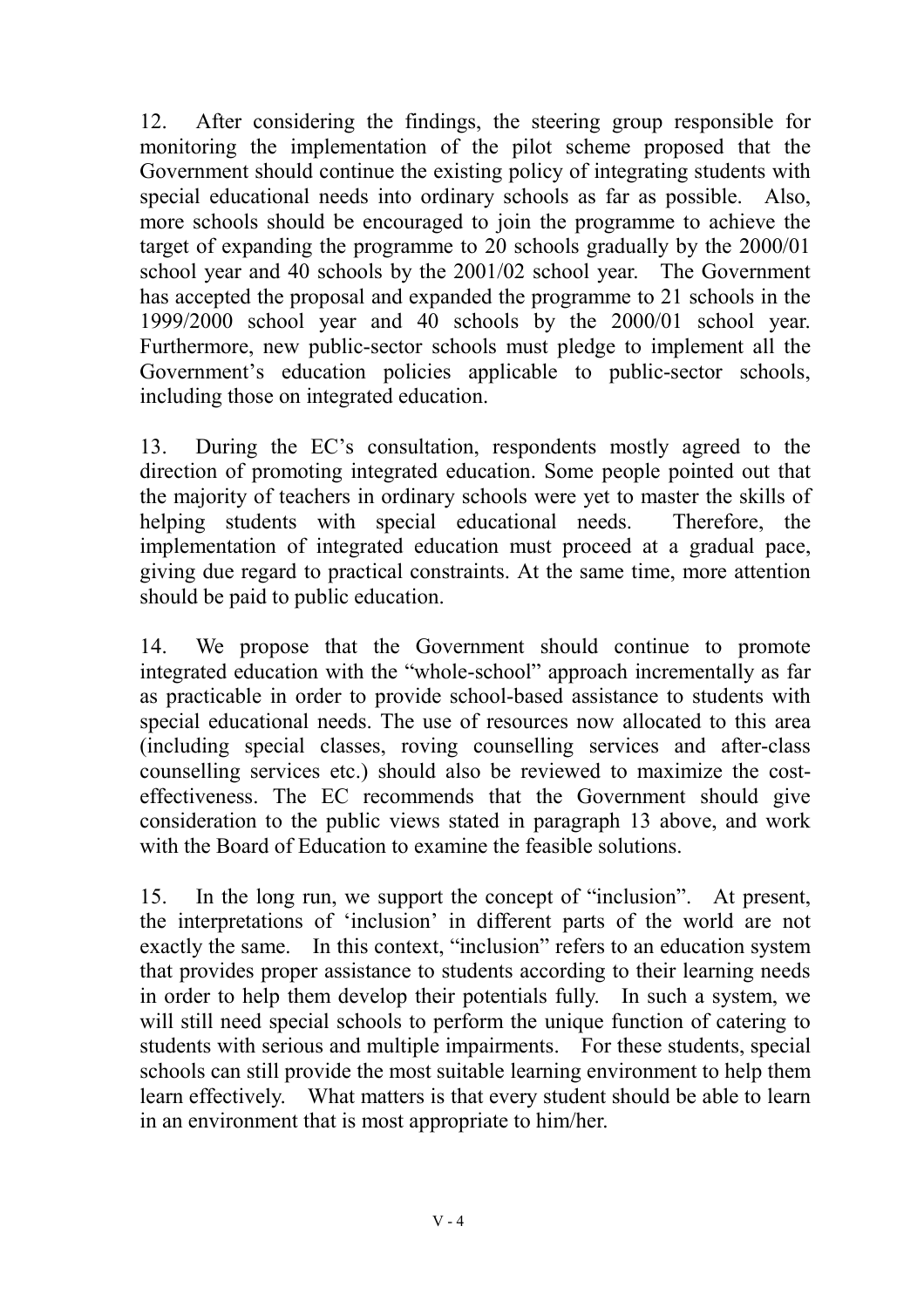12. After considering the findings, the steering group responsible for monitoring the implementation of the pilot scheme proposed that the Government should continue the existing policy of integrating students with special educational needs into ordinary schools as far as possible. Also, more schools should be encouraged to join the programme to achieve the target of expanding the programme to 20 schools gradually by the 2000/01 school year and 40 schools by the 2001/02 school year. The Government has accepted the proposal and expanded the programme to 21 schools in the 1999/2000 school year and 40 schools by the 2000/01 school year. Furthermore, new public-sector schools must pledge to implement all the Government's education policies applicable to public-sector schools, including those on integrated education.

13. During the EC's consultation, respondents mostly agreed to the direction of promoting integrated education. Some people pointed out that the majority of teachers in ordinary schools were yet to master the skills of helping students with special educational needs. Therefore, the implementation of integrated education must proceed at a gradual pace, giving due regard to practical constraints. At the same time, more attention should be paid to public education.

14. We propose that the Government should continue to promote integrated education with the "whole-school" approach incrementally as far as practicable in order to provide school-based assistance to students with special educational needs. The use of resources now allocated to this area (including special classes, roving counselling services and after-class counselling services etc.) should also be reviewed to maximize the cost-effectiveness. The EC recommends that the Government should give consideration to the public views stated in paragraph 13 above, and work with the Board of Education to examine the feasible solutions.

15. In the long run, we support the concept of "inclusion". At present, the interpretations of 'inclusion' in different parts of the world are not exactly the same. In this context, "inclusion" refers to an education system that provides proper assistance to students according to their learning needs in order to help them develop their potentials fully. In such a system, we will still need special schools to perform the unique function of catering to students with serious and multiple impairments. For these students, special schools can still provide the most suitable learning environment to help them learn effectively. What matters is that every student should be able to learn in an environment that is most appropriate to him/her.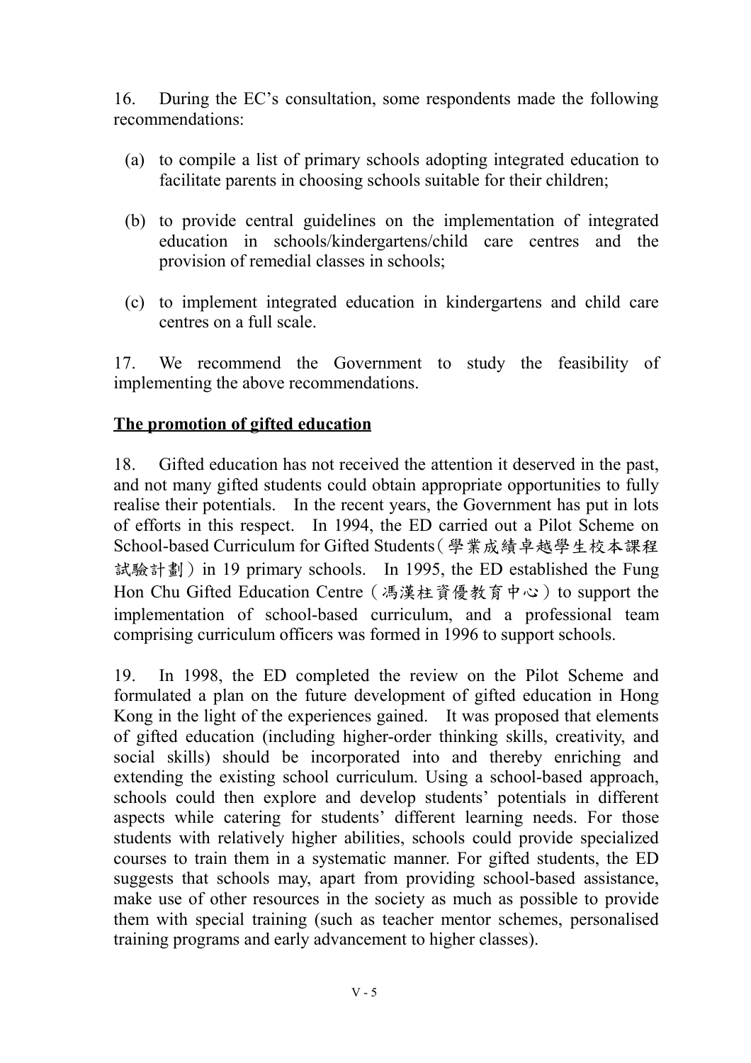16. During the EC's consultation, some respondents made the following recommendations:

(a) to compile a list of primary schools adopting integrated education to facilitate parents in choosing schools suitable for their children;

(b) to provide central guidelines on the implementation of integrated education in schools/kindergartens/child care centres and the provision of remedial classes in schools;

(c) to implement integrated education in kindergartens and child care centres on a full scale.

17. We recommend the Government to study the feasibility of implementing the above recommendations.

**The promotion of gifted education**

18. Gifted education has not received the attention it deserved in the past, and not many gifted students could obtain appropriate opportunities to fully realise their potentials. In the recent years, the Government has put in lots of efforts in this respect. In 1994, the ED carried out a Pilot Scheme on School-based Curriculum for Gifted Students（學業成績卓越學生校本課程試驗計劃）in 19 primary schools. In 1995, the ED established the Fung Hon Chu Gifted Education Centre（馮漢柱資優教育中心）to support the implementation of school-based curriculum, and a professional team comprising curriculum officers was formed in 1996 to support schools.

19. In 1998, the ED completed the review on the Pilot Scheme and formulated a plan on the future development of gifted education in Hong Kong in the light of the experiences gained. It was proposed that elements of gifted education (including higher-order thinking skills, creativity, and social skills) should be incorporated into and thereby enriching and extending the existing school curriculum. Using a school-based approach, schools could then explore and develop students' potentials in different aspects while catering for students' different learning needs. For those students with relatively higher abilities, schools could provide specialized courses to train them in a systematic manner. For gifted students, the ED suggests that schools may, apart from providing school-based assistance, make use of other resources in the society as much as possible to provide them with special training (such as teacher mentor schemes, personalised training programs and early advancement to higher classes).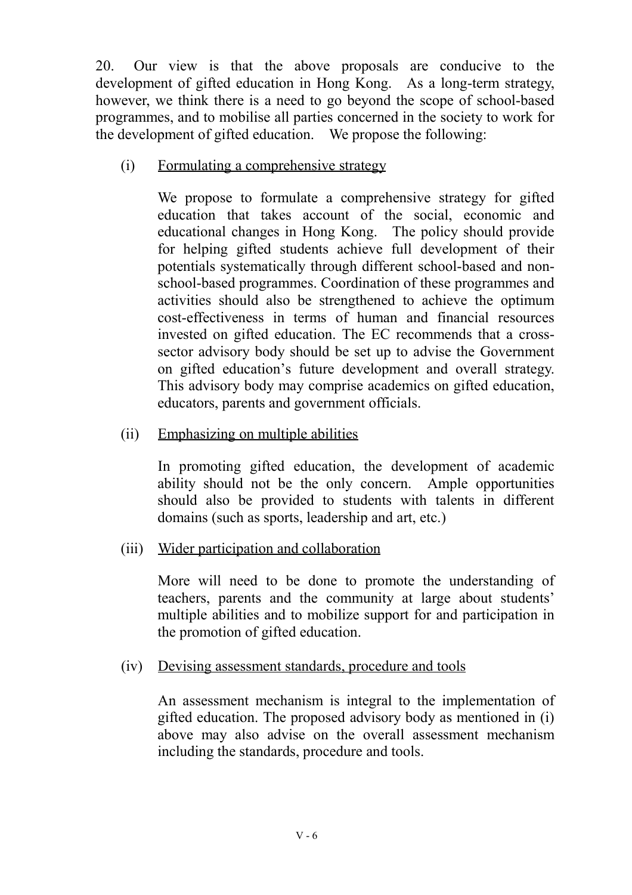20. Our view is that the above proposals are conducive to the development of gifted education in Hong Kong. As a long-term strategy, however, we think there is a need to go beyond the scope of school-based programmes, and to mobilise all parties concerned in the society to work for the development of gifted education. We propose the following:

(i) <u>Formulating a comprehensive strategy</u>

We propose to formulate a comprehensive strategy for gifted education that takes account of the social, economic and educational changes in Hong Kong. The policy should provide for helping gifted students achieve full development of their potentials systematically through different school-based and non-school-based programmes. Coordination of these programmes and activities should also be strengthened to achieve the optimum cost-effectiveness in terms of human and financial resources invested on gifted education. The EC recommends that a cross-sector advisory body should be set up to advise the Government on gifted education's future development and overall strategy. This advisory body may comprise academics on gifted education, educators, parents and government officials.

(ii) <u>Emphasizing on multiple abilities</u>

In promoting gifted education, the development of academic ability should not be the only concern. Ample opportunities should also be provided to students with talents in different domains (such as sports, leadership and art, etc.)

(iii) <u>Wider participation and collaboration</u>

More will need to be done to promote the understanding of teachers, parents and the community at large about students' multiple abilities and to mobilize support for and participation in the promotion of gifted education.

(iv) <u>Devising assessment standards, procedure and tools</u>

An assessment mechanism is integral to the implementation of gifted education. The proposed advisory body as mentioned in (i) above may also advise on the overall assessment mechanism including the standards, procedure and tools.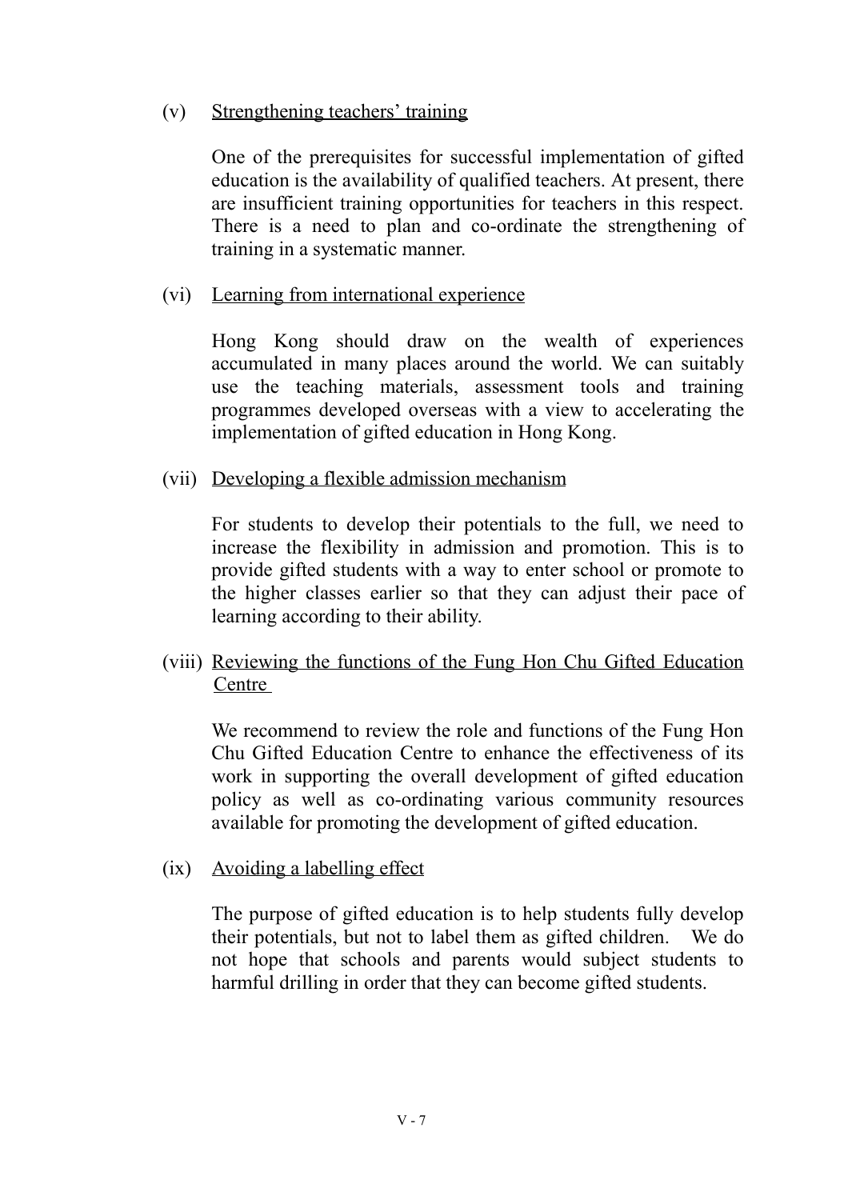(v) Strengthening teachers' training

One of the prerequisites for successful implementation of gifted education is the availability of qualified teachers. At present, there are insufficient training opportunities for teachers in this respect. There is a need to plan and co-ordinate the strengthening of training in a systematic manner.

(vi) Learning from international experience

Hong Kong should draw on the wealth of experiences accumulated in many places around the world. We can suitably use the teaching materials, assessment tools and training programmes developed overseas with a view to accelerating the implementation of gifted education in Hong Kong.

(vii) Developing a flexible admission mechanism

For students to develop their potentials to the full, we need to increase the flexibility in admission and promotion. This is to provide gifted students with a way to enter school or promote to the higher classes earlier so that they can adjust their pace of learning according to their ability.

(viii) Reviewing the functions of the Fung Hon Chu Gifted Education Centre

We recommend to review the role and functions of the Fung Hon Chu Gifted Education Centre to enhance the effectiveness of its work in supporting the overall development of gifted education policy as well as co-ordinating various community resources available for promoting the development of gifted education.

(ix) Avoiding a labelling effect

The purpose of gifted education is to help students fully develop their potentials, but not to label them as gifted children. We do not hope that schools and parents would subject students to harmful drilling in order that they can become gifted students.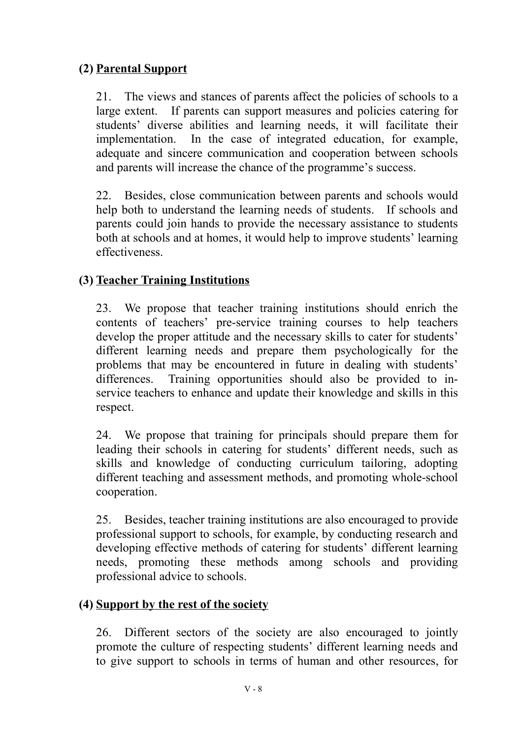## (2) Parental Support

21. The views and stances of parents affect the policies of schools to a large extent. If parents can support measures and policies catering for students' diverse abilities and learning needs, it will facilitate their implementation. In the case of integrated education, for example, adequate and sincere communication and cooperation between schools and parents will increase the chance of the programme's success.

22. Besides, close communication between parents and schools would help both to understand the learning needs of students. If schools and parents could join hands to provide the necessary assistance to students both at schools and at homes, it would help to improve students' learning effectiveness.

## (3) Teacher Training Institutions

23. We propose that teacher training institutions should enrich the contents of teachers' pre-service training courses to help teachers develop the proper attitude and the necessary skills to cater for students' different learning needs and prepare them psychologically for the problems that may be encountered in future in dealing with students' differences. Training opportunities should also be provided to in-service teachers to enhance and update their knowledge and skills in this respect.

24. We propose that training for principals should prepare them for leading their schools in catering for students' different needs, such as skills and knowledge of conducting curriculum tailoring, adopting different teaching and assessment methods, and promoting whole-school cooperation.

25. Besides, teacher training institutions are also encouraged to provide professional support to schools, for example, by conducting research and developing effective methods of catering for students' different learning needs, promoting these methods among schools and providing professional advice to schools.

## (4) Support by the rest of the society

26. Different sectors of the society are also encouraged to jointly promote the culture of respecting students' different learning needs and to give support to schools in terms of human and other resources, for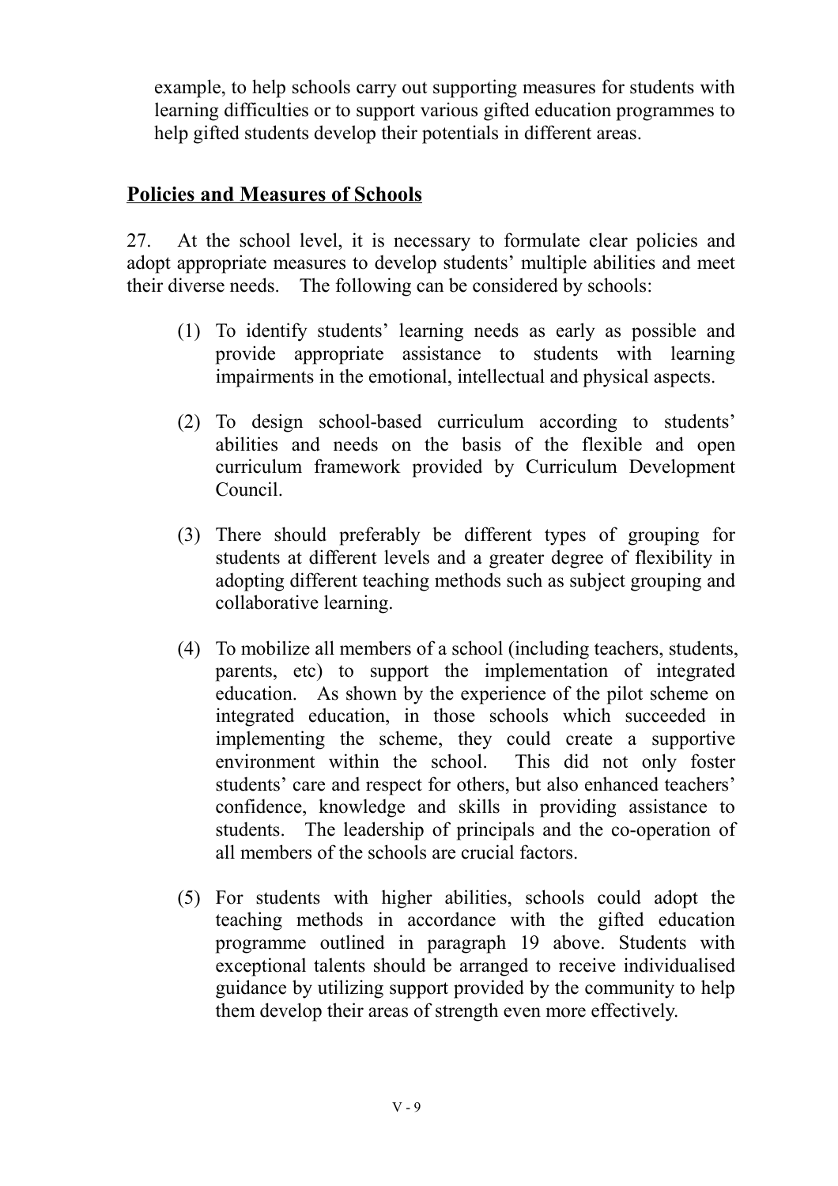example, to help schools carry out supporting measures for students with learning difficulties or to support various gifted education programmes to help gifted students develop their potentials in different areas.

## Policies and Measures of Schools

27. At the school level, it is necessary to formulate clear policies and adopt appropriate measures to develop students' multiple abilities and meet their diverse needs. The following can be considered by schools:

(1) To identify students' learning needs as early as possible and provide appropriate assistance to students with learning impairments in the emotional, intellectual and physical aspects.

(2) To design school-based curriculum according to students' abilities and needs on the basis of the flexible and open curriculum framework provided by Curriculum Development Council.

(3) There should preferably be different types of grouping for students at different levels and a greater degree of flexibility in adopting different teaching methods such as subject grouping and collaborative learning.

(4) To mobilize all members of a school (including teachers, students, parents, etc) to support the implementation of integrated education. As shown by the experience of the pilot scheme on integrated education, in those schools which succeeded in implementing the scheme, they could create a supportive environment within the school. This did not only foster students' care and respect for others, but also enhanced teachers' confidence, knowledge and skills in providing assistance to students. The leadership of principals and the co-operation of all members of the schools are crucial factors.

(5) For students with higher abilities, schools could adopt the teaching methods in accordance with the gifted education programme outlined in paragraph 19 above. Students with exceptional talents should be arranged to receive individualised guidance by utilizing support provided by the community to help them develop their areas of strength even more effectively.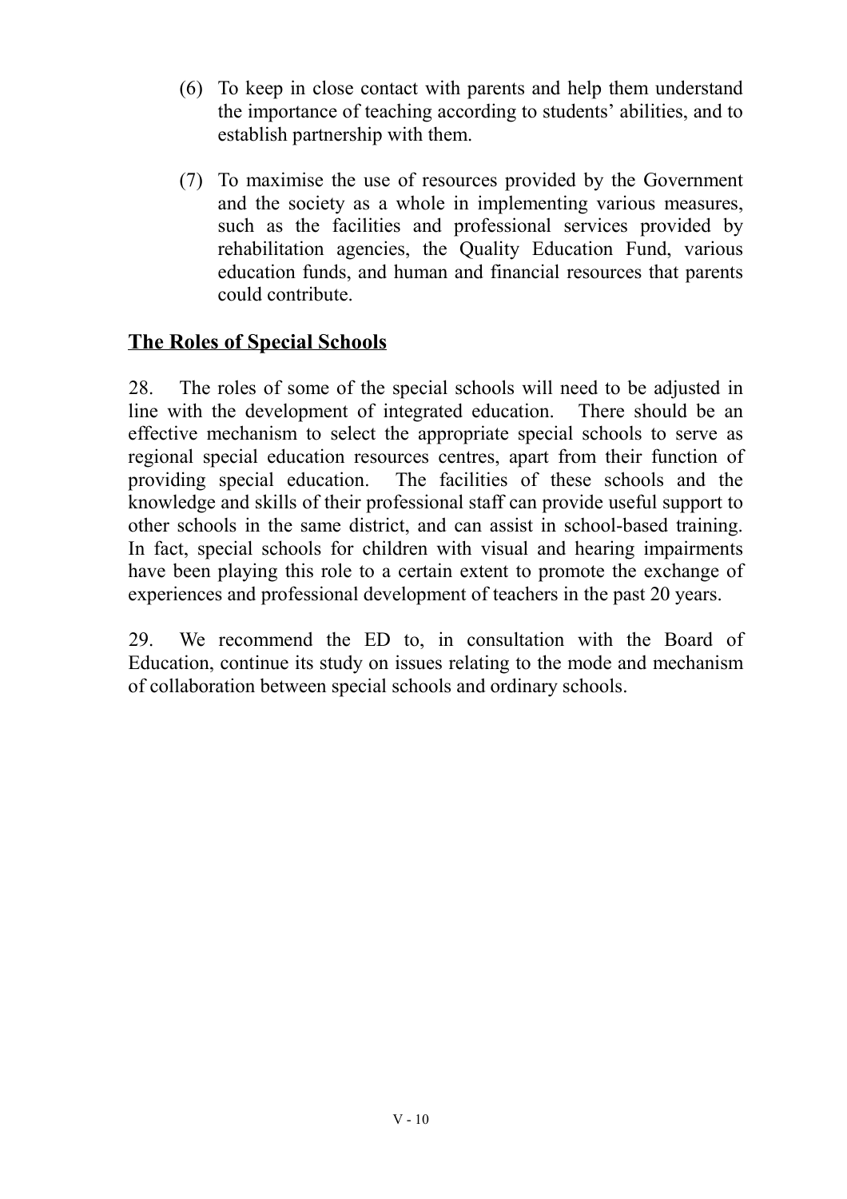(6) To keep in close contact with parents and help them understand the importance of teaching according to students' abilities, and to establish partnership with them.

(7) To maximise the use of resources provided by the Government and the society as a whole in implementing various measures, such as the facilities and professional services provided by rehabilitation agencies, the Quality Education Fund, various education funds, and human and financial resources that parents could contribute.

## The Roles of Special Schools

28. The roles of some of the special schools will need to be adjusted in line with the development of integrated education. There should be an effective mechanism to select the appropriate special schools to serve as regional special education resources centres, apart from their function of providing special education. The facilities of these schools and the knowledge and skills of their professional staff can provide useful support to other schools in the same district, and can assist in school-based training. In fact, special schools for children with visual and hearing impairments have been playing this role to a certain extent to promote the exchange of experiences and professional development of teachers in the past 20 years.

29. We recommend the ED to, in consultation with the Board of Education, continue its study on issues relating to the mode and mechanism of collaboration between special schools and ordinary schools.